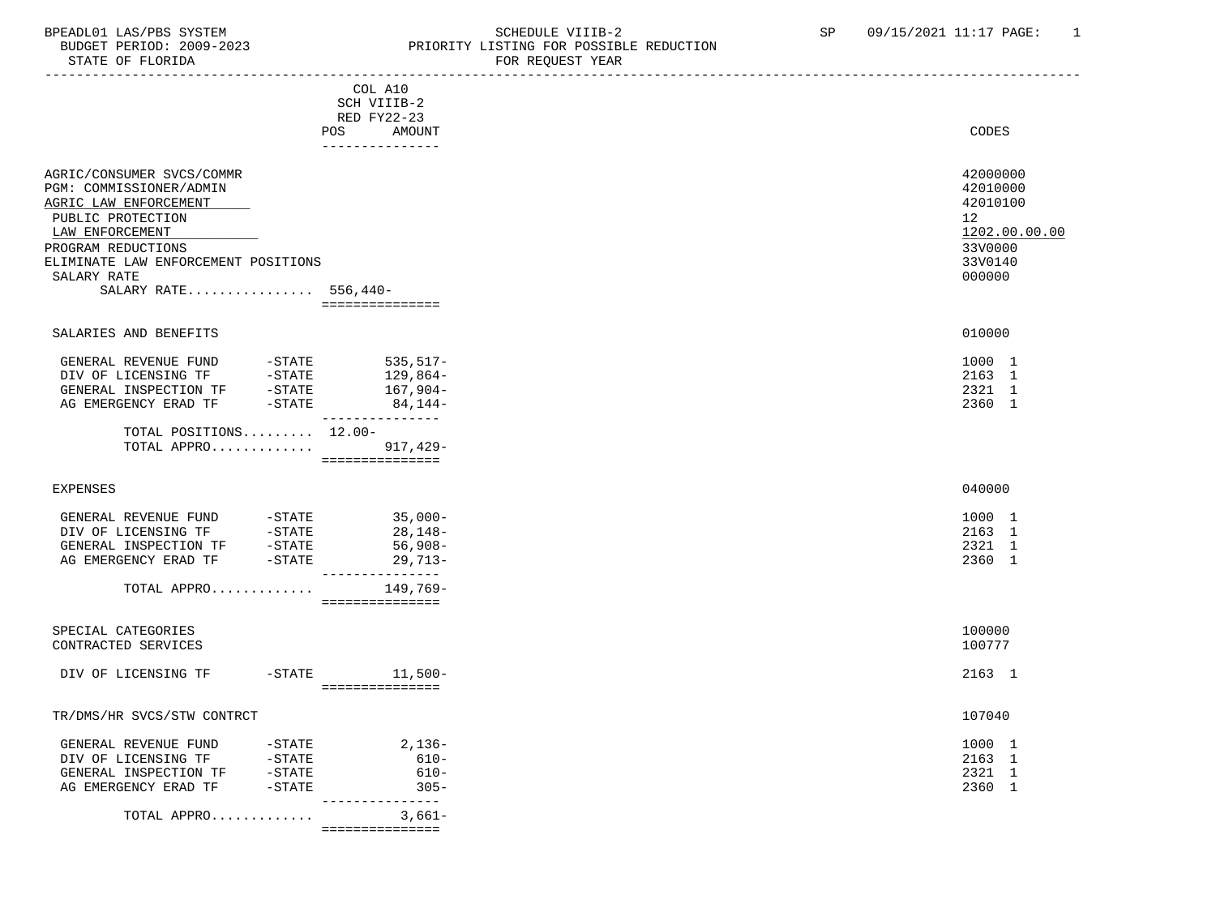BPEADL01 LAS/PBS SYSTEM — SCHEDULE VIIIB-2 — SP 09/15/2021 11:17

BUDGET PERIOD: 2009-2023 — PRIORITY LISTING FOR POSSIBLE REDUCTION

STATE OF FLORIDA — FOR REQUEST YEAR

| | | COL A10 SCH VIIIB-2 RED FY22-23 POS | AMOUNT | CODES |
|---|---|---|---|---|
| AGRIC/CONSUMER SVCS/COMMR | | | | 42000000 |
| PGM: COMMISSIONER/ADMIN | | | | 42010000 |
| AGRIC LAW ENFORCEMENT | | | | 42010100 |
| PUBLIC PROTECTION | | | | 12 |
| LAW ENFORCEMENT | | | | 1202.00.00.00 |
| PROGRAM REDUCTIONS | | | | 33V0000 |
| ELIMINATE LAW ENFORCEMENT POSITIONS | | | | 33V0140 |
| SALARY RATE | | | | 000000 |
| SALARY RATE................ | | 556,440- | | |
| SALARIES AND BENEFITS | | | | 010000 |
| GENERAL REVENUE FUND | -STATE | | 535,517- | 1000 1 |
| DIV OF LICENSING TF | -STATE | | 129,864- | 2163 1 |
| GENERAL INSPECTION TF | -STATE | | 167,904- | 2321 1 |
| AG EMERGENCY ERAD TF | -STATE | | 84,144- | 2360 1 |
| TOTAL POSITIONS......... | | 12.00- | | |
| TOTAL APPRO............. | | | 917,429- | |
| EXPENSES | | | | 040000 |
| GENERAL REVENUE FUND | -STATE | | 35,000- | 1000 1 |
| DIV OF LICENSING TF | -STATE | | 28,148- | 2163 1 |
| GENERAL INSPECTION TF | -STATE | | 56,908- | 2321 1 |
| AG EMERGENCY ERAD TF | -STATE | | 29,713- | 2360 1 |
| TOTAL APPRO............. | | | 149,769- | |
| SPECIAL CATEGORIES | | | | 100000 |
| CONTRACTED SERVICES | | | | 100777 |
| DIV OF LICENSING TF | -STATE | | 11,500- | 2163 1 |
| TR/DMS/HR SVCS/STW CONTRCT | | | | 107040 |
| GENERAL REVENUE FUND | -STATE | | 2,136- | 1000 1 |
| DIV OF LICENSING TF | -STATE | | 610- | 2163 1 |
| GENERAL INSPECTION TF | -STATE | | 610- | 2321 1 |
| AG EMERGENCY ERAD TF | -STATE | | 305- | 2360 1 |
| TOTAL APPRO............. | | | 3,661- | |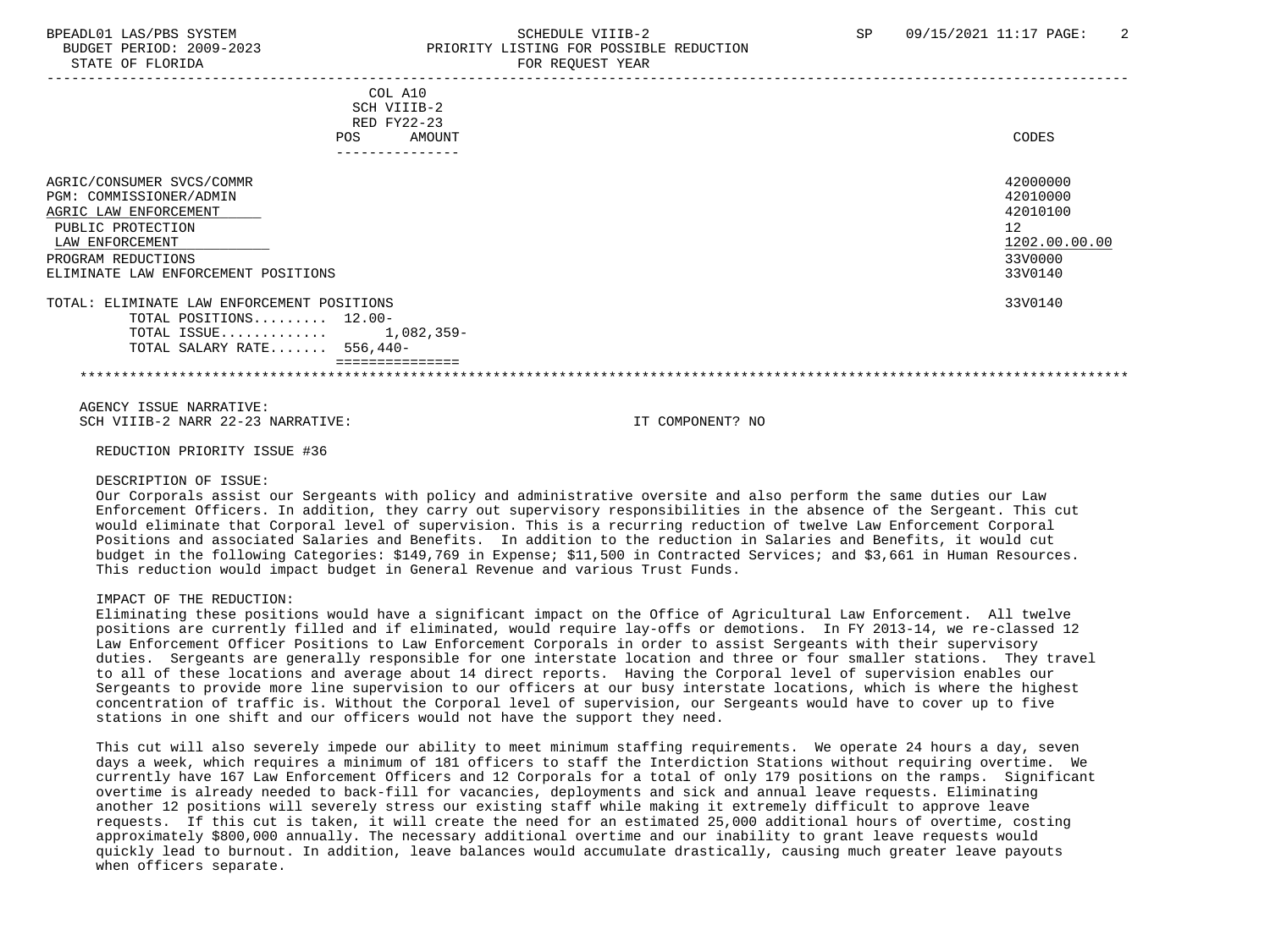BPEADL01 LAS/PBS SYSTEM SCHEDULE VIIIB-2 SP 09/15/2021 11:17

BUDGET PERIOD: 2009-2023 PRIORITY LISTING FOR POSSIBLE REDUCTION

STATE OF FLORIDA FOR REQUEST YEAR

| | COL A10 SCH VIIIB-2 RED FY22-23 POS AMOUNT | CODES |
|---|---|---|
| AGRIC/CONSUMER SVCS/COMMR | | 42000000 |
| PGM: COMMISSIONER/ADMIN | | 42010000 |
| AGRIC LAW ENFORCEMENT | | 42010100 |
| PUBLIC PROTECTION | | 12 |
| LAW ENFORCEMENT | | 1202.00.00.00 |
| PROGRAM REDUCTIONS | | 33V0000 |
| ELIMINATE LAW ENFORCEMENT POSITIONS | | 33V0140 |
| TOTAL: ELIMINATE LAW ENFORCEMENT POSITIONS | | 33V0140 |
| TOTAL POSITIONS......... | 12.00- | |
| TOTAL ISSUE............ | 1,082,359- | |
| TOTAL SALARY RATE....... | 556,440- | |

AGENCY ISSUE NARRATIVE:

SCH VIIIB-2 NARR 22-23 NARRATIVE: IT COMPONENT? NO

REDUCTION PRIORITY ISSUE #36

DESCRIPTION OF ISSUE:

Our Corporals assist our Sergeants with policy and administrative oversite and also perform the same duties our Law Enforcement Officers. In addition, they carry out supervisory responsibilities in the absence of the Sergeant. This cut would eliminate that Corporal level of supervision. This is a recurring reduction of twelve Law Enforcement Corporal Positions and associated Salaries and Benefits. In addition to the reduction in Salaries and Benefits, it would cut budget in the following Categories: $149,769 in Expense; $11,500 in Contracted Services; and $3,661 in Human Resources. This reduction would impact budget in General Revenue and various Trust Funds.

IMPACT OF THE REDUCTION:

Eliminating these positions would have a significant impact on the Office of Agricultural Law Enforcement. All twelve positions are currently filled and if eliminated, would require lay-offs or demotions. In FY 2013-14, we re-classed 12 Law Enforcement Officer Positions to Law Enforcement Corporals in order to assist Sergeants with their supervisory duties. Sergeants are generally responsible for one interstate location and three or four smaller stations. They travel to all of these locations and average about 14 direct reports. Having the Corporal level of supervision enables our Sergeants to provide more line supervision to our officers at our busy interstate locations, which is where the highest concentration of traffic is. Without the Corporal level of supervision, our Sergeants would have to cover up to five stations in one shift and our officers would not have the support they need.

This cut will also severely impede our ability to meet minimum staffing requirements. We operate 24 hours a day, seven days a week, which requires a minimum of 181 officers to staff the Interdiction Stations without requiring overtime. We currently have 167 Law Enforcement Officers and 12 Corporals for a total of only 179 positions on the ramps. Significant overtime is already needed to back-fill for vacancies, deployments and sick and annual leave requests. Eliminating another 12 positions will severely stress our existing staff while making it extremely difficult to approve leave requests. If this cut is taken, it will create the need for an estimated 25,000 additional hours of overtime, costing approximately $800,000 annually. The necessary additional overtime and our inability to grant leave requests would quickly lead to burnout. In addition, leave balances would accumulate drastically, causing much greater leave payouts when officers separate.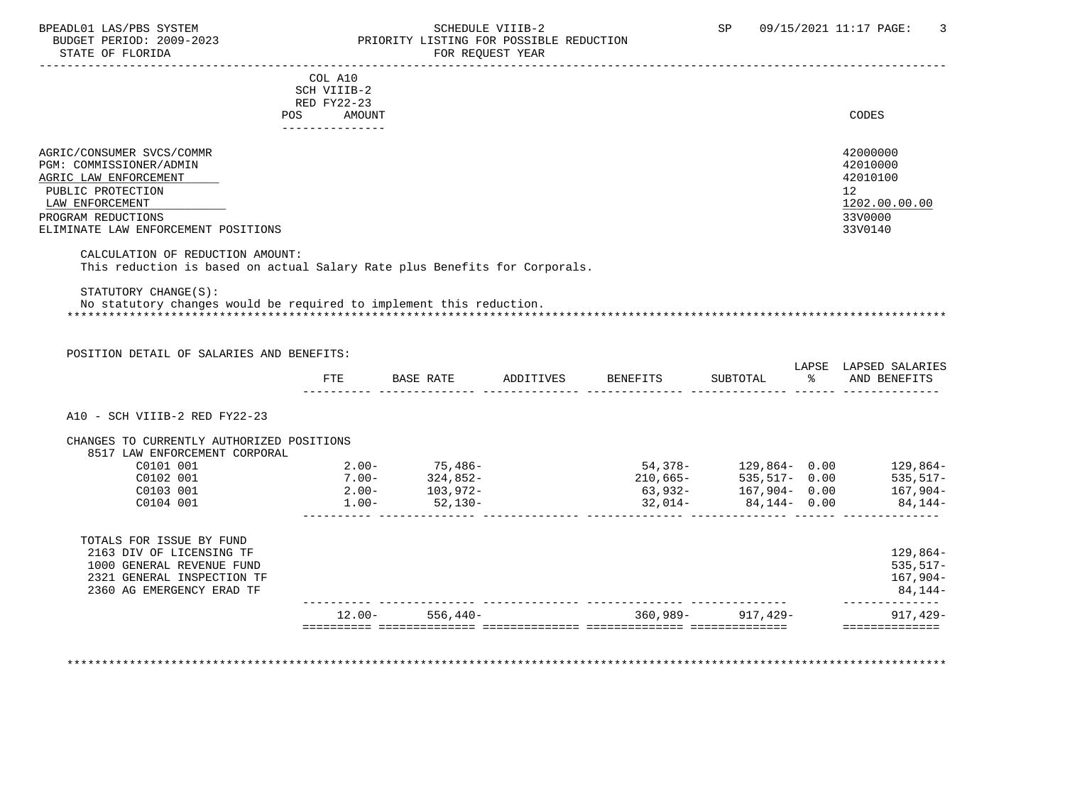BPEADL01 LAS/PBS SYSTEM
BUDGET PERIOD: 2009-2023
STATE OF FLORIDA

SCHEDULE VIIIB-2
PRIORITY LISTING FOR POSSIBLE REDUCTION
FOR REQUEST YEAR

SP 09/15/2021 11:17

| | COL A10 SCH VIIIB-2 RED FY22-23 POS AMOUNT | CODES |
|---|---|---|
| AGRIC/CONSUMER SVCS/COMMR | | 42000000 |
| PGM: COMMISSIONER/ADMIN | | 42010000 |
| AGRIC LAW ENFORCEMENT | | 42010100 |
| PUBLIC PROTECTION | | 12 |
| LAW ENFORCEMENT | | 1202.00.00.00 |
| PROGRAM REDUCTIONS | | 33V0000 |
| ELIMINATE LAW ENFORCEMENT POSITIONS | | 33V0140 |

CALCULATION OF REDUCTION AMOUNT:
This reduction is based on actual Salary Rate plus Benefits for Corporals.

STATUTORY CHANGE(S):
No statutory changes would be required to implement this reduction.

************************************************************************************************************************

POSITION DETAIL OF SALARIES AND BENEFITS:

| | FTE | BASE RATE | ADDITIVES | BENEFITS | SUBTOTAL | LAPSE % | LAPSED SALARIES AND BENEFITS |
|---|---|---|---|---|---|---|---|
| A10 - SCH VIIIB-2 RED FY22-23 | | | | | | | |
| CHANGES TO CURRENTLY AUTHORIZED POSITIONS | | | | | | | |
| 8517 LAW ENFORCEMENT CORPORAL | | | | | | | |
| C0101 001 | 2.00- | 75,486- | | 54,378- | 129,864- | 0.00 | 129,864- |
| C0102 001 | 7.00- | 324,852- | | 210,665- | 535,517- | 0.00 | 535,517- |
| C0103 001 | 2.00- | 103,972- | | 63,932- | 167,904- | 0.00 | 167,904- |
| C0104 001 | 1.00- | 52,130- | | 32,014- | 84,144- | 0.00 | 84,144- |
| TOTALS FOR ISSUE BY FUND | | | | | | | |
| 2163 DIV OF LICENSING TF | | | | | | | 129,864- |
| 1000 GENERAL REVENUE FUND | | | | | | | 535,517- |
| 2321 GENERAL INSPECTION TF | | | | | | | 167,904- |
| 2360 AG EMERGENCY ERAD TF | | | | | | | 84,144- |
| | 12.00- | 556,440- | | 360,989- | 917,429- | | 917,429- |

************************************************************************************************************************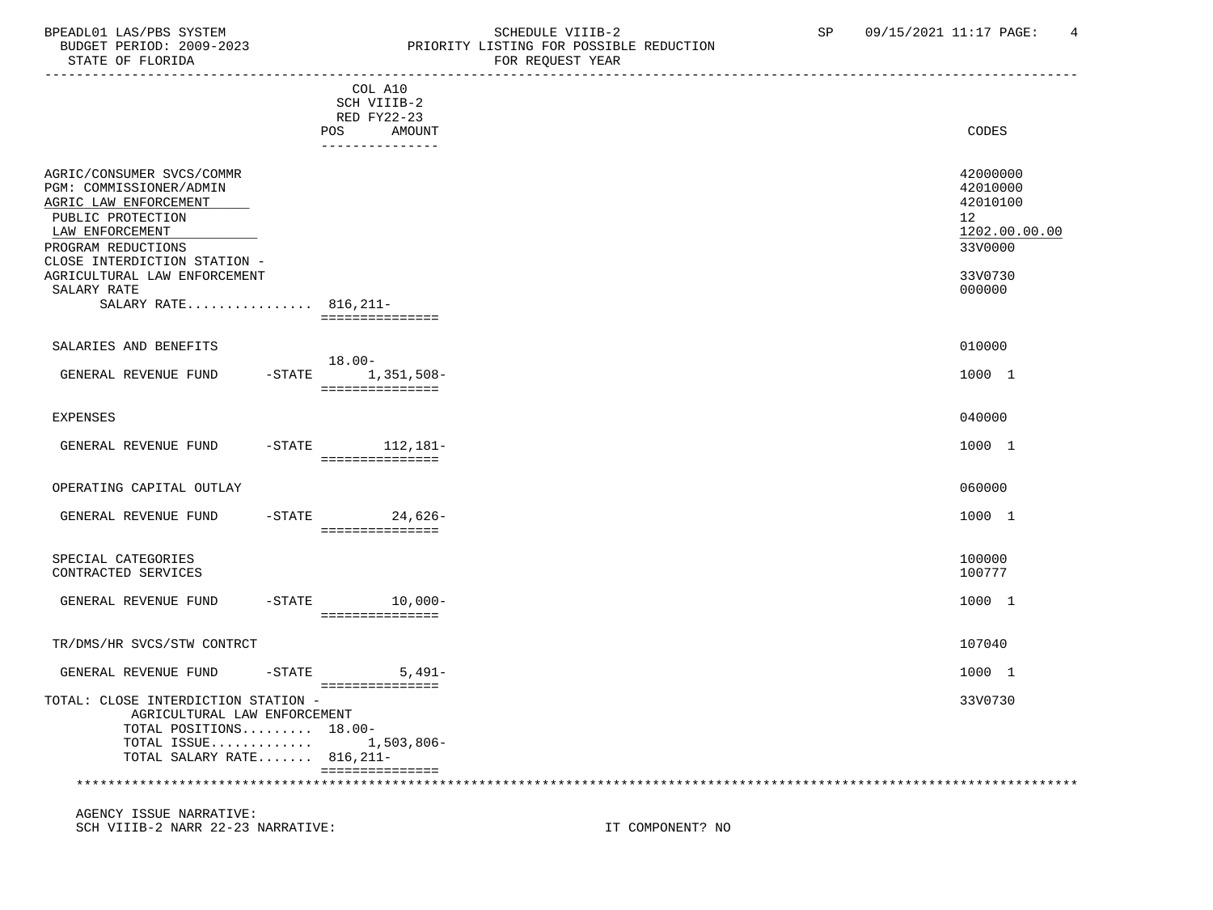BPEADL01 LAS/PBS SYSTEM | SCHEDULE VIIIB-2 | SP 09/15/2021 11:17
BUDGET PERIOD: 2009-2023 | PRIORITY LISTING FOR POSSIBLE REDUCTION
STATE OF FLORIDA | FOR REQUEST YEAR

| | COL A10 SCH VIIIB-2 RED FY22-23 POS | AMOUNT | CODES |
|---|---|---|---|
| AGRIC/CONSUMER SVCS/COMMR | | | 42000000 |
| PGM: COMMISSIONER/ADMIN | | | 42010000 |
| AGRIC LAW ENFORCEMENT | | | 42010100 |
| PUBLIC PROTECTION | | | 12 |
| LAW ENFORCEMENT | | | 1202.00.00.00 |
| PROGRAM REDUCTIONS | | | 33V0000 |
| CLOSE INTERDICTION STATION - AGRICULTURAL LAW ENFORCEMENT | | | 33V0730 |
| SALARY RATE | | | 000000 |
| SALARY RATE................ | 816,211- | | |
| SALARIES AND BENEFITS | | | 010000 |
| GENERAL REVENUE FUND -STATE | 18.00- | 1,351,508- | 1000 1 |
| EXPENSES | | | 040000 |
| GENERAL REVENUE FUND -STATE | | 112,181- | 1000 1 |
| OPERATING CAPITAL OUTLAY | | | 060000 |
| GENERAL REVENUE FUND -STATE | | 24,626- | 1000 1 |
| SPECIAL CATEGORIES | | | 100000 |
| CONTRACTED SERVICES | | | 100777 |
| GENERAL REVENUE FUND -STATE | | 10,000- | 1000 1 |
| TR/DMS/HR SVCS/STW CONTRCT | | | 107040 |
| GENERAL REVENUE FUND -STATE | | 5,491- | 1000 1 |
| TOTAL: CLOSE INTERDICTION STATION - AGRICULTURAL LAW ENFORCEMENT | | | 33V0730 |
| TOTAL POSITIONS......... | 18.00- | | |
| TOTAL ISSUE............. | | 1,503,806- | |
| TOTAL SALARY RATE....... | 816,211- | | |

AGENCY ISSUE NARRATIVE:
SCH VIIIB-2 NARR 22-23 NARRATIVE: IT COMPONENT? NO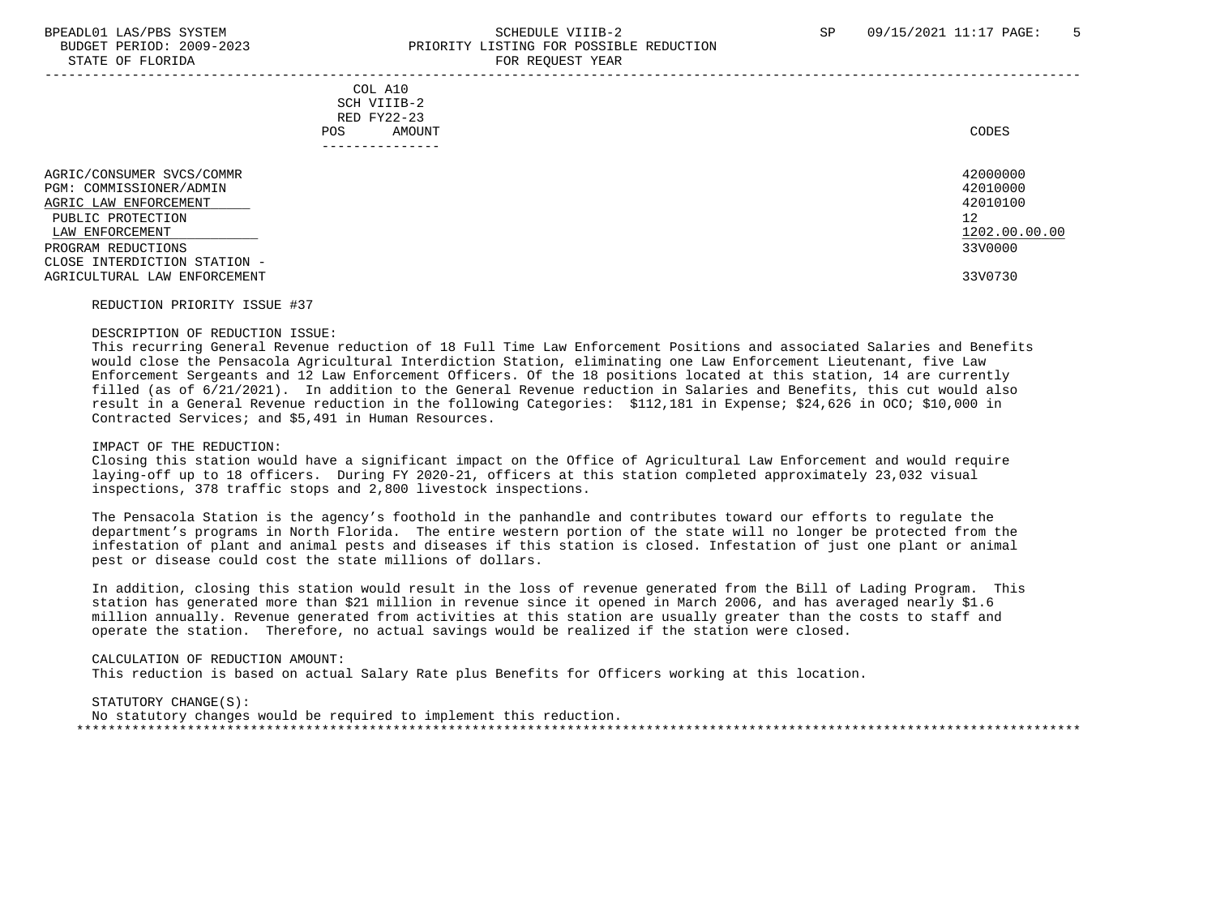COL A10
SCH VIIIB-2
RED FY22-23
POS AMOUNT

| | CODES |
|---|---|
| AGRIC/CONSUMER SVCS/COMMR | 42000000 |
| PGM: COMMISSIONER/ADMIN | 42010000 |
| AGRIC LAW ENFORCEMENT | 42010100 |
| PUBLIC PROTECTION | 12 |
| LAW ENFORCEMENT | 1202.00.00.00 |
| PROGRAM REDUCTIONS | 33V0000 |
| CLOSE INTERDICTION STATION - AGRICULTURAL LAW ENFORCEMENT | 33V0730 |

REDUCTION PRIORITY ISSUE #37

DESCRIPTION OF REDUCTION ISSUE:
This recurring General Revenue reduction of 18 Full Time Law Enforcement Positions and associated Salaries and Benefits would close the Pensacola Agricultural Interdiction Station, eliminating one Law Enforcement Lieutenant, five Law Enforcement Sergeants and 12 Law Enforcement Officers. Of the 18 positions located at this station, 14 are currently filled (as of 6/21/2021). In addition to the General Revenue reduction in Salaries and Benefits, this cut would also result in a General Revenue reduction in the following Categories: $112,181 in Expense; $24,626 in OCO; $10,000 in Contracted Services; and $5,491 in Human Resources.

IMPACT OF THE REDUCTION:
Closing this station would have a significant impact on the Office of Agricultural Law Enforcement and would require laying-off up to 18 officers. During FY 2020-21, officers at this station completed approximately 23,032 visual inspections, 378 traffic stops and 2,800 livestock inspections.

The Pensacola Station is the agency's foothold in the panhandle and contributes toward our efforts to regulate the department's programs in North Florida. The entire western portion of the state will no longer be protected from the infestation of plant and animal pests and diseases if this station is closed. Infestation of just one plant or animal pest or disease could cost the state millions of dollars.

In addition, closing this station would result in the loss of revenue generated from the Bill of Lading Program. This station has generated more than $21 million in revenue since it opened in March 2006, and has averaged nearly $1.6 million annually. Revenue generated from activities at this station are usually greater than the costs to staff and operate the station. Therefore, no actual savings would be realized if the station were closed.

CALCULATION OF REDUCTION AMOUNT:
This reduction is based on actual Salary Rate plus Benefits for Officers working at this location.

STATUTORY CHANGE(S):
No statutory changes would be required to implement this reduction.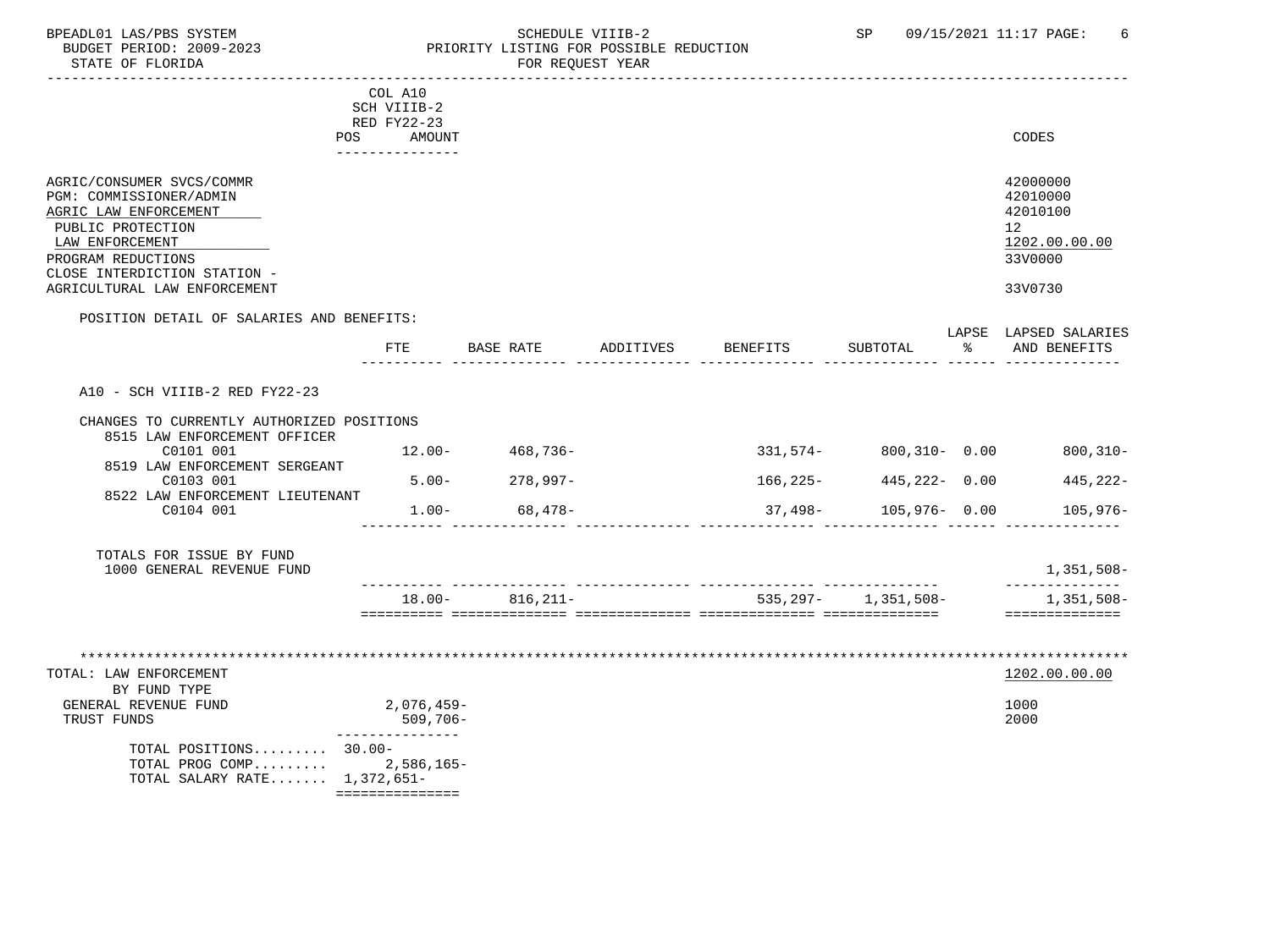BPEADL01 LAS/PBS SYSTEM — SCHEDULE VIIIB-2 — SP 09/15/2021 11:17
BUDGET PERIOD: 2009-2023 — PRIORITY LISTING FOR POSSIBLE REDUCTION
STATE OF FLORIDA — FOR REQUEST YEAR

| | COL A10 SCH VIIIB-2 RED FY22-23 POS AMOUNT | CODES |
|---|---|---|
| AGRIC/CONSUMER SVCS/COMMR | | 42000000 |
| PGM: COMMISSIONER/ADMIN | | 42010000 |
| AGRIC LAW ENFORCEMENT | | 42010100 |
| PUBLIC PROTECTION | | 12 |
| LAW ENFORCEMENT | | 1202.00.00.00 |
| PROGRAM REDUCTIONS | | 33V0000 |
| CLOSE INTERDICTION STATION - AGRICULTURAL LAW ENFORCEMENT | | 33V0730 |

POSITION DETAIL OF SALARIES AND BENEFITS:

| | FTE | BASE RATE | ADDITIVES | BENEFITS | SUBTOTAL | LAPSE % | LAPSED SALARIES AND BENEFITS |
|---|---|---|---|---|---|---|---|
| A10 - SCH VIIIB-2 RED FY22-23 | | | | | | | |
| CHANGES TO CURRENTLY AUTHORIZED POSITIONS | | | | | | | |
| 8515 LAW ENFORCEMENT OFFICER C0101 001 | 12.00- | 468,736- | | 331,574- | 800,310- | 0.00 | 800,310- |
| 8519 LAW ENFORCEMENT SERGEANT C0103 001 | 5.00- | 278,997- | | 166,225- | 445,222- | 0.00 | 445,222- |
| 8522 LAW ENFORCEMENT LIEUTENANT C0104 001 | 1.00- | 68,478- | | 37,498- | 105,976- | 0.00 | 105,976- |
| TOTALS FOR ISSUE BY FUND | | | | | | | |
| 1000 GENERAL REVENUE FUND | | | | | | | 1,351,508- |
| | 18.00- | 816,211- | | 535,297- | 1,351,508- | | 1,351,508- |

| TOTAL: LAW ENFORCEMENT | | 1202.00.00.00 |
|---|---|---|
| BY FUND TYPE | | |
| GENERAL REVENUE FUND | 2,076,459- | 1000 |
| TRUST FUNDS | 509,706- | 2000 |
| TOTAL POSITIONS......... | 30.00- | |
| TOTAL PROG COMP......... | 2,586,165- | |
| TOTAL SALARY RATE....... | 1,372,651- | |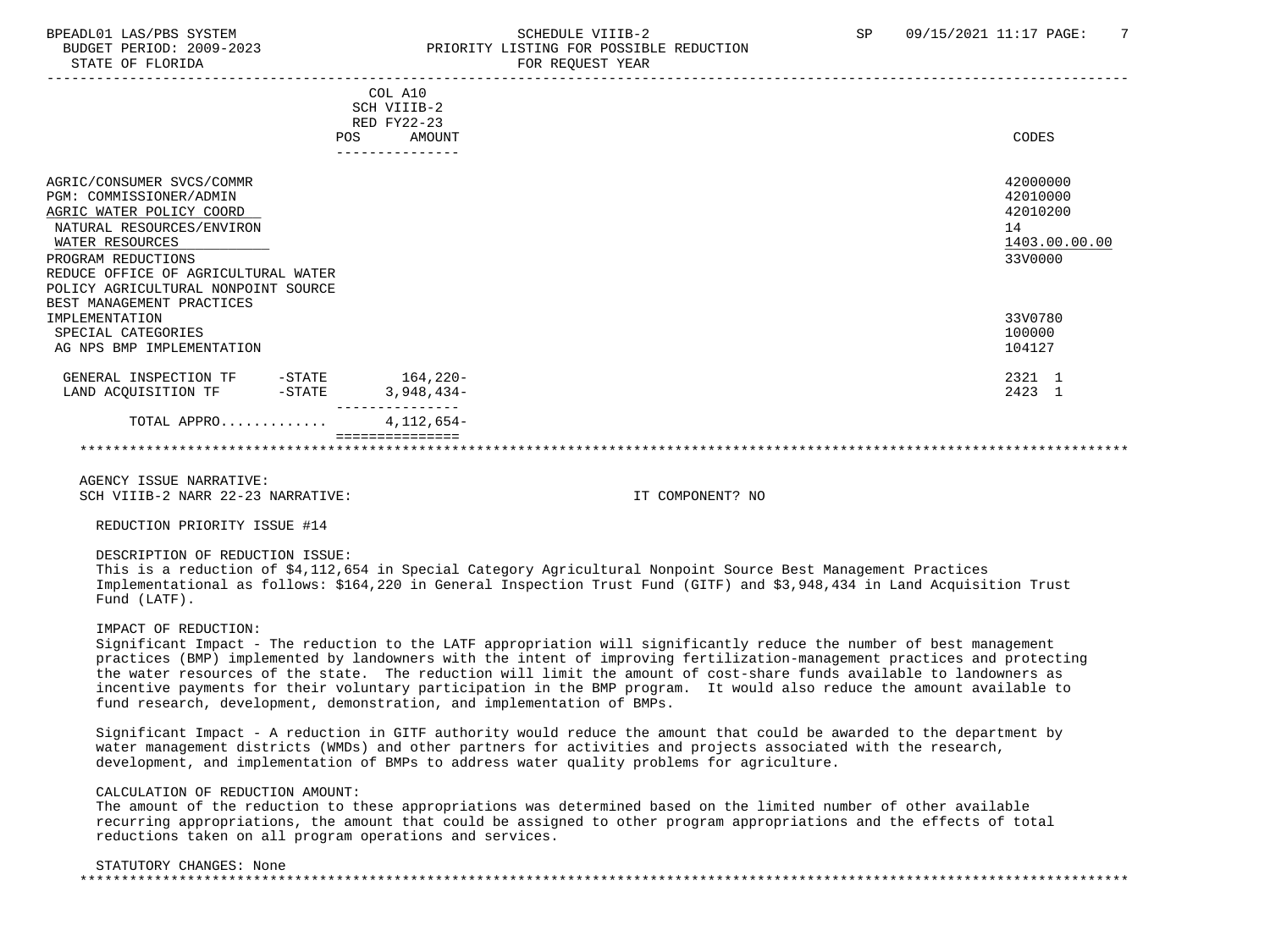| | COL A10 SCH VIIIB-2 RED FY22-23 POS AMOUNT | CODES |
|---|---|---|
| AGRIC/CONSUMER SVCS/COMMR | | 42000000 |
| PGM: COMMISSIONER/ADMIN | | 42010000 |
| AGRIC WATER POLICY COORD | | 42010200 |
| NATURAL RESOURCES/ENVIRON | | 14 |
| WATER RESOURCES | | 1403.00.00.00 |
| PROGRAM REDUCTIONS | | 33V0000 |
| REDUCE OFFICE OF AGRICULTURAL WATER POLICY AGRICULTURAL NONPOINT SOURCE BEST MANAGEMENT PRACTICES IMPLEMENTATION | | 33V0780 |
| SPECIAL CATEGORIES | | 100000 |
| AG NPS BMP IMPLEMENTATION | | 104127 |
| GENERAL INSPECTION TF -STATE | 164,220- | 2321 1 |
| LAND ACQUISITION TF -STATE | 3,948,434- | 2423 1 |
| TOTAL APPRO............ | 4,112,654- | |

AGENCY ISSUE NARRATIVE:
SCH VIIIB-2 NARR 22-23 NARRATIVE: IT COMPONENT? NO

REDUCTION PRIORITY ISSUE #14

DESCRIPTION OF REDUCTION ISSUE:
This is a reduction of $4,112,654 in Special Category Agricultural Nonpoint Source Best Management Practices Implementational as follows: $164,220 in General Inspection Trust Fund (GITF) and $3,948,434 in Land Acquisition Trust Fund (LATF).

IMPACT OF REDUCTION:
Significant Impact - The reduction to the LATF appropriation will significantly reduce the number of best management practices (BMP) implemented by landowners with the intent of improving fertilization-management practices and protecting the water resources of the state. The reduction will limit the amount of cost-share funds available to landowners as incentive payments for their voluntary participation in the BMP program. It would also reduce the amount available to fund research, development, demonstration, and implementation of BMPs.

Significant Impact - A reduction in GITF authority would reduce the amount that could be awarded to the department by water management districts (WMDs) and other partners for activities and projects associated with the research, development, and implementation of BMPs to address water quality problems for agriculture.

CALCULATION OF REDUCTION AMOUNT:
The amount of the reduction to these appropriations was determined based on the limited number of other available recurring appropriations, the amount that could be assigned to other program appropriations and the effects of total reductions taken on all program operations and services.

STATUTORY CHANGES: None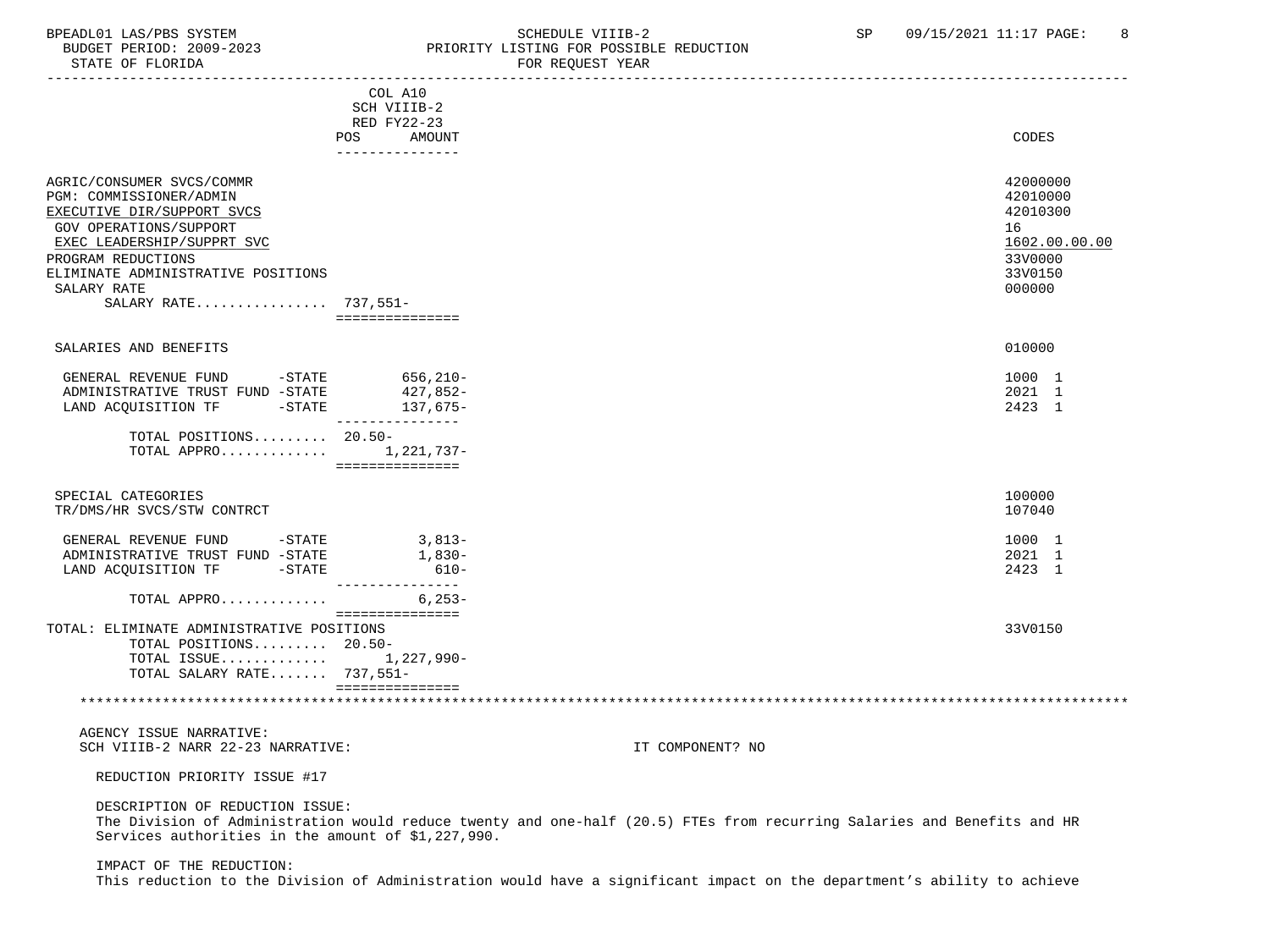BPEADL01 LAS/PBS SYSTEM | SCHEDULE VIIIB-2 | SP 09/15/2021 11:17

BUDGET PERIOD: 2009-2023 | PRIORITY LISTING FOR POSSIBLE REDUCTION

STATE OF FLORIDA | FOR REQUEST YEAR

| | COL A10 SCH VIIIB-2 RED FY22-23 POS AMOUNT | CODES |
|---|---|---|
| AGRIC/CONSUMER SVCS/COMMR | | 42000000 |
| PGM: COMMISSIONER/ADMIN | | 42010000 |
| EXECUTIVE DIR/SUPPORT SVCS | | 42010300 |
| GOV OPERATIONS/SUPPORT | | 16 |
| EXEC LEADERSHIP/SUPPRT SVC | | 1602.00.00.00 |
| PROGRAM REDUCTIONS | | 33V0000 |
| ELIMINATE ADMINISTRATIVE POSITIONS | | 33V0150 |
| SALARY RATE | | 000000 |
| SALARY RATE................ | 737,551- | |
| SALARIES AND BENEFITS | | 010000 |
| GENERAL REVENUE FUND -STATE | 656,210- | 1000 1 |
| ADMINISTRATIVE TRUST FUND -STATE | 427,852- | 2021 1 |
| LAND ACQUISITION TF -STATE | 137,675- | 2423 1 |
| TOTAL POSITIONS......... | 20.50- | |
| TOTAL APPRO............. | 1,221,737- | |
| SPECIAL CATEGORIES | | 100000 |
| TR/DMS/HR SVCS/STW CONTRCT | | 107040 |
| GENERAL REVENUE FUND -STATE | 3,813- | 1000 1 |
| ADMINISTRATIVE TRUST FUND -STATE | 1,830- | 2021 1 |
| LAND ACQUISITION TF -STATE | 610- | 2423 1 |
| TOTAL APPRO............. | 6,253- | |
| TOTAL: ELIMINATE ADMINISTRATIVE POSITIONS | | 33V0150 |
| TOTAL POSITIONS......... | 20.50- | |
| TOTAL ISSUE............. | 1,227,990- | |
| TOTAL SALARY RATE....... | 737,551- | |

AGENCY ISSUE NARRATIVE:

SCH VIIIB-2 NARR 22-23 NARRATIVE: IT COMPONENT? NO

REDUCTION PRIORITY ISSUE #17

DESCRIPTION OF REDUCTION ISSUE:
The Division of Administration would reduce twenty and one-half (20.5) FTEs from recurring Salaries and Benefits and HR Services authorities in the amount of $1,227,990.

IMPACT OF THE REDUCTION:
This reduction to the Division of Administration would have a significant impact on the department's ability to achieve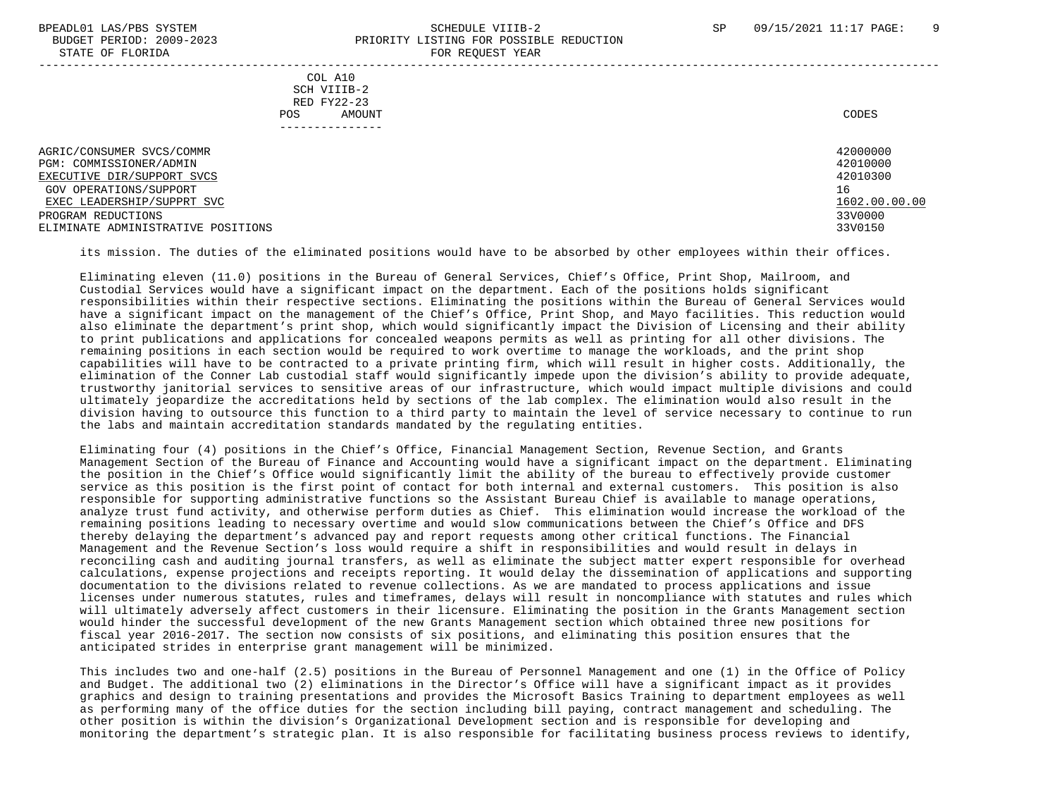COL A10
SCH VIIIB-2
RED FY22-23
POS AMOUNT

| | CODES |
|---|---|
| AGRIC/CONSUMER SVCS/COMMR | 42000000 |
| PGM: COMMISSIONER/ADMIN | 42010000 |
| EXECUTIVE DIR/SUPPORT SVCS | 42010300 |
| GOV OPERATIONS/SUPPORT | 16 |
| EXEC LEADERSHIP/SUPPRT SVC | 1602.00.00.00 |
| PROGRAM REDUCTIONS | 33V0000 |
| ELIMINATE ADMINISTRATIVE POSITIONS | 33V0150 |

its mission. The duties of the eliminated positions would have to be absorbed by other employees within their offices.

Eliminating eleven (11.0) positions in the Bureau of General Services, Chief's Office, Print Shop, Mailroom, and Custodial Services would have a significant impact on the department. Each of the positions holds significant responsibilities within their respective sections. Eliminating the positions within the Bureau of General Services would have a significant impact on the management of the Chief's Office, Print Shop, and Mayo facilities. This reduction would also eliminate the department's print shop, which would significantly impact the Division of Licensing and their ability to print publications and applications for concealed weapons permits as well as printing for all other divisions. The remaining positions in each section would be required to work overtime to manage the workloads, and the print shop capabilities will have to be contracted to a private printing firm, which will result in higher costs. Additionally, the elimination of the Conner Lab custodial staff would significantly impede upon the division's ability to provide adequate, trustworthy janitorial services to sensitive areas of our infrastructure, which would impact multiple divisions and could ultimately jeopardize the accreditations held by sections of the lab complex. The elimination would also result in the division having to outsource this function to a third party to maintain the level of service necessary to continue to run the labs and maintain accreditation standards mandated by the regulating entities.

Eliminating four (4) positions in the Chief's Office, Financial Management Section, Revenue Section, and Grants Management Section of the Bureau of Finance and Accounting would have a significant impact on the department. Eliminating the position in the Chief's Office would significantly limit the ability of the bureau to effectively provide customer service as this position is the first point of contact for both internal and external customers. This position is also responsible for supporting administrative functions so the Assistant Bureau Chief is available to manage operations, analyze trust fund activity, and otherwise perform duties as Chief. This elimination would increase the workload of the remaining positions leading to necessary overtime and would slow communications between the Chief's Office and DFS thereby delaying the department's advanced pay and report requests among other critical functions. The Financial Management and the Revenue Section's loss would require a shift in responsibilities and would result in delays in reconciling cash and auditing journal transfers, as well as eliminate the subject matter expert responsible for overhead calculations, expense projections and receipts reporting. It would delay the dissemination of applications and supporting documentation to the divisions related to revenue collections. As we are mandated to process applications and issue licenses under numerous statutes, rules and timeframes, delays will result in noncompliance with statutes and rules which will ultimately adversely affect customers in their licensure. Eliminating the position in the Grants Management section would hinder the successful development of the new Grants Management section which obtained three new positions for fiscal year 2016-2017. The section now consists of six positions, and eliminating this position ensures that the anticipated strides in enterprise grant management will be minimized.

This includes two and one-half (2.5) positions in the Bureau of Personnel Management and one (1) in the Office of Policy and Budget. The additional two (2) eliminations in the Director's Office will have a significant impact as it provides graphics and design to training presentations and provides the Microsoft Basics Training to department employees as well as performing many of the office duties for the section including bill paying, contract management and scheduling. The other position is within the division's Organizational Development section and is responsible for developing and monitoring the department's strategic plan. It is also responsible for facilitating business process reviews to identify,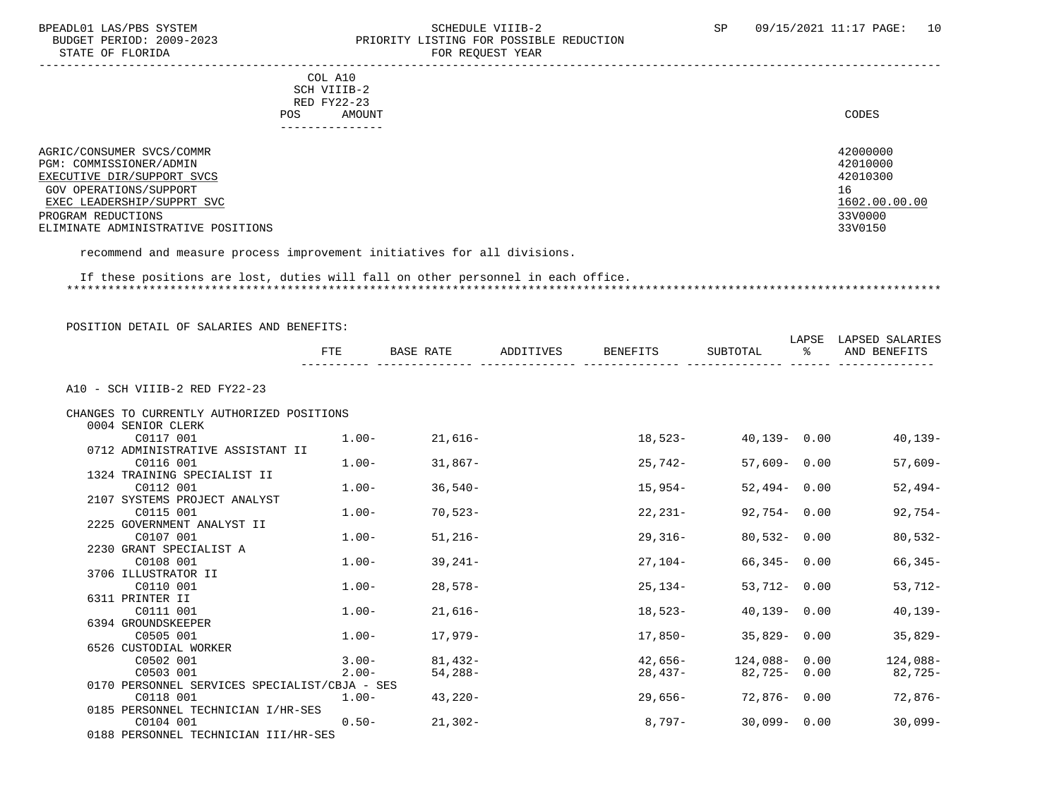BPEADL01 LAS/PBS SYSTEM — SCHEDULE VIIIB-2 — SP 09/15/2021 11:17

BUDGET PERIOD: 2009-2023 — PRIORITY LISTING FOR POSSIBLE REDUCTION

STATE OF FLORIDA — FOR REQUEST YEAR

| | COL A10 SCH VIIIB-2 RED FY22-23 POS AMOUNT | CODES |
|---|---|---|
| AGRIC/CONSUMER SVCS/COMMR | | 42000000 |
| PGM: COMMISSIONER/ADMIN | | 42010000 |
| EXECUTIVE DIR/SUPPORT SVCS | | 42010300 |
| GOV OPERATIONS/SUPPORT | | 16 |
| EXEC LEADERSHIP/SUPPRT SVC | | 1602.00.00.00 |
| PROGRAM REDUCTIONS | | 33V0000 |
| ELIMINATE ADMINISTRATIVE POSITIONS | | 33V0150 |

recommend and measure process improvement initiatives for all divisions.

If these positions are lost, duties will fall on other personnel in each office.

************************************************************************************************************************

POSITION DETAIL OF SALARIES AND BENEFITS:

| | FTE | BASE RATE | ADDITIVES | BENEFITS | SUBTOTAL | LAPSE % | LAPSED SALARIES AND BENEFITS |
|---|---|---|---|---|---|---|---|
| A10 - SCH VIIIB-2 RED FY22-23 | | | | | | | |
| CHANGES TO CURRENTLY AUTHORIZED POSITIONS | | | | | | | |
| 0004 SENIOR CLERK | | | | | | | |
| C0117 001 | 1.00- | 21,616- | | 18,523- | 40,139- | 0.00 | 40,139- |
| 0712 ADMINISTRATIVE ASSISTANT II | | | | | | | |
| C0116 001 | 1.00- | 31,867- | | 25,742- | 57,609- | 0.00 | 57,609- |
| 1324 TRAINING SPECIALIST II | | | | | | | |
| C0112 001 | 1.00- | 36,540- | | 15,954- | 52,494- | 0.00 | 52,494- |
| 2107 SYSTEMS PROJECT ANALYST | | | | | | | |
| C0115 001 | 1.00- | 70,523- | | 22,231- | 92,754- | 0.00 | 92,754- |
| 2225 GOVERNMENT ANALYST II | | | | | | | |
| C0107 001 | 1.00- | 51,216- | | 29,316- | 80,532- | 0.00 | 80,532- |
| 2230 GRANT SPECIALIST A | | | | | | | |
| C0108 001 | 1.00- | 39,241- | | 27,104- | 66,345- | 0.00 | 66,345- |
| 3706 ILLUSTRATOR II | | | | | | | |
| C0110 001 | 1.00- | 28,578- | | 25,134- | 53,712- | 0.00 | 53,712- |
| 6311 PRINTER II | | | | | | | |
| C0111 001 | 1.00- | 21,616- | | 18,523- | 40,139- | 0.00 | 40,139- |
| 6394 GROUNDSKEEPER | | | | | | | |
| C0505 001 | 1.00- | 17,979- | | 17,850- | 35,829- | 0.00 | 35,829- |
| 6526 CUSTODIAL WORKER | | | | | | | |
| C0502 001 | 3.00- | 81,432- | | 42,656- | 124,088- | 0.00 | 124,088- |
| C0503 001 | 2.00- | 54,288- | | 28,437- | 82,725- | 0.00 | 82,725- |
| 0170 PERSONNEL SERVICES SPECIALIST/CBJA - SES | | | | | | | |
| C0118 001 | 1.00- | 43,220- | | 29,656- | 72,876- | 0.00 | 72,876- |
| 0185 PERSONNEL TECHNICIAN I/HR-SES | | | | | | | |
| C0104 001 | 0.50- | 21,302- | | 8,797- | 30,099- | 0.00 | 30,099- |
| 0188 PERSONNEL TECHNICIAN III/HR-SES | | | | | | | |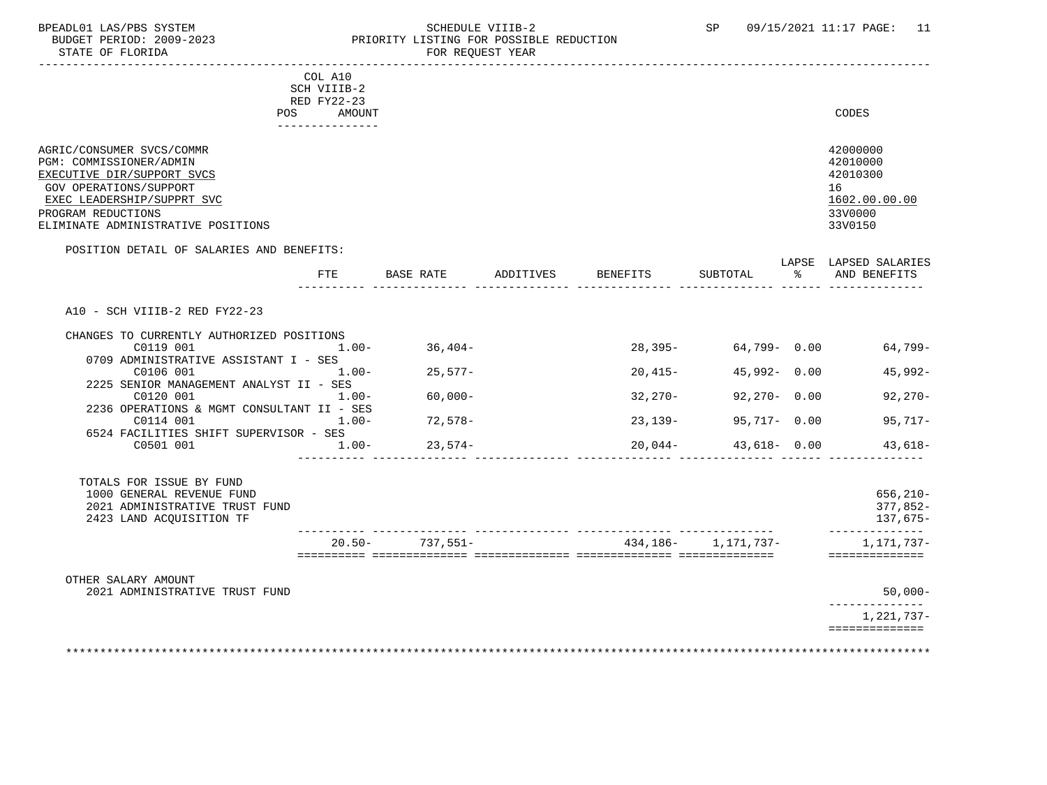BPEADL01 LAS/PBS SYSTEM — SCHEDULE VIIIB-2 — SP 09/15/2021 11:17

BUDGET PERIOD: 2009-2023 — PRIORITY LISTING FOR POSSIBLE REDUCTION

STATE OF FLORIDA — FOR REQUEST YEAR

| | COL A10 SCH VIIIB-2 RED FY22-23 POS AMOUNT | CODES |
|---|---|---|
| AGRIC/CONSUMER SVCS/COMMR | | 42000000 |
| PGM: COMMISSIONER/ADMIN | | 42010000 |
| EXECUTIVE DIR/SUPPORT SVCS | | 42010300 |
| GOV OPERATIONS/SUPPORT | | 16 |
| EXEC LEADERSHIP/SUPPRT SVC | | 1602.00.00.00 |
| PROGRAM REDUCTIONS | | 33V0000 |
| ELIMINATE ADMINISTRATIVE POSITIONS | | 33V0150 |

POSITION DETAIL OF SALARIES AND BENEFITS:

A10 - SCH VIIIB-2 RED FY22-23

| | FTE | BASE RATE | ADDITIVES | BENEFITS | SUBTOTAL | LAPSE % | LAPSED SALARIES AND BENEFITS |
|---|---|---|---|---|---|---|---|
| CHANGES TO CURRENTLY AUTHORIZED POSITIONS | | | | | | | |
| C0119 001 | 1.00- | 36,404- | | 28,395- | 64,799- | 0.00 | 64,799- |
| 0709 ADMINISTRATIVE ASSISTANT I - SES | | | | | | | |
| C0106 001 | 1.00- | 25,577- | | 20,415- | 45,992- | 0.00 | 45,992- |
| 2225 SENIOR MANAGEMENT ANALYST II - SES | | | | | | | |
| C0120 001 | 1.00- | 60,000- | | 32,270- | 92,270- | 0.00 | 92,270- |
| 2236 OPERATIONS & MGMT CONSULTANT II - SES | | | | | | | |
| C0114 001 | 1.00- | 72,578- | | 23,139- | 95,717- | 0.00 | 95,717- |
| 6524 FACILITIES SHIFT SUPERVISOR - SES | | | | | | | |
| C0501 001 | 1.00- | 23,574- | | 20,044- | 43,618- | 0.00 | 43,618- |
| TOTALS FOR ISSUE BY FUND | | | | | | | |
| 1000 GENERAL REVENUE FUND | | | | | | | 656,210- |
| 2021 ADMINISTRATIVE TRUST FUND | | | | | | | 377,852- |
| 2423 LAND ACQUISITION TF | | | | | | | 137,675- |
| | 20.50- | 737,551- | | 434,186- | 1,171,737- | | 1,171,737- |
| OTHER SALARY AMOUNT | | | | | | | |
| 2021 ADMINISTRATIVE TRUST FUND | | | | | | | 50,000- |
| | | | | | | | 1,221,737- |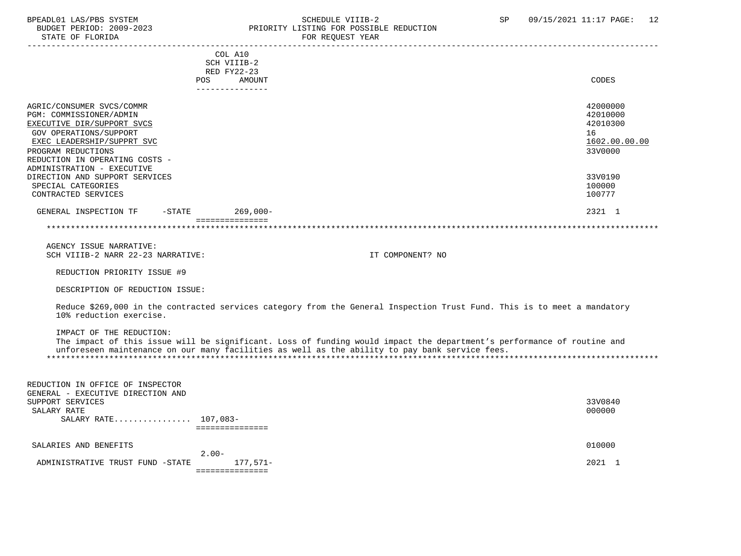| | COL A10 SCH VIIIB-2 RED FY22-23 POS AMOUNT | CODES |
|---|---|---|
| AGRIC/CONSUMER SVCS/COMMR | | 42000000 |
| PGM: COMMISSIONER/ADMIN | | 42010000 |
| EXECUTIVE DIR/SUPPORT SVCS | | 42010300 |
| GOV OPERATIONS/SUPPORT | | 16 |
| EXEC LEADERSHIP/SUPPRT SVC | | 1602.00.00.00 |
| PROGRAM REDUCTIONS | | 33V0000 |
| REDUCTION IN OPERATING COSTS - ADMINISTRATION - EXECUTIVE DIRECTION AND SUPPORT SERVICES | | 33V0190 |
| SPECIAL CATEGORIES | | 100000 |
| CONTRACTED SERVICES | | 100777 |
| GENERAL INSPECTION TF -STATE | 269,000- | 2321 1 |

AGENCY ISSUE NARRATIVE:
SCH VIIIB-2 NARR 22-23 NARRATIVE: IT COMPONENT? NO

REDUCTION PRIORITY ISSUE #9

DESCRIPTION OF REDUCTION ISSUE:

Reduce $269,000 in the contracted services category from the General Inspection Trust Fund. This is to meet a mandatory 10% reduction exercise.

IMPACT OF THE REDUCTION:
The impact of this issue will be significant. Loss of funding would impact the department's performance of routine and unforeseen maintenance on our many facilities as well as the ability to pay bank service fees.

| | POS | AMOUNT | CODES |
|---|---|---|---|
| REDUCTION IN OFFICE OF INSPECTOR GENERAL - EXECUTIVE DIRECTION AND SUPPORT SERVICES | | | 33V0840 |
| SALARY RATE | | | 000000 |
| SALARY RATE................ | 107,083- | | |
| SALARIES AND BENEFITS | | | 010000 |
| ADMINISTRATIVE TRUST FUND -STATE | 2.00- | 177,571- | 2021 1 |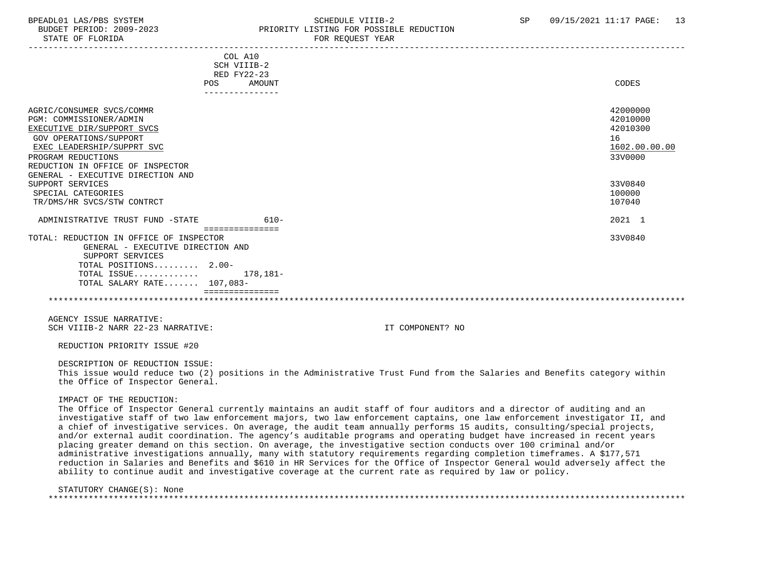| | COL A10<br>SCH VIIIB-2<br>RED FY22-23<br>POS AMOUNT | CODES |
|---|---|---|
| AGRIC/CONSUMER SVCS/COMMR | | 42000000 |
| PGM: COMMISSIONER/ADMIN | | 42010000 |
| EXECUTIVE DIR/SUPPORT SVCS | | 42010300 |
| GOV OPERATIONS/SUPPORT | | 16 |
| EXEC LEADERSHIP/SUPPRT SVC | | 1602.00.00.00 |
| PROGRAM REDUCTIONS | | 33V0000 |
| REDUCTION IN OFFICE OF INSPECTOR GENERAL - EXECUTIVE DIRECTION AND SUPPORT SERVICES | | 33V0840 |
| SPECIAL CATEGORIES | | 100000 |
| TR/DMS/HR SVCS/STW CONTRCT | | 107040 |
| ADMINISTRATIVE TRUST FUND -STATE | 610- | 2021 1 |
| TOTAL: REDUCTION IN OFFICE OF INSPECTOR GENERAL - EXECUTIVE DIRECTION AND SUPPORT SERVICES | | 33V0840 |
| TOTAL POSITIONS......... 2.00- | | |
| TOTAL ISSUE............ | 178,181- | |
| TOTAL SALARY RATE....... 107,083- | | |

AGENCY ISSUE NARRATIVE:
SCH VIIIB-2 NARR 22-23 NARRATIVE: IT COMPONENT? NO

REDUCTION PRIORITY ISSUE #20

DESCRIPTION OF REDUCTION ISSUE:
This issue would reduce two (2) positions in the Administrative Trust Fund from the Salaries and Benefits category within the Office of Inspector General.

IMPACT OF THE REDUCTION:
The Office of Inspector General currently maintains an audit staff of four auditors and a director of auditing and an investigative staff of two law enforcement majors, two law enforcement captains, one law enforcement investigator II, and a chief of investigative services. On average, the audit team annually performs 15 audits, consulting/special projects, and/or external audit coordination. The agency's auditable programs and operating budget have increased in recent years placing greater demand on this section. On average, the investigative section conducts over 100 criminal and/or administrative investigations annually, many with statutory requirements regarding completion timeframes. A $177,571 reduction in Salaries and Benefits and $610 in HR Services for the Office of Inspector General would adversely affect the ability to continue audit and investigative coverage at the current rate as required by law or policy.

STATUTORY CHANGE(S): None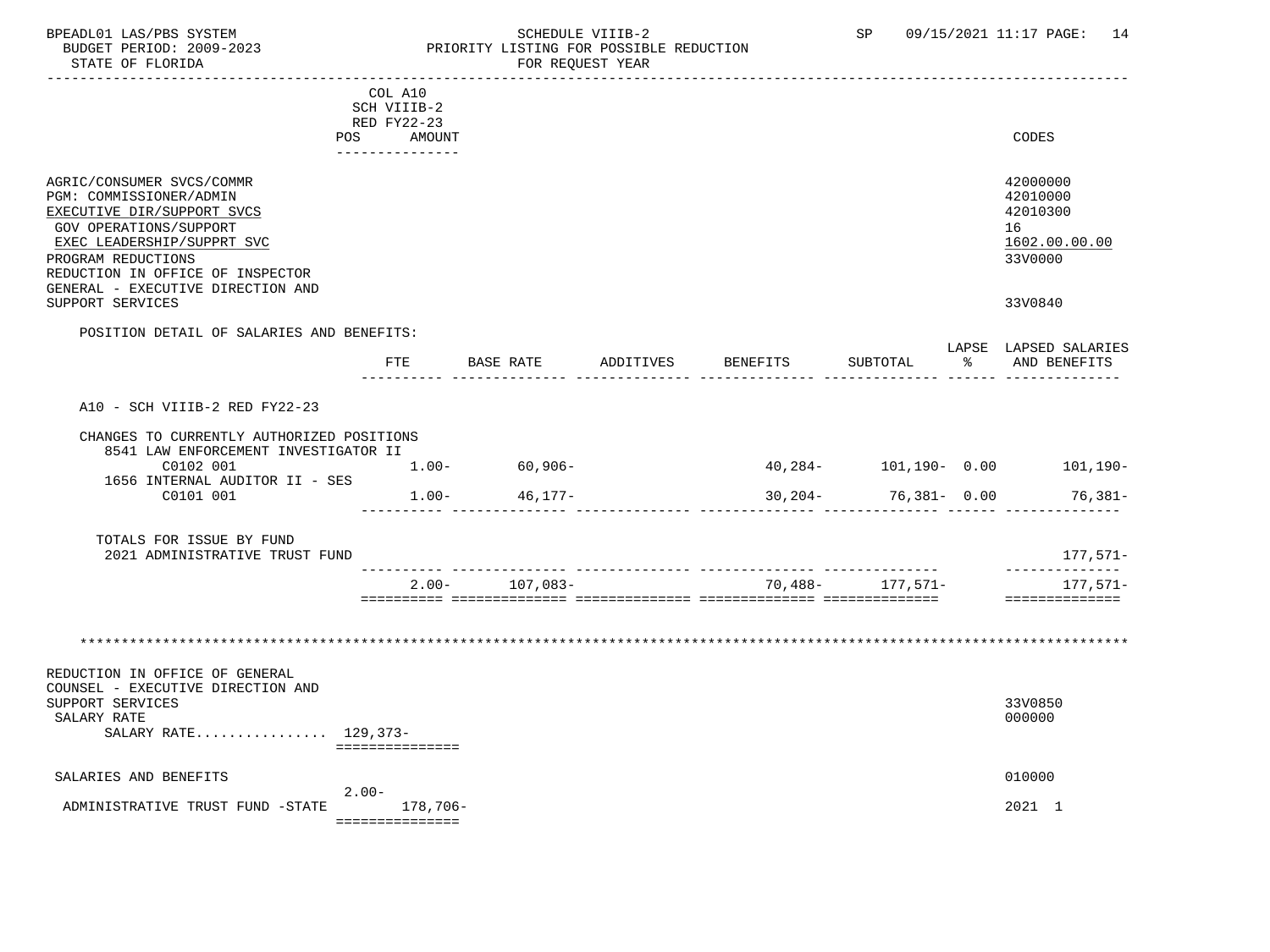BPEADL01 LAS/PBS SYSTEM — SCHEDULE VIIIB-2 — SP 09/15/2021 11:17
BUDGET PERIOD: 2009-2023 — PRIORITY LISTING FOR POSSIBLE REDUCTION
STATE OF FLORIDA — FOR REQUEST YEAR

| | COL A10 SCH VIIIB-2 RED FY22-23 POS AMOUNT | CODES |
|---|---|---|
| AGRIC/CONSUMER SVCS/COMMR | | 42000000 |
| PGM: COMMISSIONER/ADMIN | | 42010000 |
| EXECUTIVE DIR/SUPPORT SVCS | | 42010300 |
| GOV OPERATIONS/SUPPORT | | 16 |
| EXEC LEADERSHIP/SUPPRT SVC | | 1602.00.00.00 |
| PROGRAM REDUCTIONS | | 33V0000 |
| REDUCTION IN OFFICE OF INSPECTOR GENERAL - EXECUTIVE DIRECTION AND SUPPORT SERVICES | | 33V0840 |

POSITION DETAIL OF SALARIES AND BENEFITS:

| | FTE | BASE RATE | ADDITIVES | BENEFITS | SUBTOTAL | LAPSE % | LAPSED SALARIES AND BENEFITS |
|---|---|---|---|---|---|---|---|
| A10 - SCH VIIIB-2 RED FY22-23 | | | | | | | |
| CHANGES TO CURRENTLY AUTHORIZED POSITIONS | | | | | | | |
| 8541 LAW ENFORCEMENT INVESTIGATOR II C0102 001 | 1.00- | 60,906- | | 40,284- | 101,190- | 0.00 | 101,190- |
| 1656 INTERNAL AUDITOR II - SES C0101 001 | 1.00- | 46,177- | | 30,204- | 76,381- | 0.00 | 76,381- |
| TOTALS FOR ISSUE BY FUND | | | | | | | |
| 2021 ADMINISTRATIVE TRUST FUND | | | | | | | 177,571- |
| | 2.00- | 107,083- | | 70,488- | 177,571- | | 177,571- |

*************************************************************************************************

| | POS | AMOUNT | CODES |
|---|---|---|---|
| REDUCTION IN OFFICE OF GENERAL COUNSEL - EXECUTIVE DIRECTION AND SUPPORT SERVICES | | | 33V0850 |
| SALARY RATE | | | 000000 |
| SALARY RATE................ 129,373- | | | |
| SALARIES AND BENEFITS | | | 010000 |
| ADMINISTRATIVE TRUST FUND -STATE | 2.00- | 178,706- | 2021 1 |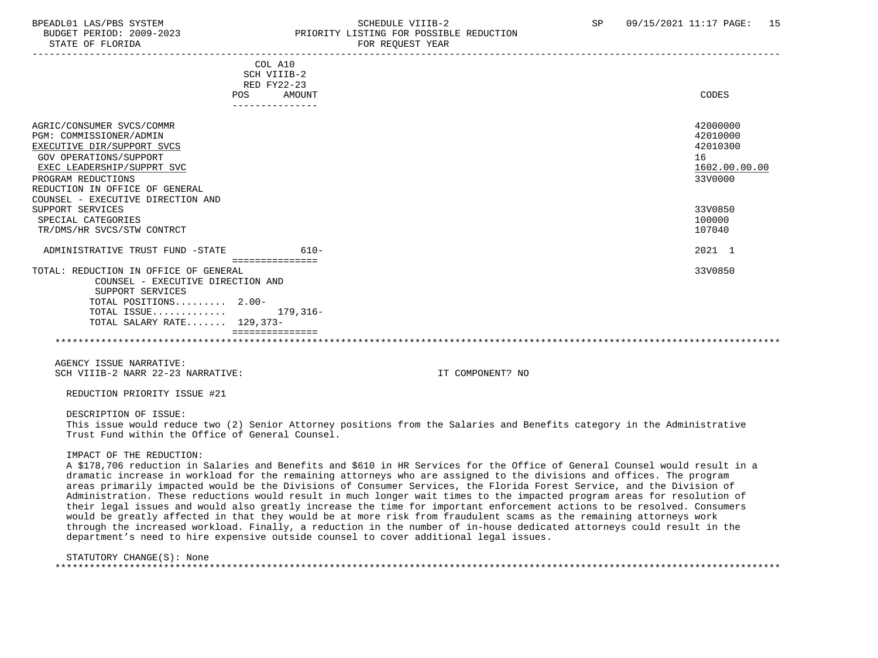BPEADL01 LAS/PBS SYSTEM SCHEDULE VIIIB-2 SP 09/15/2021 11:17

BUDGET PERIOD: 2009-2023 PRIORITY LISTING FOR POSSIBLE REDUCTION

STATE OF FLORIDA FOR REQUEST YEAR

| | COL A10 SCH VIIIB-2 RED FY22-23 POS AMOUNT | CODES |
|---|---|---|
| AGRIC/CONSUMER SVCS/COMMR | | 42000000 |
| PGM: COMMISSIONER/ADMIN | | 42010000 |
| EXECUTIVE DIR/SUPPORT SVCS | | 42010300 |
| GOV OPERATIONS/SUPPORT | | 16 |
| EXEC LEADERSHIP/SUPPRT SVC | | 1602.00.00.00 |
| PROGRAM REDUCTIONS | | 33V0000 |
| REDUCTION IN OFFICE OF GENERAL COUNSEL - EXECUTIVE DIRECTION AND SUPPORT SERVICES | | 33V0850 |
| SPECIAL CATEGORIES | | 100000 |
| TR/DMS/HR SVCS/STW CONTRCT | | 107040 |
| ADMINISTRATIVE TRUST FUND -STATE | 610- | 2021 1 |
| TOTAL: REDUCTION IN OFFICE OF GENERAL COUNSEL - EXECUTIVE DIRECTION AND SUPPORT SERVICES | | 33V0850 |
| TOTAL POSITIONS......... | 2.00- | |
| TOTAL ISSUE............. | 179,316- | |
| TOTAL SALARY RATE....... | 129,373- | |

AGENCY ISSUE NARRATIVE:

SCH VIIIB-2 NARR 22-23 NARRATIVE: IT COMPONENT? NO

REDUCTION PRIORITY ISSUE #21

DESCRIPTION OF ISSUE:

This issue would reduce two (2) Senior Attorney positions from the Salaries and Benefits category in the Administrative Trust Fund within the Office of General Counsel.

IMPACT OF THE REDUCTION:

A $178,706 reduction in Salaries and Benefits and $610 in HR Services for the Office of General Counsel would result in a dramatic increase in workload for the remaining attorneys who are assigned to the divisions and offices. The program areas primarily impacted would be the Divisions of Consumer Services, the Florida Forest Service, and the Division of Administration. These reductions would result in much longer wait times to the impacted program areas for resolution of their legal issues and would also greatly increase the time for important enforcement actions to be resolved. Consumers would be greatly affected in that they would be at more risk from fraudulent scams as the remaining attorneys work through the increased workload. Finally, a reduction in the number of in-house dedicated attorneys could result in the department's need to hire expensive outside counsel to cover additional legal issues.

STATUTORY CHANGE(S): None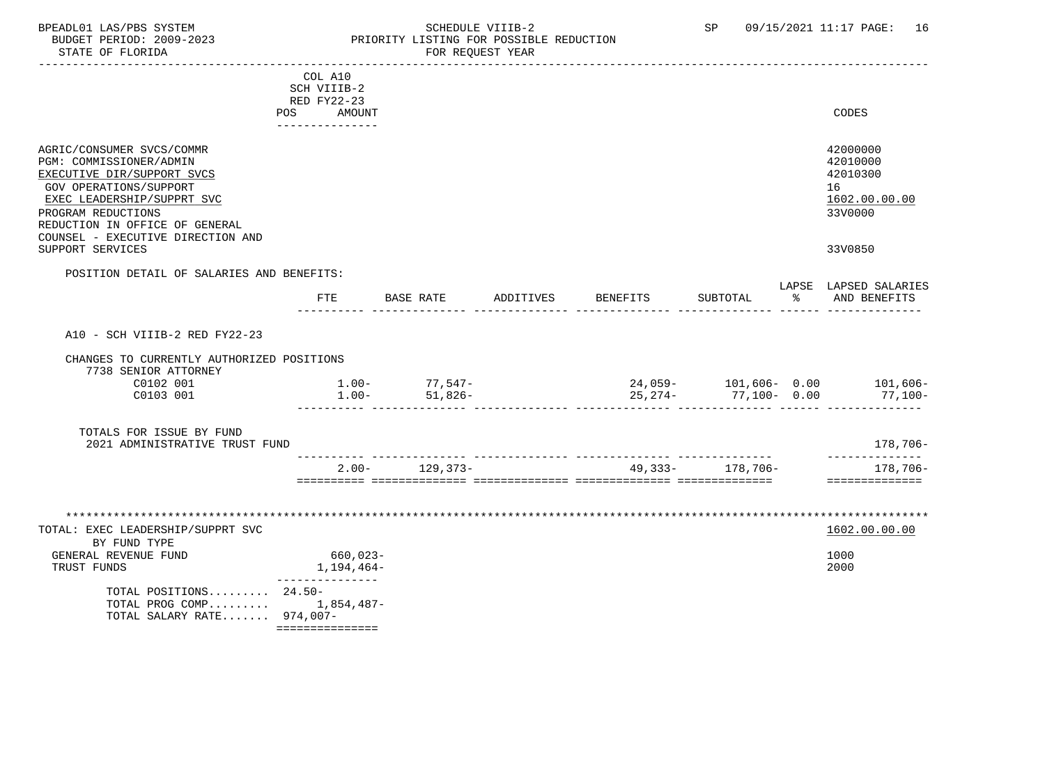COL A10
SCH VIIIB-2
RED FY22-23

| | POS | AMOUNT | CODES |
|---|---|---|---|
| AGRIC/CONSUMER SVCS/COMMR | | | 42000000 |
| PGM: COMMISSIONER/ADMIN | | | 42010000 |
| EXECUTIVE DIR/SUPPORT SVCS | | | 42010300 |
| GOV OPERATIONS/SUPPORT | | | 16 |
| EXEC LEADERSHIP/SUPPRT SVC | | | 1602.00.00.00 |
| PROGRAM REDUCTIONS | | | 33V0000 |
| REDUCTION IN OFFICE OF GENERAL COUNSEL - EXECUTIVE DIRECTION AND SUPPORT SERVICES | | | 33V0850 |

POSITION DETAIL OF SALARIES AND BENEFITS:

| | FTE | BASE RATE | ADDITIVES | BENEFITS | SUBTOTAL | LAPSE % | LAPSED SALARIES AND BENEFITS |
|---|---|---|---|---|---|---|---|
| A10 - SCH VIIIB-2 RED FY22-23 | | | | | | | |
| CHANGES TO CURRENTLY AUTHORIZED POSITIONS | | | | | | | |
| 7738 SENIOR ATTORNEY | | | | | | | |
| C0102 001 | 1.00- | 77,547- | | 24,059- | 101,606- | 0.00 | 101,606- |
| C0103 001 | 1.00- | 51,826- | | 25,274- | 77,100- | 0.00 | 77,100- |
| TOTALS FOR ISSUE BY FUND | | | | | | | |
| 2021 ADMINISTRATIVE TRUST FUND | | | | | | | 178,706- |
| | 2.00- | 129,373- | | 49,333- | 178,706- | | 178,706- |

TOTAL: EXEC LEADERSHIP/SUPPRT SVC — 1602.00.00.00

| BY FUND TYPE | AMOUNT | CODES |
|---|---|---|
| GENERAL REVENUE FUND | 660,023- | 1000 |
| TRUST FUNDS | 1,194,464- | 2000 |
| TOTAL POSITIONS......... | 24.50- | |
| TOTAL PROG COMP......... | 1,854,487- | |
| TOTAL SALARY RATE....... | 974,007- | |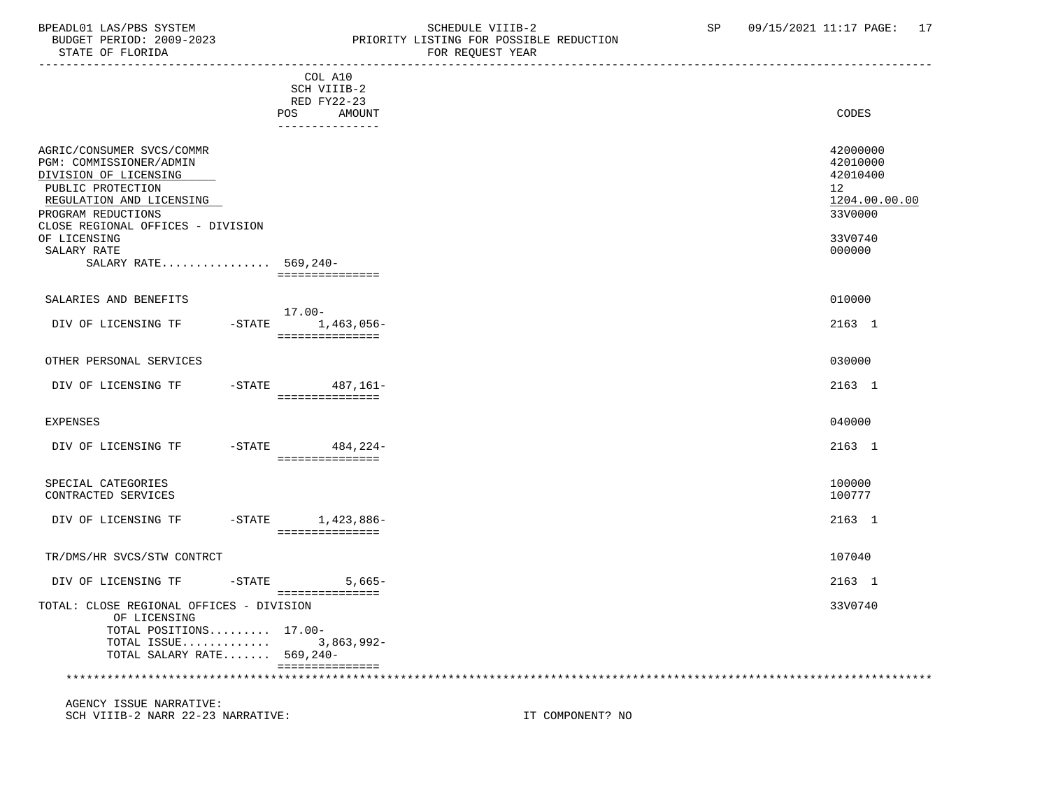BPEADL01 LAS/PBS SYSTEM  
BUDGET PERIOD: 2009-2023  
STATE OF FLORIDA

SCHEDULE VIIIB-2  
PRIORITY LISTING FOR POSSIBLE REDUCTION  
FOR REQUEST YEAR

SP 09/15/2021 11:17

| | COL A10 SCH VIIIB-2 RED FY22-23 POS | AMOUNT | CODES |
|---|---|---|---|
| AGRIC/CONSUMER SVCS/COMMR | | | 42000000 |
| PGM: COMMISSIONER/ADMIN | | | 42010000 |
| DIVISION OF LICENSING | | | 42010400 |
| PUBLIC PROTECTION | | | 12 |
| REGULATION AND LICENSING | | | 1204.00.00.00 |
| PROGRAM REDUCTIONS | | | 33V0000 |
| CLOSE REGIONAL OFFICES - DIVISION OF LICENSING | | | 33V0740 |
| SALARY RATE | | | 000000 |
| SALARY RATE................ | 569,240- | | |
| SALARIES AND BENEFITS | | | 010000 |
| DIV OF LICENSING TF -STATE | 17.00- | 1,463,056- | 2163 1 |
| OTHER PERSONAL SERVICES | | | 030000 |
| DIV OF LICENSING TF -STATE | | 487,161- | 2163 1 |
| EXPENSES | | | 040000 |
| DIV OF LICENSING TF -STATE | | 484,224- | 2163 1 |
| SPECIAL CATEGORIES | | | 100000 |
| CONTRACTED SERVICES | | | 100777 |
| DIV OF LICENSING TF -STATE | | 1,423,886- | 2163 1 |
| TR/DMS/HR SVCS/STW CONTRCT | | | 107040 |
| DIV OF LICENSING TF -STATE | | 5,665- | 2163 1 |
| TOTAL: CLOSE REGIONAL OFFICES - DIVISION OF LICENSING | | | 33V0740 |
| TOTAL POSITIONS......... | 17.00- | | |
| TOTAL ISSUE............. | | 3,863,992- | |
| TOTAL SALARY RATE....... | 569,240- | | |

AGENCY ISSUE NARRATIVE:  
SCH VIIIB-2 NARR 22-23 NARRATIVE: IT COMPONENT? NO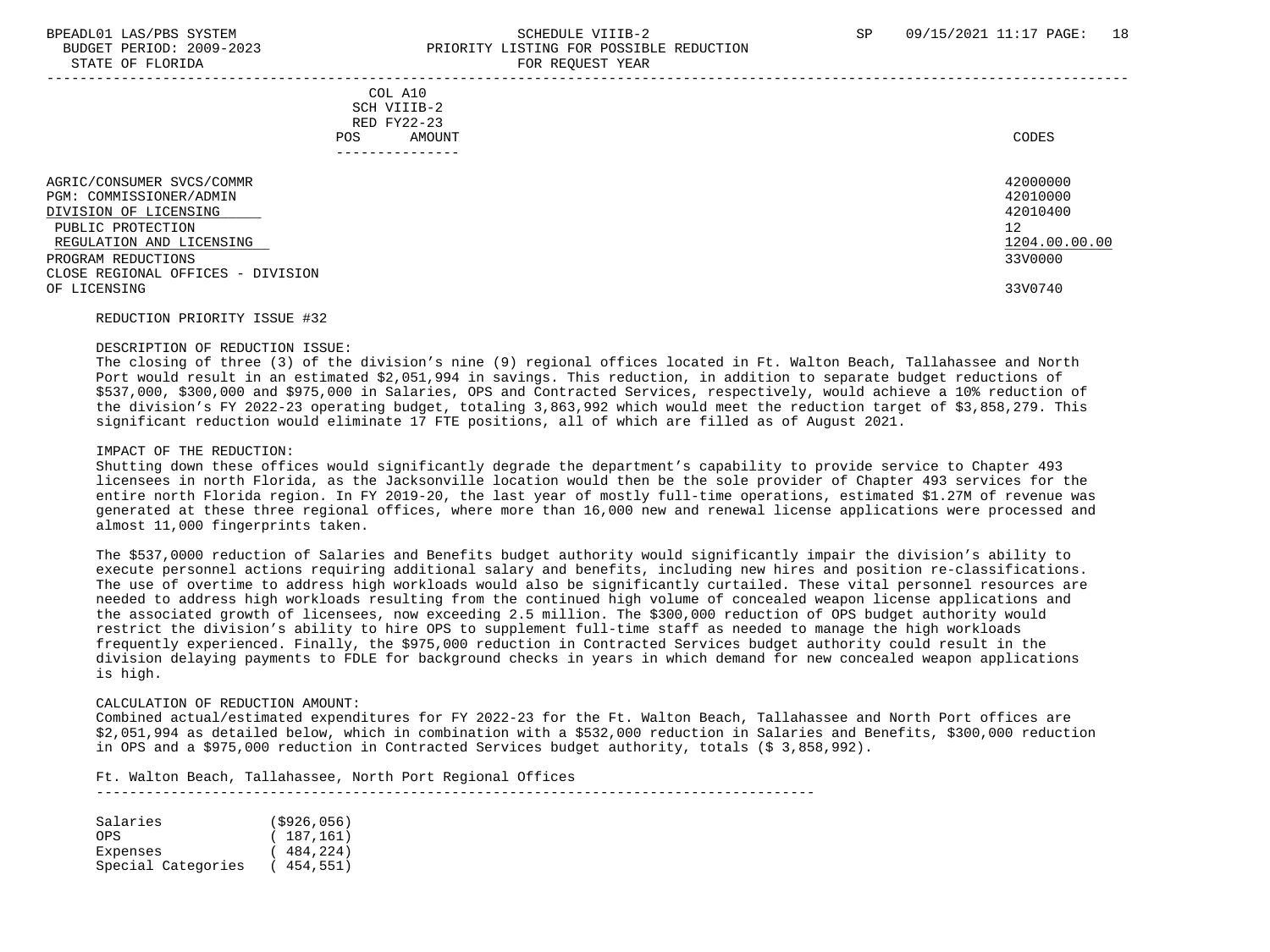COL A10
SCH VIIIB-2
RED FY22-23
POS AMOUNT

| | CODES |
|---|---|
| AGRIC/CONSUMER SVCS/COMMR | 42000000 |
| PGM: COMMISSIONER/ADMIN | 42010000 |
| DIVISION OF LICENSING | 42010400 |
| PUBLIC PROTECTION | 12 |
| REGULATION AND LICENSING | 1204.00.00.00 |
| PROGRAM REDUCTIONS | 33V0000 |
| CLOSE REGIONAL OFFICES - DIVISION OF LICENSING | 33V0740 |

REDUCTION PRIORITY ISSUE #32

DESCRIPTION OF REDUCTION ISSUE:
The closing of three (3) of the division's nine (9) regional offices located in Ft. Walton Beach, Tallahassee and North Port would result in an estimated $2,051,994 in savings. This reduction, in addition to separate budget reductions of $537,000, $300,000 and $975,000 in Salaries, OPS and Contracted Services, respectively, would achieve a 10% reduction of the division's FY 2022-23 operating budget, totaling 3,863,992 which would meet the reduction target of $3,858,279. This significant reduction would eliminate 17 FTE positions, all of which are filled as of August 2021.

IMPACT OF THE REDUCTION:
Shutting down these offices would significantly degrade the department's capability to provide service to Chapter 493 licensees in north Florida, as the Jacksonville location would then be the sole provider of Chapter 493 services for the entire north Florida region. In FY 2019-20, the last year of mostly full-time operations, estimated $1.27M of revenue was generated at these three regional offices, where more than 16,000 new and renewal license applications were processed and almost 11,000 fingerprints taken.

The $537,0000 reduction of Salaries and Benefits budget authority would significantly impair the division's ability to execute personnel actions requiring additional salary and benefits, including new hires and position re-classifications. The use of overtime to address high workloads would also be significantly curtailed. These vital personnel resources are needed to address high workloads resulting from the continued high volume of concealed weapon license applications and the associated growth of licensees, now exceeding 2.5 million. The $300,000 reduction of OPS budget authority would restrict the division's ability to hire OPS to supplement full-time staff as needed to manage the high workloads frequently experienced. Finally, the $975,000 reduction in Contracted Services budget authority could result in the division delaying payments to FDLE for background checks in years in which demand for new concealed weapon applications is high.

CALCULATION OF REDUCTION AMOUNT:
Combined actual/estimated expenditures for FY 2022-23 for the Ft. Walton Beach, Tallahassee and North Port offices are $2,051,994 as detailed below, which in combination with a $532,000 reduction in Salaries and Benefits, $300,000 reduction in OPS and a $975,000 reduction in Contracted Services budget authority, totals ($ 3,858,992).

Ft. Walton Beach, Tallahassee, North Port Regional Offices

| | |
|---|---|
| Salaries | ($926,056) |
| OPS | ( 187,161) |
| Expenses | ( 484,224) |
| Special Categories | ( 454,551) |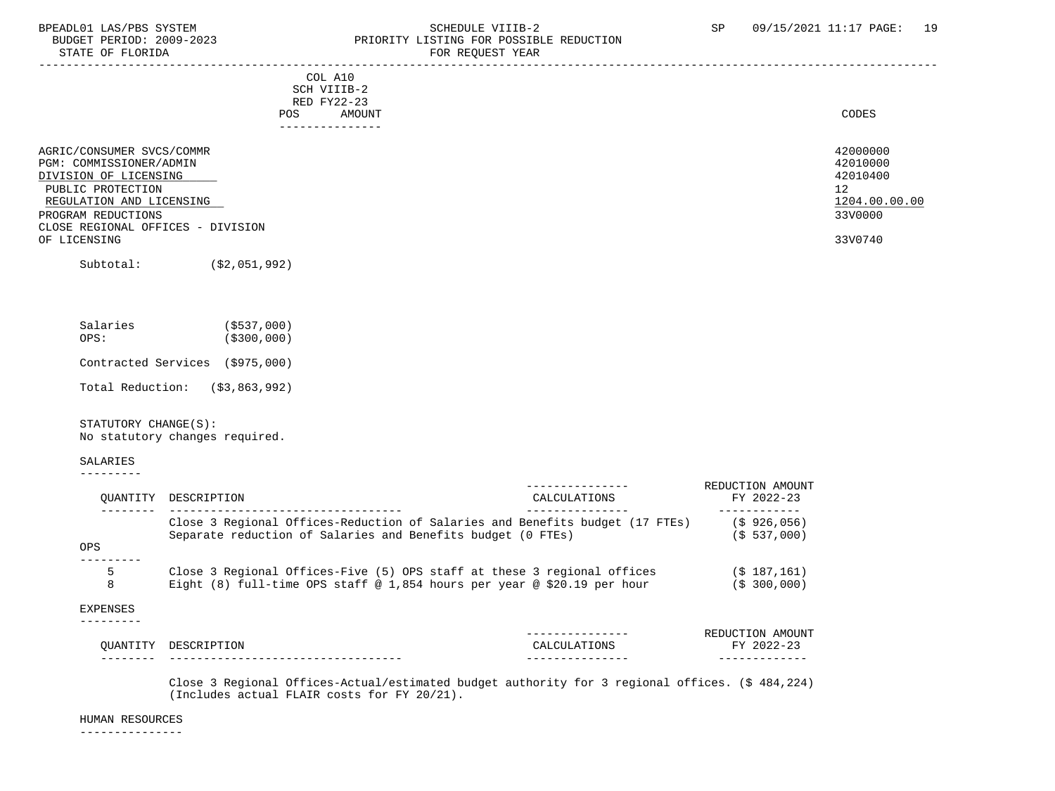BPEADL01 LAS/PBS SYSTEM — SCHEDULE VIIIB-2 — SP 09/15/2021 11:17
BUDGET PERIOD: 2009-2023 — PRIORITY LISTING FOR POSSIBLE REDUCTION
STATE OF FLORIDA — FOR REQUEST YEAR

| | COL A10 SCH VIIIB-2 RED FY22-23 POS AMOUNT | CODES |
|---|---|---|
| AGRIC/CONSUMER SVCS/COMMR | | 42000000 |
| PGM: COMMISSIONER/ADMIN | | 42010000 |
| DIVISION OF LICENSING | | 42010400 |
| PUBLIC PROTECTION | | 12 |
| REGULATION AND LICENSING | | 1204.00.00.00 |
| PROGRAM REDUCTIONS | | 33V0000 |
| CLOSE REGIONAL OFFICES - DIVISION OF LICENSING | | 33V0740 |

Subtotal: ($2,051,992)

Salaries ($537,000)
OPS: ($300,000)

Contracted Services ($975,000)

Total Reduction: ($3,863,992)

STATUTORY CHANGE(S):
No statutory changes required.

SALARIES

| QUANTITY | DESCRIPTION | CALCULATIONS | REDUCTION AMOUNT FY 2022-23 |
|---|---|---|---|
| | Close 3 Regional Offices-Reduction of Salaries and Benefits budget (17 FTEs) | | ($ 926,056) |
| | Separate reduction of Salaries and Benefits budget (0 FTEs) | | ($ 537,000) |

OPS

| QUANTITY | DESCRIPTION | CALCULATIONS | REDUCTION AMOUNT FY 2022-23 |
|---|---|---|---|
| 5 | Close 3 Regional Offices-Five (5) OPS staff at these 3 regional offices | | ($ 187,161) |
| 8 | Eight (8) full-time OPS staff @ 1,854 hours per year @ $20.19 per hour | | ($ 300,000) |

EXPENSES

| QUANTITY | DESCRIPTION | CALCULATIONS | REDUCTION AMOUNT FY 2022-23 |
|---|---|---|---|
| | Close 3 Regional Offices-Actual/estimated budget authority for 3 regional offices. (Includes actual FLAIR costs for FY 20/21). | | ($ 484,224) |

HUMAN RESOURCES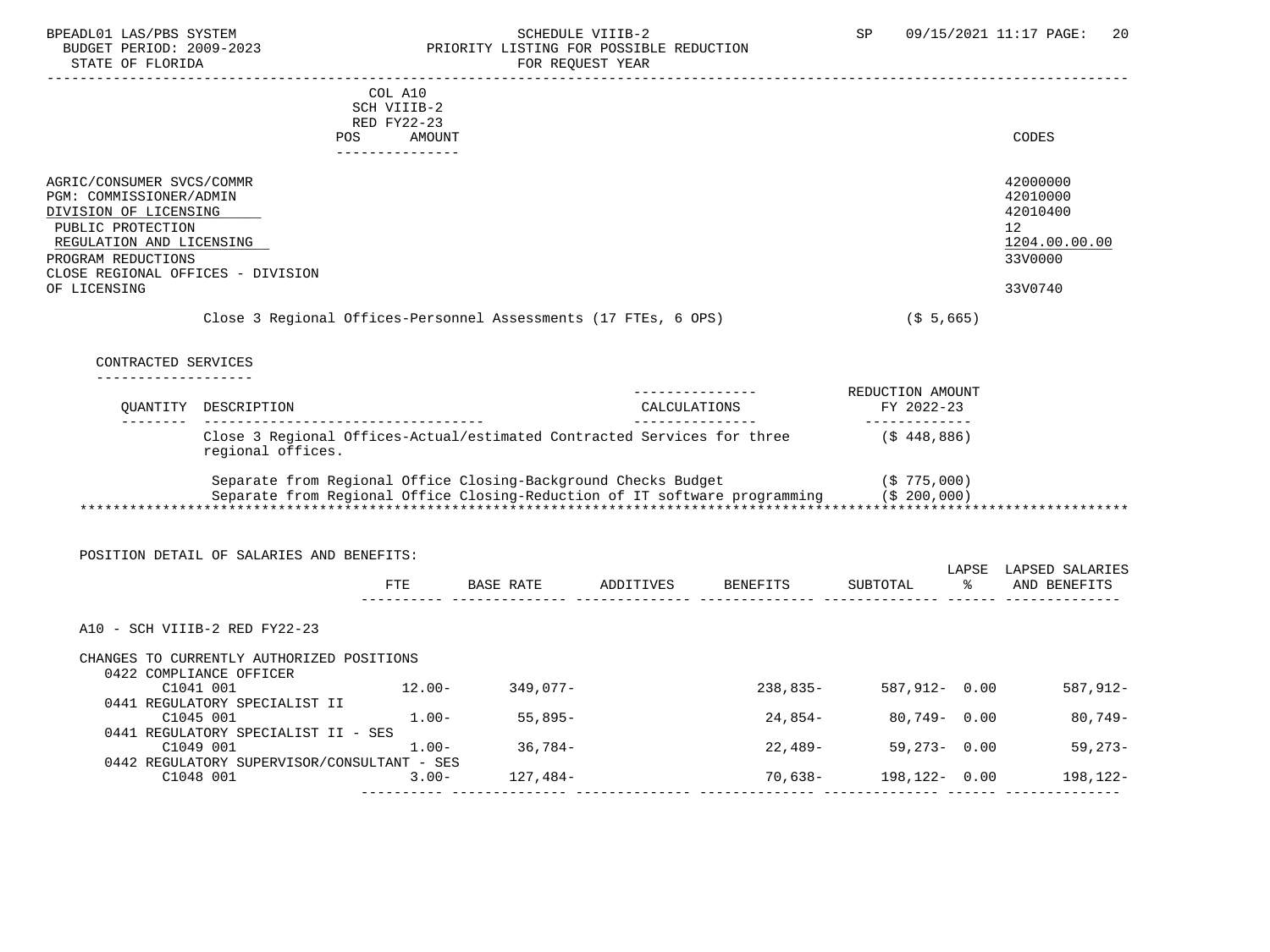BPEADL01 LAS/PBS SYSTEM — SCHEDULE VIIIB-2 — SP 09/15/2021 11:17
BUDGET PERIOD: 2009-2023 — PRIORITY LISTING FOR POSSIBLE REDUCTION
STATE OF FLORIDA — FOR REQUEST YEAR

| | COL A10 SCH VIIIB-2 RED FY22-23 POS AMOUNT | CODES |
|---|---|---|
| AGRIC/CONSUMER SVCS/COMMR | | 42000000 |
| PGM: COMMISSIONER/ADMIN | | 42010000 |
| DIVISION OF LICENSING | | 42010400 |
| PUBLIC PROTECTION | | 12 |
| REGULATION AND LICENSING | | 1204.00.00.00 |
| PROGRAM REDUCTIONS | | 33V0000 |
| CLOSE REGIONAL OFFICES - DIVISION OF LICENSING | | 33V0740 |

Close 3 Regional Offices-Personnel Assessments (17 FTEs, 6 OPS) ($ 5,665)

CONTRACTED SERVICES

| QUANTITY | DESCRIPTION | CALCULATIONS | REDUCTION AMOUNT FY 2022-23 |
|---|---|---|---|
| | Close 3 Regional Offices-Actual/estimated Contracted Services for three regional offices. | | ($ 448,886) |
| | Separate from Regional Office Closing-Background Checks Budget | | ($ 775,000) |
| | Separate from Regional Office Closing-Reduction of IT software programming | | ($ 200,000) |

POSITION DETAIL OF SALARIES AND BENEFITS:

| | FTE | BASE RATE | ADDITIVES | BENEFITS | SUBTOTAL | LAPSE % | LAPSED SALARIES AND BENEFITS |
|---|---|---|---|---|---|---|---|
| A10 - SCH VIIIB-2 RED FY22-23 | | | | | | | |
| CHANGES TO CURRENTLY AUTHORIZED POSITIONS | | | | | | | |
| 0422 COMPLIANCE OFFICER C1041 001 | 12.00- | 349,077- | | 238,835- | 587,912- | 0.00 | 587,912- |
| 0441 REGULATORY SPECIALIST II C1045 001 | 1.00- | 55,895- | | 24,854- | 80,749- | 0.00 | 80,749- |
| 0441 REGULATORY SPECIALIST II - SES C1049 001 | 1.00- | 36,784- | | 22,489- | 59,273- | 0.00 | 59,273- |
| 0442 REGULATORY SUPERVISOR/CONSULTANT - SES C1048 001 | 3.00- | 127,484- | | 70,638- | 198,122- | 0.00 | 198,122- |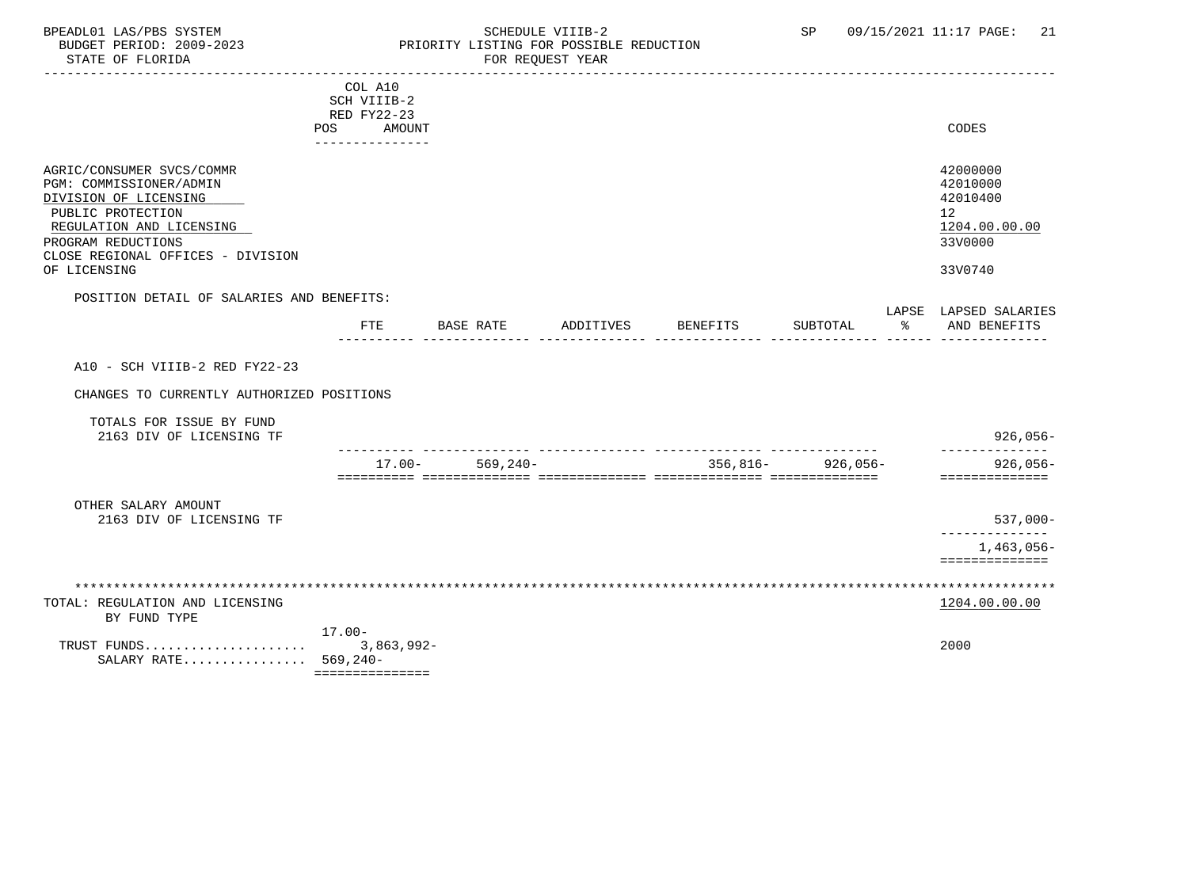BPEADL01 LAS/PBS SYSTEM — SCHEDULE VIIIB-2 — SP 09/15/2021 11:17

BUDGET PERIOD: 2009-2023 — PRIORITY LISTING FOR POSSIBLE REDUCTION

STATE OF FLORIDA — FOR REQUEST YEAR

| | COL A10 SCH VIIIB-2 RED FY22-23 POS AMOUNT | CODES |
|---|---|---|
| AGRIC/CONSUMER SVCS/COMMR | | 42000000 |
| PGM: COMMISSIONER/ADMIN | | 42010000 |
| DIVISION OF LICENSING | | 42010400 |
| PUBLIC PROTECTION | | 12 |
| REGULATION AND LICENSING | | 1204.00.00.00 |
| PROGRAM REDUCTIONS | | 33V0000 |
| CLOSE REGIONAL OFFICES - DIVISION OF LICENSING | | 33V0740 |

POSITION DETAIL OF SALARIES AND BENEFITS:

| | FTE | BASE RATE | ADDITIVES | BENEFITS | SUBTOTAL | LAPSE % | LAPSED SALARIES AND BENEFITS |
|---|---|---|---|---|---|---|---|
| A10 - SCH VIIIB-2 RED FY22-23 | | | | | | | |
| CHANGES TO CURRENTLY AUTHORIZED POSITIONS | | | | | | | |
| TOTALS FOR ISSUE BY FUND | | | | | | | |
| 2163 DIV OF LICENSING TF | | | | | | | 926,056- |
| | 17.00- | 569,240- | | 356,816- | 926,056- | | 926,056- |
| OTHER SALARY AMOUNT | | | | | | | |
| 2163 DIV OF LICENSING TF | | | | | | | 537,000- |
| | | | | | | | 1,463,056- |

TOTAL: REGULATION AND LICENSING — 1204.00.00.00

BY FUND TYPE

| | POS AMOUNT | CODES |
|---|---|---|
| | 17.00- | |
| TRUST FUNDS..................... | 3,863,992- | 2000 |
| SALARY RATE................ | 569,240- | |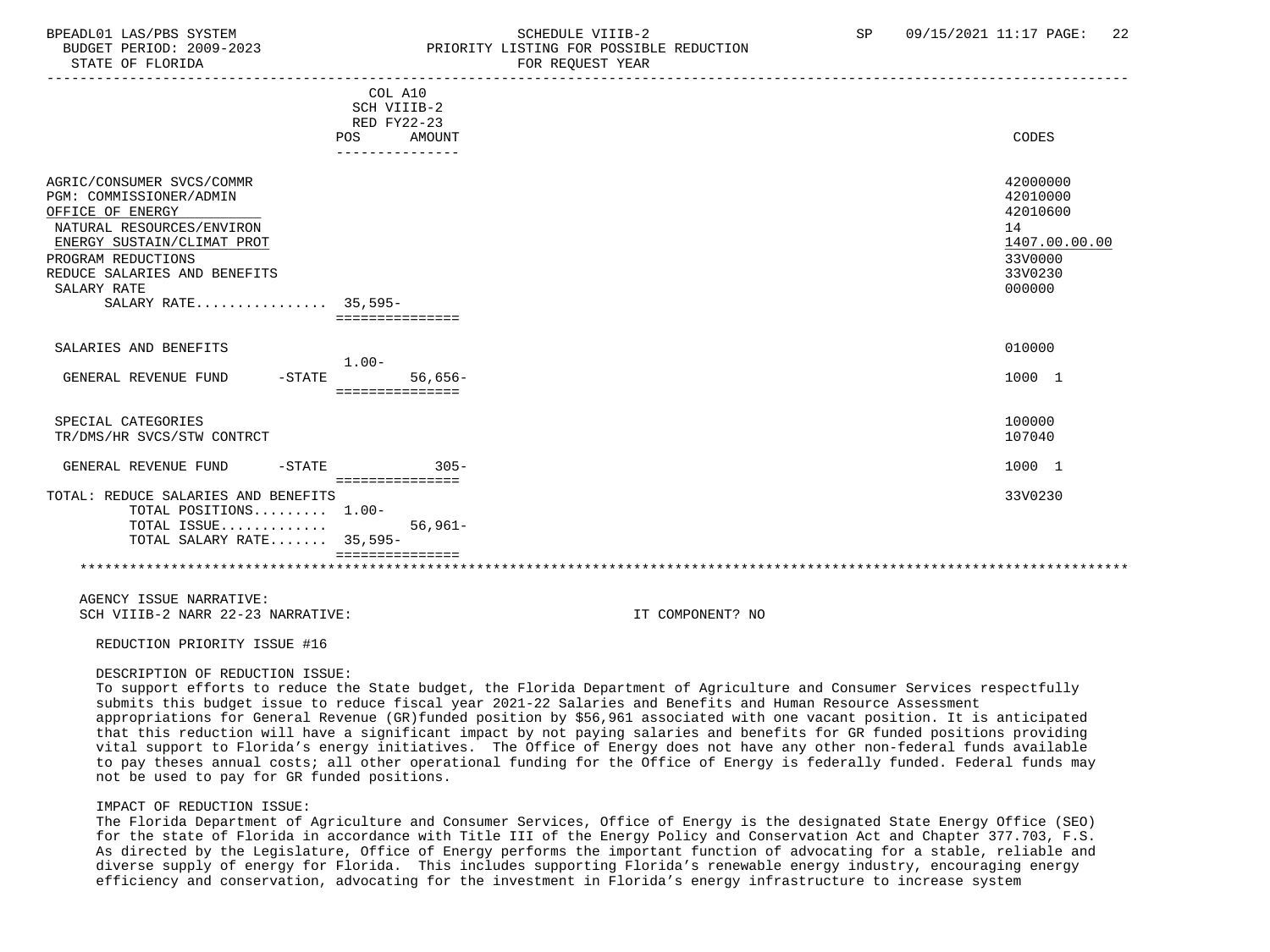BPEADL01 LAS/PBS SYSTEM — SCHEDULE VIIIB-2 — SP 09/15/2021 11:17
BUDGET PERIOD: 2009-2023 — PRIORITY LISTING FOR POSSIBLE REDUCTION
STATE OF FLORIDA — FOR REQUEST YEAR

| | COL A10 SCH VIIIB-2 RED FY22-23 POS | AMOUNT | CODES |
|---|---|---|---|
| AGRIC/CONSUMER SVCS/COMMR | | | 42000000 |
| PGM: COMMISSIONER/ADMIN | | | 42010000 |
| OFFICE OF ENERGY | | | 42010600 |
| NATURAL RESOURCES/ENVIRON | | | 14 |
| ENERGY SUSTAIN/CLIMAT PROT | | | 1407.00.00.00 |
| PROGRAM REDUCTIONS | | | 33V0000 |
| REDUCE SALARIES AND BENEFITS | | | 33V0230 |
| SALARY RATE | | | 000000 |
| SALARY RATE................ | 35,595- | | |
| SALARIES AND BENEFITS | | | 010000 |
| GENERAL REVENUE FUND -STATE | 1.00- | 56,656- | 1000 1 |
| SPECIAL CATEGORIES | | | 100000 |
| TR/DMS/HR SVCS/STW CONTRCT | | | 107040 |
| GENERAL REVENUE FUND -STATE | | 305- | 1000 1 |
| TOTAL: REDUCE SALARIES AND BENEFITS | | | 33V0230 |
| TOTAL POSITIONS......... | 1.00- | | |
| TOTAL ISSUE............. | | 56,961- | |
| TOTAL SALARY RATE....... | 35,595- | | |

AGENCY ISSUE NARRATIVE:
SCH VIIIB-2 NARR 22-23 NARRATIVE: IT COMPONENT? NO

REDUCTION PRIORITY ISSUE #16

DESCRIPTION OF REDUCTION ISSUE:
To support efforts to reduce the State budget, the Florida Department of Agriculture and Consumer Services respectfully submits this budget issue to reduce fiscal year 2021-22 Salaries and Benefits and Human Resource Assessment appropriations for General Revenue (GR)funded position by $56,961 associated with one vacant position. It is anticipated that this reduction will have a significant impact by not paying salaries and benefits for GR funded positions providing vital support to Florida's energy initiatives. The Office of Energy does not have any other non-federal funds available to pay theses annual costs; all other operational funding for the Office of Energy is federally funded. Federal funds may not be used to pay for GR funded positions.

IMPACT OF REDUCTION ISSUE:
The Florida Department of Agriculture and Consumer Services, Office of Energy is the designated State Energy Office (SEO) for the state of Florida in accordance with Title III of the Energy Policy and Conservation Act and Chapter 377.703, F.S. As directed by the Legislature, Office of Energy performs the important function of advocating for a stable, reliable and diverse supply of energy for Florida. This includes supporting Florida's renewable energy industry, encouraging energy efficiency and conservation, advocating for the investment in Florida's energy infrastructure to increase system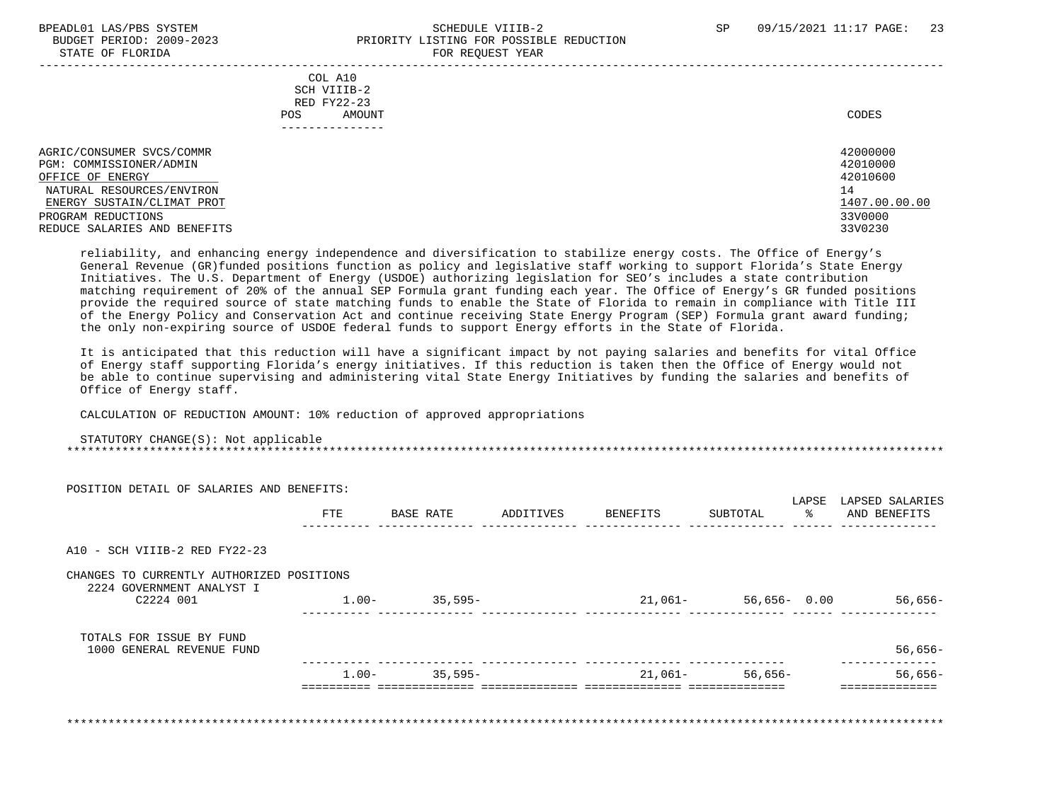COL A10
SCH VIIIB-2
RED FY22-23
POS AMOUNT

CODES

| | |
|---|---|
| AGRIC/CONSUMER SVCS/COMMR | 42000000 |
| PGM: COMMISSIONER/ADMIN | 42010000 |
| OFFICE OF ENERGY | 42010600 |
| NATURAL RESOURCES/ENVIRON | 14 |
| ENERGY SUSTAIN/CLIMAT PROT | 1407.00.00.00 |
| PROGRAM REDUCTIONS | 33V0000 |
| REDUCE SALARIES AND BENEFITS | 33V0230 |

reliability, and enhancing energy independence and diversification to stabilize energy costs. The Office of Energy's General Revenue (GR)funded positions function as policy and legislative staff working to support Florida's State Energy Initiatives. The U.S. Department of Energy (USDOE) authorizing legislation for SEO's includes a state contribution matching requirement of 20% of the annual SEP Formula grant funding each year. The Office of Energy's GR funded positions provide the required source of state matching funds to enable the State of Florida to remain in compliance with Title III of the Energy Policy and Conservation Act and continue receiving State Energy Program (SEP) Formula grant award funding; the only non-expiring source of USDOE federal funds to support Energy efforts in the State of Florida.

It is anticipated that this reduction will have a significant impact by not paying salaries and benefits for vital Office of Energy staff supporting Florida's energy initiatives. If this reduction is taken then the Office of Energy would not be able to continue supervising and administering vital State Energy Initiatives by funding the salaries and benefits of Office of Energy staff.

CALCULATION OF REDUCTION AMOUNT: 10% reduction of approved appropriations

STATUTORY CHANGE(S): Not applicable

POSITION DETAIL OF SALARIES AND BENEFITS:

| | FTE | BASE RATE | ADDITIVES | BENEFITS | SUBTOTAL | LAPSE % | LAPSED SALARIES AND BENEFITS |
|---|---|---|---|---|---|---|---|
| A10 - SCH VIIIB-2 RED FY22-23 | | | | | | | |
| CHANGES TO CURRENTLY AUTHORIZED POSITIONS | | | | | | | |
| 2224 GOVERNMENT ANALYST I | | | | | | | |
| C2224 001 | 1.00- | 35,595- | | 21,061- | 56,656- | 0.00 | 56,656- |
| TOTALS FOR ISSUE BY FUND | | | | | | | |
| 1000 GENERAL REVENUE FUND | | | | | | | 56,656- |
| | 1.00- | 35,595- | | 21,061- | 56,656- | | 56,656- |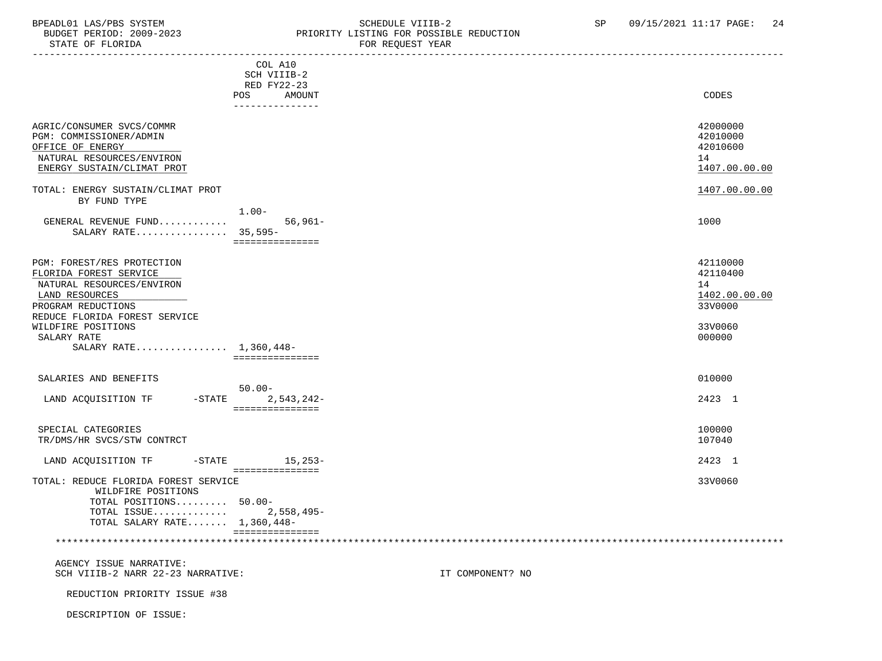BPEADL01 LAS/PBS SYSTEM — SCHEDULE VIIIB-2 — SP 09/15/2021 11:17
BUDGET PERIOD: 2009-2023 — PRIORITY LISTING FOR POSSIBLE REDUCTION
STATE OF FLORIDA — FOR REQUEST YEAR

| | COL A10 SCH VIIIB-2 RED FY22-23 POS | AMOUNT | CODES |
|---|---|---|---|
| AGRIC/CONSUMER SVCS/COMMR | | | 42000000 |
| PGM: COMMISSIONER/ADMIN | | | 42010000 |
| OFFICE OF ENERGY | | | 42010600 |
| NATURAL RESOURCES/ENVIRON | | | 14 |
| ENERGY SUSTAIN/CLIMAT PROT | | | 1407.00.00.00 |
| TOTAL: ENERGY SUSTAIN/CLIMAT PROT | | | 1407.00.00.00 |
| BY FUND TYPE | | | |
| GENERAL REVENUE FUND............ | 1.00- | 56,961- | 1000 |
| SALARY RATE................ | 35,595- | | |
| PGM: FOREST/RES PROTECTION | | | 42110000 |
| FLORIDA FOREST SERVICE | | | 42110400 |
| NATURAL RESOURCES/ENVIRON | | | 14 |
| LAND RESOURCES | | | 1402.00.00.00 |
| PROGRAM REDUCTIONS | | | 33V0000 |
| REDUCE FLORIDA FOREST SERVICE WILDFIRE POSITIONS | | | 33V0060 |
| SALARY RATE | | | 000000 |
| SALARY RATE................ | 1,360,448- | | |
| SALARIES AND BENEFITS | | | 010000 |
| LAND ACQUISITION TF -STATE | 50.00- | 2,543,242- | 2423 1 |
| SPECIAL CATEGORIES | | | 100000 |
| TR/DMS/HR SVCS/STW CONTRCT | | | 107040 |
| LAND ACQUISITION TF -STATE | | 15,253- | 2423 1 |
| TOTAL: REDUCE FLORIDA FOREST SERVICE WILDFIRE POSITIONS | | | 33V0060 |
| TOTAL POSITIONS......... | 50.00- | | |
| TOTAL ISSUE............ | | 2,558,495- | |
| TOTAL SALARY RATE....... | 1,360,448- | | |

AGENCY ISSUE NARRATIVE:
SCH VIIIB-2 NARR 22-23 NARRATIVE: IT COMPONENT? NO

REDUCTION PRIORITY ISSUE #38

DESCRIPTION OF ISSUE: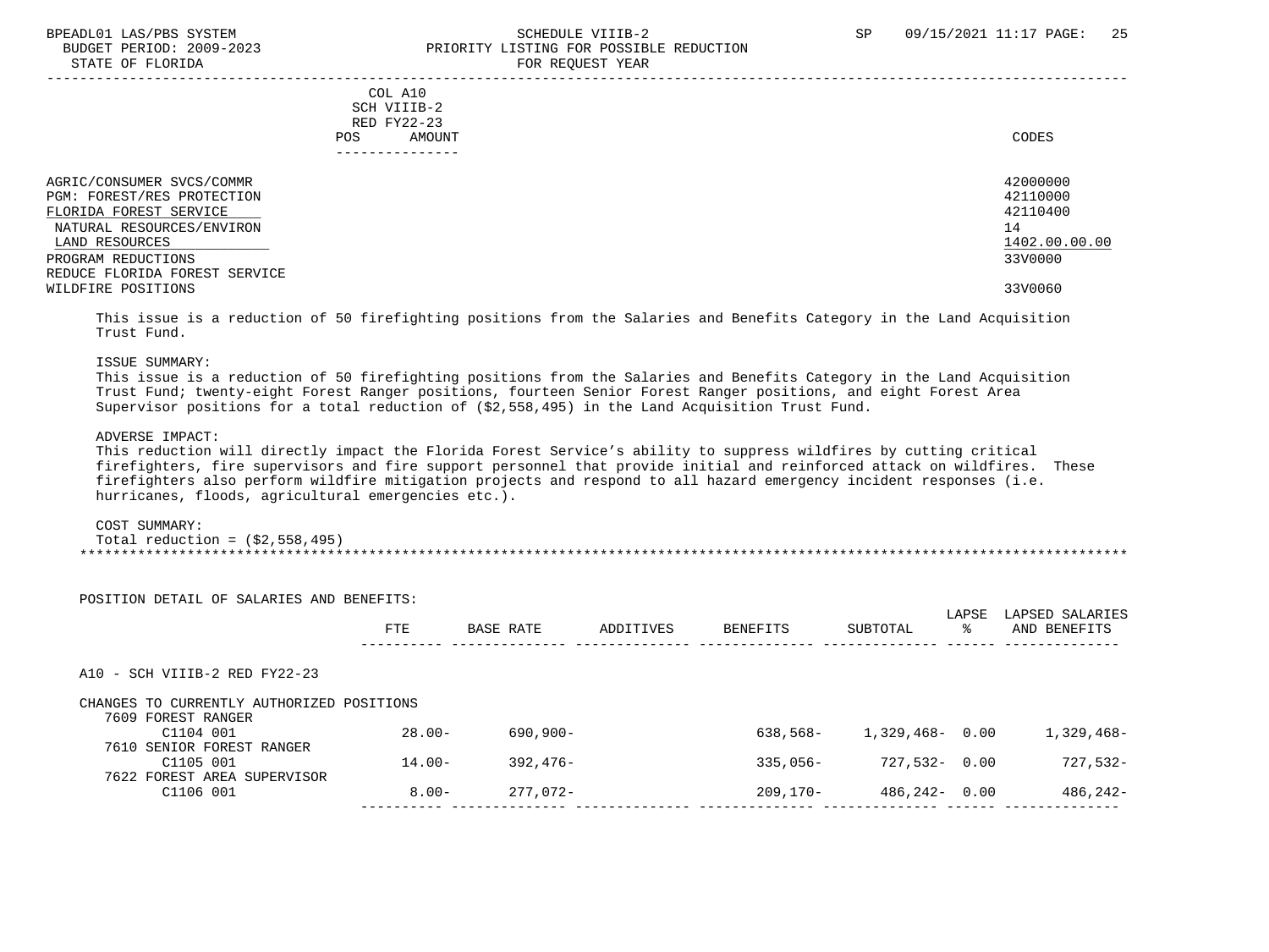BPEADL01 LAS/PBS SYSTEM | SCHEDULE VIIIB-2 | SP 09/15/2021 11:17
BUDGET PERIOD: 2009-2023 | PRIORITY LISTING FOR POSSIBLE REDUCTION
STATE OF FLORIDA | FOR REQUEST YEAR

| | COL A10 SCH VIIIB-2 RED FY22-23 POS AMOUNT | CODES |
|---|---|---|
| AGRIC/CONSUMER SVCS/COMMR | | 42000000 |
| PGM: FOREST/RES PROTECTION | | 42110000 |
| FLORIDA FOREST SERVICE | | 42110400 |
| NATURAL RESOURCES/ENVIRON | | 14 |
| LAND RESOURCES | | 1402.00.00.00 |
| PROGRAM REDUCTIONS | | 33V0000 |
| REDUCE FLORIDA FOREST SERVICE WILDFIRE POSITIONS | | 33V0060 |

This issue is a reduction of 50 firefighting positions from the Salaries and Benefits Category in the Land Acquisition Trust Fund.

ISSUE SUMMARY:
This issue is a reduction of 50 firefighting positions from the Salaries and Benefits Category in the Land Acquisition Trust Fund; twenty-eight Forest Ranger positions, fourteen Senior Forest Ranger positions, and eight Forest Area Supervisor positions for a total reduction of ($2,558,495) in the Land Acquisition Trust Fund.

ADVERSE IMPACT:
This reduction will directly impact the Florida Forest Service's ability to suppress wildfires by cutting critical firefighters, fire supervisors and fire support personnel that provide initial and reinforced attack on wildfires. These firefighters also perform wildfire mitigation projects and respond to all hazard emergency incident responses (i.e. hurricanes, floods, agricultural emergencies etc.).

COST SUMMARY:
Total reduction = ($2,558,495)

POSITION DETAIL OF SALARIES AND BENEFITS:

| | FTE | BASE RATE | ADDITIVES | BENEFITS | SUBTOTAL | LAPSE % | LAPSED SALARIES AND BENEFITS |
|---|---|---|---|---|---|---|---|
| A10 - SCH VIIIB-2 RED FY22-23 | | | | | | | |
| CHANGES TO CURRENTLY AUTHORIZED POSITIONS | | | | | | | |
| 7609 FOREST RANGER | | | | | | | |
| C1104 001 | 28.00- | 690,900- | | 638,568- | 1,329,468- | 0.00 | 1,329,468- |
| 7610 SENIOR FOREST RANGER | | | | | | | |
| C1105 001 | 14.00- | 392,476- | | 335,056- | 727,532- | 0.00 | 727,532- |
| 7622 FOREST AREA SUPERVISOR | | | | | | | |
| C1106 001 | 8.00- | 277,072- | | 209,170- | 486,242- | 0.00 | 486,242- |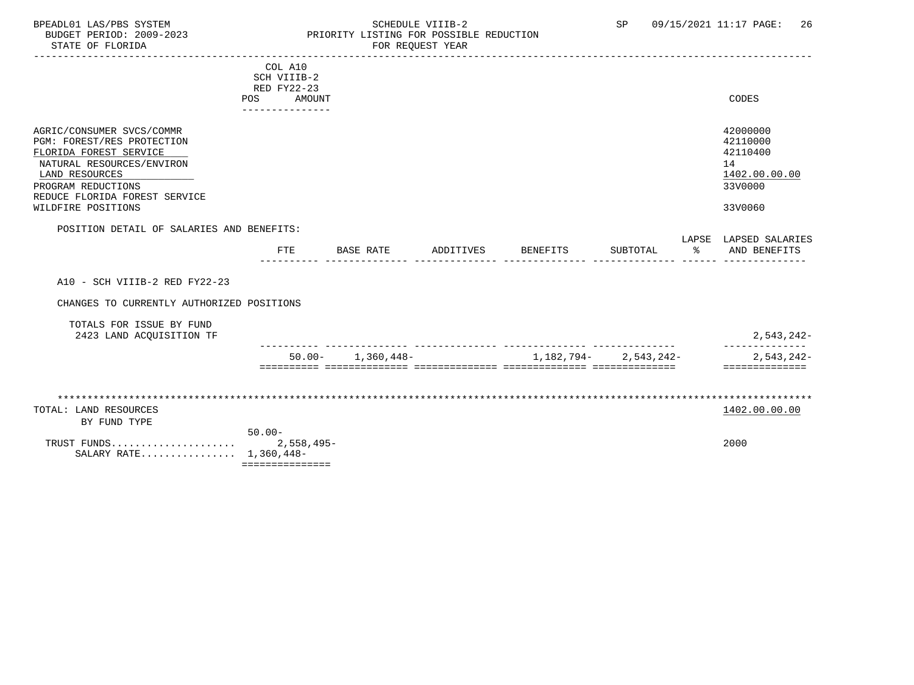BPEADL01 LAS/PBS SYSTEM — SCHEDULE VIIIB-2 — SP 09/15/2021 11:17

BUDGET PERIOD: 2009-2023 — PRIORITY LISTING FOR POSSIBLE REDUCTION

STATE OF FLORIDA — FOR REQUEST YEAR

| | COL A10 SCH VIIIB-2 RED FY22-23 POS AMOUNT | CODES |
|---|---|---|
| AGRIC/CONSUMER SVCS/COMMR | | 42000000 |
| PGM: FOREST/RES PROTECTION | | 42110000 |
| FLORIDA FOREST SERVICE | | 42110400 |
| NATURAL RESOURCES/ENVIRON | | 14 |
| LAND RESOURCES | | 1402.00.00.00 |
| PROGRAM REDUCTIONS | | 33V0000 |
| REDUCE FLORIDA FOREST SERVICE WILDFIRE POSITIONS | | 33V0060 |

POSITION DETAIL OF SALARIES AND BENEFITS:

| | FTE | BASE RATE | ADDITIVES | BENEFITS | SUBTOTAL | LAPSE % | LAPSED SALARIES AND BENEFITS |
|---|---|---|---|---|---|---|---|
| A10 - SCH VIIIB-2 RED FY22-23 | | | | | | | |
| CHANGES TO CURRENTLY AUTHORIZED POSITIONS | | | | | | | |
| TOTALS FOR ISSUE BY FUND | | | | | | | |
| 2423 LAND ACQUISITION TF | | | | | | | 2,543,242- |
| | 50.00- | 1,360,448- | | 1,182,794- | 2,543,242- | | 2,543,242- |

| TOTAL: LAND RESOURCES | POS / AMOUNT | CODES |
|---|---|---|
| BY FUND TYPE | 50.00- | 1402.00.00.00 |
| TRUST FUNDS | 2,558,495- | 2000 |
| SALARY RATE | 1,360,448- | |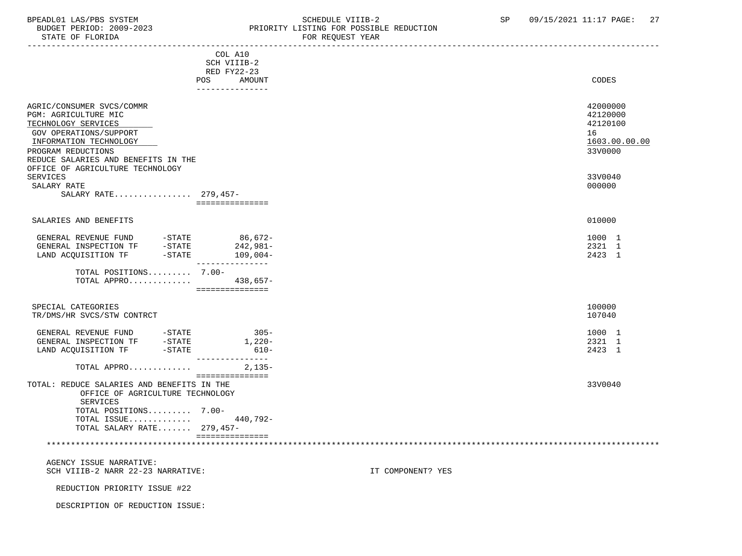| | COL A10 SCH VIIIB-2 RED FY22-23 POS AMOUNT | CODES |
|---|---|---|
| AGRIC/CONSUMER SVCS/COMMR | | 42000000 |
| PGM: AGRICULTURE MIC | | 42120000 |
| TECHNOLOGY SERVICES | | 42120100 |
| GOV OPERATIONS/SUPPORT | | 16 |
| INFORMATION TECHNOLOGY | | 1603.00.00.00 |
| PROGRAM REDUCTIONS | | 33V0000 |
| REDUCE SALARIES AND BENEFITS IN THE OFFICE OF AGRICULTURE TECHNOLOGY SERVICES | | 33V0040 |
| SALARY RATE | | 000000 |
| SALARY RATE................ | 279,457- | |
| SALARIES AND BENEFITS | | 010000 |
| GENERAL REVENUE FUND -STATE | 86,672- | 1000 1 |
| GENERAL INSPECTION TF -STATE | 242,981- | 2321 1 |
| LAND ACQUISITION TF -STATE | 109,004- | 2423 1 |
| TOTAL POSITIONS......... | 7.00- | |
| TOTAL APPRO............. | 438,657- | |
| SPECIAL CATEGORIES | | 100000 |
| TR/DMS/HR SVCS/STW CONTRCT | | 107040 |
| GENERAL REVENUE FUND -STATE | 305- | 1000 1 |
| GENERAL INSPECTION TF -STATE | 1,220- | 2321 1 |
| LAND ACQUISITION TF -STATE | 610- | 2423 1 |
| TOTAL APPRO............. | 2,135- | |
| TOTAL: REDUCE SALARIES AND BENEFITS IN THE OFFICE OF AGRICULTURE TECHNOLOGY SERVICES | | 33V0040 |
| TOTAL POSITIONS......... | 7.00- | |
| TOTAL ISSUE............. | 440,792- | |
| TOTAL SALARY RATE....... | 279,457- | |

AGENCY ISSUE NARRATIVE:

SCH VIIIB-2 NARR 22-23 NARRATIVE: IT COMPONENT? YES

REDUCTION PRIORITY ISSUE #22

DESCRIPTION OF REDUCTION ISSUE: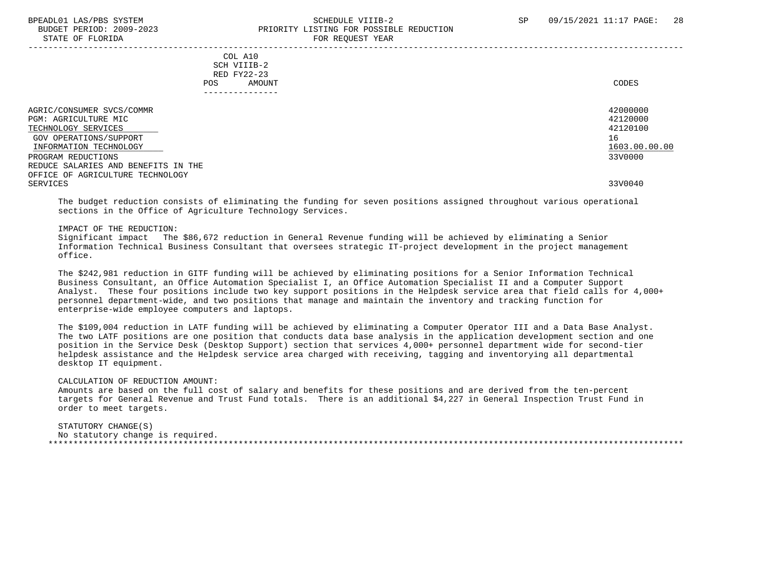COL A10
SCH VIIIB-2
RED FY22-23

| | POS | AMOUNT | CODES |
|---|---|---|---|
| AGRIC/CONSUMER SVCS/COMMR | | | 42000000 |
| PGM: AGRICULTURE MIC | | | 42120000 |
| TECHNOLOGY SERVICES | | | 42120100 |
| GOV OPERATIONS/SUPPORT | | | 16 |
| INFORMATION TECHNOLOGY | | | 1603.00.00.00 |
| PROGRAM REDUCTIONS | | | 33V0000 |
| REDUCE SALARIES AND BENEFITS IN THE OFFICE OF AGRICULTURE TECHNOLOGY SERVICES | | | 33V0040 |

The budget reduction consists of eliminating the funding for seven positions assigned throughout various operational sections in the Office of Agriculture Technology Services.

IMPACT OF THE REDUCTION:
Significant impact The $86,672 reduction in General Revenue funding will be achieved by eliminating a Senior Information Technical Business Consultant that oversees strategic IT-project development in the project management office.

The $242,981 reduction in GITF funding will be achieved by eliminating positions for a Senior Information Technical Business Consultant, an Office Automation Specialist I, an Office Automation Specialist II and a Computer Support Analyst. These four positions include two key support positions in the Helpdesk service area that field calls for 4,000+ personnel department-wide, and two positions that manage and maintain the inventory and tracking function for enterprise-wide employee computers and laptops.

The $109,004 reduction in LATF funding will be achieved by eliminating a Computer Operator III and a Data Base Analyst. The two LATF positions are one position that conducts data base analysis in the application development section and one position in the Service Desk (Desktop Support) section that services 4,000+ personnel department wide for second-tier helpdesk assistance and the Helpdesk service area charged with receiving, tagging and inventorying all departmental desktop IT equipment.

CALCULATION OF REDUCTION AMOUNT:
Amounts are based on the full cost of salary and benefits for these positions and are derived from the ten-percent targets for General Revenue and Trust Fund totals. There is an additional $4,227 in General Inspection Trust Fund in order to meet targets.

STATUTORY CHANGE(S)
No statutory change is required.

*******************************************************************************************************************************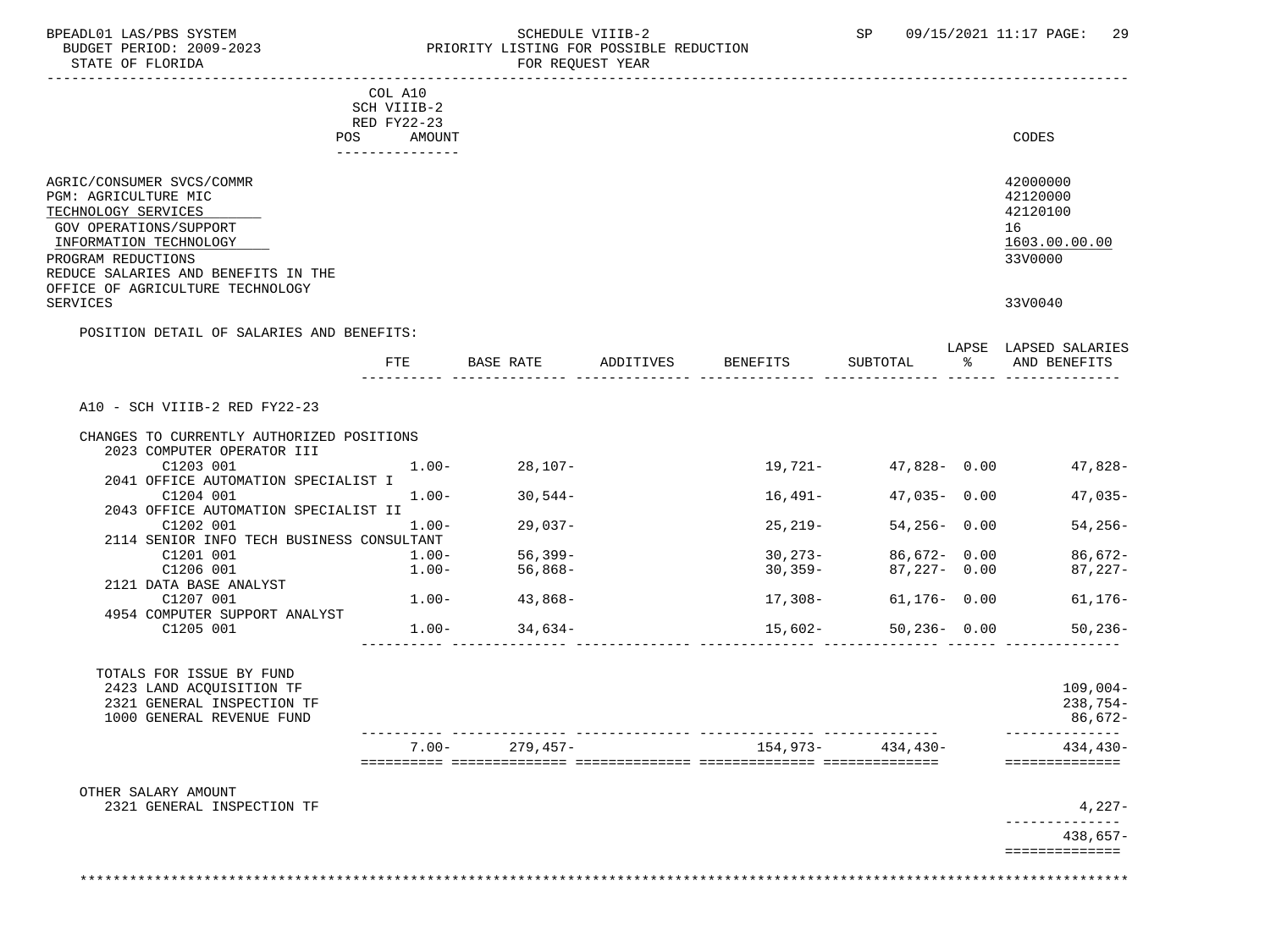BPEADL01 LAS/PBS SYSTEM — SCHEDULE VIIIB-2 — SP 09/15/2021 11:17

BUDGET PERIOD: 2009-2023 — PRIORITY LISTING FOR POSSIBLE REDUCTION

STATE OF FLORIDA — FOR REQUEST YEAR

| | COL A10 SCH VIIIB-2 RED FY22-23 POS AMOUNT | CODES |
|---|---|---|
| AGRIC/CONSUMER SVCS/COMMR | | 42000000 |
| PGM: AGRICULTURE MIC | | 42120000 |
| TECHNOLOGY SERVICES | | 42120100 |
| GOV OPERATIONS/SUPPORT | | 16 |
| INFORMATION TECHNOLOGY | | 1603.00.00.00 |
| PROGRAM REDUCTIONS | | 33V0000 |
| REDUCE SALARIES AND BENEFITS IN THE OFFICE OF AGRICULTURE TECHNOLOGY SERVICES | | 33V0040 |

POSITION DETAIL OF SALARIES AND BENEFITS:

| | FTE | BASE RATE | ADDITIVES | BENEFITS | SUBTOTAL | LAPSE % | LAPSED SALARIES AND BENEFITS |
|---|---|---|---|---|---|---|---|
| A10 - SCH VIIIB-2 RED FY22-23 | | | | | | | |
| CHANGES TO CURRENTLY AUTHORIZED POSITIONS | | | | | | | |
| 2023 COMPUTER OPERATOR III | | | | | | | |
| C1203 001 | 1.00- | 28,107- | | 19,721- | 47,828- | 0.00 | 47,828- |
| 2041 OFFICE AUTOMATION SPECIALIST I | | | | | | | |
| C1204 001 | 1.00- | 30,544- | | 16,491- | 47,035- | 0.00 | 47,035- |
| 2043 OFFICE AUTOMATION SPECIALIST II | | | | | | | |
| C1202 001 | 1.00- | 29,037- | | 25,219- | 54,256- | 0.00 | 54,256- |
| 2114 SENIOR INFO TECH BUSINESS CONSULTANT | | | | | | | |
| C1201 001 | 1.00- | 56,399- | | 30,273- | 86,672- | 0.00 | 86,672- |
| C1206 001 | 1.00- | 56,868- | | 30,359- | 87,227- | 0.00 | 87,227- |
| 2121 DATA BASE ANALYST | | | | | | | |
| C1207 001 | 1.00- | 43,868- | | 17,308- | 61,176- | 0.00 | 61,176- |
| 4954 COMPUTER SUPPORT ANALYST | | | | | | | |
| C1205 001 | 1.00- | 34,634- | | 15,602- | 50,236- | 0.00 | 50,236- |
| TOTALS FOR ISSUE BY FUND | | | | | | | |
| 2423 LAND ACQUISITION TF | | | | | | | 109,004- |
| 2321 GENERAL INSPECTION TF | | | | | | | 238,754- |
| 1000 GENERAL REVENUE FUND | | | | | | | 86,672- |
| | 7.00- | 279,457- | | 154,973- | 434,430- | | 434,430- |
| OTHER SALARY AMOUNT | | | | | | | |
| 2321 GENERAL INSPECTION TF | | | | | | | 4,227- |
| | | | | | | | 438,657- |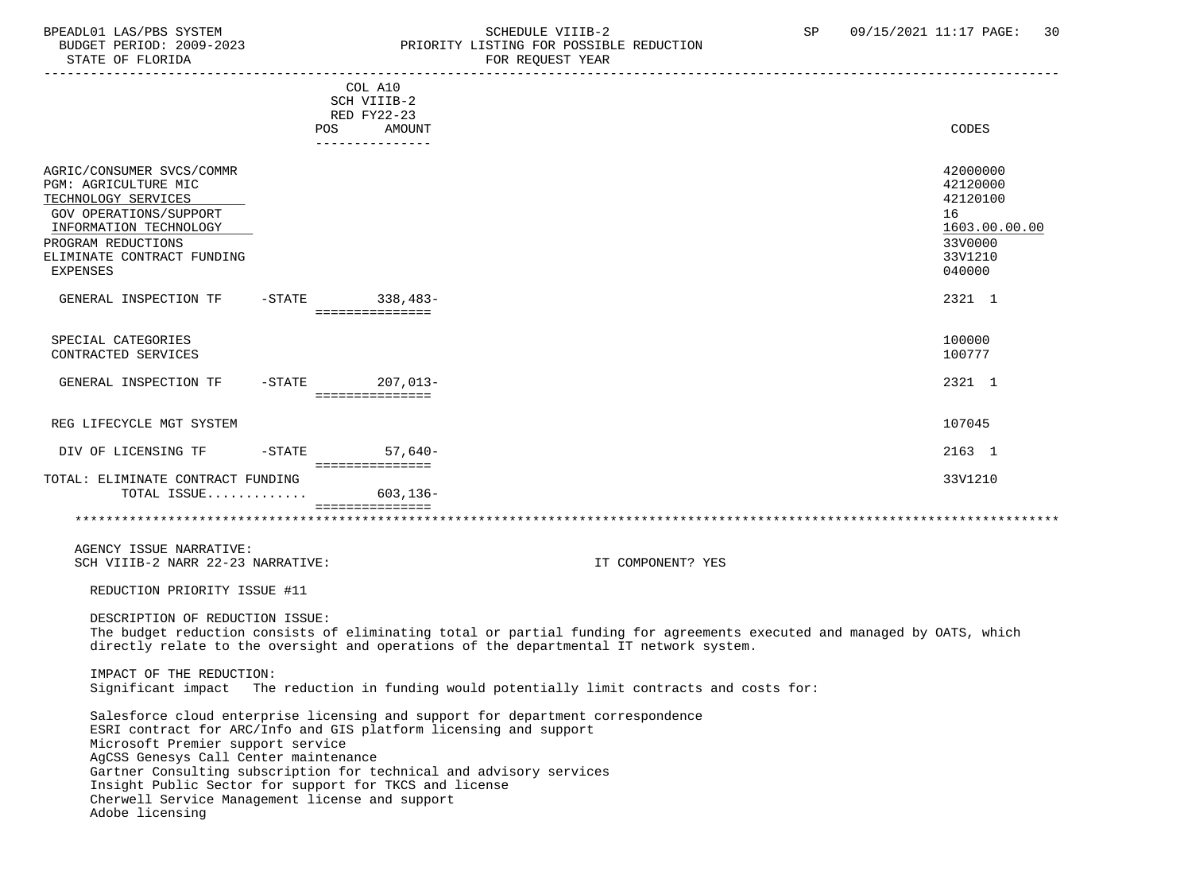| | | COL A10 SCH VIIIB-2 RED FY22-23 POS AMOUNT | CODES |
|---|---|---|---|
| AGRIC/CONSUMER SVCS/COMMR | | | 42000000 |
| PGM: AGRICULTURE MIC | | | 42120000 |
| TECHNOLOGY SERVICES | | | 42120100 |
| GOV OPERATIONS/SUPPORT | | | 16 |
| INFORMATION TECHNOLOGY | | | 1603.00.00.00 |
| PROGRAM REDUCTIONS | | | 33V0000 |
| ELIMINATE CONTRACT FUNDING | | | 33V1210 |
| EXPENSES | | | 040000 |
| GENERAL INSPECTION TF | -STATE | 338,483- | 2321 1 |
| SPECIAL CATEGORIES | | | 100000 |
| CONTRACTED SERVICES | | | 100777 |
| GENERAL INSPECTION TF | -STATE | 207,013- | 2321 1 |
| REG LIFECYCLE MGT SYSTEM | | | 107045 |
| DIV OF LICENSING TF | -STATE | 57,640- | 2163 1 |
| TOTAL: ELIMINATE CONTRACT FUNDING | | | 33V1210 |
| TOTAL ISSUE............. | | 603,136- | |

AGENCY ISSUE NARRATIVE:
SCH VIIIB-2 NARR 22-23 NARRATIVE: IT COMPONENT? YES

REDUCTION PRIORITY ISSUE #11

DESCRIPTION OF REDUCTION ISSUE:
The budget reduction consists of eliminating total or partial funding for agreements executed and managed by OATS, which directly relate to the oversight and operations of the departmental IT network system.

IMPACT OF THE REDUCTION:
Significant impact The reduction in funding would potentially limit contracts and costs for:

Salesforce cloud enterprise licensing and support for department correspondence
ESRI contract for ARC/Info and GIS platform licensing and support
Microsoft Premier support service
AgCSS Genesys Call Center maintenance
Gartner Consulting subscription for technical and advisory services
Insight Public Sector for support for TKCS and license
Cherwell Service Management license and support
Adobe licensing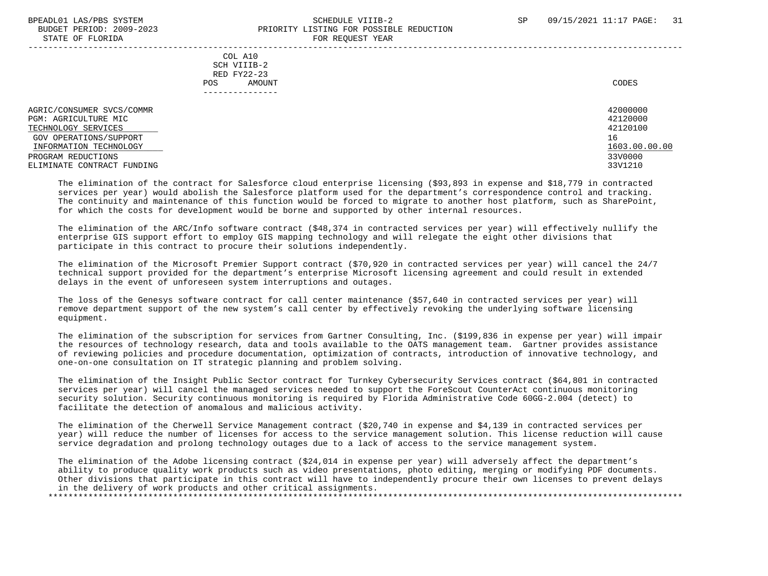| | COL A10 SCH VIIIB-2 RED FY22-23 POS AMOUNT | CODES |
|---|---|---|
| AGRIC/CONSUMER SVCS/COMMR | | 42000000 |
| PGM: AGRICULTURE MIC | | 42120000 |
| TECHNOLOGY SERVICES | | 42120100 |
| GOV OPERATIONS/SUPPORT | | 16 |
| INFORMATION TECHNOLOGY | | 1603.00.00.00 |
| PROGRAM REDUCTIONS | | 33V0000 |
| ELIMINATE CONTRACT FUNDING | | 33V1210 |

The elimination of the contract for Salesforce cloud enterprise licensing ($93,893 in expense and $18,779 in contracted services per year) would abolish the Salesforce platform used for the department's correspondence control and tracking. The continuity and maintenance of this function would be forced to migrate to another host platform, such as SharePoint, for which the costs for development would be borne and supported by other internal resources.

The elimination of the ARC/Info software contract ($48,374 in contracted services per year) will effectively nullify the enterprise GIS support effort to employ GIS mapping technology and will relegate the eight other divisions that participate in this contract to procure their solutions independently.

The elimination of the Microsoft Premier Support contract ($70,920 in contracted services per year) will cancel the 24/7 technical support provided for the department's enterprise Microsoft licensing agreement and could result in extended delays in the event of unforeseen system interruptions and outages.

The loss of the Genesys software contract for call center maintenance ($57,640 in contracted services per year) will remove department support of the new system's call center by effectively revoking the underlying software licensing equipment.

The elimination of the subscription for services from Gartner Consulting, Inc. ($199,836 in expense per year) will impair the resources of technology research, data and tools available to the OATS management team. Gartner provides assistance of reviewing policies and procedure documentation, optimization of contracts, introduction of innovative technology, and one-on-one consultation on IT strategic planning and problem solving.

The elimination of the Insight Public Sector contract for Turnkey Cybersecurity Services contract ($64,801 in contracted services per year) will cancel the managed services needed to support the ForeScout CounterAct continuous monitoring security solution. Security continuous monitoring is required by Florida Administrative Code 60GG-2.004 (detect) to facilitate the detection of anomalous and malicious activity.

The elimination of the Cherwell Service Management contract ($20,740 in expense and $4,139 in contracted services per year) will reduce the number of licenses for access to the service management solution. This license reduction will cause service degradation and prolong technology outages due to a lack of access to the service management system.

The elimination of the Adobe licensing contract ($24,014 in expense per year) will adversely affect the department's ability to produce quality work products such as video presentations, photo editing, merging or modifying PDF documents. Other divisions that participate in this contract will have to independently procure their own licenses to prevent delays in the delivery of work products and other critical assignments.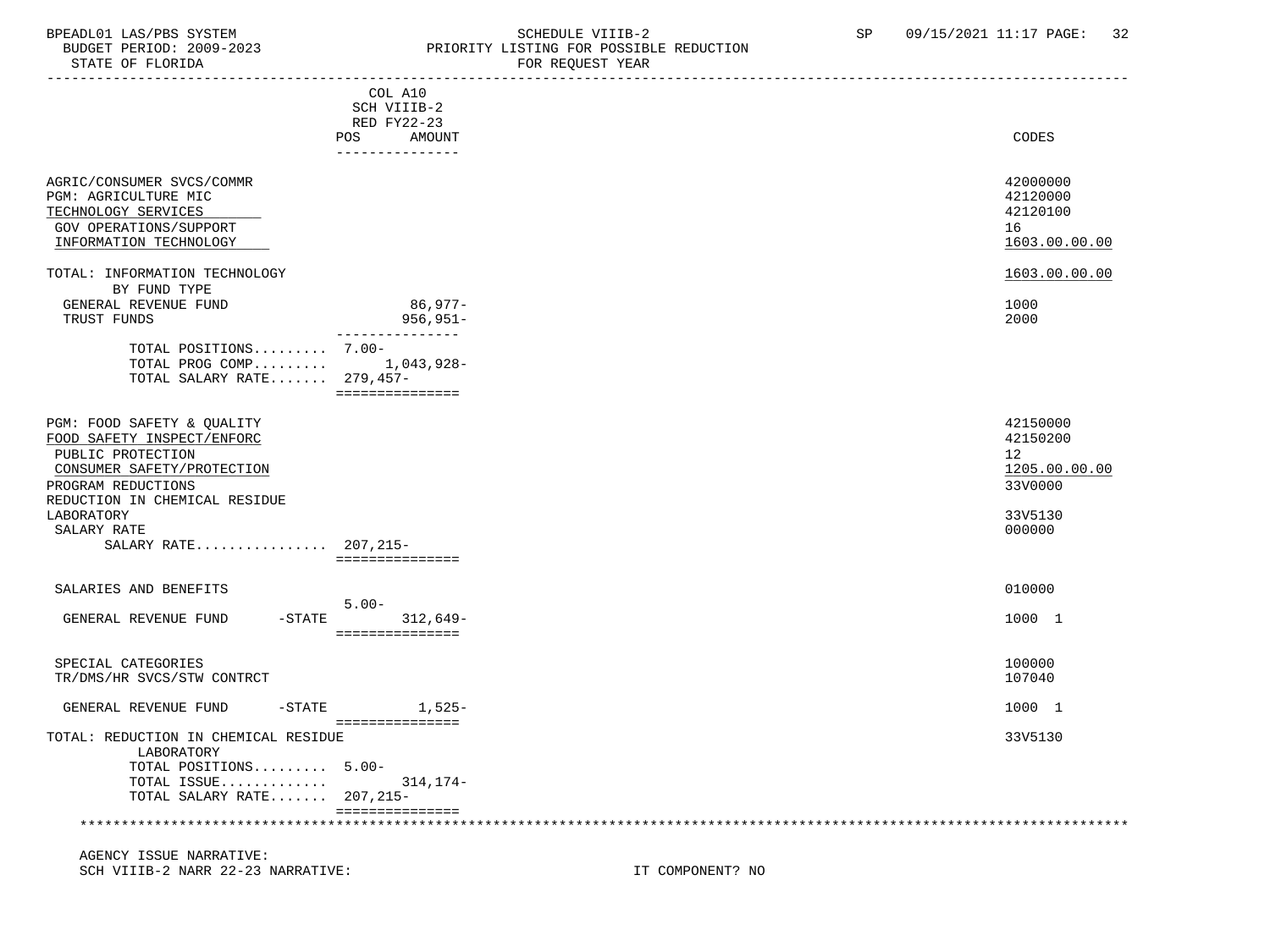BPEADL01 LAS/PBS SYSTEM
BUDGET PERIOD: 2009-2023
STATE OF FLORIDA

SCHEDULE VIIIB-2
PRIORITY LISTING FOR POSSIBLE REDUCTION
FOR REQUEST YEAR

SP 09/15/2021 11:17 PAGE: 32

| | COL A10 SCH VIIIB-2 RED FY22-23 POS AMOUNT | CODES |
|---|---|---|
| AGRIC/CONSUMER SVCS/COMMR | | 42000000 |
| PGM: AGRICULTURE MIC | | 42120000 |
| TECHNOLOGY SERVICES | | 42120100 |
| GOV OPERATIONS/SUPPORT | | 16 |
| INFORMATION TECHNOLOGY | | 1603.00.00.00 |
| TOTAL: INFORMATION TECHNOLOGY | | 1603.00.00.00 |
| BY FUND TYPE | | |
| GENERAL REVENUE FUND | 86,977- | 1000 |
| TRUST FUNDS | 956,951- | 2000 |
| TOTAL POSITIONS......... | 7.00- | |
| TOTAL PROG COMP......... | 1,043,928- | |
| TOTAL SALARY RATE....... | 279,457- | |
| PGM: FOOD SAFETY & QUALITY | | 42150000 |
| FOOD SAFETY INSPECT/ENFORC | | 42150200 |
| PUBLIC PROTECTION | | 12 |
| CONSUMER SAFETY/PROTECTION | | 1205.00.00.00 |
| PROGRAM REDUCTIONS | | 33V0000 |
| REDUCTION IN CHEMICAL RESIDUE LABORATORY | | 33V5130 |
| SALARY RATE | | 000000 |
| SALARY RATE................ | 207,215- | |
| SALARIES AND BENEFITS | | 010000 |
| | 5.00- | |
| GENERAL REVENUE FUND -STATE | 312,649- | 1000 1 |
| SPECIAL CATEGORIES | | 100000 |
| TR/DMS/HR SVCS/STW CONTRCT | | 107040 |
| GENERAL REVENUE FUND -STATE | 1,525- | 1000 1 |
| TOTAL: REDUCTION IN CHEMICAL RESIDUE LABORATORY | | 33V5130 |
| TOTAL POSITIONS......... | 5.00- | |
| TOTAL ISSUE............. | 314,174- | |
| TOTAL SALARY RATE....... | 207,215- | |

AGENCY ISSUE NARRATIVE:
SCH VIIIB-2 NARR 22-23 NARRATIVE: IT COMPONENT? NO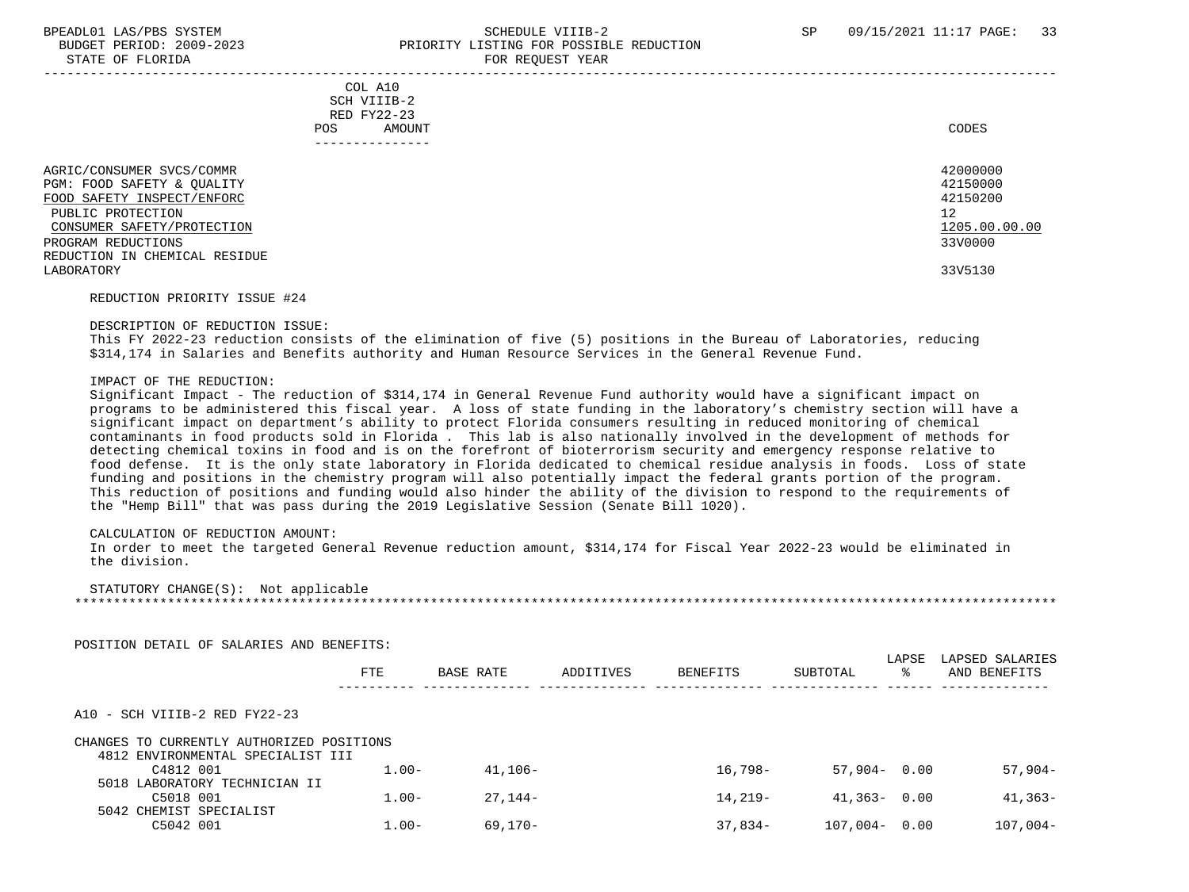BPEADL01 LAS/PBS SYSTEM — SCHEDULE VIIIB-2 — SP 09/15/2021 11:17

BUDGET PERIOD: 2009-2023 — PRIORITY LISTING FOR POSSIBLE REDUCTION

STATE OF FLORIDA — FOR REQUEST YEAR

| | COL A10 SCH VIIIB-2 RED FY22-23 POS AMOUNT | CODES |
|---|---|---|
| AGRIC/CONSUMER SVCS/COMMR | | 42000000 |
| PGM: FOOD SAFETY & QUALITY | | 42150000 |
| FOOD SAFETY INSPECT/ENFORC | | 42150200 |
| PUBLIC PROTECTION | | 12 |
| CONSUMER SAFETY/PROTECTION | | 1205.00.00.00 |
| PROGRAM REDUCTIONS | | 33V0000 |
| REDUCTION IN CHEMICAL RESIDUE LABORATORY | | 33V5130 |

REDUCTION PRIORITY ISSUE #24

DESCRIPTION OF REDUCTION ISSUE:
This FY 2022-23 reduction consists of the elimination of five (5) positions in the Bureau of Laboratories, reducing $314,174 in Salaries and Benefits authority and Human Resource Services in the General Revenue Fund.

IMPACT OF THE REDUCTION:
Significant Impact - The reduction of $314,174 in General Revenue Fund authority would have a significant impact on programs to be administered this fiscal year. A loss of state funding in the laboratory's chemistry section will have a significant impact on department's ability to protect Florida consumers resulting in reduced monitoring of chemical contaminants in food products sold in Florida . This lab is also nationally involved in the development of methods for detecting chemical toxins in food and is on the forefront of bioterrorism security and emergency response relative to food defense. It is the only state laboratory in Florida dedicated to chemical residue analysis in foods. Loss of state funding and positions in the chemistry program will also potentially impact the federal grants portion of the program. This reduction of positions and funding would also hinder the ability of the division to respond to the requirements of the "Hemp Bill" that was pass during the 2019 Legislative Session (Senate Bill 1020).

CALCULATION OF REDUCTION AMOUNT:
In order to meet the targeted General Revenue reduction amount, $314,174 for Fiscal Year 2022-23 would be eliminated in the division.

STATUTORY CHANGE(S): Not applicable

POSITION DETAIL OF SALARIES AND BENEFITS:

| | FTE | BASE RATE | ADDITIVES | BENEFITS | SUBTOTAL | LAPSE % | LAPSED SALARIES AND BENEFITS |
|---|---|---|---|---|---|---|---|
| A10 - SCH VIIIB-2 RED FY22-23 | | | | | | | |
| CHANGES TO CURRENTLY AUTHORIZED POSITIONS | | | | | | | |
| 4812 ENVIRONMENTAL SPECIALIST III | | | | | | | |
| C4812 001 | 1.00- | 41,106- | | 16,798- | 57,904- | 0.00 | 57,904- |
| 5018 LABORATORY TECHNICIAN II | | | | | | | |
| C5018 001 | 1.00- | 27,144- | | 14,219- | 41,363- | 0.00 | 41,363- |
| 5042 CHEMIST SPECIALIST | | | | | | | |
| C5042 001 | 1.00- | 69,170- | | 37,834- | 107,004- | 0.00 | 107,004- |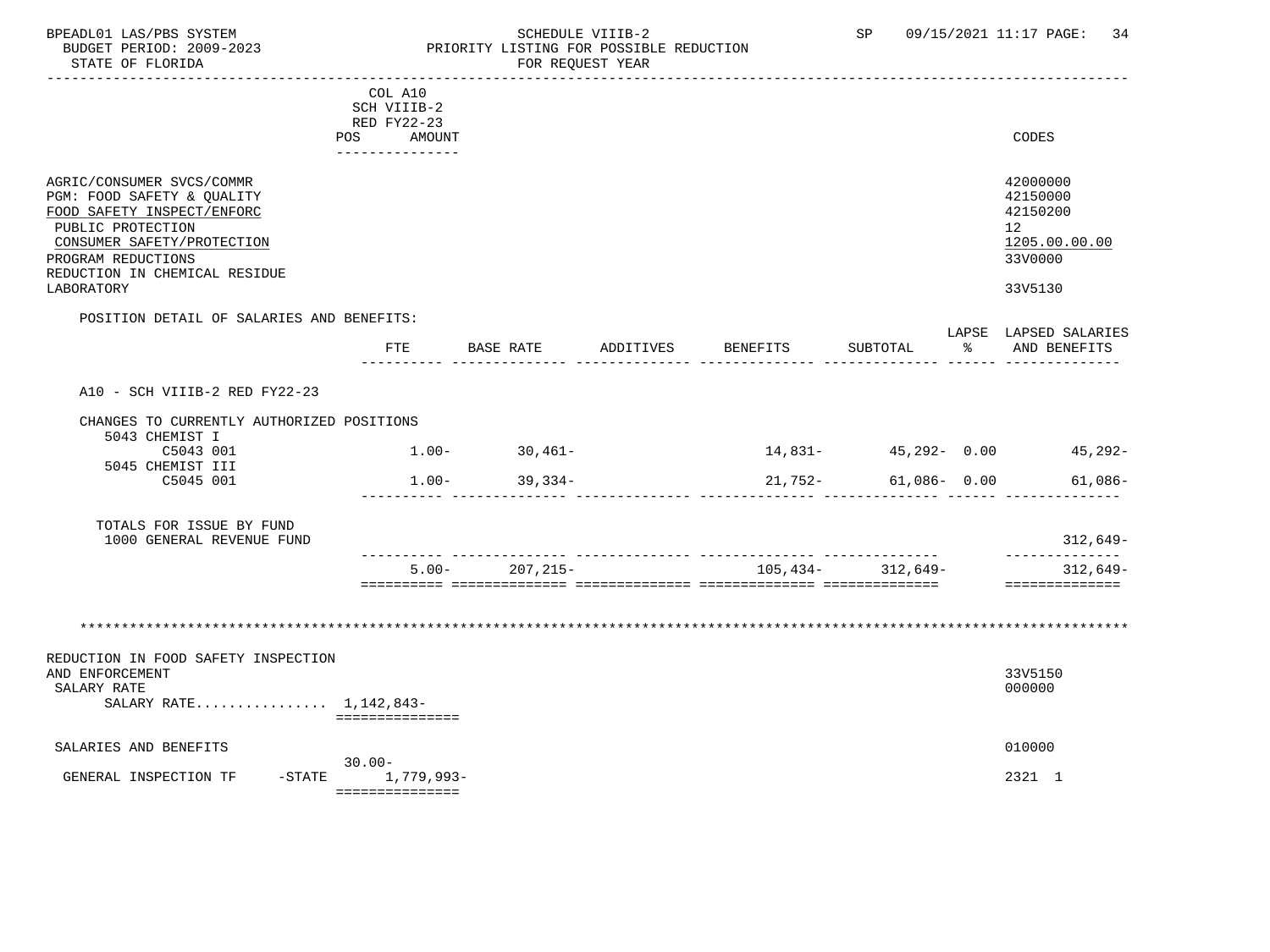BPEADL01 LAS/PBS SYSTEM — SCHEDULE VIIIB-2 — SP 09/15/2021 11:17

BUDGET PERIOD: 2009-2023 — PRIORITY LISTING FOR POSSIBLE REDUCTION

STATE OF FLORIDA — FOR REQUEST YEAR

| | COL A10 SCH VIIIB-2 RED FY22-23 POS AMOUNT | CODES |
|---|---|---|
| AGRIC/CONSUMER SVCS/COMMR | | 42000000 |
| PGM: FOOD SAFETY & QUALITY | | 42150000 |
| FOOD SAFETY INSPECT/ENFORC | | 42150200 |
| PUBLIC PROTECTION | | 12 |
| CONSUMER SAFETY/PROTECTION | | 1205.00.00.00 |
| PROGRAM REDUCTIONS | | 33V0000 |
| REDUCTION IN CHEMICAL RESIDUE LABORATORY | | 33V5130 |

POSITION DETAIL OF SALARIES AND BENEFITS:

| | FTE | BASE RATE | ADDITIVES | BENEFITS | SUBTOTAL | LAPSE % | LAPSED SALARIES AND BENEFITS |
|---|---|---|---|---|---|---|---|
| A10 - SCH VIIIB-2 RED FY22-23 | | | | | | | |
| CHANGES TO CURRENTLY AUTHORIZED POSITIONS | | | | | | | |
| 5043 CHEMIST I | | | | | | | |
| C5043 001 | 1.00- | 30,461- | | 14,831- | 45,292- | 0.00 | 45,292- |
| 5045 CHEMIST III | | | | | | | |
| C5045 001 | 1.00- | 39,334- | | 21,752- | 61,086- | 0.00 | 61,086- |
| TOTALS FOR ISSUE BY FUND | | | | | | | |
| 1000 GENERAL REVENUE FUND | | | | | | | 312,649- |
| | 5.00- | 207,215- | | 105,434- | 312,649- | | 312,649- |

\*\*\*\*\*\*\*\*\*\*\*\*\*\*\*\*\*\*\*\*\*\*\*\*\*\*\*\*\*\*\*\*\*\*\*\*\*\*\*\*\*\*\*\*\*\*\*\*\*\*\*\*\*\*\*\*\*\*\*\*

| | POS | AMOUNT | CODES |
|---|---|---|---|
| REDUCTION IN FOOD SAFETY INSPECTION AND ENFORCEMENT | | | 33V5150 |
| SALARY RATE | | | 000000 |
| SALARY RATE................ | | 1,142,843- | |
| SALARIES AND BENEFITS | | | 010000 |
| GENERAL INSPECTION TF -STATE | 30.00- | 1,779,993- | 2321 1 |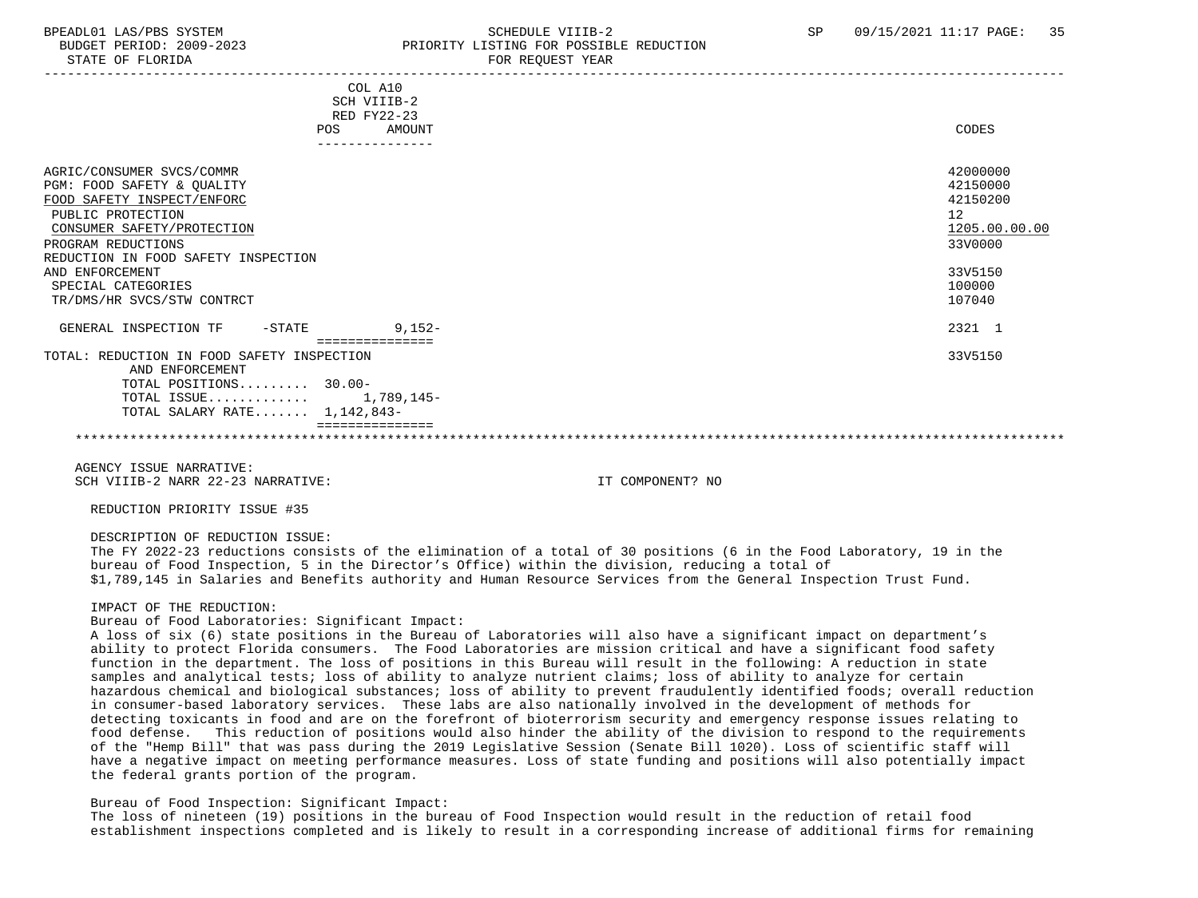| | COL A10 SCH VIIIB-2 RED FY22-23 POS AMOUNT | CODES |
|---|---|---|
| AGRIC/CONSUMER SVCS/COMMR | | 42000000 |
| PGM: FOOD SAFETY & QUALITY | | 42150000 |
| FOOD SAFETY INSPECT/ENFORC | | 42150200 |
| PUBLIC PROTECTION | | 12 |
| CONSUMER SAFETY/PROTECTION | | 1205.00.00.00 |
| PROGRAM REDUCTIONS | | 33V0000 |
| REDUCTION IN FOOD SAFETY INSPECTION AND ENFORCEMENT | | 33V5150 |
| SPECIAL CATEGORIES | | 100000 |
| TR/DMS/HR SVCS/STW CONTRCT | | 107040 |
| GENERAL INSPECTION TF -STATE | 9,152- | 2321 1 |
| TOTAL: REDUCTION IN FOOD SAFETY INSPECTION AND ENFORCEMENT | | 33V5150 |
| TOTAL POSITIONS......... | 30.00- | |
| TOTAL ISSUE............ | 1,789,145- | |
| TOTAL SALARY RATE....... | 1,142,843- | |

AGENCY ISSUE NARRATIVE:
SCH VIIIB-2 NARR 22-23 NARRATIVE: IT COMPONENT? NO

REDUCTION PRIORITY ISSUE #35

DESCRIPTION OF REDUCTION ISSUE:
The FY 2022-23 reductions consists of the elimination of a total of 30 positions (6 in the Food Laboratory, 19 in the bureau of Food Inspection, 5 in the Director's Office) within the division, reducing a total of $1,789,145 in Salaries and Benefits authority and Human Resource Services from the General Inspection Trust Fund.

IMPACT OF THE REDUCTION:
Bureau of Food Laboratories: Significant Impact:
A loss of six (6) state positions in the Bureau of Laboratories will also have a significant impact on department's ability to protect Florida consumers. The Food Laboratories are mission critical and have a significant food safety function in the department. The loss of positions in this Bureau will result in the following: A reduction in state samples and analytical tests; loss of ability to analyze nutrient claims; loss of ability to analyze for certain hazardous chemical and biological substances; loss of ability to prevent fraudulently identified foods; overall reduction in consumer-based laboratory services. These labs are also nationally involved in the development of methods for detecting toxicants in food and are on the forefront of bioterrorism security and emergency response issues relating to food defense. This reduction of positions would also hinder the ability of the division to respond to the requirements of the "Hemp Bill" that was pass during the 2019 Legislative Session (Senate Bill 1020). Loss of scientific staff will have a negative impact on meeting performance measures. Loss of state funding and positions will also potentially impact the federal grants portion of the program.

Bureau of Food Inspection: Significant Impact:
The loss of nineteen (19) positions in the bureau of Food Inspection would result in the reduction of retail food establishment inspections completed and is likely to result in a corresponding increase of additional firms for remaining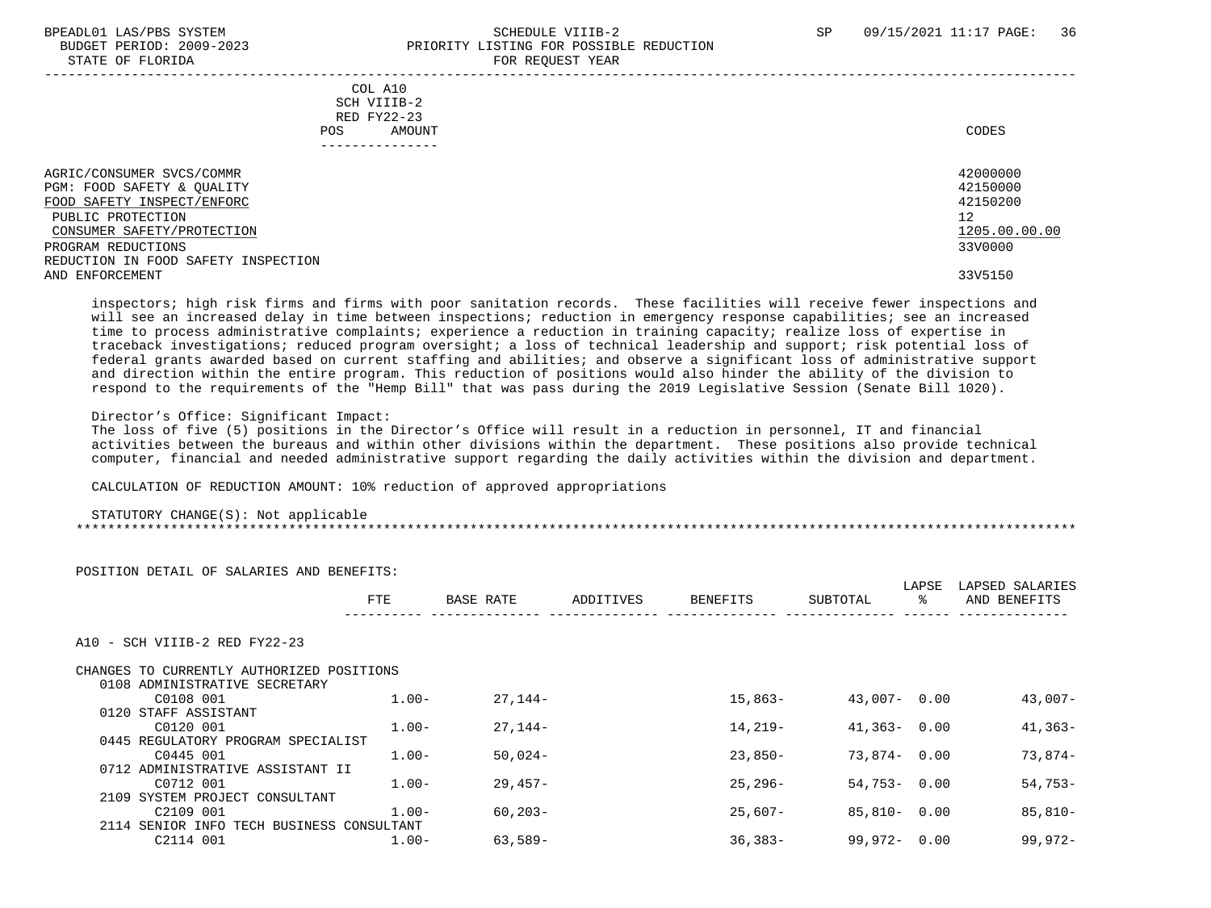COL A10
SCH VIIIB-2
RED FY22-23
POS AMOUNT

| | CODES |
|---|---|
| AGRIC/CONSUMER SVCS/COMMR | 42000000 |
| PGM: FOOD SAFETY & QUALITY | 42150000 |
| FOOD SAFETY INSPECT/ENFORC | 42150200 |
| PUBLIC PROTECTION | 12 |
| CONSUMER SAFETY/PROTECTION | 1205.00.00.00 |
| PROGRAM REDUCTIONS | 33V0000 |
| REDUCTION IN FOOD SAFETY INSPECTION AND ENFORCEMENT | 33V5150 |

inspectors; high risk firms and firms with poor sanitation records. These facilities will receive fewer inspections and will see an increased delay in time between inspections; reduction in emergency response capabilities; see an increased time to process administrative complaints; experience a reduction in training capacity; realize loss of expertise in traceback investigations; reduced program oversight; a loss of technical leadership and support; risk potential loss of federal grants awarded based on current staffing and abilities; and observe a significant loss of administrative support and direction within the entire program. This reduction of positions would also hinder the ability of the division to respond to the requirements of the "Hemp Bill" that was pass during the 2019 Legislative Session (Senate Bill 1020).

Director's Office: Significant Impact:
The loss of five (5) positions in the Director's Office will result in a reduction in personnel, IT and financial activities between the bureaus and within other divisions within the department. These positions also provide technical computer, financial and needed administrative support regarding the daily activities within the division and department.

CALCULATION OF REDUCTION AMOUNT: 10% reduction of approved appropriations

STATUTORY CHANGE(S): Not applicable

POSITION DETAIL OF SALARIES AND BENEFITS:

| | FTE | BASE RATE | ADDITIVES | BENEFITS | SUBTOTAL | LAPSE % | LAPSED SALARIES AND BENEFITS |
|---|---|---|---|---|---|---|---|
| A10 - SCH VIIIB-2 RED FY22-23 | | | | | | | |
| CHANGES TO CURRENTLY AUTHORIZED POSITIONS | | | | | | | |
| 0108 ADMINISTRATIVE SECRETARY | | | | | | | |
| C0108 001 | 1.00- | 27,144- | | 15,863- | 43,007- | 0.00 | 43,007- |
| 0120 STAFF ASSISTANT | | | | | | | |
| C0120 001 | 1.00- | 27,144- | | 14,219- | 41,363- | 0.00 | 41,363- |
| 0445 REGULATORY PROGRAM SPECIALIST | | | | | | | |
| C0445 001 | 1.00- | 50,024- | | 23,850- | 73,874- | 0.00 | 73,874- |
| 0712 ADMINISTRATIVE ASSISTANT II | | | | | | | |
| C0712 001 | 1.00- | 29,457- | | 25,296- | 54,753- | 0.00 | 54,753- |
| 2109 SYSTEM PROJECT CONSULTANT | | | | | | | |
| C2109 001 | 1.00- | 60,203- | | 25,607- | 85,810- | 0.00 | 85,810- |
| 2114 SENIOR INFO TECH BUSINESS CONSULTANT | | | | | | | |
| C2114 001 | 1.00- | 63,589- | | 36,383- | 99,972- | 0.00 | 99,972- |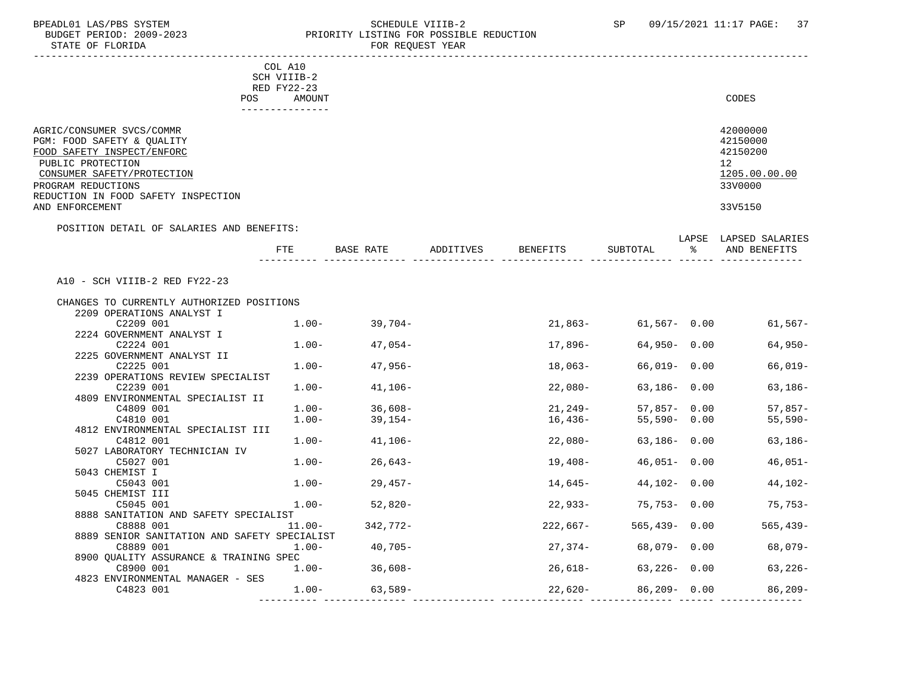BPEADL01 LAS/PBS SYSTEM — SCHEDULE VIIIB-2 — SP 09/15/2021 11:17
BUDGET PERIOD: 2009-2023 — PRIORITY LISTING FOR POSSIBLE REDUCTION
STATE OF FLORIDA — FOR REQUEST YEAR

| | COL A10 SCH VIIIB-2 RED FY22-23 POS AMOUNT | CODES |
|---|---|---|
| AGRIC/CONSUMER SVCS/COMMR | | 42000000 |
| PGM: FOOD SAFETY & QUALITY | | 42150000 |
| FOOD SAFETY INSPECT/ENFORC | | 42150200 |
| PUBLIC PROTECTION | | 12 |
| CONSUMER SAFETY/PROTECTION | | 1205.00.00.00 |
| PROGRAM REDUCTIONS | | 33V0000 |
| REDUCTION IN FOOD SAFETY INSPECTION AND ENFORCEMENT | | 33V5150 |

POSITION DETAIL OF SALARIES AND BENEFITS:

A10 - SCH VIIIB-2 RED FY22-23

CHANGES TO CURRENTLY AUTHORIZED POSITIONS

| | FTE | BASE RATE | ADDITIVES | BENEFITS | SUBTOTAL | LAPSE % | LAPSED SALARIES AND BENEFITS |
|---|---|---|---|---|---|---|---|
| 2209 OPERATIONS ANALYST I | | | | | | | |
| C2209 001 | 1.00- | 39,704- | | 21,863- | 61,567- | 0.00 | 61,567- |
| 2224 GOVERNMENT ANALYST I | | | | | | | |
| C2224 001 | 1.00- | 47,054- | | 17,896- | 64,950- | 0.00 | 64,950- |
| 2225 GOVERNMENT ANALYST II | | | | | | | |
| C2225 001 | 1.00- | 47,956- | | 18,063- | 66,019- | 0.00 | 66,019- |
| 2239 OPERATIONS REVIEW SPECIALIST | | | | | | | |
| C2239 001 | 1.00- | 41,106- | | 22,080- | 63,186- | 0.00 | 63,186- |
| 4809 ENVIRONMENTAL SPECIALIST II | | | | | | | |
| C4809 001 | 1.00- | 36,608- | | 21,249- | 57,857- | 0.00 | 57,857- |
| C4810 001 | 1.00- | 39,154- | | 16,436- | 55,590- | 0.00 | 55,590- |
| 4812 ENVIRONMENTAL SPECIALIST III | | | | | | | |
| C4812 001 | 1.00- | 41,106- | | 22,080- | 63,186- | 0.00 | 63,186- |
| 5027 LABORATORY TECHNICIAN IV | | | | | | | |
| C5027 001 | 1.00- | 26,643- | | 19,408- | 46,051- | 0.00 | 46,051- |
| 5043 CHEMIST I | | | | | | | |
| C5043 001 | 1.00- | 29,457- | | 14,645- | 44,102- | 0.00 | 44,102- |
| 5045 CHEMIST III | | | | | | | |
| C5045 001 | 1.00- | 52,820- | | 22,933- | 75,753- | 0.00 | 75,753- |
| 8888 SANITATION AND SAFETY SPECIALIST | | | | | | | |
| C8888 001 | 11.00- | 342,772- | | 222,667- | 565,439- | 0.00 | 565,439- |
| 8889 SENIOR SANITATION AND SAFETY SPECIALIST | | | | | | | |
| C8889 001 | 1.00- | 40,705- | | 27,374- | 68,079- | 0.00 | 68,079- |
| 8900 QUALITY ASSURANCE & TRAINING SPEC | | | | | | | |
| C8900 001 | 1.00- | 36,608- | | 26,618- | 63,226- | 0.00 | 63,226- |
| 4823 ENVIRONMENTAL MANAGER - SES | | | | | | | |
| C4823 001 | 1.00- | 63,589- | | 22,620- | 86,209- | 0.00 | 86,209- |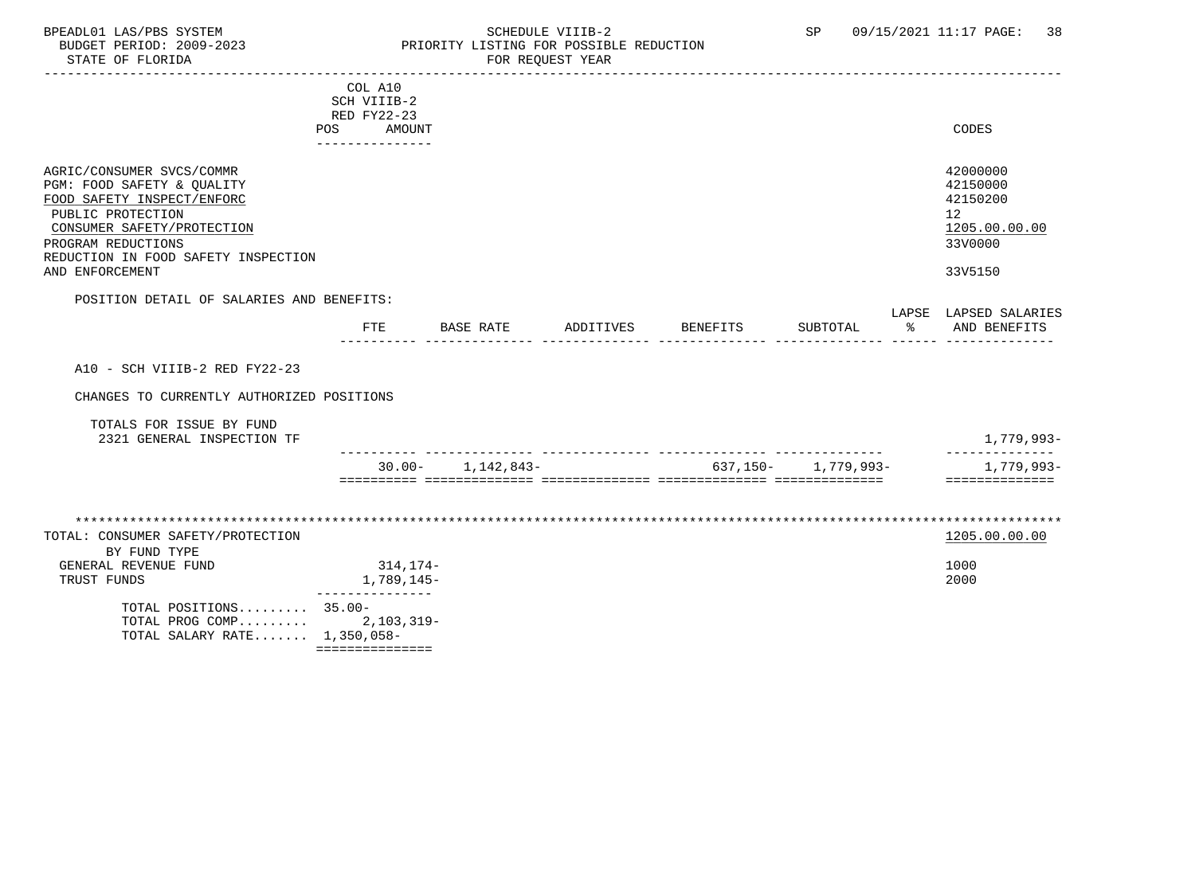BPEADL01 LAS/PBS SYSTEM — SCHEDULE VIIIB-2 — SP 09/15/2021 11:17
BUDGET PERIOD: 2009-2023 — PRIORITY LISTING FOR POSSIBLE REDUCTION
STATE OF FLORIDA — FOR REQUEST YEAR

| | COL A10 SCH VIIIB-2 RED FY22-23 POS AMOUNT | CODES |
|---|---|---|
| AGRIC/CONSUMER SVCS/COMMR | | 42000000 |
| PGM: FOOD SAFETY & QUALITY | | 42150000 |
| FOOD SAFETY INSPECT/ENFORC | | 42150200 |
| PUBLIC PROTECTION | | 12 |
| CONSUMER SAFETY/PROTECTION | | 1205.00.00.00 |
| PROGRAM REDUCTIONS | | 33V0000 |
| REDUCTION IN FOOD SAFETY INSPECTION AND ENFORCEMENT | | 33V5150 |

POSITION DETAIL OF SALARIES AND BENEFITS:

| | FTE | BASE RATE | ADDITIVES | BENEFITS | SUBTOTAL | LAPSE % | LAPSED SALARIES AND BENEFITS |
|---|---|---|---|---|---|---|---|
| A10 - SCH VIIIB-2 RED FY22-23 | | | | | | | |
| CHANGES TO CURRENTLY AUTHORIZED POSITIONS | | | | | | | |
| TOTALS FOR ISSUE BY FUND | | | | | | | |
| 2321 GENERAL INSPECTION TF | | | | | | | 1,779,993- |
| | 30.00- | 1,142,843- | | 637,150- | 1,779,993- | | 1,779,993- |

| TOTAL: CONSUMER SAFETY/PROTECTION | | 1205.00.00.00 |
|---|---|---|
| BY FUND TYPE | | |
| GENERAL REVENUE FUND | 314,174- | 1000 |
| TRUST FUNDS | 1,789,145- | 2000 |
| TOTAL POSITIONS......... | 35.00- | |
| TOTAL PROG COMP......... | 2,103,319- | |
| TOTAL SALARY RATE....... | 1,350,058- | |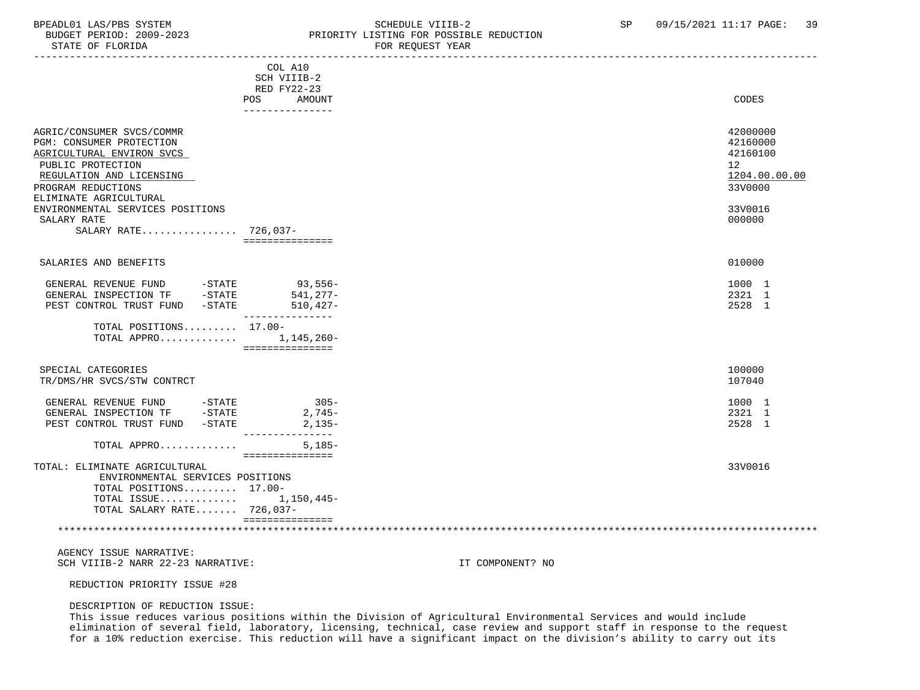BPEADL01 LAS/PBS SYSTEM — SCHEDULE VIIIB-2 — SP 09/15/2021 11:17

BUDGET PERIOD: 2009-2023 — PRIORITY LISTING FOR POSSIBLE REDUCTION

STATE OF FLORIDA — FOR REQUEST YEAR

| | COL A10 SCH VIIIB-2 RED FY22-23 POS | AMOUNT | CODES |
|---|---|---|---|
| AGRIC/CONSUMER SVCS/COMMR | | | 42000000 |
| PGM: CONSUMER PROTECTION | | | 42160000 |
| AGRICULTURAL ENVIRON SVCS | | | 42160100 |
| PUBLIC PROTECTION | | | 12 |
| REGULATION AND LICENSING | | | 1204.00.00.00 |
| PROGRAM REDUCTIONS | | | 33V0000 |
| ELIMINATE AGRICULTURAL ENVIRONMENTAL SERVICES POSITIONS | | | 33V0016 |
| SALARY RATE | | | 000000 |
| SALARY RATE | 726,037- | | |
| SALARIES AND BENEFITS | | | 010000 |
| GENERAL REVENUE FUND -STATE | | 93,556- | 1000 1 |
| GENERAL INSPECTION TF -STATE | | 541,277- | 2321 1 |
| PEST CONTROL TRUST FUND -STATE | | 510,427- | 2528 1 |
| TOTAL POSITIONS | 17.00- | | |
| TOTAL APPRO | | 1,145,260- | |
| SPECIAL CATEGORIES | | | 100000 |
| TR/DMS/HR SVCS/STW CONTRCT | | | 107040 |
| GENERAL REVENUE FUND -STATE | | 305- | 1000 1 |
| GENERAL INSPECTION TF -STATE | | 2,745- | 2321 1 |
| PEST CONTROL TRUST FUND -STATE | | 2,135- | 2528 1 |
| TOTAL APPRO | | 5,185- | |
| TOTAL: ELIMINATE AGRICULTURAL ENVIRONMENTAL SERVICES POSITIONS | | | 33V0016 |
| TOTAL POSITIONS | 17.00- | | |
| TOTAL ISSUE | | 1,150,445- | |
| TOTAL SALARY RATE | 726,037- | | |

AGENCY ISSUE NARRATIVE:

SCH VIIIB-2 NARR 22-23 NARRATIVE: IT COMPONENT? NO

REDUCTION PRIORITY ISSUE #28

DESCRIPTION OF REDUCTION ISSUE:

This issue reduces various positions within the Division of Agricultural Environmental Services and would include elimination of several field, laboratory, licensing, technical, case review and support staff in response to the request for a 10% reduction exercise. This reduction will have a significant impact on the division's ability to carry out its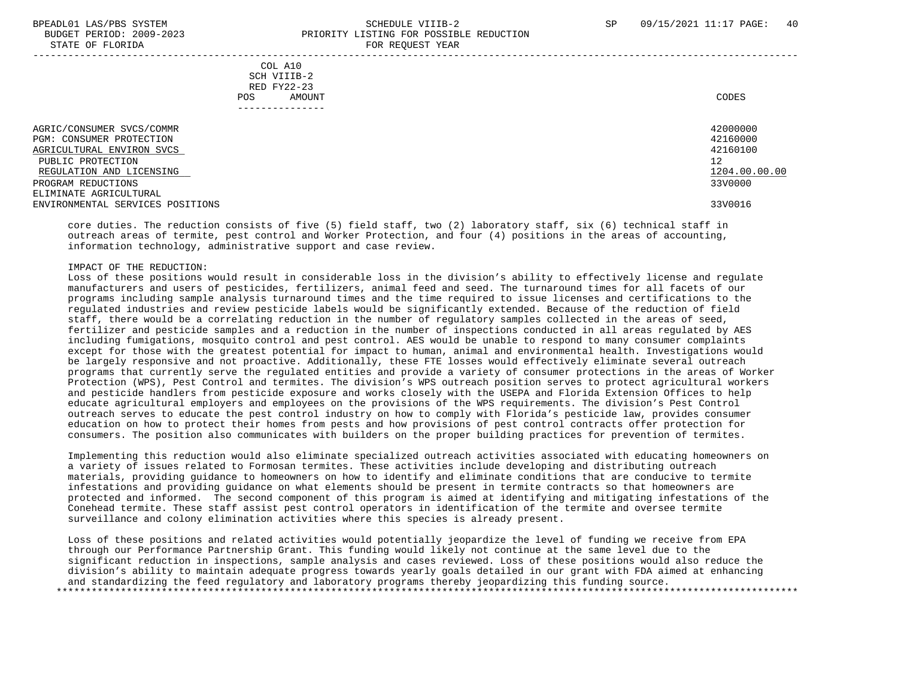| COL A10 SCH VIIIB-2 RED FY22-23 POS AMOUNT | CODES |
|---|---|
| AGRIC/CONSUMER SVCS/COMMR | 42000000 |
| PGM: CONSUMER PROTECTION | 42160000 |
| AGRICULTURAL ENVIRON SVCS | 42160100 |
| PUBLIC PROTECTION | 12 |
| REGULATION AND LICENSING | 1204.00.00.00 |
| PROGRAM REDUCTIONS | 33V0000 |
| ELIMINATE AGRICULTURAL ENVIRONMENTAL SERVICES POSITIONS | 33V0016 |

core duties. The reduction consists of five (5) field staff, two (2) laboratory staff, six (6) technical staff in outreach areas of termite, pest control and Worker Protection, and four (4) positions in the areas of accounting, information technology, administrative support and case review.

IMPACT OF THE REDUCTION:

Loss of these positions would result in considerable loss in the division's ability to effectively license and regulate manufacturers and users of pesticides, fertilizers, animal feed and seed. The turnaround times for all facets of our programs including sample analysis turnaround times and the time required to issue licenses and certifications to the regulated industries and review pesticide labels would be significantly extended. Because of the reduction of field staff, there would be a correlating reduction in the number of regulatory samples collected in the areas of seed, fertilizer and pesticide samples and a reduction in the number of inspections conducted in all areas regulated by AES including fumigations, mosquito control and pest control. AES would be unable to respond to many consumer complaints except for those with the greatest potential for impact to human, animal and environmental health. Investigations would be largely responsive and not proactive. Additionally, these FTE losses would effectively eliminate several outreach programs that currently serve the regulated entities and provide a variety of consumer protections in the areas of Worker Protection (WPS), Pest Control and termites. The division's WPS outreach position serves to protect agricultural workers and pesticide handlers from pesticide exposure and works closely with the USEPA and Florida Extension Offices to help educate agricultural employers and employees on the provisions of the WPS requirements. The division's Pest Control outreach serves to educate the pest control industry on how to comply with Florida's pesticide law, provides consumer education on how to protect their homes from pests and how provisions of pest control contracts offer protection for consumers. The position also communicates with builders on the proper building practices for prevention of termites.

Implementing this reduction would also eliminate specialized outreach activities associated with educating homeowners on a variety of issues related to Formosan termites. These activities include developing and distributing outreach materials, providing guidance to homeowners on how to identify and eliminate conditions that are conducive to termite infestations and providing guidance on what elements should be present in termite contracts so that homeowners are protected and informed. The second component of this program is aimed at identifying and mitigating infestations of the Conehead termite. These staff assist pest control operators in identification of the termite and oversee termite surveillance and colony elimination activities where this species is already present.

Loss of these positions and related activities would potentially jeopardize the level of funding we receive from EPA through our Performance Partnership Grant. This funding would likely not continue at the same level due to the significant reduction in inspections, sample analysis and cases reviewed. Loss of these positions would also reduce the division's ability to maintain adequate progress towards yearly goals detailed in our grant with FDA aimed at enhancing and standardizing the feed regulatory and laboratory programs thereby jeopardizing this funding source.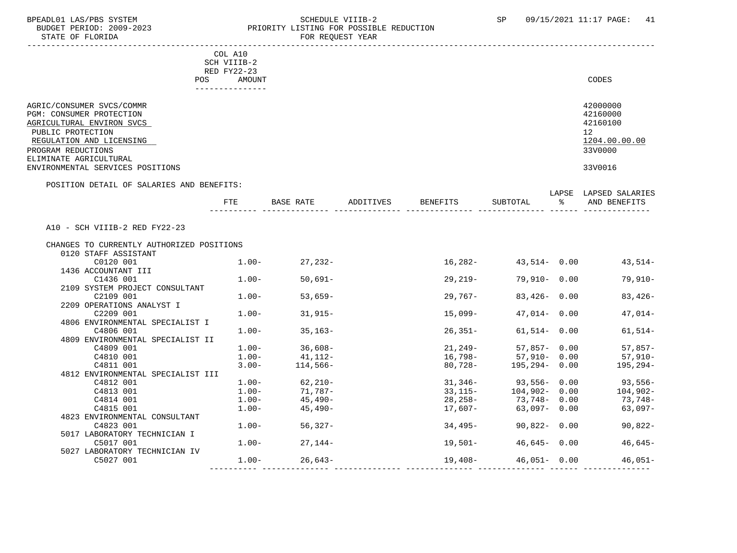COL A10
SCH VIIIB-2
RED FY22-23
POS AMOUNT

CODES

AGRIC/CONSUMER SVCS/COMMR — 42000000
PGM: CONSUMER PROTECTION — 42160000
AGRICULTURAL ENVIRON SVCS — 42160100
PUBLIC PROTECTION — 12
REGULATION AND LICENSING — 1204.00.00.00
PROGRAM REDUCTIONS — 33V0000
ELIMINATE AGRICULTURAL ENVIRONMENTAL SERVICES POSITIONS — 33V0016

POSITION DETAIL OF SALARIES AND BENEFITS:

| | FTE | BASE RATE | ADDITIVES | BENEFITS | SUBTOTAL | LAPSE % | LAPSED SALARIES AND BENEFITS |
|---|---|---|---|---|---|---|---|
| A10 - SCH VIIIB-2 RED FY22-23 | | | | | | | |
| CHANGES TO CURRENTLY AUTHORIZED POSITIONS | | | | | | | |
| 0120 STAFF ASSISTANT | | | | | | | |
| C0120 001 | 1.00- | 27,232- | | 16,282- | 43,514- | 0.00 | 43,514- |
| 1436 ACCOUNTANT III | | | | | | | |
| C1436 001 | 1.00- | 50,691- | | 29,219- | 79,910- | 0.00 | 79,910- |
| 2109 SYSTEM PROJECT CONSULTANT | | | | | | | |
| C2109 001 | 1.00- | 53,659- | | 29,767- | 83,426- | 0.00 | 83,426- |
| 2209 OPERATIONS ANALYST I | | | | | | | |
| C2209 001 | 1.00- | 31,915- | | 15,099- | 47,014- | 0.00 | 47,014- |
| 4806 ENVIRONMENTAL SPECIALIST I | | | | | | | |
| C4806 001 | 1.00- | 35,163- | | 26,351- | 61,514- | 0.00 | 61,514- |
| 4809 ENVIRONMENTAL SPECIALIST II | | | | | | | |
| C4809 001 | 1.00- | 36,608- | | 21,249- | 57,857- | 0.00 | 57,857- |
| C4810 001 | 1.00- | 41,112- | | 16,798- | 57,910- | 0.00 | 57,910- |
| C4811 001 | 3.00- | 114,566- | | 80,728- | 195,294- | 0.00 | 195,294- |
| 4812 ENVIRONMENTAL SPECIALIST III | | | | | | | |
| C4812 001 | 1.00- | 62,210- | | 31,346- | 93,556- | 0.00 | 93,556- |
| C4813 001 | 1.00- | 71,787- | | 33,115- | 104,902- | 0.00 | 104,902- |
| C4814 001 | 1.00- | 45,490- | | 28,258- | 73,748- | 0.00 | 73,748- |
| C4815 001 | 1.00- | 45,490- | | 17,607- | 63,097- | 0.00 | 63,097- |
| 4823 ENVIRONMENTAL CONSULTANT | | | | | | | |
| C4823 001 | 1.00- | 56,327- | | 34,495- | 90,822- | 0.00 | 90,822- |
| 5017 LABORATORY TECHNICIAN I | | | | | | | |
| C5017 001 | 1.00- | 27,144- | | 19,501- | 46,645- | 0.00 | 46,645- |
| 5027 LABORATORY TECHNICIAN IV | | | | | | | |
| C5027 001 | 1.00- | 26,643- | | 19,408- | 46,051- | 0.00 | 46,051- |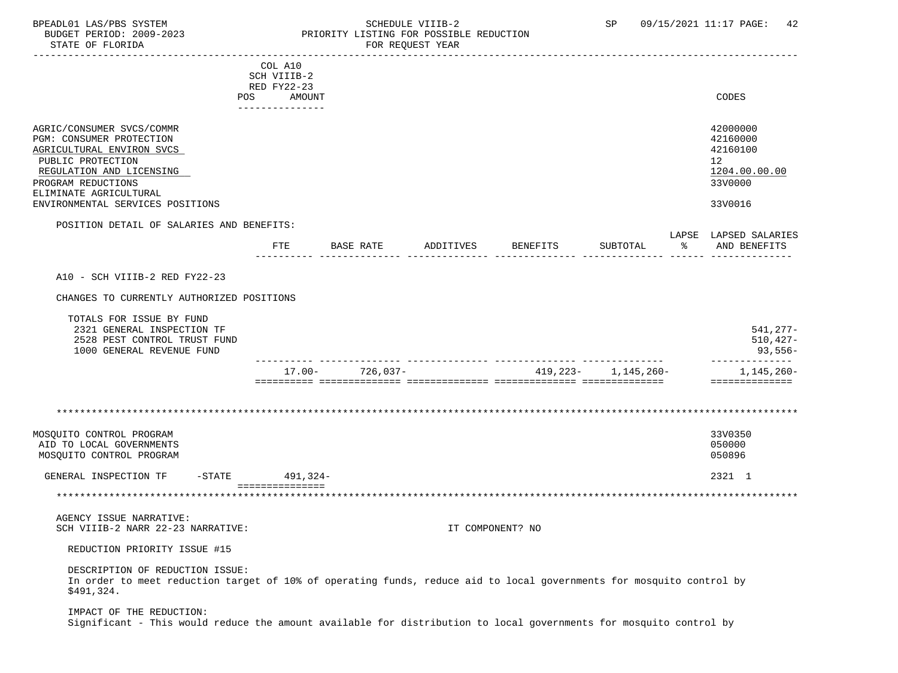COL A10
SCH VIIIB-2
RED FY22-23
POS AMOUNT

CODES

AGRIC/CONSUMER SVCS/COMMR — 42000000
PGM: CONSUMER PROTECTION — 42160000
AGRICULTURAL ENVIRON SVCS — 42160100
PUBLIC PROTECTION — 12
REGULATION AND LICENSING — 1204.00.00.00
PROGRAM REDUCTIONS — 33V0000
ELIMINATE AGRICULTURAL ENVIRONMENTAL SERVICES POSITIONS — 33V0016

POSITION DETAIL OF SALARIES AND BENEFITS:

| | FTE | BASE RATE | ADDITIVES | BENEFITS | SUBTOTAL | LAPSE % | LAPSED SALARIES AND BENEFITS |
|---|---|---|---|---|---|---|---|
| A10 - SCH VIIIB-2 RED FY22-23 | | | | | | | |
| CHANGES TO CURRENTLY AUTHORIZED POSITIONS | | | | | | | |
| TOTALS FOR ISSUE BY FUND | | | | | | | |
| 2321 GENERAL INSPECTION TF | | | | | | | 541,277- |
| 2528 PEST CONTROL TRUST FUND | | | | | | | 510,427- |
| 1000 GENERAL REVENUE FUND | | | | | | | 93,556- |
| | 17.00- | 726,037- | | 419,223- | 1,145,260- | | 1,145,260- |

MOSQUITO CONTROL PROGRAM — 33V0350
AID TO LOCAL GOVERNMENTS — 050000
MOSQUITO CONTROL PROGRAM — 050896

GENERAL INSPECTION TF -STATE 491,324- — 2321 1

AGENCY ISSUE NARRATIVE:
SCH VIIIB-2 NARR 22-23 NARRATIVE: IT COMPONENT? NO

REDUCTION PRIORITY ISSUE #15

DESCRIPTION OF REDUCTION ISSUE:
In order to meet reduction target of 10% of operating funds, reduce aid to local governments for mosquito control by $491,324.

IMPACT OF THE REDUCTION:
Significant - This would reduce the amount available for distribution to local governments for mosquito control by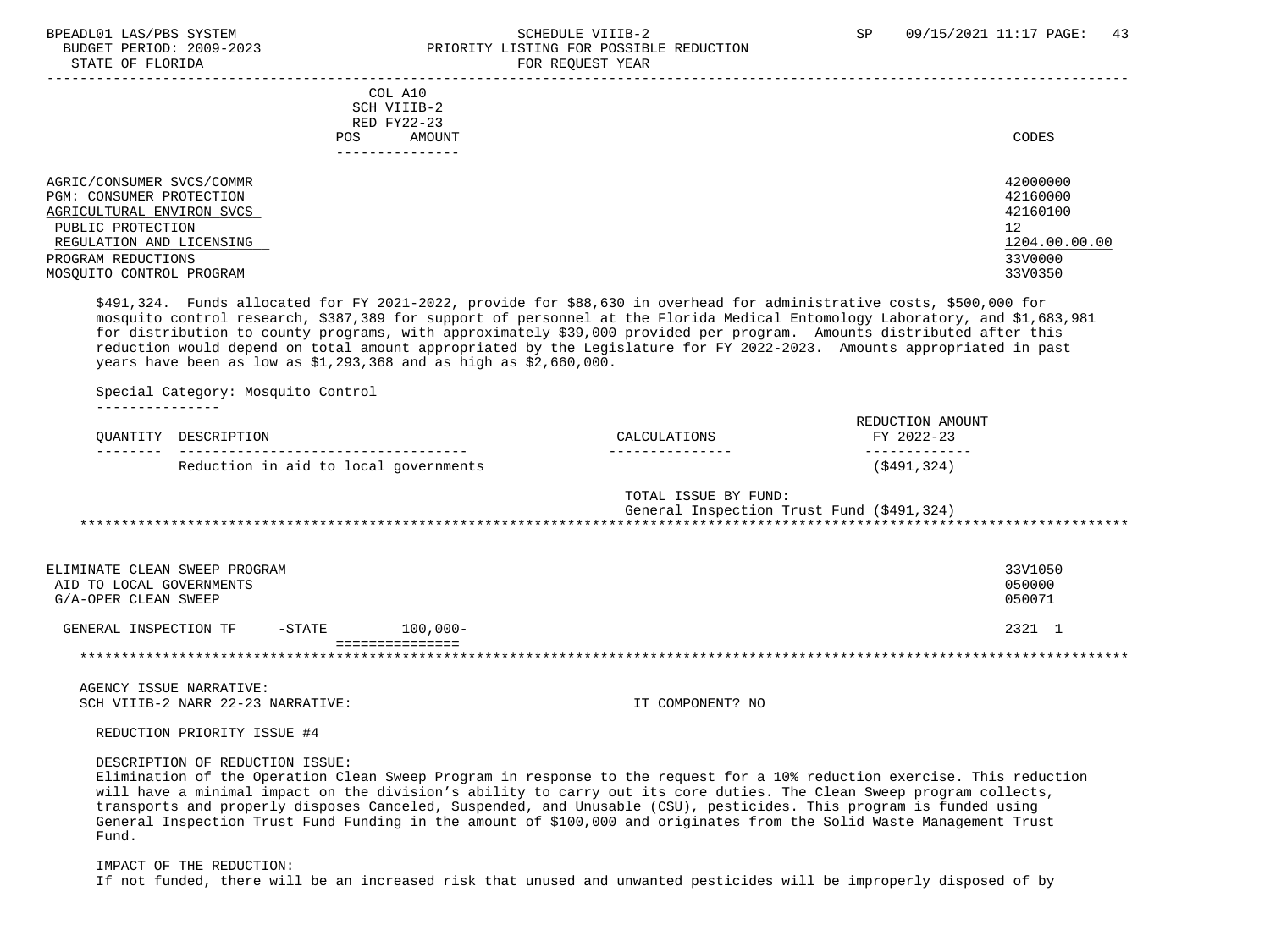COL A10
SCH VIIIB-2
RED FY22-23
POS AMOUNT

| | CODES |
|---|---|
| AGRIC/CONSUMER SVCS/COMMR | 42000000 |
| PGM: CONSUMER PROTECTION | 42160000 |
| AGRICULTURAL ENVIRON SVCS | 42160100 |
| PUBLIC PROTECTION | 12 |
| REGULATION AND LICENSING | 1204.00.00.00 |
| PROGRAM REDUCTIONS | 33V0000 |
| MOSQUITO CONTROL PROGRAM | 33V0350 |

$491,324. Funds allocated for FY 2021-2022, provide for $88,630 in overhead for administrative costs, $500,000 for mosquito control research, $387,389 for support of personnel at the Florida Medical Entomology Laboratory, and $1,683,981 for distribution to county programs, with approximately $39,000 provided per program. Amounts distributed after this reduction would depend on total amount appropriated by the Legislature for FY 2022-2023. Amounts appropriated in past years have been as low as $1,293,368 and as high as $2,660,000.

Special Category: Mosquito Control

| QUANTITY | DESCRIPTION | CALCULATIONS | REDUCTION AMOUNT FY 2022-23 |
|---|---|---|---|
| | Reduction in aid to local governments | | ($491,324) |

TOTAL ISSUE BY FUND:
General Inspection Trust Fund ($491,324)

---

| | | CODES |
|---|---|---|
| ELIMINATE CLEAN SWEEP PROGRAM | | 33V1050 |
| AID TO LOCAL GOVERNMENTS | | 050000 |
| G/A-OPER CLEAN SWEEP | | 050071 |
| GENERAL INSPECTION TF -STATE | 100,000- | 2321 1 |

---

AGENCY ISSUE NARRATIVE:
SCH VIIIB-2 NARR 22-23 NARRATIVE: IT COMPONENT? NO

REDUCTION PRIORITY ISSUE #4

DESCRIPTION OF REDUCTION ISSUE:
Elimination of the Operation Clean Sweep Program in response to the request for a 10% reduction exercise. This reduction will have a minimal impact on the division's ability to carry out its core duties. The Clean Sweep program collects, transports and properly disposes Canceled, Suspended, and Unusable (CSU), pesticides. This program is funded using General Inspection Trust Fund Funding in the amount of $100,000 and originates from the Solid Waste Management Trust Fund.

IMPACT OF THE REDUCTION:
If not funded, there will be an increased risk that unused and unwanted pesticides will be improperly disposed of by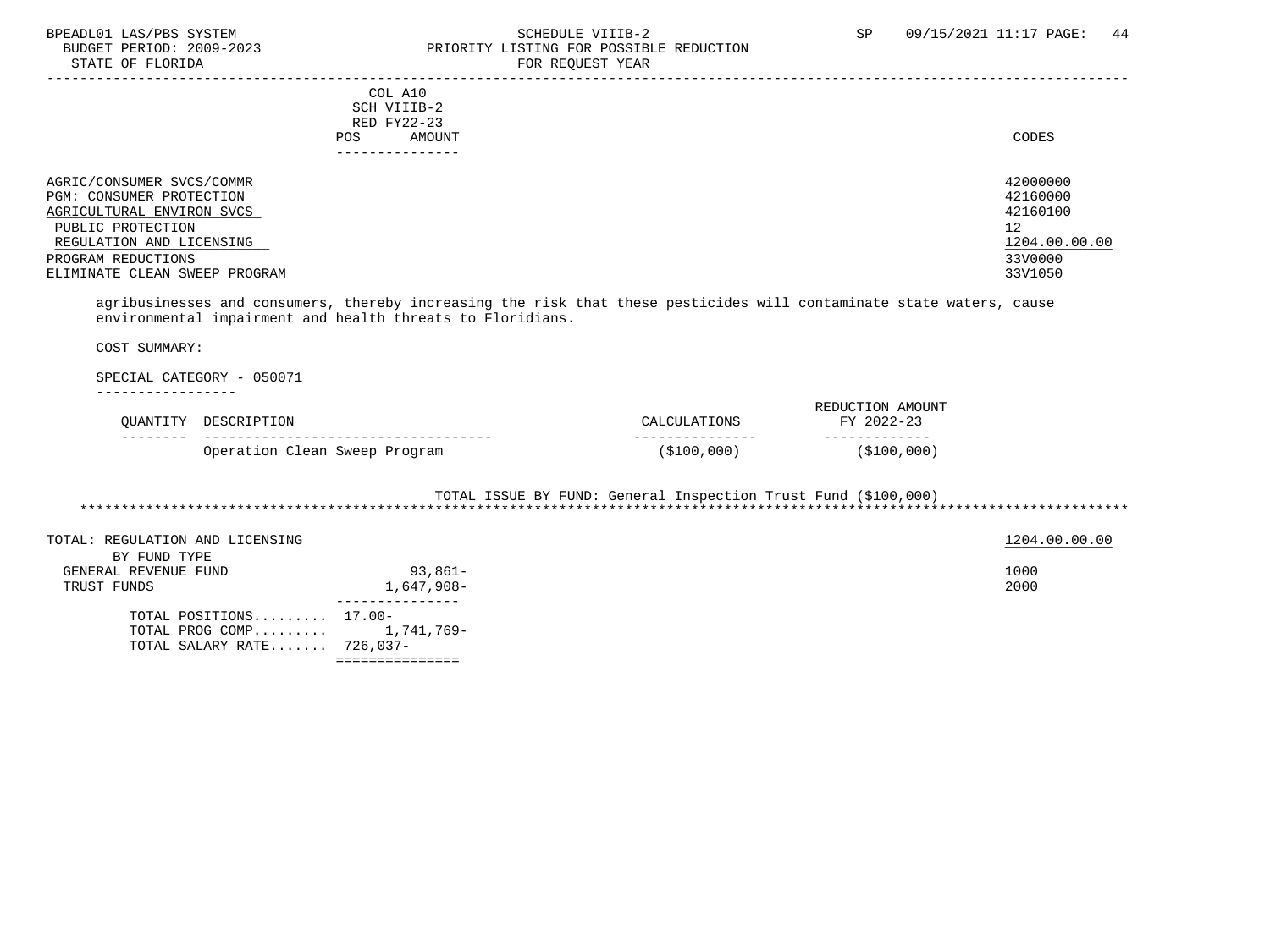BPEADL01 LAS/PBS SYSTEM — SCHEDULE VIIIB-2 — SP 09/15/2021 11:17

BUDGET PERIOD: 2009-2023 — PRIORITY LISTING FOR POSSIBLE REDUCTION

STATE OF FLORIDA — FOR REQUEST YEAR

| | COL A10 SCH VIIIB-2 RED FY22-23 POS AMOUNT | CODES |
|---|---|---|
| AGRIC/CONSUMER SVCS/COMMR | | 42000000 |
| PGM: CONSUMER PROTECTION | | 42160000 |
| AGRICULTURAL ENVIRON SVCS | | 42160100 |
| PUBLIC PROTECTION | | 12 |
| REGULATION AND LICENSING | | 1204.00.00.00 |
| PROGRAM REDUCTIONS | | 33V0000 |
| ELIMINATE CLEAN SWEEP PROGRAM | | 33V1050 |

agribusinesses and consumers, thereby increasing the risk that these pesticides will contaminate state waters, cause environmental impairment and health threats to Floridians.

COST SUMMARY:

SPECIAL CATEGORY - 050071

| QUANTITY | DESCRIPTION | CALCULATIONS | REDUCTION AMOUNT FY 2022-23 |
|---|---|---|---|
| | Operation Clean Sweep Program | ($100,000) | ($100,000) |

TOTAL ISSUE BY FUND: General Inspection Trust Fund ($100,000)

| TOTAL: REGULATION AND LICENSING | | 1204.00.00.00 |
|---|---|---|
| BY FUND TYPE | | |
| GENERAL REVENUE FUND | 93,861- | 1000 |
| TRUST FUNDS | 1,647,908- | 2000 |
| TOTAL POSITIONS......... | 17.00- | |
| TOTAL PROG COMP......... | 1,741,769- | |
| TOTAL SALARY RATE....... | 726,037- | |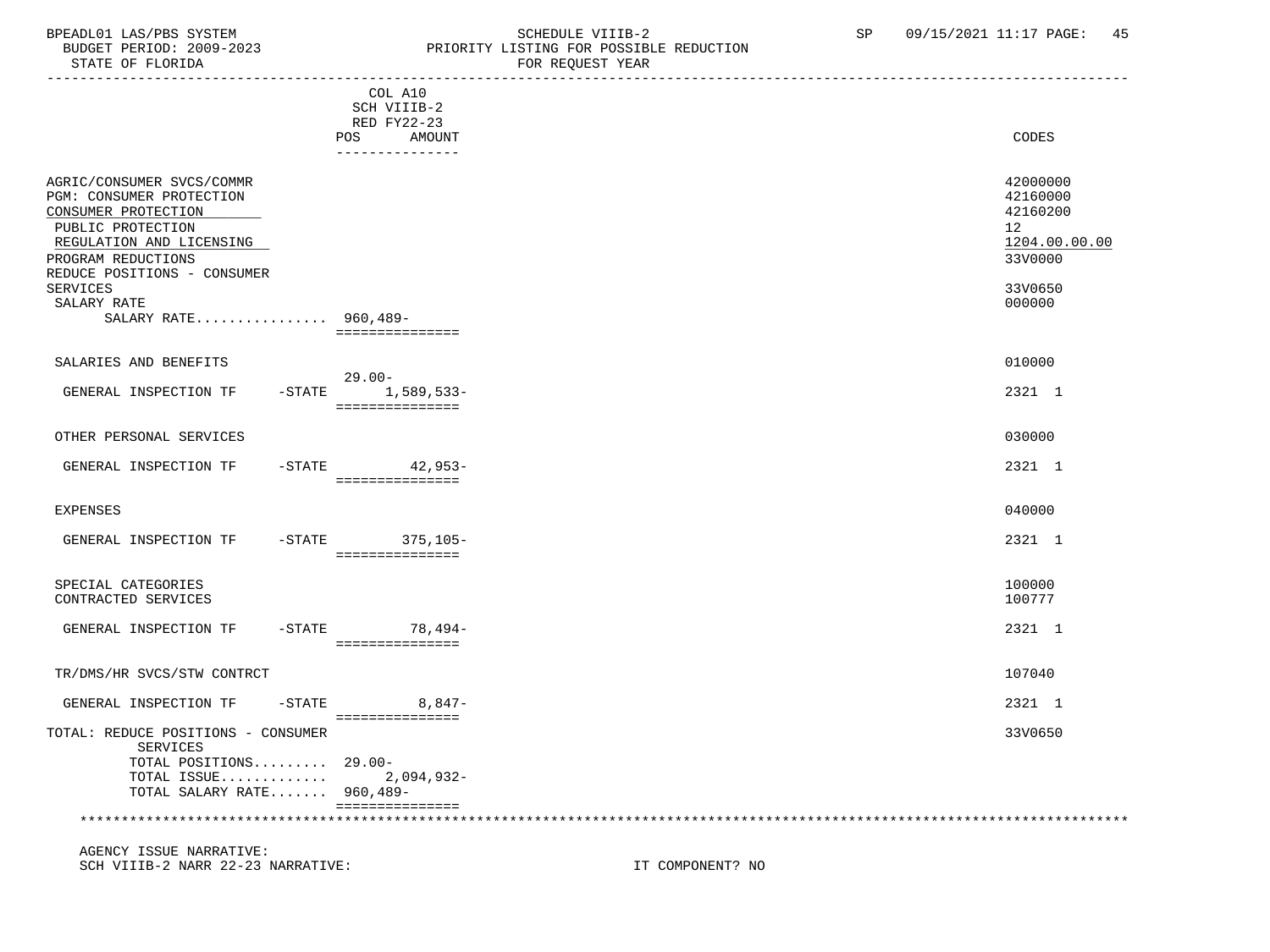BPEADL01 LAS/PBS SYSTEM | SCHEDULE VIIIB-2 | SP 09/15/2021 11:17
BUDGET PERIOD: 2009-2023 | PRIORITY LISTING FOR POSSIBLE REDUCTION
STATE OF FLORIDA | FOR REQUEST YEAR

| | COL A10 SCH VIIIB-2 RED FY22-23 POS | AMOUNT | CODES |
|---|---|---|---|
| AGRIC/CONSUMER SVCS/COMMR | | | 42000000 |
| PGM: CONSUMER PROTECTION | | | 42160000 |
| CONSUMER PROTECTION | | | 42160200 |
| PUBLIC PROTECTION | | | 12 |
| REGULATION AND LICENSING | | | 1204.00.00.00 |
| PROGRAM REDUCTIONS | | | 33V0000 |
| REDUCE POSITIONS - CONSUMER SERVICES | | | 33V0650 |
| SALARY RATE | | | 000000 |
| SALARY RATE................ | 960,489- | | |
| SALARIES AND BENEFITS | | | 010000 |
| GENERAL INSPECTION TF -STATE | 29.00- | 1,589,533- | 2321 1 |
| OTHER PERSONAL SERVICES | | | 030000 |
| GENERAL INSPECTION TF -STATE | | 42,953- | 2321 1 |
| EXPENSES | | | 040000 |
| GENERAL INSPECTION TF -STATE | | 375,105- | 2321 1 |
| SPECIAL CATEGORIES | | | 100000 |
| CONTRACTED SERVICES | | | 100777 |
| GENERAL INSPECTION TF -STATE | | 78,494- | 2321 1 |
| TR/DMS/HR SVCS/STW CONTRCT | | | 107040 |
| GENERAL INSPECTION TF -STATE | | 8,847- | 2321 1 |
| TOTAL: REDUCE POSITIONS - CONSUMER SERVICES | | | 33V0650 |
| TOTAL POSITIONS......... | 29.00- | | |
| TOTAL ISSUE............. | | 2,094,932- | |
| TOTAL SALARY RATE....... | 960,489- | | |

AGENCY ISSUE NARRATIVE:
SCH VIIIB-2 NARR 22-23 NARRATIVE: IT COMPONENT? NO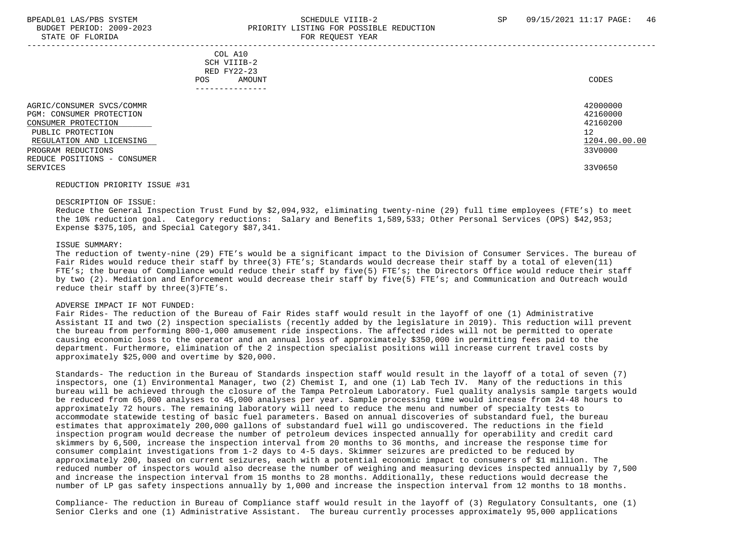COL A10
SCH VIIIB-2
RED FY22-23
POS AMOUNT

| | CODES |
|---|---|
| AGRIC/CONSUMER SVCS/COMMR | 42000000 |
| PGM: CONSUMER PROTECTION | 42160000 |
| CONSUMER PROTECTION | 42160200 |
| PUBLIC PROTECTION | 12 |
| REGULATION AND LICENSING | 1204.00.00.00 |
| PROGRAM REDUCTIONS | 33V0000 |
| REDUCE POSITIONS - CONSUMER SERVICES | 33V0650 |

REDUCTION PRIORITY ISSUE #31

DESCRIPTION OF ISSUE:
Reduce the General Inspection Trust Fund by $2,094,932, eliminating twenty-nine (29) full time employees (FTE's) to meet the 10% reduction goal. Category reductions: Salary and Benefits 1,589,533; Other Personal Services (OPS) $42,953; Expense $375,105, and Special Category $87,341.

ISSUE SUMMARY:
The reduction of twenty-nine (29) FTE's would be a significant impact to the Division of Consumer Services. The bureau of Fair Rides would reduce their staff by three(3) FTE's; Standards would decrease their staff by a total of eleven(11) FTE's; the bureau of Compliance would reduce their staff by five(5) FTE's; the Directors Office would reduce their staff by two (2). Mediation and Enforcement would decrease their staff by five(5) FTE's; and Communication and Outreach would reduce their staff by three(3)FTE's.

ADVERSE IMPACT IF NOT FUNDED:
Fair Rides- The reduction of the Bureau of Fair Rides staff would result in the layoff of one (1) Administrative Assistant II and two (2) inspection specialists (recently added by the legislature in 2019). This reduction will prevent the bureau from performing 800-1,000 amusement ride inspections. The affected rides will not be permitted to operate causing economic loss to the operator and an annual loss of approximately $350,000 in permitting fees paid to the department. Furthermore, elimination of the 2 inspection specialist positions will increase current travel costs by approximately $25,000 and overtime by $20,000.

Standards- The reduction in the Bureau of Standards inspection staff would result in the layoff of a total of seven (7) inspectors, one (1) Environmental Manager, two (2) Chemist I, and one (1) Lab Tech IV. Many of the reductions in this bureau will be achieved through the closure of the Tampa Petroleum Laboratory. Fuel quality analysis sample targets would be reduced from 65,000 analyses to 45,000 analyses per year. Sample processing time would increase from 24-48 hours to approximately 72 hours. The remaining laboratory will need to reduce the menu and number of specialty tests to accommodate statewide testing of basic fuel parameters. Based on annual discoveries of substandard fuel, the bureau estimates that approximately 200,000 gallons of substandard fuel will go undiscovered. The reductions in the field inspection program would decrease the number of petroleum devices inspected annually for operability and credit card skimmers by 6,500, increase the inspection interval from 20 months to 36 months, and increase the response time for consumer complaint investigations from 1-2 days to 4-5 days. Skimmer seizures are predicted to be reduced by approximately 200, based on current seizures, each with a potential economic impact to consumers of $1 million. The reduced number of inspectors would also decrease the number of weighing and measuring devices inspected annually by 7,500 and increase the inspection interval from 15 months to 28 months. Additionally, these reductions would decrease the number of LP gas safety inspections annually by 1,000 and increase the inspection interval from 12 months to 18 months.

Compliance- The reduction in Bureau of Compliance staff would result in the layoff of (3) Regulatory Consultants, one (1) Senior Clerks and one (1) Administrative Assistant. The bureau currently processes approximately 95,000 applications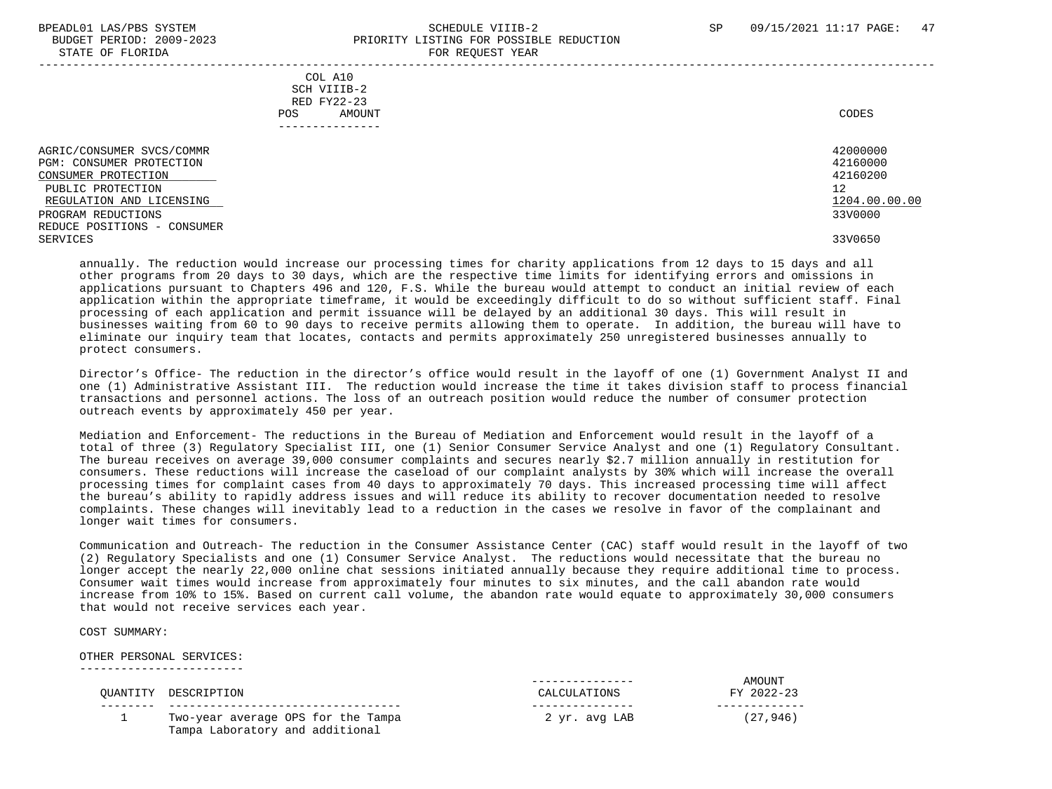| | COL A10 SCH VIIIB-2 RED FY22-23 POS AMOUNT | CODES |
|---|---|---|
| AGRIC/CONSUMER SVCS/COMMR | | 42000000 |
| PGM: CONSUMER PROTECTION | | 42160000 |
| CONSUMER PROTECTION | | 42160200 |
| PUBLIC PROTECTION | | 12 |
| REGULATION AND LICENSING | | 1204.00.00.00 |
| PROGRAM REDUCTIONS | | 33V0000 |
| REDUCE POSITIONS - CONSUMER SERVICES | | 33V0650 |

annually. The reduction would increase our processing times for charity applications from 12 days to 15 days and all other programs from 20 days to 30 days, which are the respective time limits for identifying errors and omissions in applications pursuant to Chapters 496 and 120, F.S. While the bureau would attempt to conduct an initial review of each application within the appropriate timeframe, it would be exceedingly difficult to do so without sufficient staff. Final processing of each application and permit issuance will be delayed by an additional 30 days. This will result in businesses waiting from 60 to 90 days to receive permits allowing them to operate. In addition, the bureau will have to eliminate our inquiry team that locates, contacts and permits approximately 250 unregistered businesses annually to protect consumers.

Director's Office- The reduction in the director's office would result in the layoff of one (1) Government Analyst II and one (1) Administrative Assistant III. The reduction would increase the time it takes division staff to process financial transactions and personnel actions. The loss of an outreach position would reduce the number of consumer protection outreach events by approximately 450 per year.

Mediation and Enforcement- The reductions in the Bureau of Mediation and Enforcement would result in the layoff of a total of three (3) Regulatory Specialist III, one (1) Senior Consumer Service Analyst and one (1) Regulatory Consultant. The bureau receives on average 39,000 consumer complaints and secures nearly $2.7 million annually in restitution for consumers. These reductions will increase the caseload of our complaint analysts by 30% which will increase the overall processing times for complaint cases from 40 days to approximately 70 days. This increased processing time will affect the bureau's ability to rapidly address issues and will reduce its ability to recover documentation needed to resolve complaints. These changes will inevitably lead to a reduction in the cases we resolve in favor of the complainant and longer wait times for consumers.

Communication and Outreach- The reduction in the Consumer Assistance Center (CAC) staff would result in the layoff of two (2) Regulatory Specialists and one (1) Consumer Service Analyst. The reductions would necessitate that the bureau no longer accept the nearly 22,000 online chat sessions initiated annually because they require additional time to process. Consumer wait times would increase from approximately four minutes to six minutes, and the call abandon rate would increase from 10% to 15%. Based on current call volume, the abandon rate would equate to approximately 30,000 consumers that would not receive services each year.

COST SUMMARY:

OTHER PERSONAL SERVICES:

| QUANTITY | DESCRIPTION | CALCULATIONS | AMOUNT FY 2022-23 |
|---|---|---|---|
| 1 | Two-year average OPS for the Tampa Tampa Laboratory and additional | 2 yr. avg LAB | (27,946) |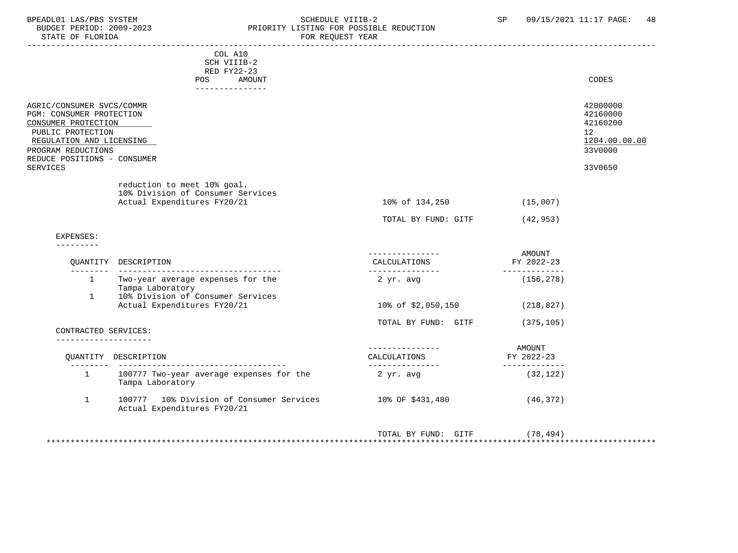COL A10
SCH VIIIB-2
RED FY22-23
POS AMOUNT

| | CODES |
|---|---|
| AGRIC/CONSUMER SVCS/COMMR | 42000000 |
| PGM: CONSUMER PROTECTION | 42160000 |
| CONSUMER PROTECTION | 42160200 |
| PUBLIC PROTECTION | 12 |
| REGULATION AND LICENSING | 1204.00.00.00 |
| PROGRAM REDUCTIONS | 33V0000 |
| REDUCE POSITIONS - CONSUMER SERVICES | 33V0650 |

| | | |
|---|---|---|
| reduction to meet 10% goal. | | |
| 10% Division of Consumer Services Actual Expenditures FY20/21 | 10% of 134,250 | (15,007) |
| | TOTAL BY FUND: GITF | (42,953) |

EXPENSES:

| QUANTITY | DESCRIPTION | CALCULATIONS | AMOUNT FY 2022-23 |
|---|---|---|---|
| 1 | Two-year average expenses for the Tampa Laboratory | 2 yr. avg | (156,278) |
| 1 | 10% Division of Consumer Services Actual Expenditures FY20/21 | 10% of $2,050,150 | (218,827) |
| | | TOTAL BY FUND: GITF | (375,105) |

CONTRACTED SERVICES:

| QUANTITY | DESCRIPTION | CALCULATIONS | AMOUNT FY 2022-23 |
|---|---|---|---|
| 1 | 100777 Two-year average expenses for the Tampa Laboratory | 2 yr. avg | (32,122) |
| 1 | 100777 10% Division of Consumer Services Actual Expenditures FY20/21 | 10% OF $431,480 | (46,372) |
| | | TOTAL BY FUND: GITF | (78,494) |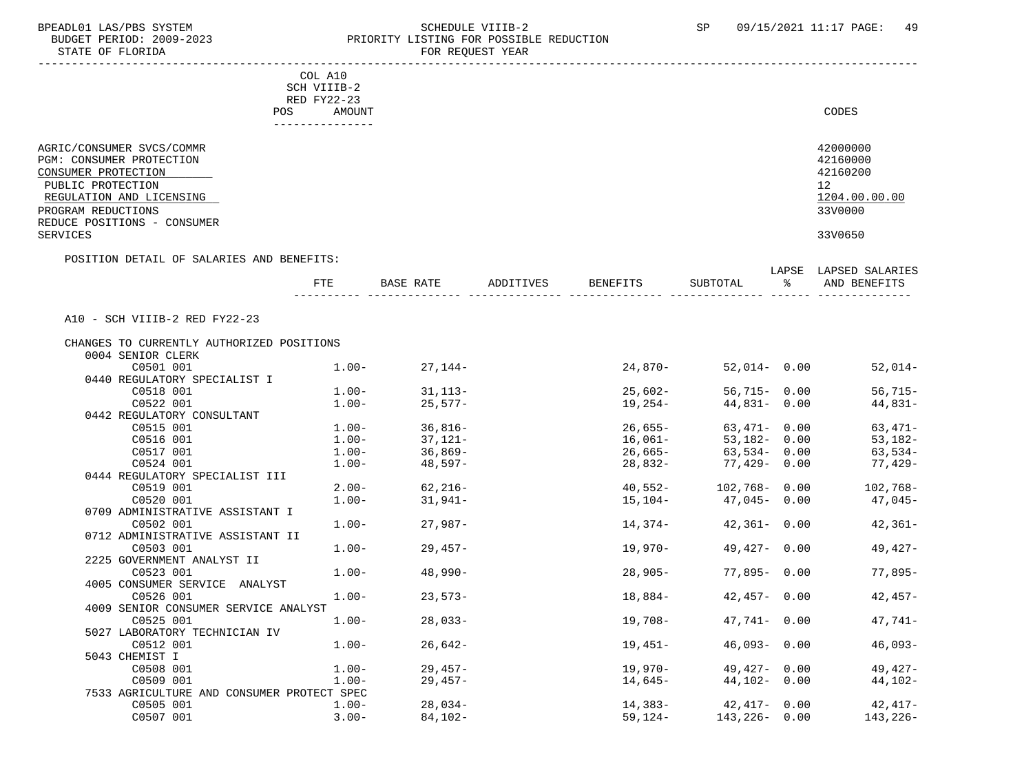BPEADL01 LAS/PBS SYSTEM — SCHEDULE VIIIB-2 — SP 09/15/2021 11:17 PAGE: 49
BUDGET PERIOD: 2009-2023 — PRIORITY LISTING FOR POSSIBLE REDUCTION
STATE OF FLORIDA — FOR REQUEST YEAR

COL A10
SCH VIIIB-2
RED FY22-23
POS AMOUNT

| | CODES |
|---|---|
| AGRIC/CONSUMER SVCS/COMMR | 42000000 |
| PGM: CONSUMER PROTECTION | 42160000 |
| CONSUMER PROTECTION | 42160200 |
| PUBLIC PROTECTION | 12 |
| REGULATION AND LICENSING | 1204.00.00.00 |
| PROGRAM REDUCTIONS | 33V0000 |
| REDUCE POSITIONS - CONSUMER SERVICES | 33V0650 |

POSITION DETAIL OF SALARIES AND BENEFITS:

A10 - SCH VIIIB-2 RED FY22-23

CHANGES TO CURRENTLY AUTHORIZED POSITIONS

| | FTE | BASE RATE | ADDITIVES | BENEFITS | SUBTOTAL | LAPSE % | LAPSED SALARIES AND BENEFITS |
|---|---|---|---|---|---|---|---|
| 0004 SENIOR CLERK | | | | | | | |
| C0501 001 | 1.00- | 27,144- | | 24,870- | 52,014- | 0.00 | 52,014- |
| 0440 REGULATORY SPECIALIST I | | | | | | | |
| C0518 001 | 1.00- | 31,113- | | 25,602- | 56,715- | 0.00 | 56,715- |
| C0522 001 | 1.00- | 25,577- | | 19,254- | 44,831- | 0.00 | 44,831- |
| 0442 REGULATORY CONSULTANT | | | | | | | |
| C0515 001 | 1.00- | 36,816- | | 26,655- | 63,471- | 0.00 | 63,471- |
| C0516 001 | 1.00- | 37,121- | | 16,061- | 53,182- | 0.00 | 53,182- |
| C0517 001 | 1.00- | 36,869- | | 26,665- | 63,534- | 0.00 | 63,534- |
| C0524 001 | 1.00- | 48,597- | | 28,832- | 77,429- | 0.00 | 77,429- |
| 0444 REGULATORY SPECIALIST III | | | | | | | |
| C0519 001 | 2.00- | 62,216- | | 40,552- | 102,768- | 0.00 | 102,768- |
| C0520 001 | 1.00- | 31,941- | | 15,104- | 47,045- | 0.00 | 47,045- |
| 0709 ADMINISTRATIVE ASSISTANT I | | | | | | | |
| C0502 001 | 1.00- | 27,987- | | 14,374- | 42,361- | 0.00 | 42,361- |
| 0712 ADMINISTRATIVE ASSISTANT II | | | | | | | |
| C0503 001 | 1.00- | 29,457- | | 19,970- | 49,427- | 0.00 | 49,427- |
| 2225 GOVERNMENT ANALYST II | | | | | | | |
| C0523 001 | 1.00- | 48,990- | | 28,905- | 77,895- | 0.00 | 77,895- |
| 4005 CONSUMER SERVICE ANALYST | | | | | | | |
| C0526 001 | 1.00- | 23,573- | | 18,884- | 42,457- | 0.00 | 42,457- |
| 4009 SENIOR CONSUMER SERVICE ANALYST | | | | | | | |
| C0525 001 | 1.00- | 28,033- | | 19,708- | 47,741- | 0.00 | 47,741- |
| 5027 LABORATORY TECHNICIAN IV | | | | | | | |
| C0512 001 | 1.00- | 26,642- | | 19,451- | 46,093- | 0.00 | 46,093- |
| 5043 CHEMIST I | | | | | | | |
| C0508 001 | 1.00- | 29,457- | | 19,970- | 49,427- | 0.00 | 49,427- |
| C0509 001 | 1.00- | 29,457- | | 14,645- | 44,102- | 0.00 | 44,102- |
| 7533 AGRICULTURE AND CONSUMER PROTECT SPEC | | | | | | | |
| C0505 001 | 1.00- | 28,034- | | 14,383- | 42,417- | 0.00 | 42,417- |
| C0507 001 | 3.00- | 84,102- | | 59,124- | 143,226- | 0.00 | 143,226- |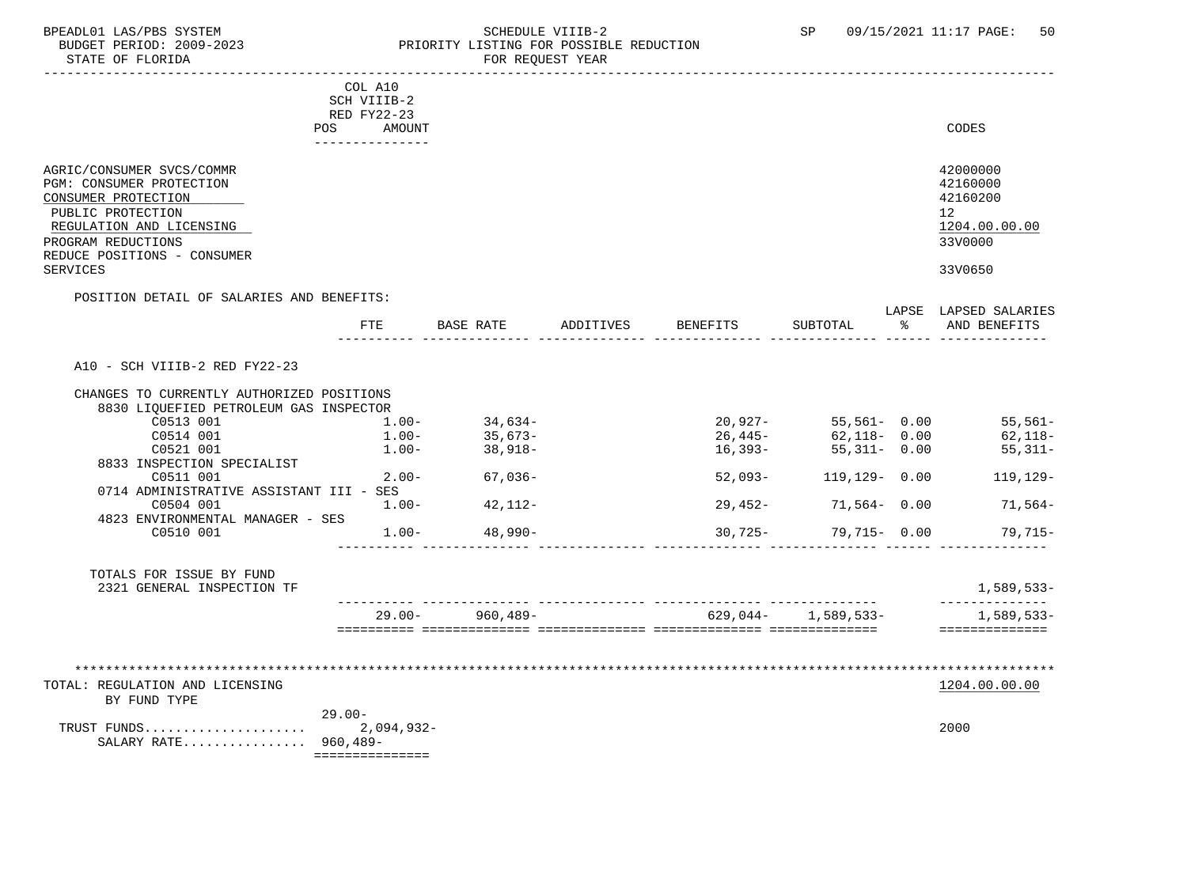COL A10
SCH VIIIB-2
RED FY22-23
POS AMOUNT

| | CODES |
|---|---|
| AGRIC/CONSUMER SVCS/COMMR | 42000000 |
| PGM: CONSUMER PROTECTION | 42160000 |
| CONSUMER PROTECTION | 42160200 |
| PUBLIC PROTECTION | 12 |
| REGULATION AND LICENSING | 1204.00.00.00 |
| PROGRAM REDUCTIONS | 33V0000 |
| REDUCE POSITIONS - CONSUMER SERVICES | 33V0650 |

POSITION DETAIL OF SALARIES AND BENEFITS:

| | FTE | BASE RATE | ADDITIVES | BENEFITS | SUBTOTAL | LAPSE % | LAPSED SALARIES AND BENEFITS |
|---|---|---|---|---|---|---|---|
| A10 - SCH VIIIB-2 RED FY22-23 | | | | | | | |
| CHANGES TO CURRENTLY AUTHORIZED POSITIONS | | | | | | | |
| 8830 LIQUEFIED PETROLEUM GAS INSPECTOR | | | | | | | |
| C0513 001 | 1.00- | 34,634- | | 20,927- | 55,561- | 0.00 | 55,561- |
| C0514 001 | 1.00- | 35,673- | | 26,445- | 62,118- | 0.00 | 62,118- |
| C0521 001 | 1.00- | 38,918- | | 16,393- | 55,311- | 0.00 | 55,311- |
| 8833 INSPECTION SPECIALIST | | | | | | | |
| C0511 001 | 2.00- | 67,036- | | 52,093- | 119,129- | 0.00 | 119,129- |
| 0714 ADMINISTRATIVE ASSISTANT III - SES | | | | | | | |
| C0504 001 | 1.00- | 42,112- | | 29,452- | 71,564- | 0.00 | 71,564- |
| 4823 ENVIRONMENTAL MANAGER - SES | | | | | | | |
| C0510 001 | 1.00- | 48,990- | | 30,725- | 79,715- | 0.00 | 79,715- |
| TOTALS FOR ISSUE BY FUND | | | | | | | |
| 2321 GENERAL INSPECTION TF | | | | | | | 1,589,533- |
| | 29.00- | 960,489- | | 629,044- | 1,589,533- | | 1,589,533- |

TOTAL: REGULATION AND LICENSING — 1204.00.00.00
BY FUND TYPE

| | POS/AMOUNT | CODES |
|---|---|---|
| | 29.00- | |
| TRUST FUNDS.................... | 2,094,932- | 2000 |
| SALARY RATE................ | 960,489- | |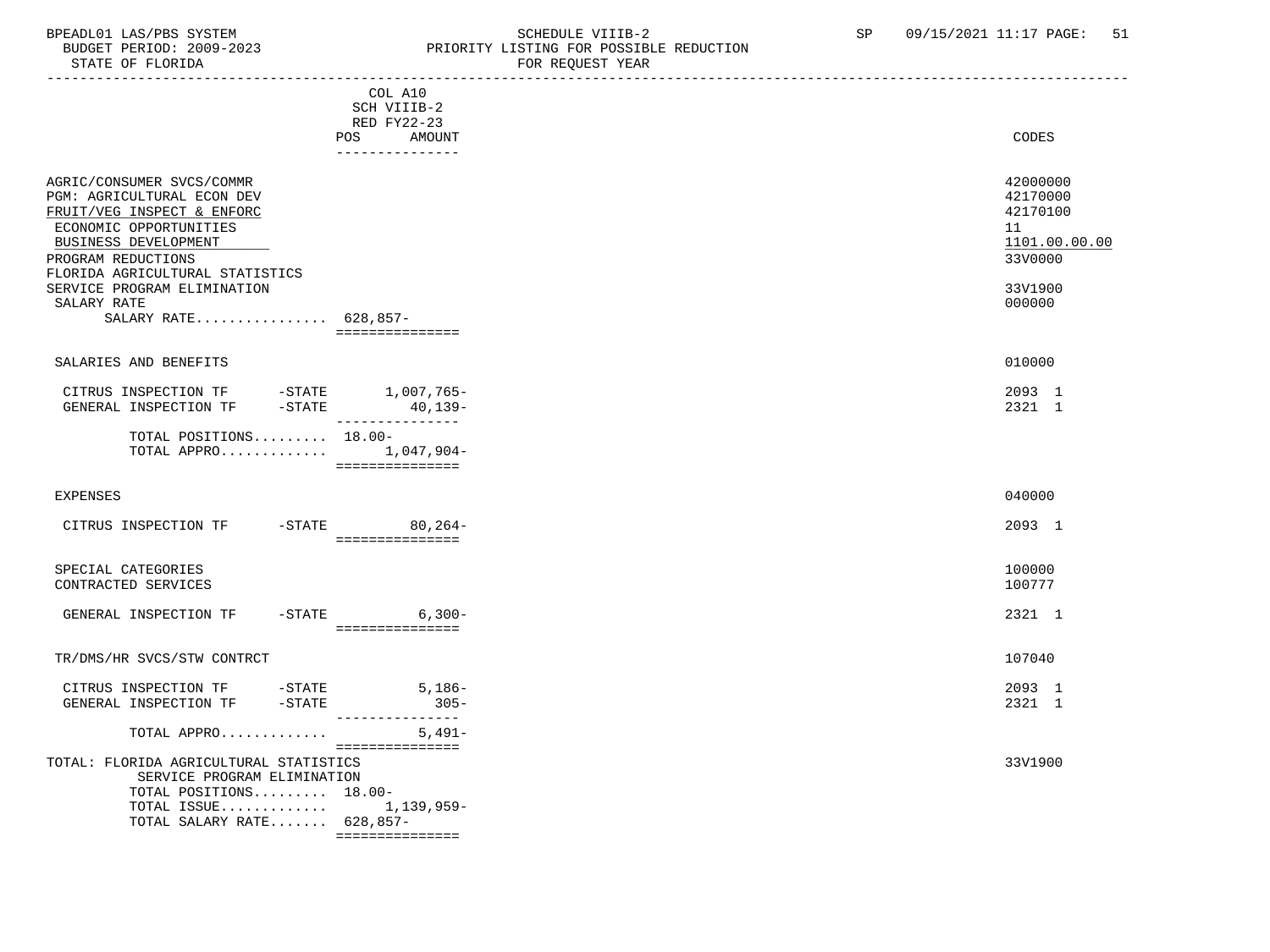BPEADL01 LAS/PBS SYSTEM | SCHEDULE VIIIB-2 | SP 09/15/2021 11:17
BUDGET PERIOD: 2009-2023 | PRIORITY LISTING FOR POSSIBLE REDUCTION
STATE OF FLORIDA | FOR REQUEST YEAR

| | COL A10 SCH VIIIB-2 RED FY22-23 POS AMOUNT | CODES |
|---|---|---|
| AGRIC/CONSUMER SVCS/COMMR | | 42000000 |
| PGM: AGRICULTURAL ECON DEV | | 42170000 |
| FRUIT/VEG INSPECT & ENFORC | | 42170100 |
| ECONOMIC OPPORTUNITIES | | 11 |
| BUSINESS DEVELOPMENT | | 1101.00.00.00 |
| PROGRAM REDUCTIONS | | 33V0000 |
| FLORIDA AGRICULTURAL STATISTICS SERVICE PROGRAM ELIMINATION | | 33V1900 |
| SALARY RATE | | 000000 |
| SALARY RATE................ | 628,857- | |
| SALARIES AND BENEFITS | | 010000 |
| CITRUS INSPECTION TF -STATE | 1,007,765- | 2093 1 |
| GENERAL INSPECTION TF -STATE | 40,139- | 2321 1 |
| TOTAL POSITIONS......... | 18.00- | |
| TOTAL APPRO............. | 1,047,904- | |
| EXPENSES | | 040000 |
| CITRUS INSPECTION TF -STATE | 80,264- | 2093 1 |
| SPECIAL CATEGORIES | | 100000 |
| CONTRACTED SERVICES | | 100777 |
| GENERAL INSPECTION TF -STATE | 6,300- | 2321 1 |
| TR/DMS/HR SVCS/STW CONTRCT | | 107040 |
| CITRUS INSPECTION TF -STATE | 5,186- | 2093 1 |
| GENERAL INSPECTION TF -STATE | 305- | 2321 1 |
| TOTAL APPRO............. | 5,491- | |
| TOTAL: FLORIDA AGRICULTURAL STATISTICS SERVICE PROGRAM ELIMINATION | | 33V1900 |
| TOTAL POSITIONS......... | 18.00- | |
| TOTAL ISSUE............. | 1,139,959- | |
| TOTAL SALARY RATE....... | 628,857- | |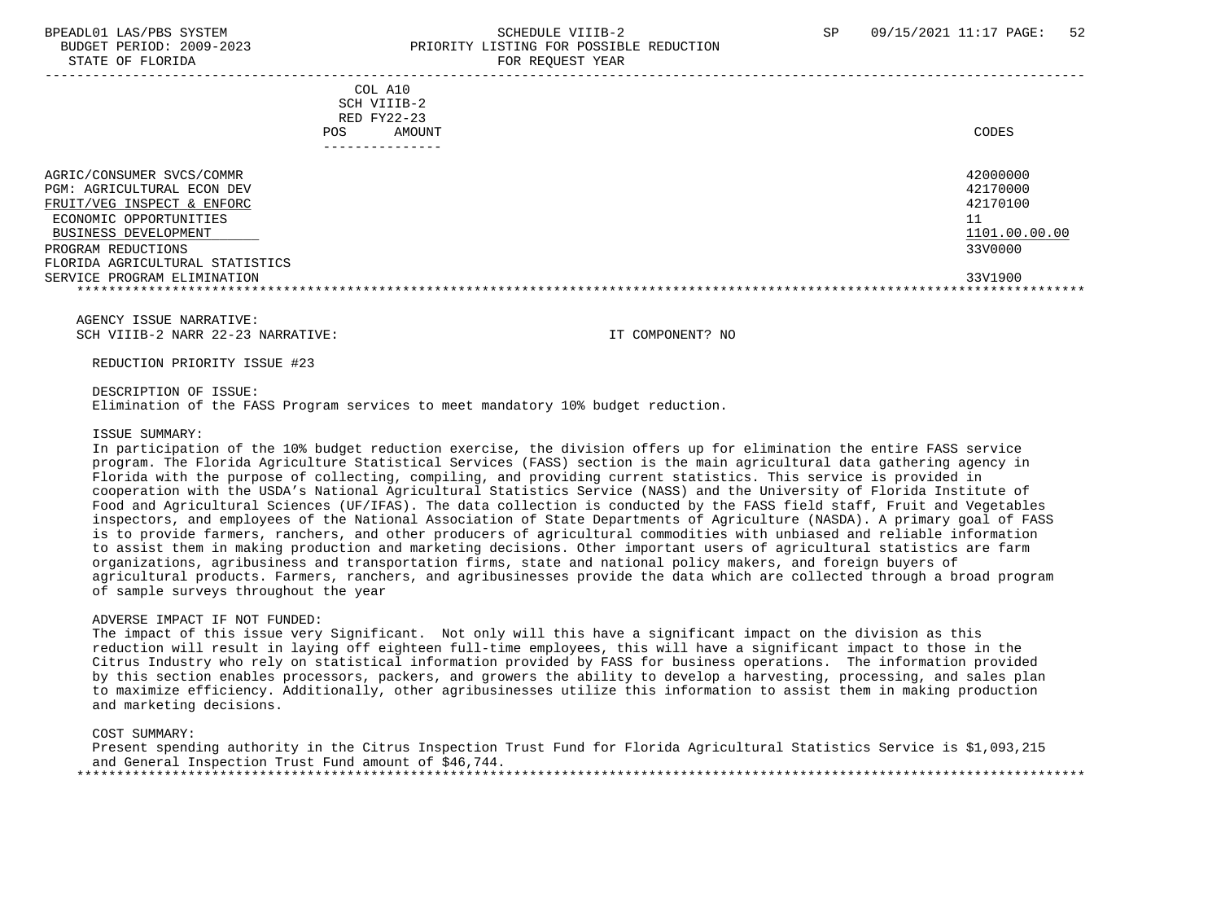BPEADL01 LAS/PBS SYSTEM SCHEDULE VIIIB-2 SP 09/15/2021 11:17 PAGE: 52
BUDGET PERIOD: 2009-2023 PRIORITY LISTING FOR POSSIBLE REDUCTION
STATE OF FLORIDA FOR REQUEST YEAR

| | COL A10 SCH VIIIB-2 RED FY22-23 POS AMOUNT | CODES |
|---|---|---|
| AGRIC/CONSUMER SVCS/COMMR | | 42000000 |
| PGM: AGRICULTURAL ECON DEV | | 42170000 |
| FRUIT/VEG INSPECT & ENFORC | | 42170100 |
| ECONOMIC OPPORTUNITIES | | 11 |
| BUSINESS DEVELOPMENT | | 1101.00.00.00 |
| PROGRAM REDUCTIONS | | 33V0000 |
| FLORIDA AGRICULTURAL STATISTICS SERVICE PROGRAM ELIMINATION | | 33V1900 |

AGENCY ISSUE NARRATIVE:
SCH VIIIB-2 NARR 22-23 NARRATIVE: IT COMPONENT? NO

REDUCTION PRIORITY ISSUE #23

DESCRIPTION OF ISSUE:
Elimination of the FASS Program services to meet mandatory 10% budget reduction.

ISSUE SUMMARY:
In participation of the 10% budget reduction exercise, the division offers up for elimination the entire FASS service program. The Florida Agriculture Statistical Services (FASS) section is the main agricultural data gathering agency in Florida with the purpose of collecting, compiling, and providing current statistics. This service is provided in cooperation with the USDA's National Agricultural Statistics Service (NASS) and the University of Florida Institute of Food and Agricultural Sciences (UF/IFAS). The data collection is conducted by the FASS field staff, Fruit and Vegetables inspectors, and employees of the National Association of State Departments of Agriculture (NASDA). A primary goal of FASS is to provide farmers, ranchers, and other producers of agricultural commodities with unbiased and reliable information to assist them in making production and marketing decisions. Other important users of agricultural statistics are farm organizations, agribusiness and transportation firms, state and national policy makers, and foreign buyers of agricultural products. Farmers, ranchers, and agribusinesses provide the data which are collected through a broad program of sample surveys throughout the year

ADVERSE IMPACT IF NOT FUNDED:
The impact of this issue very Significant. Not only will this have a significant impact on the division as this reduction will result in laying off eighteen full-time employees, this will have a significant impact to those in the Citrus Industry who rely on statistical information provided by FASS for business operations. The information provided by this section enables processors, packers, and growers the ability to develop a harvesting, processing, and sales plan to maximize efficiency. Additionally, other agribusinesses utilize this information to assist them in making production and marketing decisions.

COST SUMMARY:
Present spending authority in the Citrus Inspection Trust Fund for Florida Agricultural Statistics Service is $1,093,215 and General Inspection Trust Fund amount of $46,744.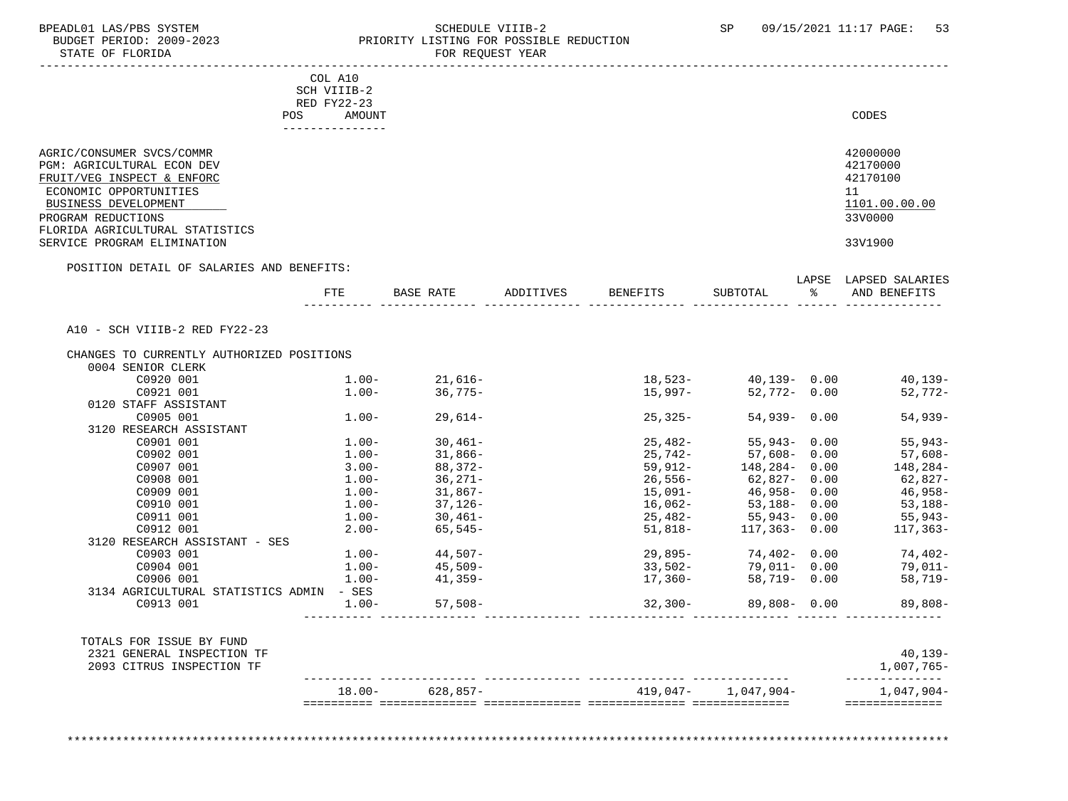BPEADL01 LAS/PBS SYSTEM — SCHEDULE VIIIB-2 — SP 09/15/2021 11:17

BUDGET PERIOD: 2009-2023 — PRIORITY LISTING FOR POSSIBLE REDUCTION

STATE OF FLORIDA — FOR REQUEST YEAR

COL A10
SCH VIIIB-2
RED FY22-23
POS AMOUNT

| | CODES |
|---|---|
| AGRIC/CONSUMER SVCS/COMMR | 42000000 |
| PGM: AGRICULTURAL ECON DEV | 42170000 |
| FRUIT/VEG INSPECT & ENFORC | 42170100 |
| ECONOMIC OPPORTUNITIES | 11 |
| BUSINESS DEVELOPMENT | 1101.00.00.00 |
| PROGRAM REDUCTIONS | 33V0000 |
| FLORIDA AGRICULTURAL STATISTICS SERVICE PROGRAM ELIMINATION | 33V1900 |

POSITION DETAIL OF SALARIES AND BENEFITS:

| | FTE | BASE RATE | ADDITIVES | BENEFITS | SUBTOTAL | LAPSE % | LAPSED SALARIES AND BENEFITS |
|---|---|---|---|---|---|---|---|
| A10 - SCH VIIIB-2 RED FY22-23 | | | | | | | |
| CHANGES TO CURRENTLY AUTHORIZED POSITIONS | | | | | | | |
| 0004 SENIOR CLERK | | | | | | | |
| C0920 001 | 1.00- | 21,616- | | 18,523- | 40,139- | 0.00 | 40,139- |
| C0921 001 | 1.00- | 36,775- | | 15,997- | 52,772- | 0.00 | 52,772- |
| 0120 STAFF ASSISTANT | | | | | | | |
| C0905 001 | 1.00- | 29,614- | | 25,325- | 54,939- | 0.00 | 54,939- |
| 3120 RESEARCH ASSISTANT | | | | | | | |
| C0901 001 | 1.00- | 30,461- | | 25,482- | 55,943- | 0.00 | 55,943- |
| C0902 001 | 1.00- | 31,866- | | 25,742- | 57,608- | 0.00 | 57,608- |
| C0907 001 | 3.00- | 88,372- | | 59,912- | 148,284- | 0.00 | 148,284- |
| C0908 001 | 1.00- | 36,271- | | 26,556- | 62,827- | 0.00 | 62,827- |
| C0909 001 | 1.00- | 31,867- | | 15,091- | 46,958- | 0.00 | 46,958- |
| C0910 001 | 1.00- | 37,126- | | 16,062- | 53,188- | 0.00 | 53,188- |
| C0911 001 | 1.00- | 30,461- | | 25,482- | 55,943- | 0.00 | 55,943- |
| C0912 001 | 2.00- | 65,545- | | 51,818- | 117,363- | 0.00 | 117,363- |
| 3120 RESEARCH ASSISTANT - SES | | | | | | | |
| C0903 001 | 1.00- | 44,507- | | 29,895- | 74,402- | 0.00 | 74,402- |
| C0904 001 | 1.00- | 45,509- | | 33,502- | 79,011- | 0.00 | 79,011- |
| C0906 001 | 1.00- | 41,359- | | 17,360- | 58,719- | 0.00 | 58,719- |
| 3134 AGRICULTURAL STATISTICS ADMIN - SES | | | | | | | |
| C0913 001 | 1.00- | 57,508- | | 32,300- | 89,808- | 0.00 | 89,808- |
| TOTALS FOR ISSUE BY FUND | | | | | | | |
| 2321 GENERAL INSPECTION TF | | | | | | | 40,139- |
| 2093 CITRUS INSPECTION TF | | | | | | | 1,007,765- |
| | 18.00- | 628,857- | | 419,047- | 1,047,904- | | 1,047,904- |

************************************************************************************************************************************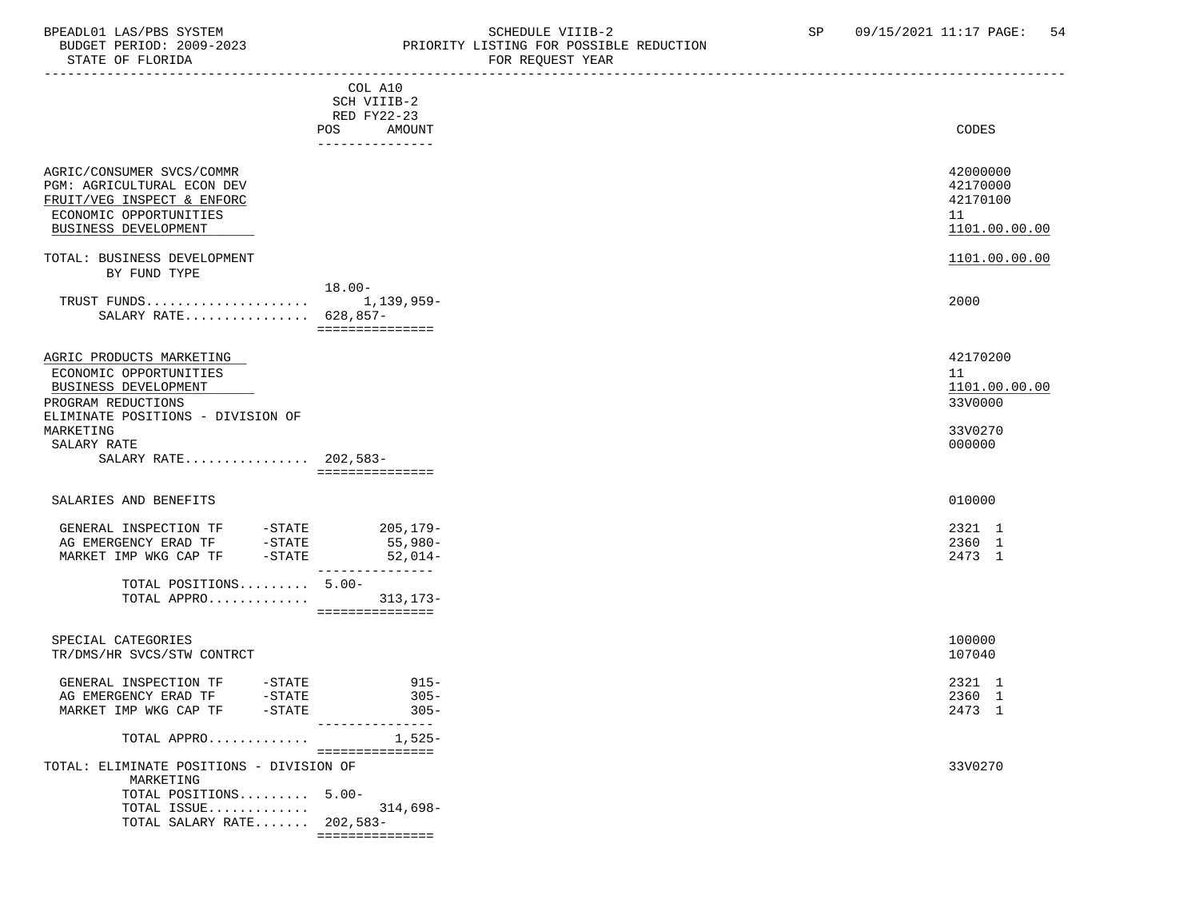| | COL A10 SCH VIIIB-2 RED FY22-23 POS AMOUNT | CODES |
|---|---|---|
| AGRIC/CONSUMER SVCS/COMMR | | 42000000 |
| PGM: AGRICULTURAL ECON DEV | | 42170000 |
| FRUIT/VEG INSPECT & ENFORC | | 42170100 |
| ECONOMIC OPPORTUNITIES | | 11 |
| BUSINESS DEVELOPMENT | | 1101.00.00.00 |
| TOTAL: BUSINESS DEVELOPMENT | | 1101.00.00.00 |
| BY FUND TYPE | | |
| | 18.00- | |
| TRUST FUNDS..................... | 1,139,959- | 2000 |
| SALARY RATE................ | 628,857- | |
| AGRIC PRODUCTS MARKETING | | 42170200 |
| ECONOMIC OPPORTUNITIES | | 11 |
| BUSINESS DEVELOPMENT | | 1101.00.00.00 |
| PROGRAM REDUCTIONS | | 33V0000 |
| ELIMINATE POSITIONS - DIVISION OF MARKETING | | 33V0270 |
| SALARY RATE | | 000000 |
| SALARY RATE................ | 202,583- | |
| SALARIES AND BENEFITS | | 010000 |
| GENERAL INSPECTION TF -STATE | 205,179- | 2321 1 |
| AG EMERGENCY ERAD TF -STATE | 55,980- | 2360 1 |
| MARKET IMP WKG CAP TF -STATE | 52,014- | 2473 1 |
| TOTAL POSITIONS......... | 5.00- | |
| TOTAL APPRO............. | 313,173- | |
| SPECIAL CATEGORIES | | 100000 |
| TR/DMS/HR SVCS/STW CONTRCT | | 107040 |
| GENERAL INSPECTION TF -STATE | 915- | 2321 1 |
| AG EMERGENCY ERAD TF -STATE | 305- | 2360 1 |
| MARKET IMP WKG CAP TF -STATE | 305- | 2473 1 |
| TOTAL APPRO............. | 1,525- | |
| TOTAL: ELIMINATE POSITIONS - DIVISION OF MARKETING | | 33V0270 |
| TOTAL POSITIONS......... | 5.00- | |
| TOTAL ISSUE............. | 314,698- | |
| TOTAL SALARY RATE....... | 202,583- | |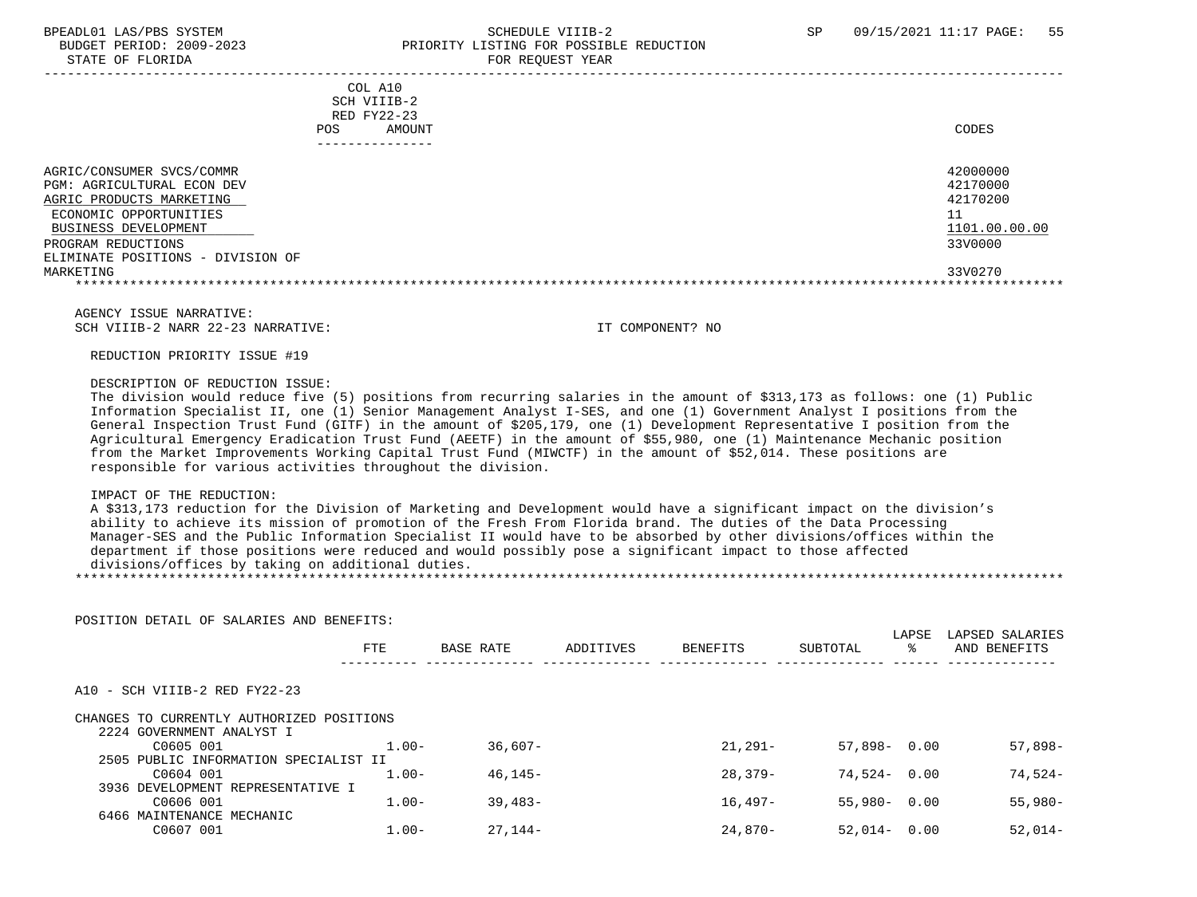BPEADL01 LAS/PBS SYSTEM — SCHEDULE VIIIB-2 — SP 09/15/2021 11:17 PAGE: 55
BUDGET PERIOD: 2009-2023 — PRIORITY LISTING FOR POSSIBLE REDUCTION
STATE OF FLORIDA — FOR REQUEST YEAR

| | COL A10 SCH VIIIB-2 RED FY22-23 POS AMOUNT | CODES |
|---|---|---|
| AGRIC/CONSUMER SVCS/COMMR | | 42000000 |
| PGM: AGRICULTURAL ECON DEV | | 42170000 |
| AGRIC PRODUCTS MARKETING | | 42170200 |
| ECONOMIC OPPORTUNITIES | | 11 |
| BUSINESS DEVELOPMENT | | 1101.00.00.00 |
| PROGRAM REDUCTIONS | | 33V0000 |
| ELIMINATE POSITIONS - DIVISION OF MARKETING | | 33V0270 |

AGENCY ISSUE NARRATIVE:
SCH VIIIB-2 NARR 22-23 NARRATIVE: IT COMPONENT? NO

REDUCTION PRIORITY ISSUE #19

DESCRIPTION OF REDUCTION ISSUE:
The division would reduce five (5) positions from recurring salaries in the amount of $313,173 as follows: one (1) Public Information Specialist II, one (1) Senior Management Analyst I-SES, and one (1) Government Analyst I positions from the General Inspection Trust Fund (GITF) in the amount of $205,179, one (1) Development Representative I position from the Agricultural Emergency Eradication Trust Fund (AEETF) in the amount of $55,980, one (1) Maintenance Mechanic position from the Market Improvements Working Capital Trust Fund (MIWCTF) in the amount of $52,014. These positions are responsible for various activities throughout the division.

IMPACT OF THE REDUCTION:
A $313,173 reduction for the Division of Marketing and Development would have a significant impact on the division's ability to achieve its mission of promotion of the Fresh From Florida brand. The duties of the Data Processing Manager-SES and the Public Information Specialist II would have to be absorbed by other divisions/offices within the department if those positions were reduced and would possibly pose a significant impact to those affected divisions/offices by taking on additional duties.

POSITION DETAIL OF SALARIES AND BENEFITS:

| | FTE | BASE RATE | ADDITIVES | BENEFITS | SUBTOTAL | LAPSE % | LAPSED SALARIES AND BENEFITS |
|---|---|---|---|---|---|---|---|
| A10 - SCH VIIIB-2 RED FY22-23 | | | | | | | |
| CHANGES TO CURRENTLY AUTHORIZED POSITIONS | | | | | | | |
| 2224 GOVERNMENT ANALYST I | | | | | | | |
| C0605 001 | 1.00- | 36,607- | | 21,291- | 57,898- | 0.00 | 57,898- |
| 2505 PUBLIC INFORMATION SPECIALIST II | | | | | | | |
| C0604 001 | 1.00- | 46,145- | | 28,379- | 74,524- | 0.00 | 74,524- |
| 3936 DEVELOPMENT REPRESENTATIVE I | | | | | | | |
| C0606 001 | 1.00- | 39,483- | | 16,497- | 55,980- | 0.00 | 55,980- |
| 6466 MAINTENANCE MECHANIC | | | | | | | |
| C0607 001 | 1.00- | 27,144- | | 24,870- | 52,014- | 0.00 | 52,014- |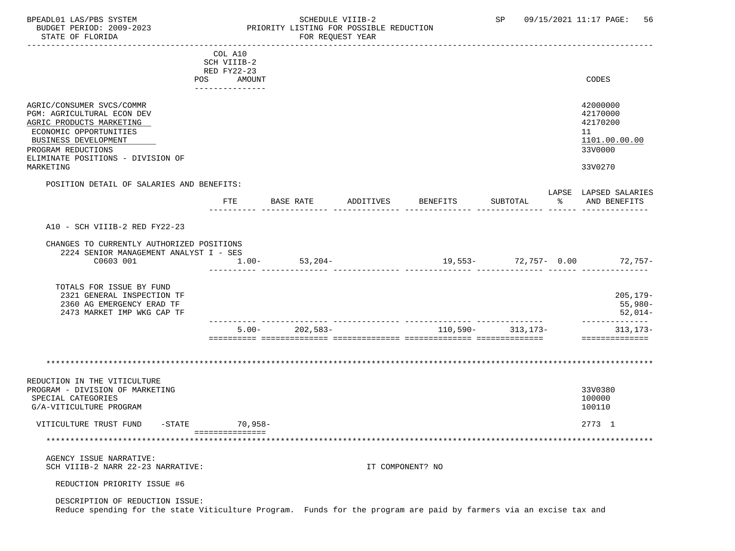| | COL A10 SCH VIIIB-2 RED FY22-23 POS AMOUNT | CODES |
|---|---|---|
| AGRIC/CONSUMER SVCS/COMMR | | 42000000 |
| PGM: AGRICULTURAL ECON DEV | | 42170000 |
| AGRIC PRODUCTS MARKETING | | 42170200 |
| ECONOMIC OPPORTUNITIES | | 11 |
| BUSINESS DEVELOPMENT | | 1101.00.00.00 |
| PROGRAM REDUCTIONS | | 33V0000 |
| ELIMINATE POSITIONS - DIVISION OF MARKETING | | 33V0270 |

POSITION DETAIL OF SALARIES AND BENEFITS:

| | FTE | BASE RATE | ADDITIVES | BENEFITS | SUBTOTAL | LAPSE % | LAPSED SALARIES AND BENEFITS |
|---|---|---|---|---|---|---|---|
| A10 - SCH VIIIB-2 RED FY22-23 | | | | | | | |
| CHANGES TO CURRENTLY AUTHORIZED POSITIONS | | | | | | | |
| 2224 SENIOR MANAGEMENT ANALYST I - SES C0603 001 | 1.00- | 53,204- | | 19,553- | 72,757- | 0.00 | 72,757- |
| TOTALS FOR ISSUE BY FUND | | | | | | | |
| 2321 GENERAL INSPECTION TF | | | | | | | 205,179- |
| 2360 AG EMERGENCY ERAD TF | | | | | | | 55,980- |
| 2473 MARKET IMP WKG CAP TF | | | | | | | 52,014- |
| | 5.00- | 202,583- | | 110,590- | 313,173- | | 313,173- |

| | AMOUNT | CODES |
|---|---|---|
| REDUCTION IN THE VITICULTURE PROGRAM - DIVISION OF MARKETING | | 33V0380 |
| SPECIAL CATEGORIES | | 100000 |
| G/A-VITICULTURE PROGRAM | | 100110 |
| VITICULTURE TRUST FUND -STATE | 70,958- | 2773 1 |

AGENCY ISSUE NARRATIVE:
SCH VIIIB-2 NARR 22-23 NARRATIVE: IT COMPONENT? NO

REDUCTION PRIORITY ISSUE #6

DESCRIPTION OF REDUCTION ISSUE:
Reduce spending for the state Viticulture Program. Funds for the program are paid by farmers via an excise tax and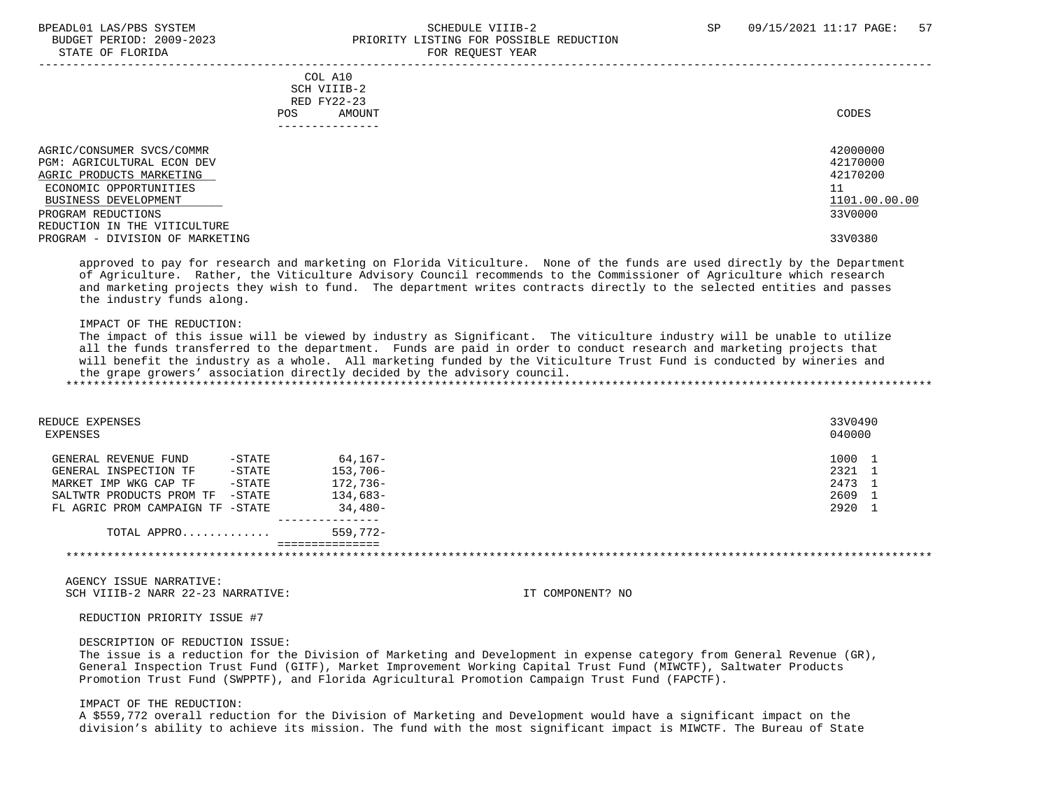| | COL A10 SCH VIIIB-2 RED FY22-23 POS AMOUNT | CODES |
|---|---|---|
| AGRIC/CONSUMER SVCS/COMMR | | 42000000 |
| PGM: AGRICULTURAL ECON DEV | | 42170000 |
| AGRIC PRODUCTS MARKETING | | 42170200 |
| ECONOMIC OPPORTUNITIES | | 11 |
| BUSINESS DEVELOPMENT | | 1101.00.00.00 |
| PROGRAM REDUCTIONS | | 33V0000 |
| REDUCTION IN THE VITICULTURE PROGRAM - DIVISION OF MARKETING | | 33V0380 |

approved to pay for research and marketing on Florida Viticulture. None of the funds are used directly by the Department of Agriculture. Rather, the Viticulture Advisory Council recommends to the Commissioner of Agriculture which research and marketing projects they wish to fund. The department writes contracts directly to the selected entities and passes the industry funds along.

IMPACT OF THE REDUCTION:
The impact of this issue will be viewed by industry as Significant. The viticulture industry will be unable to utilize all the funds transferred to the department. Funds are paid in order to conduct research and marketing projects that will benefit the industry as a whole. All marketing funded by the Viticulture Trust Fund is conducted by wineries and the grape growers' association directly decided by the advisory council.

| | AMOUNT | CODES |
|---|---|---|
| REDUCE EXPENSES | | 33V0490 |
| EXPENSES | | 040000 |
| GENERAL REVENUE FUND -STATE | 64,167- | 1000 1 |
| GENERAL INSPECTION TF -STATE | 153,706- | 2321 1 |
| MARKET IMP WKG CAP TF -STATE | 172,736- | 2473 1 |
| SALTWTR PRODUCTS PROM TF -STATE | 134,683- | 2609 1 |
| FL AGRIC PROM CAMPAIGN TF -STATE | 34,480- | 2920 1 |
| TOTAL APPRO............ | 559,772- | |

AGENCY ISSUE NARRATIVE:
SCH VIIIB-2 NARR 22-23 NARRATIVE: IT COMPONENT? NO

REDUCTION PRIORITY ISSUE #7

DESCRIPTION OF REDUCTION ISSUE:
The issue is a reduction for the Division of Marketing and Development in expense category from General Revenue (GR), General Inspection Trust Fund (GITF), Market Improvement Working Capital Trust Fund (MIWCTF), Saltwater Products Promotion Trust Fund (SWPPTF), and Florida Agricultural Promotion Campaign Trust Fund (FAPCTF).

IMPACT OF THE REDUCTION:
A $559,772 overall reduction for the Division of Marketing and Development would have a significant impact on the division's ability to achieve its mission. The fund with the most significant impact is MIWCTF. The Bureau of State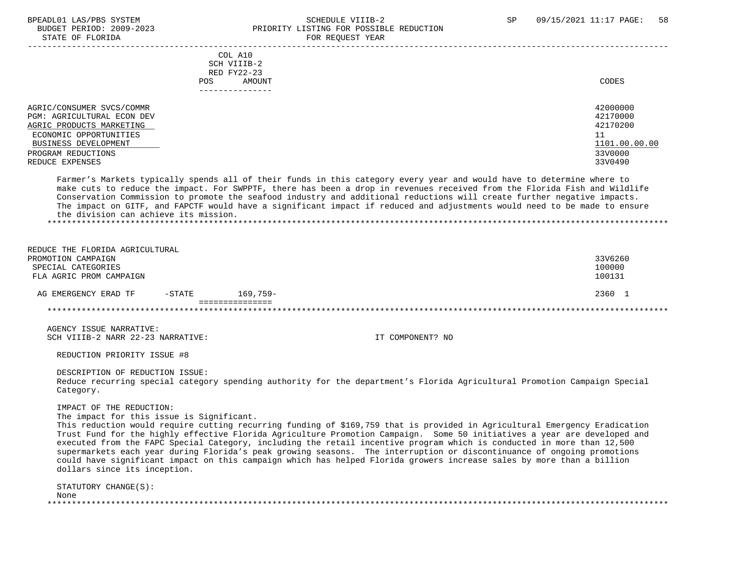| | COL A10<br>SCH VIIIB-2<br>RED FY22-23<br>POS AMOUNT | CODES |
|---|---|---|
| AGRIC/CONSUMER SVCS/COMMR | | 42000000 |
| PGM: AGRICULTURAL ECON DEV | | 42170000 |
| AGRIC PRODUCTS MARKETING | | 42170200 |
| ECONOMIC OPPORTUNITIES | | 11 |
| BUSINESS DEVELOPMENT | | 1101.00.00.00 |
| PROGRAM REDUCTIONS | | 33V0000 |
| REDUCE EXPENSES | | 33V0490 |

Farmer's Markets typically spends all of their funds in this category every year and would have to determine where to make cuts to reduce the impact. For SWPPTF, there has been a drop in revenues received from the Florida Fish and Wildlife Conservation Commission to promote the seafood industry and additional reductions will create further negative impacts. The impact on GITF, and FAPCTF would have a significant impact if reduced and adjustments would need to be made to ensure the division can achieve its mission.

| | | CODES |
|---|---|---|
| REDUCE THE FLORIDA AGRICULTURAL PROMOTION CAMPAIGN | | 33V6260 |
| SPECIAL CATEGORIES | | 100000 |
| FLA AGRIC PROM CAMPAIGN | | 100131 |
| AG EMERGENCY ERAD TF -STATE | 169,759- | 2360 1 |

AGENCY ISSUE NARRATIVE:
SCH VIIIB-2 NARR 22-23 NARRATIVE: IT COMPONENT? NO

REDUCTION PRIORITY ISSUE #8

DESCRIPTION OF REDUCTION ISSUE:
Reduce recurring special category spending authority for the department's Florida Agricultural Promotion Campaign Special Category.

IMPACT OF THE REDUCTION:
The impact for this issue is Significant.
This reduction would require cutting recurring funding of $169,759 that is provided in Agricultural Emergency Eradication Trust Fund for the highly effective Florida Agriculture Promotion Campaign. Some 50 initiatives a year are developed and executed from the FAPC Special Category, including the retail incentive program which is conducted in more than 12,500 supermarkets each year during Florida's peak growing seasons. The interruption or discontinuance of ongoing promotions could have significant impact on this campaign which has helped Florida growers increase sales by more than a billion dollars since its inception.

STATUTORY CHANGE(S):
None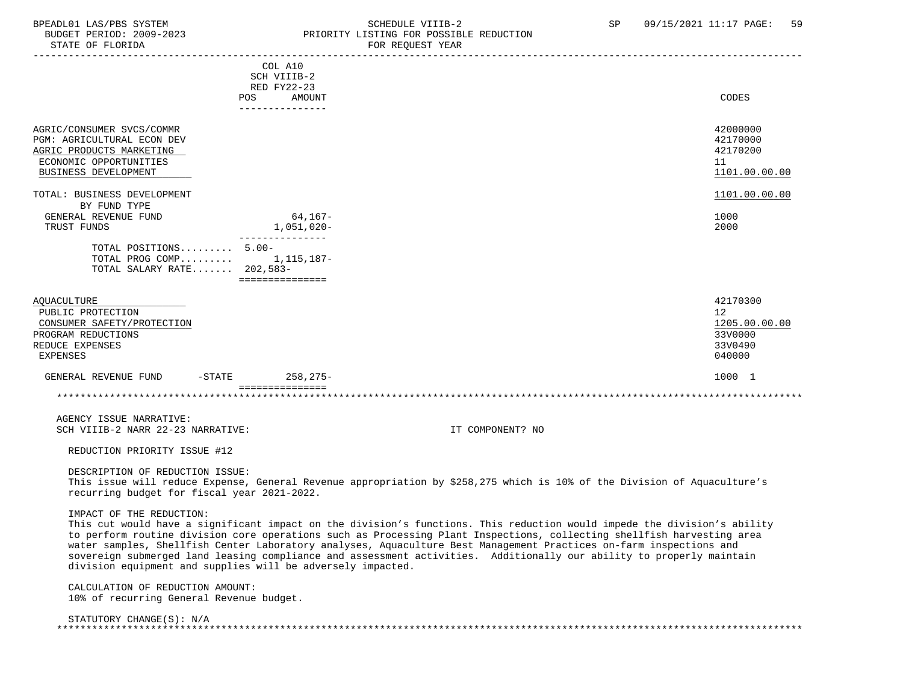| | COL A10 SCH VIIIB-2 RED FY22-23 POS AMOUNT | CODES |
|---|---|---|
| AGRIC/CONSUMER SVCS/COMMR | | 42000000 |
| PGM: AGRICULTURAL ECON DEV | | 42170000 |
| AGRIC PRODUCTS MARKETING | | 42170200 |
| ECONOMIC OPPORTUNITIES | | 11 |
| BUSINESS DEVELOPMENT | | 1101.00.00.00 |
| TOTAL: BUSINESS DEVELOPMENT | | 1101.00.00.00 |
| BY FUND TYPE | | |
| GENERAL REVENUE FUND | 64,167- | 1000 |
| TRUST FUNDS | 1,051,020- | 2000 |
| TOTAL POSITIONS......... | 5.00- | |
| TOTAL PROG COMP......... | 1,115,187- | |
| TOTAL SALARY RATE....... | 202,583- | |
| AQUACULTURE | | 42170300 |
| PUBLIC PROTECTION | | 12 |
| CONSUMER SAFETY/PROTECTION | | 1205.00.00.00 |
| PROGRAM REDUCTIONS | | 33V0000 |
| REDUCE EXPENSES | | 33V0490 |
| EXPENSES | | 040000 |
| GENERAL REVENUE FUND -STATE | 258,275- | 1000 1 |

AGENCY ISSUE NARRATIVE:

SCH VIIIB-2 NARR 22-23 NARRATIVE: IT COMPONENT? NO

REDUCTION PRIORITY ISSUE #12

DESCRIPTION OF REDUCTION ISSUE:

This issue will reduce Expense, General Revenue appropriation by $258,275 which is 10% of the Division of Aquaculture's recurring budget for fiscal year 2021-2022.

IMPACT OF THE REDUCTION:

This cut would have a significant impact on the division's functions. This reduction would impede the division's ability to perform routine division core operations such as Processing Plant Inspections, collecting shellfish harvesting area water samples, Shellfish Center Laboratory analyses, Aquaculture Best Management Practices on-farm inspections and sovereign submerged land leasing compliance and assessment activities. Additionally our ability to properly maintain division equipment and supplies will be adversely impacted.

CALCULATION OF REDUCTION AMOUNT:

10% of recurring General Revenue budget.

STATUTORY CHANGE(S): N/A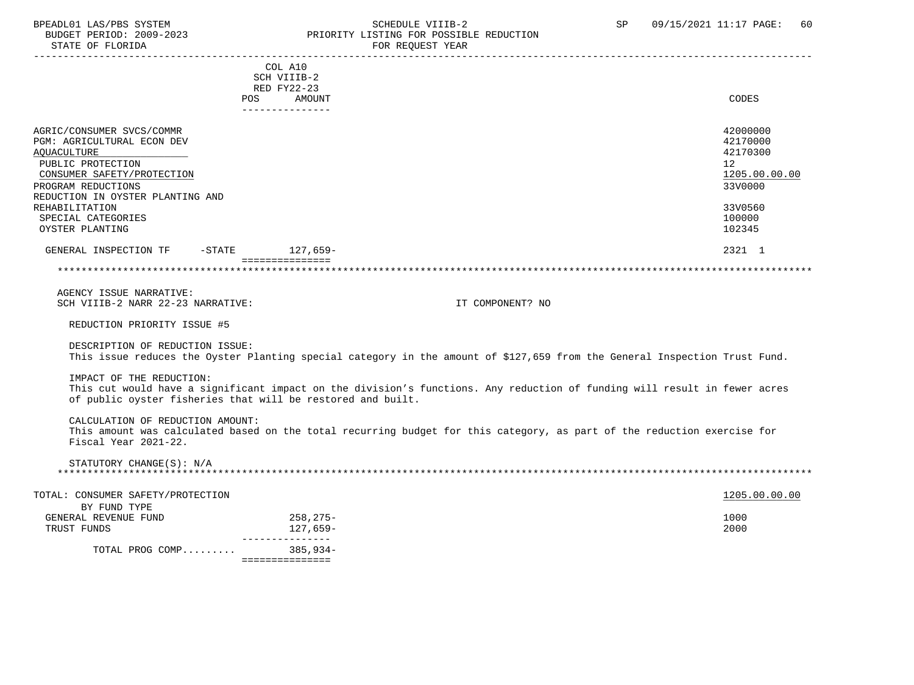BPEADL01 LAS/PBS SYSTEM — SCHEDULE VIIIB-2 — SP 09/15/2021 11:17

BUDGET PERIOD: 2009-2023 — PRIORITY LISTING FOR POSSIBLE REDUCTION

STATE OF FLORIDA — FOR REQUEST YEAR

| | COL A10 SCH VIIIB-2 RED FY22-23 POS AMOUNT | CODES |
|---|---|---|
| AGRIC/CONSUMER SVCS/COMMR | | 42000000 |
| PGM: AGRICULTURAL ECON DEV | | 42170000 |
| AQUACULTURE | | 42170300 |
| PUBLIC PROTECTION | | 12 |
| CONSUMER SAFETY/PROTECTION | | 1205.00.00.00 |
| PROGRAM REDUCTIONS | | 33V0000 |
| REDUCTION IN OYSTER PLANTING AND REHABILITATION | | 33V0560 |
| SPECIAL CATEGORIES | | 100000 |
| OYSTER PLANTING | | 102345 |
| GENERAL INSPECTION TF -STATE | 127,659- | 2321 1 |

AGENCY ISSUE NARRATIVE:

SCH VIIIB-2 NARR 22-23 NARRATIVE: IT COMPONENT? NO

REDUCTION PRIORITY ISSUE #5

DESCRIPTION OF REDUCTION ISSUE:
This issue reduces the Oyster Planting special category in the amount of $127,659 from the General Inspection Trust Fund.

IMPACT OF THE REDUCTION:
This cut would have a significant impact on the division's functions. Any reduction of funding will result in fewer acres of public oyster fisheries that will be restored and built.

CALCULATION OF REDUCTION AMOUNT:
This amount was calculated based on the total recurring budget for this category, as part of the reduction exercise for Fiscal Year 2021-22.

STATUTORY CHANGE(S): N/A

| TOTAL: CONSUMER SAFETY/PROTECTION | | 1205.00.00.00 |
|---|---|---|
| BY FUND TYPE | | |
| GENERAL REVENUE FUND | 258,275- | 1000 |
| TRUST FUNDS | 127,659- | 2000 |
| TOTAL PROG COMP......... | 385,934- | |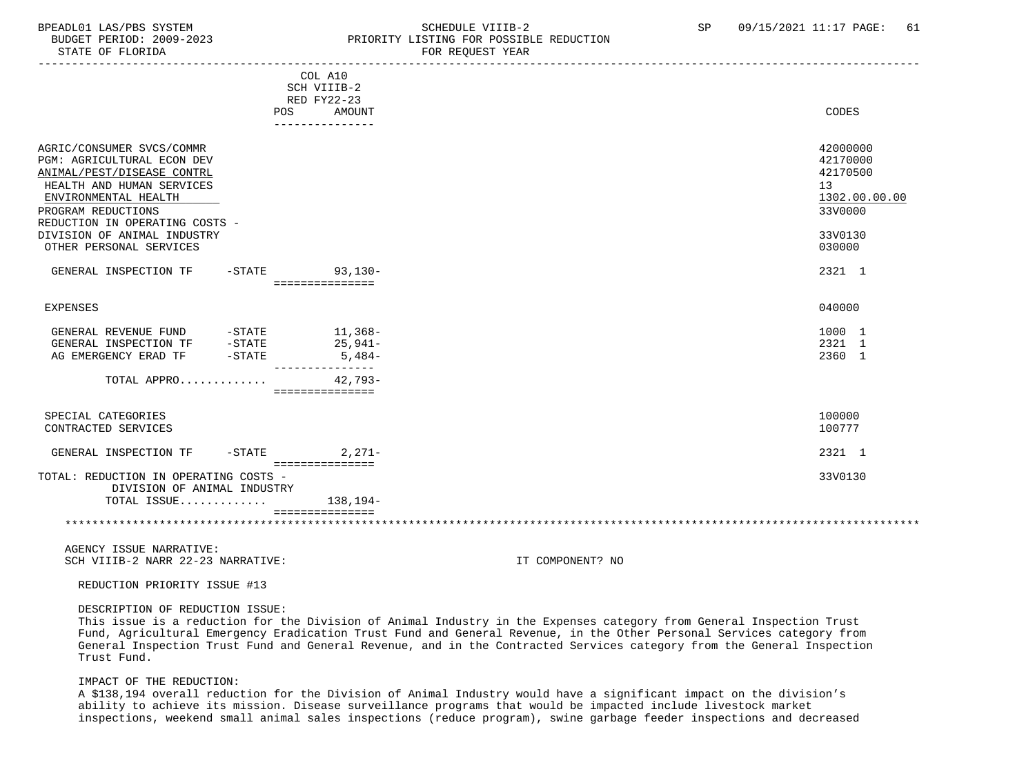BPEADL01 LAS/PBS SYSTEM SCHEDULE VIIIB-2 SP 09/15/2021 11:17
BUDGET PERIOD: 2009-2023 PRIORITY LISTING FOR POSSIBLE REDUCTION
STATE OF FLORIDA FOR REQUEST YEAR

| | | COL A10 SCH VIIIB-2 RED FY22-23 POS AMOUNT | CODES |
|---|---|---|---|
| AGRIC/CONSUMER SVCS/COMMR | | | 42000000 |
| PGM: AGRICULTURAL ECON DEV | | | 42170000 |
| ANIMAL/PEST/DISEASE CONTRL | | | 42170500 |
| HEALTH AND HUMAN SERVICES | | | 13 |
| ENVIRONMENTAL HEALTH | | | 1302.00.00.00 |
| PROGRAM REDUCTIONS | | | 33V0000 |
| REDUCTION IN OPERATING COSTS - DIVISION OF ANIMAL INDUSTRY | | | 33V0130 |
| OTHER PERSONAL SERVICES | | | 030000 |
| GENERAL INSPECTION TF | -STATE | 93,130- | 2321 1 |
| EXPENSES | | | 040000 |
| GENERAL REVENUE FUND | -STATE | 11,368- | 1000 1 |
| GENERAL INSPECTION TF | -STATE | 25,941- | 2321 1 |
| AG EMERGENCY ERAD TF | -STATE | 5,484- | 2360 1 |
| TOTAL APPRO............. | | 42,793- | |
| SPECIAL CATEGORIES | | | 100000 |
| CONTRACTED SERVICES | | | 100777 |
| GENERAL INSPECTION TF | -STATE | 2,271- | 2321 1 |
| TOTAL: REDUCTION IN OPERATING COSTS - DIVISION OF ANIMAL INDUSTRY | | | 33V0130 |
| TOTAL ISSUE............. | | 138,194- | |

AGENCY ISSUE NARRATIVE:
SCH VIIIB-2 NARR 22-23 NARRATIVE: IT COMPONENT? NO

REDUCTION PRIORITY ISSUE #13

DESCRIPTION OF REDUCTION ISSUE:
This issue is a reduction for the Division of Animal Industry in the Expenses category from General Inspection Trust Fund, Agricultural Emergency Eradication Trust Fund and General Revenue, in the Other Personal Services category from General Inspection Trust Fund and General Revenue, and in the Contracted Services category from the General Inspection Trust Fund.

IMPACT OF THE REDUCTION:
A $138,194 overall reduction for the Division of Animal Industry would have a significant impact on the division's ability to achieve its mission. Disease surveillance programs that would be impacted include livestock market inspections, weekend small animal sales inspections (reduce program), swine garbage feeder inspections and decreased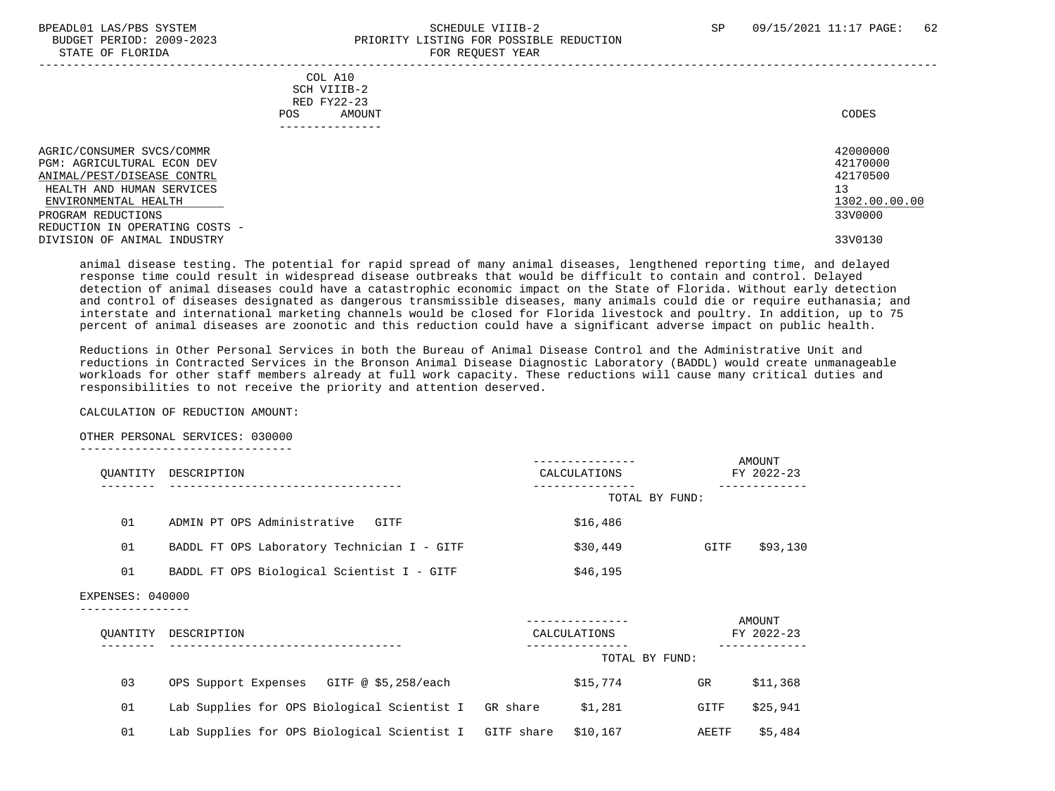COL A10
SCH VIIIB-2
RED FY22-23
POS AMOUNT

| | CODES |
|---|---|
| AGRIC/CONSUMER SVCS/COMMR | 42000000 |
| PGM: AGRICULTURAL ECON DEV | 42170000 |
| ANIMAL/PEST/DISEASE CONTRL | 42170500 |
| HEALTH AND HUMAN SERVICES | 13 |
| ENVIRONMENTAL HEALTH | 1302.00.00.00 |
| PROGRAM REDUCTIONS | 33V0000 |
| REDUCTION IN OPERATING COSTS - DIVISION OF ANIMAL INDUSTRY | 33V0130 |

animal disease testing. The potential for rapid spread of many animal diseases, lengthened reporting time, and delayed response time could result in widespread disease outbreaks that would be difficult to contain and control. Delayed detection of animal diseases could have a catastrophic economic impact on the State of Florida. Without early detection and control of diseases designated as dangerous transmissible diseases, many animals could die or require euthanasia; and interstate and international marketing channels would be closed for Florida livestock and poultry. In addition, up to 75 percent of animal diseases are zoonotic and this reduction could have a significant adverse impact on public health.

Reductions in Other Personal Services in both the Bureau of Animal Disease Control and the Administrative Unit and reductions in Contracted Services in the Bronson Animal Disease Diagnostic Laboratory (BADDL) would create unmanageable workloads for other staff members already at full work capacity. These reductions will cause many critical duties and responsibilities to not receive the priority and attention deserved.

CALCULATION OF REDUCTION AMOUNT:

OTHER PERSONAL SERVICES: 030000

| QUANTITY | DESCRIPTION | CALCULATIONS | TOTAL BY FUND: | AMOUNT FY 2022-23 |
|---|---|---|---|---|
| 01 | ADMIN PT OPS Administrative GITF | $16,486 | | |
| 01 | BADDL FT OPS Laboratory Technician I - GITF | $30,449 | GITF | $93,130 |
| 01 | BADDL FT OPS Biological Scientist I - GITF | $46,195 | | |

EXPENSES: 040000

| QUANTITY | DESCRIPTION | CALCULATIONS | TOTAL BY FUND: | AMOUNT FY 2022-23 |
|---|---|---|---|---|
| 03 | OPS Support Expenses GITF @ $5,258/each | $15,774 | GR | $11,368 |
| 01 | Lab Supplies for OPS Biological Scientist I GR share | $1,281 | GITF | $25,941 |
| 01 | Lab Supplies for OPS Biological Scientist I GITF share | $10,167 | AEETF | $5,484 |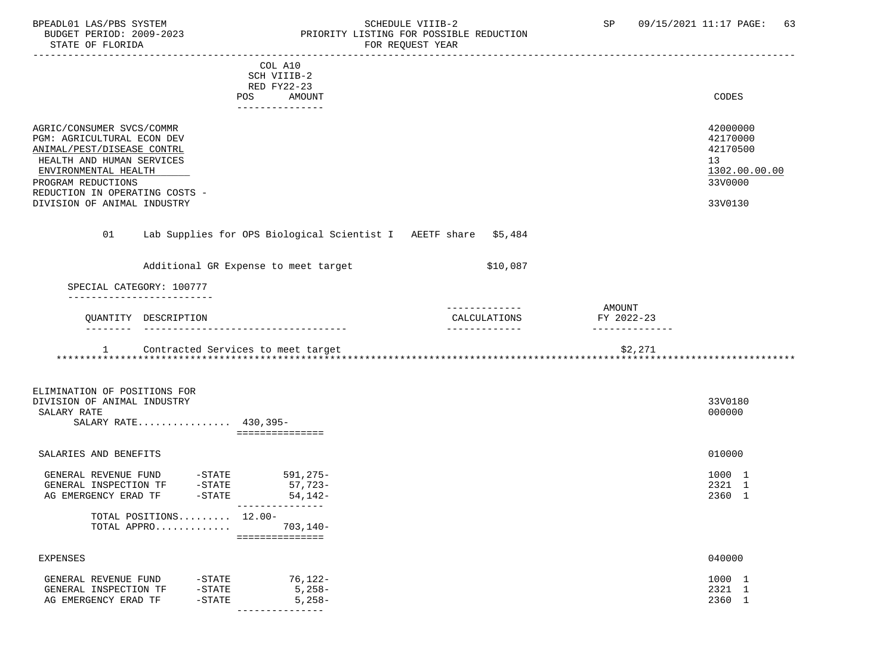| | COL A10 SCH VIIIB-2 RED FY22-23 POS AMOUNT | CODES |
|---|---|---|
| AGRIC/CONSUMER SVCS/COMMR | | 42000000 |
| PGM: AGRICULTURAL ECON DEV | | 42170000 |
| ANIMAL/PEST/DISEASE CONTRL | | 42170500 |
| HEALTH AND HUMAN SERVICES | | 13 |
| ENVIRONMENTAL HEALTH | | 1302.00.00.00 |
| PROGRAM REDUCTIONS | | 33V0000 |
| REDUCTION IN OPERATING COSTS - DIVISION OF ANIMAL INDUSTRY | | 33V0130 |

01 Lab Supplies for OPS Biological Scientist I AEETF share $5,484

Additional GR Expense to meet target $10,087

SPECIAL CATEGORY: 100777

| QUANTITY | DESCRIPTION | CALCULATIONS | AMOUNT FY 2022-23 |
|---|---|---|---|
| 1 | Contracted Services to meet target | | $2,271 |

*****************************************************************************************************************************

| | POS | AMOUNT | CODES |
|---|---|---|---|
| ELIMINATION OF POSITIONS FOR DIVISION OF ANIMAL INDUSTRY | | | 33V0180 |
| SALARY RATE | | | 000000 |
| SALARY RATE................ | 430,395- | | |
| SALARIES AND BENEFITS | | | 010000 |
| GENERAL REVENUE FUND -STATE | | 591,275- | 1000 1 |
| GENERAL INSPECTION TF -STATE | | 57,723- | 2321 1 |
| AG EMERGENCY ERAD TF -STATE | | 54,142- | 2360 1 |
| TOTAL POSITIONS......... | 12.00- | | |
| TOTAL APPRO............ | | 703,140- | |
| EXPENSES | | | 040000 |
| GENERAL REVENUE FUND -STATE | | 76,122- | 1000 1 |
| GENERAL INSPECTION TF -STATE | | 5,258- | 2321 1 |
| AG EMERGENCY ERAD TF -STATE | | 5,258- | 2360 1 |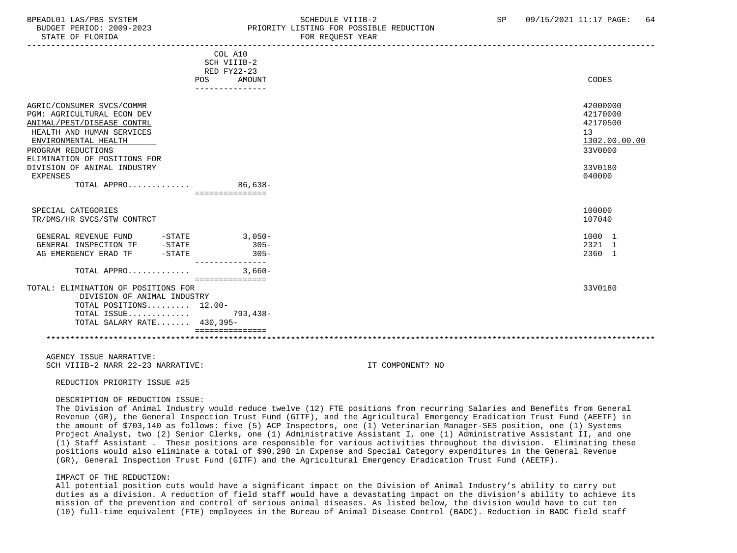BPEADL01 LAS/PBS SYSTEM — SCHEDULE VIIIB-2 — SP 09/15/2021 11:17
BUDGET PERIOD: 2009-2023 — PRIORITY LISTING FOR POSSIBLE REDUCTION
STATE OF FLORIDA — FOR REQUEST YEAR

| | COL A10 SCH VIIIB-2 RED FY22-23 POS | AMOUNT | CODES |
|---|---|---|---|
| AGRIC/CONSUMER SVCS/COMMR | | | 42000000 |
| PGM: AGRICULTURAL ECON DEV | | | 42170000 |
| ANIMAL/PEST/DISEASE CONTRL | | | 42170500 |
| HEALTH AND HUMAN SERVICES | | | 13 |
| ENVIRONMENTAL HEALTH | | | 1302.00.00.00 |
| PROGRAM REDUCTIONS | | | 33V0000 |
| ELIMINATION OF POSITIONS FOR DIVISION OF ANIMAL INDUSTRY | | | 33V0180 |
| EXPENSES | | | 040000 |
| TOTAL APPRO............ | | 86,638- | |
| SPECIAL CATEGORIES | | | 100000 |
| TR/DMS/HR SVCS/STW CONTRCT | | | 107040 |
| GENERAL REVENUE FUND -STATE | | 3,050- | 1000 1 |
| GENERAL INSPECTION TF -STATE | | 305- | 2321 1 |
| AG EMERGENCY ERAD TF -STATE | | 305- | 2360 1 |
| TOTAL APPRO............ | | 3,660- | |
| TOTAL: ELIMINATION OF POSITIONS FOR DIVISION OF ANIMAL INDUSTRY | | | 33V0180 |
| TOTAL POSITIONS......... | 12.00- | | |
| TOTAL ISSUE............ | | 793,438- | |
| TOTAL SALARY RATE....... | 430,395- | | |

AGENCY ISSUE NARRATIVE:
SCH VIIIB-2 NARR 22-23 NARRATIVE: IT COMPONENT? NO

REDUCTION PRIORITY ISSUE #25

DESCRIPTION OF REDUCTION ISSUE:
The Division of Animal Industry would reduce twelve (12) FTE positions from recurring Salaries and Benefits from General Revenue (GR), the General Inspection Trust Fund (GITF), and the Agricultural Emergency Eradication Trust Fund (AEETF) in the amount of $703,140 as follows: five (5) ACP Inspectors, one (1) Veterinarian Manager-SES position, one (1) Systems Project Analyst, two (2) Senior Clerks, one (1) Administrative Assistant I, one (1) Administrative Assistant II, and one (1) Staff Assistant . These positions are responsible for various activities throughout the division. Eliminating these positions would also eliminate a total of $90,298 in Expense and Special Category expenditures in the General Revenue (GR), General Inspection Trust Fund (GITF) and the Agricultural Emergency Eradication Trust Fund (AEETF).

IMPACT OF THE REDUCTION:
All potential position cuts would have a significant impact on the Division of Animal Industry's ability to carry out duties as a division. A reduction of field staff would have a devastating impact on the division's ability to achieve its mission of the prevention and control of serious animal diseases. As listed below, the division would have to cut ten (10) full-time equivalent (FTE) employees in the Bureau of Animal Disease Control (BADC). Reduction in BADC field staff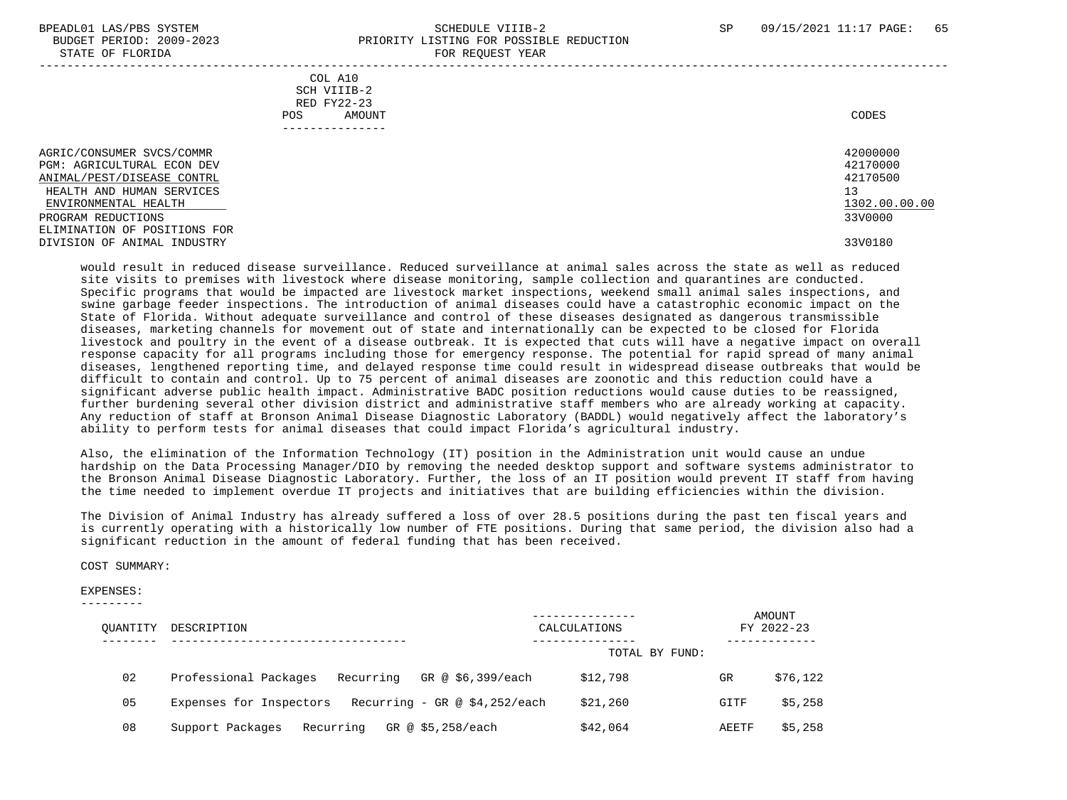COL A10
SCH VIIIB-2
RED FY22-23
POS AMOUNT

| | CODES |
|---|---|
| AGRIC/CONSUMER SVCS/COMMR | 42000000 |
| PGM: AGRICULTURAL ECON DEV | 42170000 |
| ANIMAL/PEST/DISEASE CONTRL | 42170500 |
| HEALTH AND HUMAN SERVICES | 13 |
| ENVIRONMENTAL HEALTH | 1302.00.00.00 |
| PROGRAM REDUCTIONS | 33V0000 |
| ELIMINATION OF POSITIONS FOR DIVISION OF ANIMAL INDUSTRY | 33V0180 |

would result in reduced disease surveillance. Reduced surveillance at animal sales across the state as well as reduced site visits to premises with livestock where disease monitoring, sample collection and quarantines are conducted. Specific programs that would be impacted are livestock market inspections, weekend small animal sales inspections, and swine garbage feeder inspections. The introduction of animal diseases could have a catastrophic economic impact on the State of Florida. Without adequate surveillance and control of these diseases designated as dangerous transmissible diseases, marketing channels for movement out of state and internationally can be expected to be closed for Florida livestock and poultry in the event of a disease outbreak. It is expected that cuts will have a negative impact on overall response capacity for all programs including those for emergency response. The potential for rapid spread of many animal diseases, lengthened reporting time, and delayed response time could result in widespread disease outbreaks that would be difficult to contain and control. Up to 75 percent of animal diseases are zoonotic and this reduction could have a significant adverse public health impact. Administrative BADC position reductions would cause duties to be reassigned, further burdening several other division district and administrative staff members who are already working at capacity. Any reduction of staff at Bronson Animal Disease Diagnostic Laboratory (BADDL) would negatively affect the laboratory's ability to perform tests for animal diseases that could impact Florida's agricultural industry.

Also, the elimination of the Information Technology (IT) position in the Administration unit would cause an undue hardship on the Data Processing Manager/DIO by removing the needed desktop support and software systems administrator to the Bronson Animal Disease Diagnostic Laboratory. Further, the loss of an IT position would prevent IT staff from having the time needed to implement overdue IT projects and initiatives that are building efficiencies within the division.

The Division of Animal Industry has already suffered a loss of over 28.5 positions during the past ten fiscal years and is currently operating with a historically low number of FTE positions. During that same period, the division also had a significant reduction in the amount of federal funding that has been received.

COST SUMMARY:

EXPENSES:

| QUANTITY | DESCRIPTION | CALCULATIONS | | AMOUNT FY 2022-23 |
|---|---|---|---|---|
| | | TOTAL BY FUND: | | |
| 02 | Professional Packages Recurring GR @ $6,399/each | $12,798 | GR | $76,122 |
| 05 | Expenses for Inspectors Recurring - GR @ $4,252/each | $21,260 | GITF | $5,258 |
| 08 | Support Packages Recurring GR @ $5,258/each | $42,064 | AEETF | $5,258 |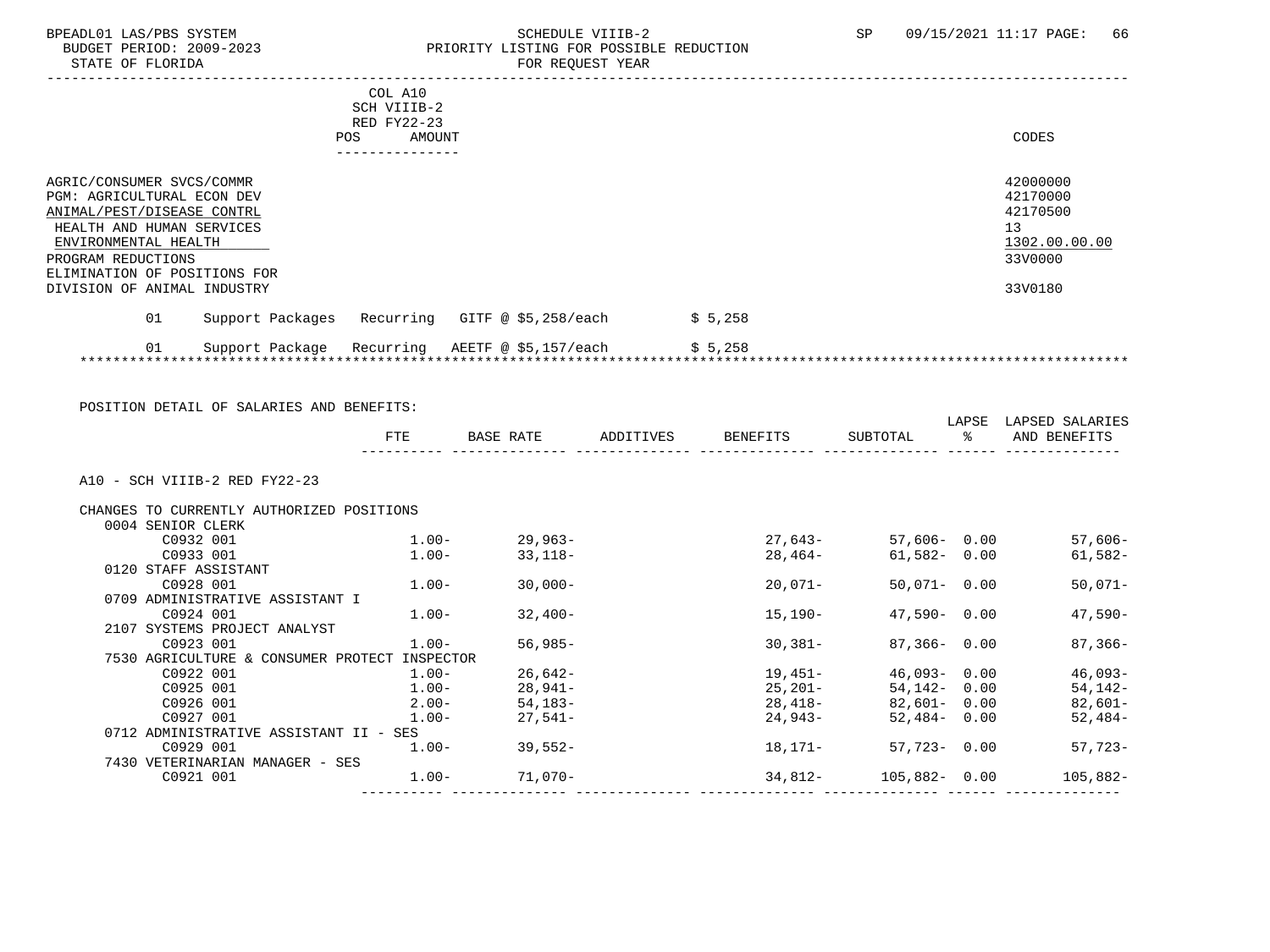BPEADL01 LAS/PBS SYSTEM — SCHEDULE VIIIB-2 — SP 09/15/2021 11:17

BUDGET PERIOD: 2009-2023 — PRIORITY LISTING FOR POSSIBLE REDUCTION

STATE OF FLORIDA — FOR REQUEST YEAR

| | COL A10 SCH VIIIB-2 RED FY22-23 POS AMOUNT | CODES |
|---|---|---|
| AGRIC/CONSUMER SVCS/COMMR | | 42000000 |
| PGM: AGRICULTURAL ECON DEV | | 42170000 |
| ANIMAL/PEST/DISEASE CONTRL | | 42170500 |
| HEALTH AND HUMAN SERVICES | | 13 |
| ENVIRONMENTAL HEALTH | | 1302.00.00.00 |
| PROGRAM REDUCTIONS | | 33V0000 |
| ELIMINATION OF POSITIONS FOR DIVISION OF ANIMAL INDUSTRY | | 33V0180 |

01 Support Packages Recurring GITF @ $5,258/each $ 5,258

01 Support Package Recurring AEETF @ $5,157/each $ 5,258

POSITION DETAIL OF SALARIES AND BENEFITS:

| | FTE | BASE RATE | ADDITIVES | BENEFITS | SUBTOTAL | LAPSE % | LAPSED SALARIES AND BENEFITS |
|---|---|---|---|---|---|---|---|
| A10 - SCH VIIIB-2 RED FY22-23 | | | | | | | |
| CHANGES TO CURRENTLY AUTHORIZED POSITIONS | | | | | | | |
| 0004 SENIOR CLERK | | | | | | | |
| C0932 001 | 1.00- | 29,963- | | 27,643- | 57,606- | 0.00 | 57,606- |
| C0933 001 | 1.00- | 33,118- | | 28,464- | 61,582- | 0.00 | 61,582- |
| 0120 STAFF ASSISTANT | | | | | | | |
| C0928 001 | 1.00- | 30,000- | | 20,071- | 50,071- | 0.00 | 50,071- |
| 0709 ADMINISTRATIVE ASSISTANT I | | | | | | | |
| C0924 001 | 1.00- | 32,400- | | 15,190- | 47,590- | 0.00 | 47,590- |
| 2107 SYSTEMS PROJECT ANALYST | | | | | | | |
| C0923 001 | 1.00- | 56,985- | | 30,381- | 87,366- | 0.00 | 87,366- |
| 7530 AGRICULTURE & CONSUMER PROTECT INSPECTOR | | | | | | | |
| C0922 001 | 1.00- | 26,642- | | 19,451- | 46,093- | 0.00 | 46,093- |
| C0925 001 | 1.00- | 28,941- | | 25,201- | 54,142- | 0.00 | 54,142- |
| C0926 001 | 2.00- | 54,183- | | 28,418- | 82,601- | 0.00 | 82,601- |
| C0927 001 | 1.00- | 27,541- | | 24,943- | 52,484- | 0.00 | 52,484- |
| 0712 ADMINISTRATIVE ASSISTANT II - SES | | | | | | | |
| C0929 001 | 1.00- | 39,552- | | 18,171- | 57,723- | 0.00 | 57,723- |
| 7430 VETERINARIAN MANAGER - SES | | | | | | | |
| C0921 001 | 1.00- | 71,070- | | 34,812- | 105,882- | 0.00 | 105,882- |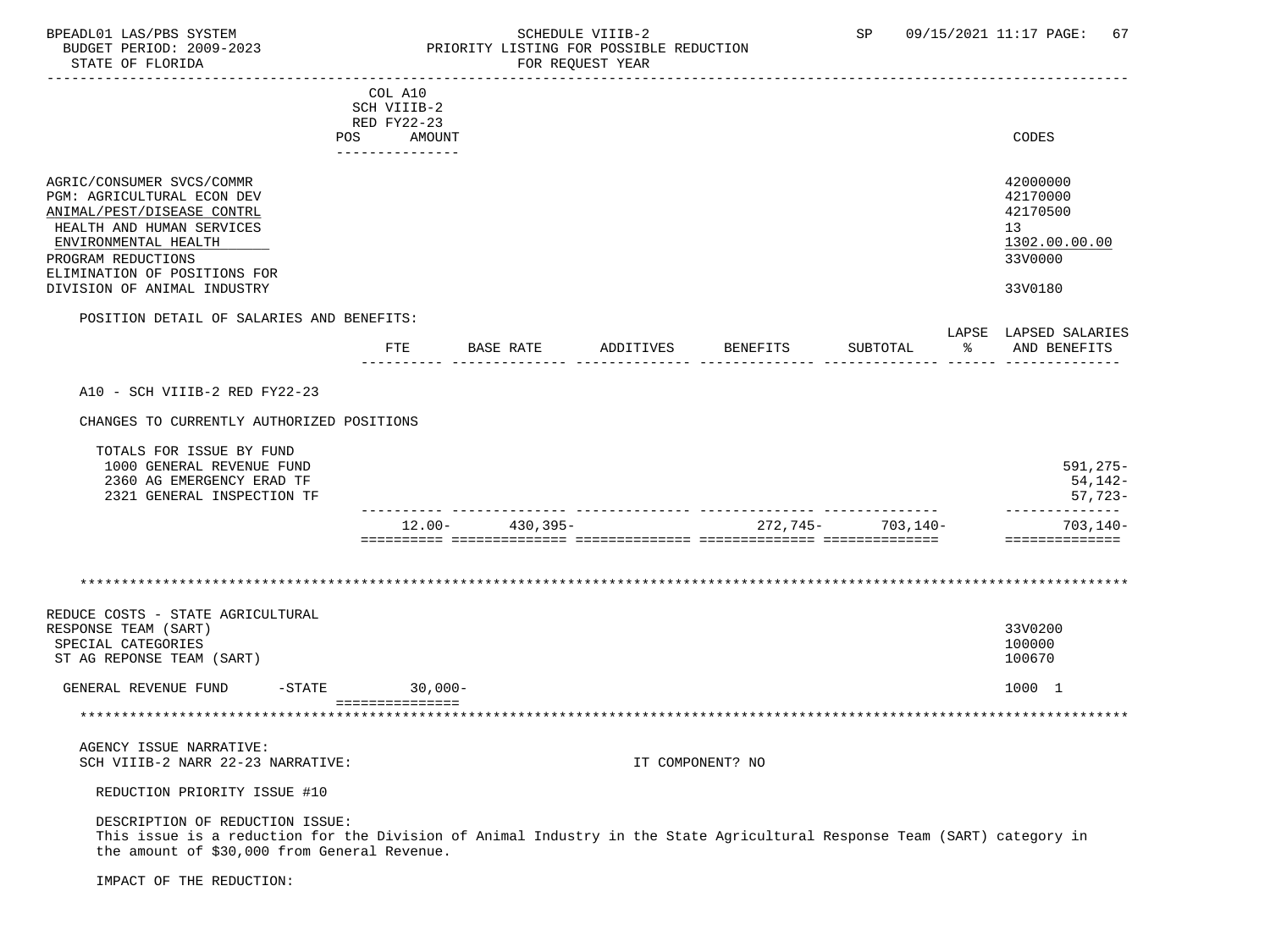| | COL A10 SCH VIIIB-2 RED FY22-23 POS AMOUNT | CODES |
|---|---|---|
| AGRIC/CONSUMER SVCS/COMMR | | 42000000 |
| PGM: AGRICULTURAL ECON DEV | | 42170000 |
| ANIMAL/PEST/DISEASE CONTRL | | 42170500 |
| HEALTH AND HUMAN SERVICES | | 13 |
| ENVIRONMENTAL HEALTH | | 1302.00.00.00 |
| PROGRAM REDUCTIONS | | 33V0000 |
| ELIMINATION OF POSITIONS FOR DIVISION OF ANIMAL INDUSTRY | | 33V0180 |

POSITION DETAIL OF SALARIES AND BENEFITS:

| | FTE | BASE RATE | ADDITIVES | BENEFITS | SUBTOTAL | LAPSE % | LAPSED SALARIES AND BENEFITS |
|---|---|---|---|---|---|---|---|
| A10 - SCH VIIIB-2 RED FY22-23 | | | | | | | |
| CHANGES TO CURRENTLY AUTHORIZED POSITIONS | | | | | | | |
| TOTALS FOR ISSUE BY FUND | | | | | | | |
| 1000 GENERAL REVENUE FUND | | | | | | | 591,275- |
| 2360 AG EMERGENCY ERAD TF | | | | | | | 54,142- |
| 2321 GENERAL INSPECTION TF | | | | | | | 57,723- |
| | 12.00- | 430,395- | | 272,745- | 703,140- | | 703,140- |

*******************************************************************************************************************

| | AMOUNT | CODES |
|---|---|---|
| REDUCE COSTS - STATE AGRICULTURAL RESPONSE TEAM (SART) | | 33V0200 |
| SPECIAL CATEGORIES | | 100000 |
| ST AG REPONSE TEAM (SART) | | 100670 |
| GENERAL REVENUE FUND -STATE | 30,000- | 1000 1 |

*******************************************************************************************************************

AGENCY ISSUE NARRATIVE:
SCH VIIIB-2 NARR 22-23 NARRATIVE: IT COMPONENT? NO

REDUCTION PRIORITY ISSUE #10

DESCRIPTION OF REDUCTION ISSUE:
This issue is a reduction for the Division of Animal Industry in the State Agricultural Response Team (SART) category in the amount of $30,000 from General Revenue.

IMPACT OF THE REDUCTION: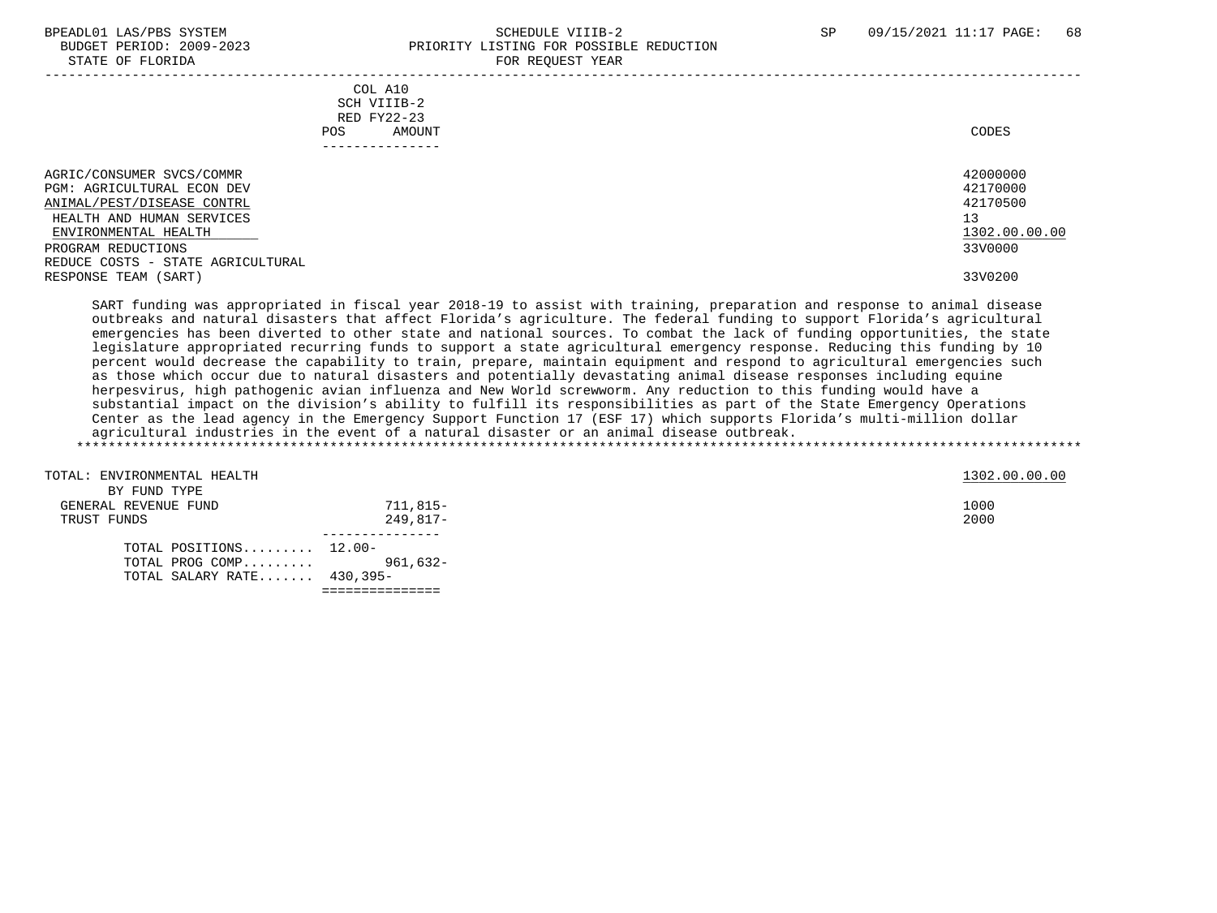BPEADL01 LAS/PBS SYSTEM — SCHEDULE VIIIB-2 — SP 09/15/2021 11:17

BUDGET PERIOD: 2009-2023 — PRIORITY LISTING FOR POSSIBLE REDUCTION

STATE OF FLORIDA — FOR REQUEST YEAR

| | COL A10 SCH VIIIB-2 RED FY22-23 POS | AMOUNT | CODES |
|---|---|---|---|
| AGRIC/CONSUMER SVCS/COMMR | | | 42000000 |
| PGM: AGRICULTURAL ECON DEV | | | 42170000 |
| ANIMAL/PEST/DISEASE CONTRL | | | 42170500 |
| HEALTH AND HUMAN SERVICES | | | 13 |
| ENVIRONMENTAL HEALTH | | | 1302.00.00.00 |
| PROGRAM REDUCTIONS | | | 33V0000 |
| REDUCE COSTS - STATE AGRICULTURAL RESPONSE TEAM (SART) | | | 33V0200 |

SART funding was appropriated in fiscal year 2018-19 to assist with training, preparation and response to animal disease outbreaks and natural disasters that affect Florida's agriculture. The federal funding to support Florida's agricultural emergencies has been diverted to other state and national sources. To combat the lack of funding opportunities, the state legislature appropriated recurring funds to support a state agricultural emergency response. Reducing this funding by 10 percent would decrease the capability to train, prepare, maintain equipment and respond to agricultural emergencies such as those which occur due to natural disasters and potentially devastating animal disease responses including equine herpesvirus, high pathogenic avian influenza and New World screwworm. Any reduction to this funding would have a substantial impact on the division's ability to fulfill its responsibilities as part of the State Emergency Operations Center as the lead agency in the Emergency Support Function 17 (ESF 17) which supports Florida's multi-million dollar agricultural industries in the event of a natural disaster or an animal disease outbreak.

| | POS | AMOUNT | CODES |
|---|---|---|---|
| TOTAL: ENVIRONMENTAL HEALTH | | | 1302.00.00.00 |
| BY FUND TYPE | | | |
| GENERAL REVENUE FUND | | 711,815- | 1000 |
| TRUST FUNDS | | 249,817- | 2000 |
| TOTAL POSITIONS......... | 12.00- | | |
| TOTAL PROG COMP......... | | 961,632- | |
| TOTAL SALARY RATE....... | 430,395- | | |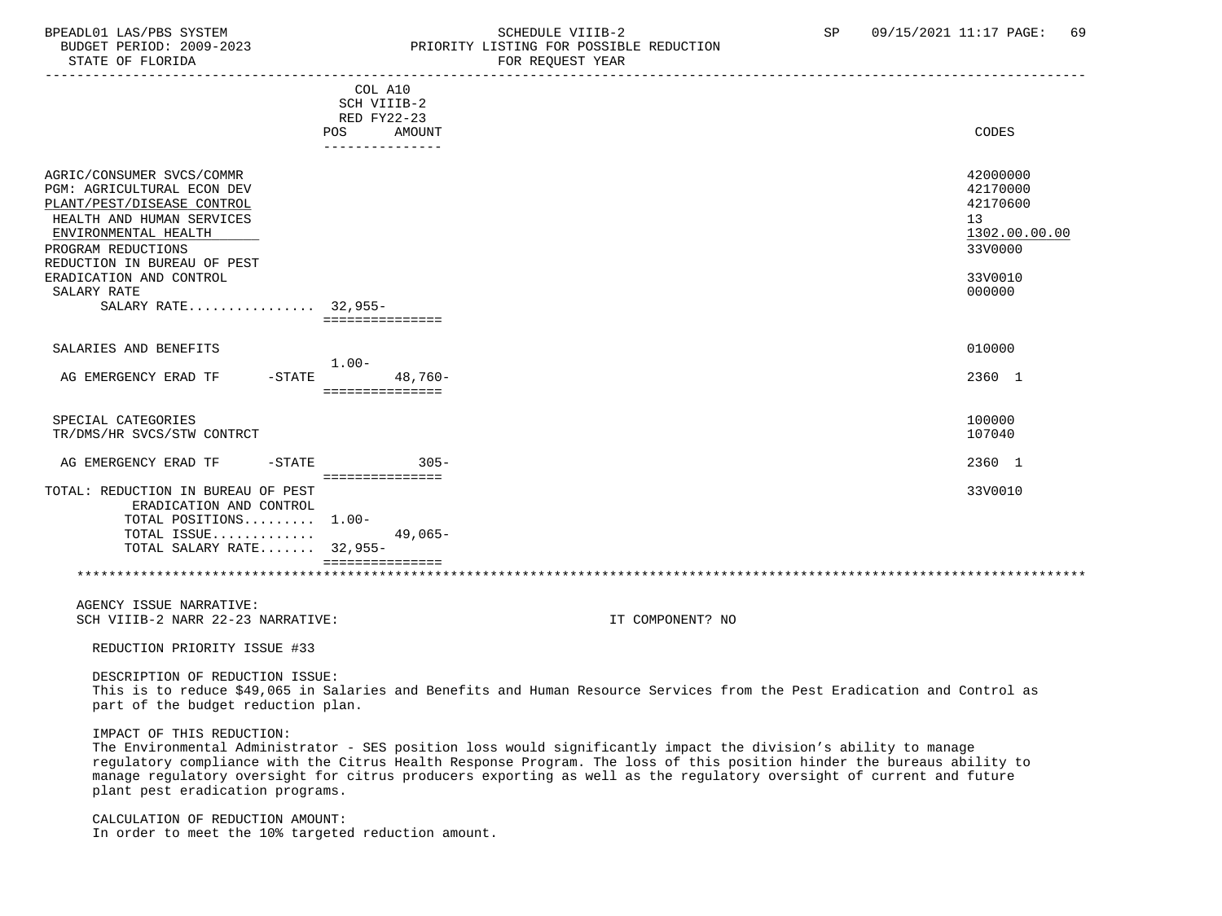BPEADL01 LAS/PBS SYSTEM
BUDGET PERIOD: 2009-2023
STATE OF FLORIDA

SCHEDULE VIIIB-2
PRIORITY LISTING FOR POSSIBLE REDUCTION
FOR REQUEST YEAR

SP 09/15/2021 11:17

| | COL A10 SCH VIIIB-2 RED FY22-23 POS | AMOUNT | CODES |
|---|---|---|---|
| AGRIC/CONSUMER SVCS/COMMR | | | 42000000 |
| PGM: AGRICULTURAL ECON DEV | | | 42170000 |
| PLANT/PEST/DISEASE CONTROL | | | 42170600 |
| HEALTH AND HUMAN SERVICES | | | 13 |
| ENVIRONMENTAL HEALTH | | | 1302.00.00.00 |
| PROGRAM REDUCTIONS | | | 33V0000 |
| REDUCTION IN BUREAU OF PEST ERADICATION AND CONTROL | | | 33V0010 |
| SALARY RATE | | | 000000 |
| SALARY RATE................ | 32,955- | | |
| SALARIES AND BENEFITS | | | 010000 |
| AG EMERGENCY ERAD TF -STATE | 1.00- | 48,760- | 2360 1 |
| SPECIAL CATEGORIES | | | 100000 |
| TR/DMS/HR SVCS/STW CONTRCT | | | 107040 |
| AG EMERGENCY ERAD TF -STATE | | 305- | 2360 1 |
| TOTAL: REDUCTION IN BUREAU OF PEST ERADICATION AND CONTROL | | | 33V0010 |
| TOTAL POSITIONS......... | 1.00- | | |
| TOTAL ISSUE............. | | 49,065- | |
| TOTAL SALARY RATE....... | 32,955- | | |

AGENCY ISSUE NARRATIVE:
SCH VIIIB-2 NARR 22-23 NARRATIVE: IT COMPONENT? NO

REDUCTION PRIORITY ISSUE #33

DESCRIPTION OF REDUCTION ISSUE:
This is to reduce $49,065 in Salaries and Benefits and Human Resource Services from the Pest Eradication and Control as part of the budget reduction plan.

IMPACT OF THIS REDUCTION:
The Environmental Administrator - SES position loss would significantly impact the division's ability to manage regulatory compliance with the Citrus Health Response Program. The loss of this position hinder the bureaus ability to manage regulatory oversight for citrus producers exporting as well as the regulatory oversight of current and future plant pest eradication programs.

CALCULATION OF REDUCTION AMOUNT:
In order to meet the 10% targeted reduction amount.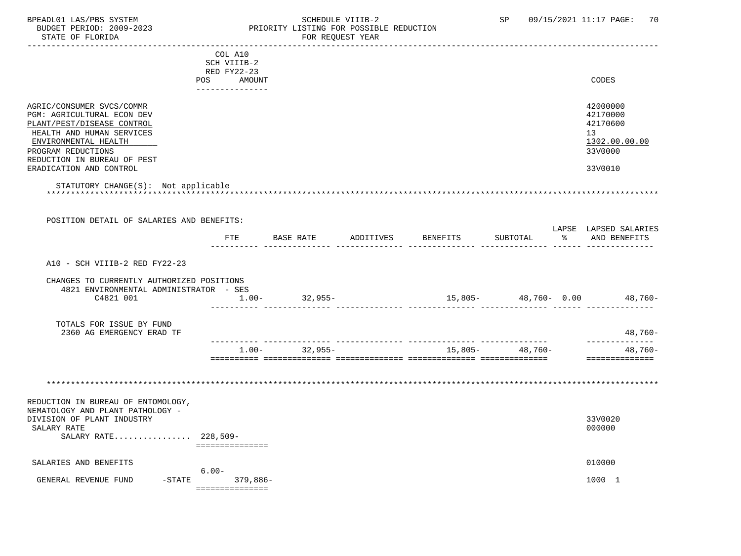BPEADL01 LAS/PBS SYSTEM — SCHEDULE VIIIB-2 — SP 09/15/2021 11:17

BUDGET PERIOD: 2009-2023 — PRIORITY LISTING FOR POSSIBLE REDUCTION

STATE OF FLORIDA — FOR REQUEST YEAR

| | COL A10 SCH VIIIB-2 RED FY22-23 POS AMOUNT | CODES |
|---|---|---|
| AGRIC/CONSUMER SVCS/COMMR | | 42000000 |
| PGM: AGRICULTURAL ECON DEV | | 42170000 |
| PLANT/PEST/DISEASE CONTROL | | 42170600 |
| HEALTH AND HUMAN SERVICES | | 13 |
| ENVIRONMENTAL HEALTH | | 1302.00.00.00 |
| PROGRAM REDUCTIONS | | 33V0000 |
| REDUCTION IN BUREAU OF PEST ERADICATION AND CONTROL | | 33V0010 |

STATUTORY CHANGE(S): Not applicable

POSITION DETAIL OF SALARIES AND BENEFITS:

| | FTE | BASE RATE | ADDITIVES | BENEFITS | SUBTOTAL | LAPSE % | LAPSED SALARIES AND BENEFITS |
|---|---|---|---|---|---|---|---|
| A10 - SCH VIIIB-2 RED FY22-23 | | | | | | | |
| CHANGES TO CURRENTLY AUTHORIZED POSITIONS | | | | | | | |
| 4821 ENVIRONMENTAL ADMINISTRATOR - SES C4821 001 | 1.00- | 32,955- | | 15,805- | 48,760- | 0.00 | 48,760- |
| TOTALS FOR ISSUE BY FUND | | | | | | | |
| 2360 AG EMERGENCY ERAD TF | | | | | | | 48,760- |
| | 1.00- | 32,955- | | 15,805- | 48,760- | | 48,760- |

| | POS | AMOUNT | CODES |
|---|---|---|---|
| REDUCTION IN BUREAU OF ENTOMOLOGY, NEMATOLOGY AND PLANT PATHOLOGY - DIVISION OF PLANT INDUSTRY | | | 33V0020 |
| SALARY RATE | | | 000000 |
| SALARY RATE................ | | 228,509- | |
| SALARIES AND BENEFITS | | | 010000 |
| GENERAL REVENUE FUND -STATE | 6.00- | 379,886- | 1000 1 |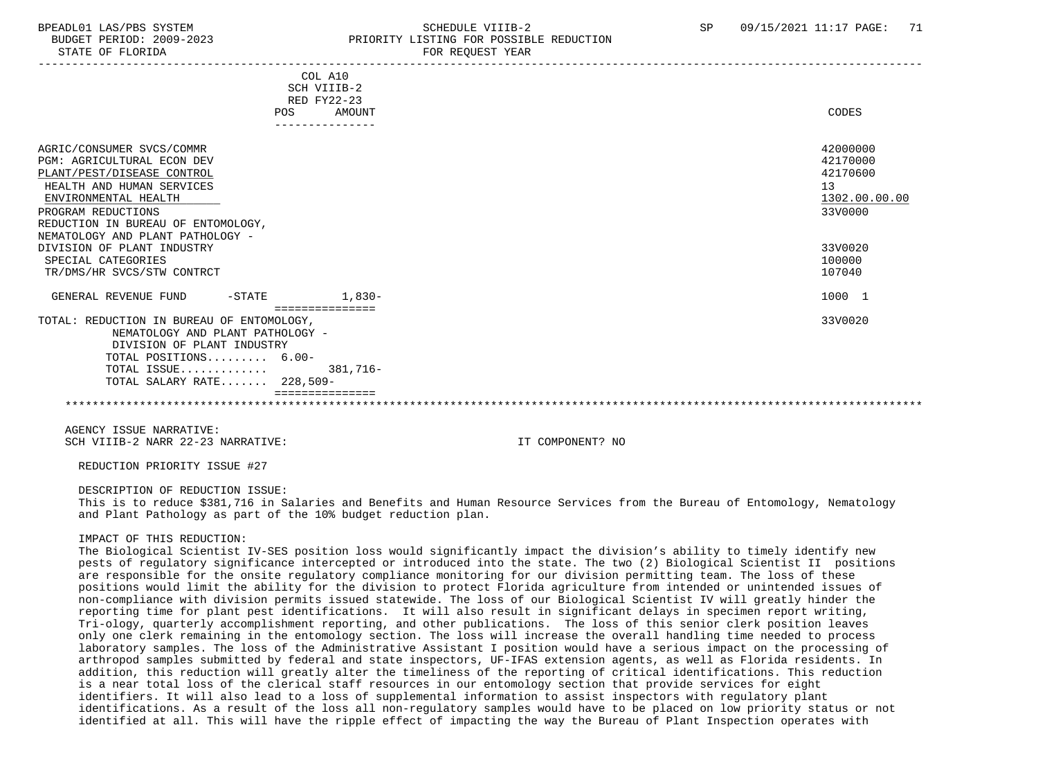BPEADL01 LAS/PBS SYSTEM | SCHEDULE VIIIB-2 | SP 09/15/2021 11:17

BUDGET PERIOD: 2009-2023 | PRIORITY LISTING FOR POSSIBLE REDUCTION

STATE OF FLORIDA | FOR REQUEST YEAR

| | COL A10 SCH VIIIB-2 RED FY22-23 POS | AMOUNT | CODES |
|---|---|---|---|
| AGRIC/CONSUMER SVCS/COMMR | | | 42000000 |
| PGM: AGRICULTURAL ECON DEV | | | 42170000 |
| PLANT/PEST/DISEASE CONTROL | | | 42170600 |
| HEALTH AND HUMAN SERVICES | | | 13 |
| ENVIRONMENTAL HEALTH | | | 1302.00.00.00 |
| PROGRAM REDUCTIONS | | | 33V0000 |
| REDUCTION IN BUREAU OF ENTOMOLOGY, NEMATOLOGY AND PLANT PATHOLOGY - DIVISION OF PLANT INDUSTRY | | | 33V0020 |
| SPECIAL CATEGORIES | | | 100000 |
| TR/DMS/HR SVCS/STW CONTRCT | | | 107040 |
| GENERAL REVENUE FUND -STATE | | 1,830- | 1000 1 |
| TOTAL: REDUCTION IN BUREAU OF ENTOMOLOGY, NEMATOLOGY AND PLANT PATHOLOGY - DIVISION OF PLANT INDUSTRY | | | 33V0020 |
| TOTAL POSITIONS......... | 6.00- | | |
| TOTAL ISSUE............. | | 381,716- | |
| TOTAL SALARY RATE....... | 228,509- | | |

AGENCY ISSUE NARRATIVE:

SCH VIIIB-2 NARR 22-23 NARRATIVE: IT COMPONENT? NO

REDUCTION PRIORITY ISSUE #27

DESCRIPTION OF REDUCTION ISSUE:

This is to reduce $381,716 in Salaries and Benefits and Human Resource Services from the Bureau of Entomology, Nematology and Plant Pathology as part of the 10% budget reduction plan.

IMPACT OF THIS REDUCTION:

The Biological Scientist IV-SES position loss would significantly impact the division's ability to timely identify new pests of regulatory significance intercepted or introduced into the state. The two (2) Biological Scientist II positions are responsible for the onsite regulatory compliance monitoring for our division permitting team. The loss of these positions would limit the ability for the division to protect Florida agriculture from intended or unintended issues of non-compliance with division permits issued statewide. The loss of our Biological Scientist IV will greatly hinder the reporting time for plant pest identifications. It will also result in significant delays in specimen report writing, Tri-ology, quarterly accomplishment reporting, and other publications. The loss of this senior clerk position leaves only one clerk remaining in the entomology section. The loss will increase the overall handling time needed to process laboratory samples. The loss of the Administrative Assistant I position would have a serious impact on the processing of arthropod samples submitted by federal and state inspectors, UF-IFAS extension agents, as well as Florida residents. In addition, this reduction will greatly alter the timeliness of the reporting of critical identifications. This reduction is a near total loss of the clerical staff resources in our entomology section that provide services for eight identifiers. It will also lead to a loss of supplemental information to assist inspectors with regulatory plant identifications. As a result of the loss all non-regulatory samples would have to be placed on low priority status or not identified at all. This will have the ripple effect of impacting the way the Bureau of Plant Inspection operates with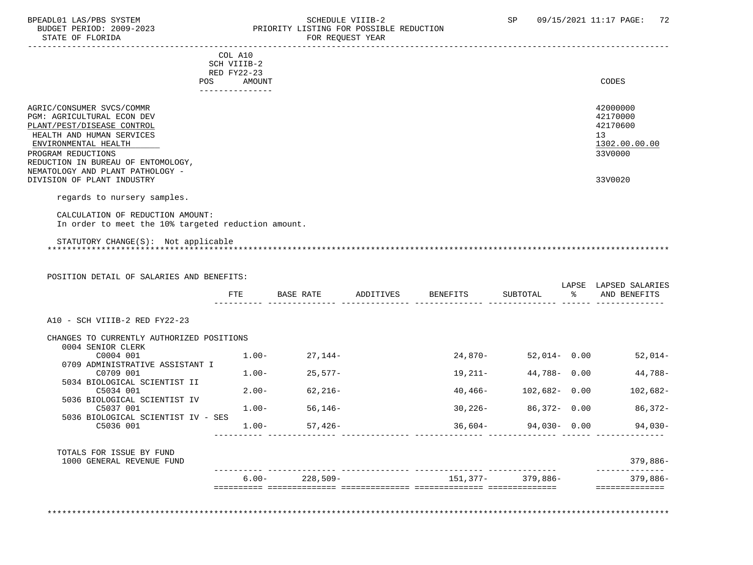COL A10
SCH VIIIB-2
RED FY22-23
POS AMOUNT

| | CODES |
|---|---|
| AGRIC/CONSUMER SVCS/COMMR | 42000000 |
| PGM: AGRICULTURAL ECON DEV | 42170000 |
| PLANT/PEST/DISEASE CONTROL | 42170600 |
| HEALTH AND HUMAN SERVICES | 13 |
| ENVIRONMENTAL HEALTH | 1302.00.00.00 |
| PROGRAM REDUCTIONS | 33V0000 |
| REDUCTION IN BUREAU OF ENTOMOLOGY, NEMATOLOGY AND PLANT PATHOLOGY - DIVISION OF PLANT INDUSTRY | 33V0020 |

regards to nursery samples.

CALCULATION OF REDUCTION AMOUNT:
In order to meet the 10% targeted reduction amount.

STATUTORY CHANGE(S): Not applicable

POSITION DETAIL OF SALARIES AND BENEFITS:

| | FTE | BASE RATE | ADDITIVES | BENEFITS | SUBTOTAL | LAPSE % | LAPSED SALARIES AND BENEFITS |
|---|---|---|---|---|---|---|---|
| A10 - SCH VIIIB-2 RED FY22-23 | | | | | | | |
| CHANGES TO CURRENTLY AUTHORIZED POSITIONS | | | | | | | |
| 0004 SENIOR CLERK | | | | | | | |
| C0004 001 | 1.00- | 27,144- | | 24,870- | 52,014- | 0.00 | 52,014- |
| 0709 ADMINISTRATIVE ASSISTANT I | | | | | | | |
| C0709 001 | 1.00- | 25,577- | | 19,211- | 44,788- | 0.00 | 44,788- |
| 5034 BIOLOGICAL SCIENTIST II | | | | | | | |
| C5034 001 | 2.00- | 62,216- | | 40,466- | 102,682- | 0.00 | 102,682- |
| 5036 BIOLOGICAL SCIENTIST IV | | | | | | | |
| C5037 001 | 1.00- | 56,146- | | 30,226- | 86,372- | 0.00 | 86,372- |
| 5036 BIOLOGICAL SCIENTIST IV - SES | | | | | | | |
| C5036 001 | 1.00- | 57,426- | | 36,604- | 94,030- | 0.00 | 94,030- |
| TOTALS FOR ISSUE BY FUND | | | | | | | |
| 1000 GENERAL REVENUE FUND | | | | | | | 379,886- |
| | 6.00- | 228,509- | | 151,377- | 379,886- | | 379,886- |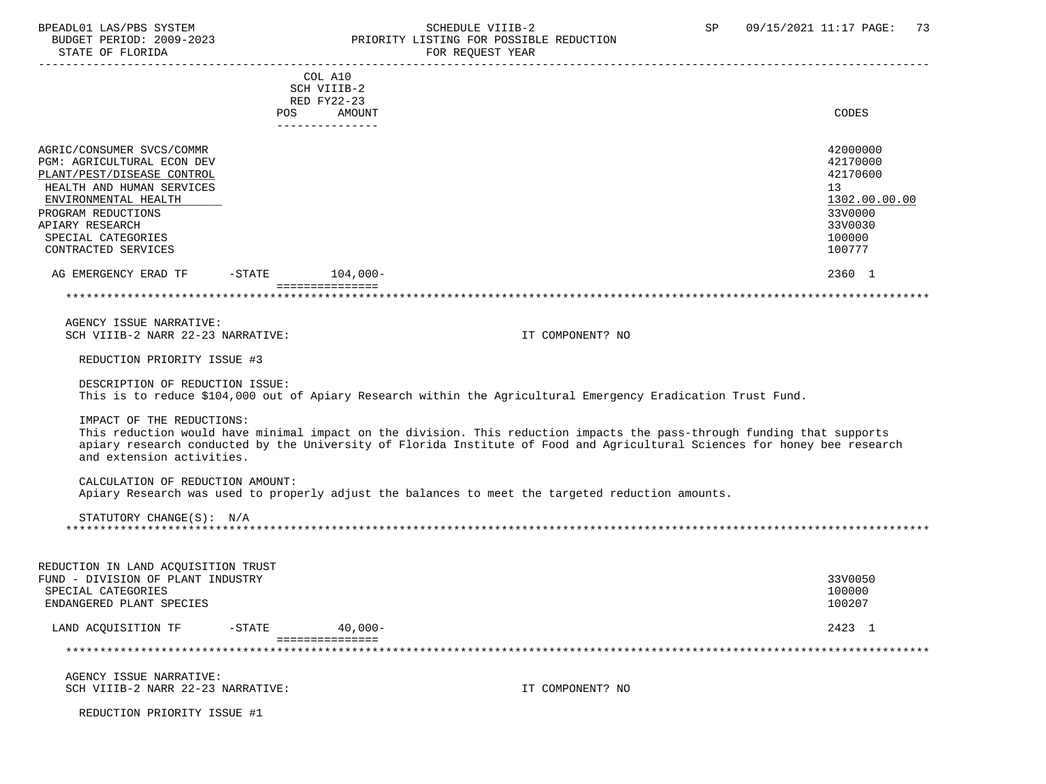| | COL A10 SCH VIIIB-2 RED FY22-23 POS AMOUNT | CODES |
|---|---|---|
| AGRIC/CONSUMER SVCS/COMMR | | 42000000 |
| PGM: AGRICULTURAL ECON DEV | | 42170000 |
| PLANT/PEST/DISEASE CONTROL | | 42170600 |
| HEALTH AND HUMAN SERVICES | | 13 |
| ENVIRONMENTAL HEALTH | | 1302.00.00.00 |
| PROGRAM REDUCTIONS | | 33V0000 |
| APIARY RESEARCH | | 33V0030 |
| SPECIAL CATEGORIES | | 100000 |
| CONTRACTED SERVICES | | 100777 |
| AG EMERGENCY ERAD TF -STATE | 104,000- | 2360 1 |

AGENCY ISSUE NARRATIVE:
SCH VIIIB-2 NARR 22-23 NARRATIVE: IT COMPONENT? NO

REDUCTION PRIORITY ISSUE #3

DESCRIPTION OF REDUCTION ISSUE:
This is to reduce $104,000 out of Apiary Research within the Agricultural Emergency Eradication Trust Fund.

IMPACT OF THE REDUCTIONS:
This reduction would have minimal impact on the division. This reduction impacts the pass-through funding that supports apiary research conducted by the University of Florida Institute of Food and Agricultural Sciences for honey bee research and extension activities.

CALCULATION OF REDUCTION AMOUNT:
Apiary Research was used to properly adjust the balances to meet the targeted reduction amounts.

STATUTORY CHANGE(S): N/A

| | POS AMOUNT | CODES |
|---|---|---|
| REDUCTION IN LAND ACQUISITION TRUST FUND - DIVISION OF PLANT INDUSTRY | | 33V0050 |
| SPECIAL CATEGORIES | | 100000 |
| ENDANGERED PLANT SPECIES | | 100207 |
| LAND ACQUISITION TF -STATE | 40,000- | 2423 1 |

AGENCY ISSUE NARRATIVE:
SCH VIIIB-2 NARR 22-23 NARRATIVE: IT COMPONENT? NO

REDUCTION PRIORITY ISSUE #1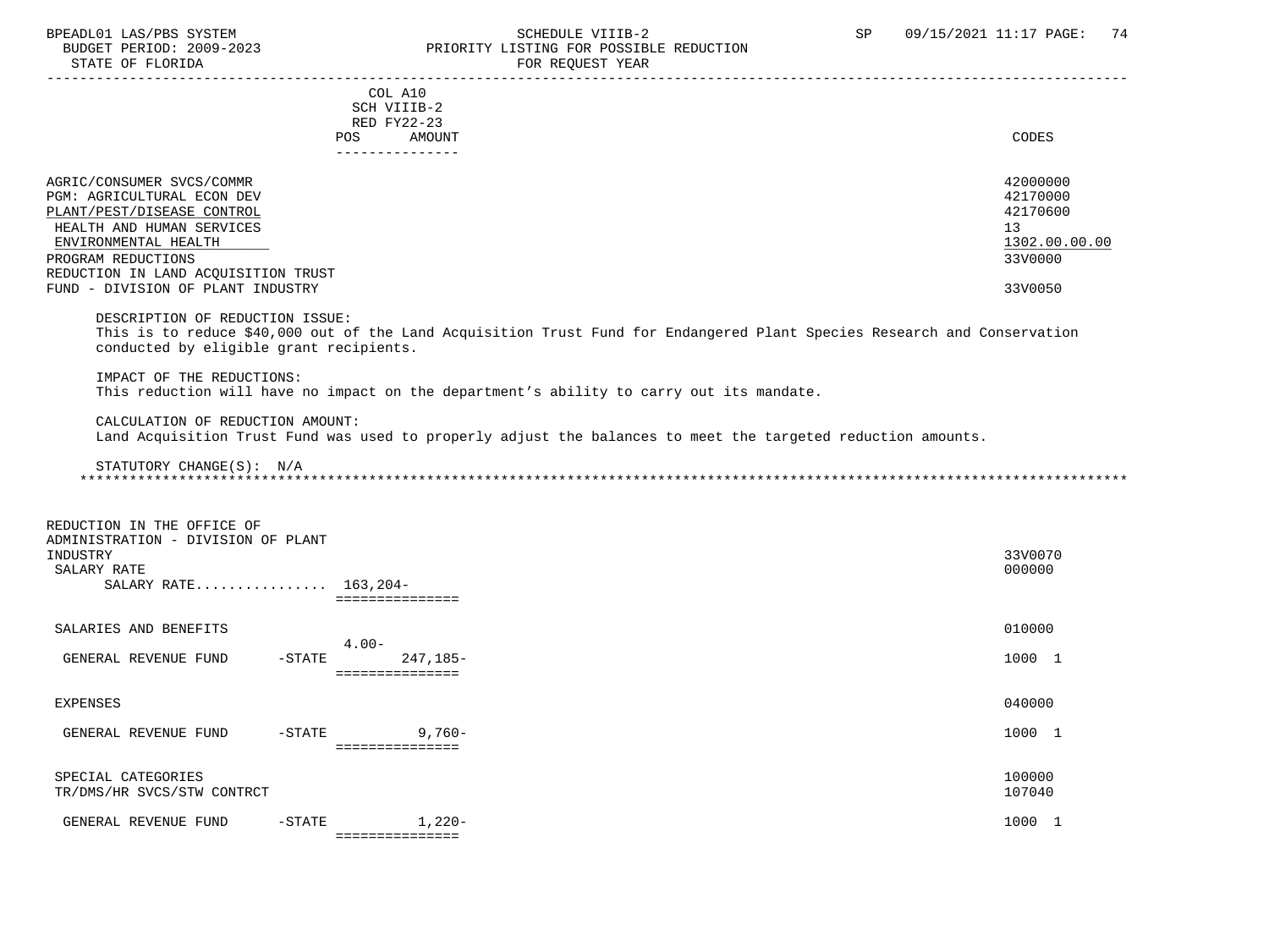COL A10
SCH VIIIB-2
RED FY22-23

| | POS | AMOUNT | CODES |
|---|---|---|---|
| AGRIC/CONSUMER SVCS/COMMR | | | 42000000 |
| PGM: AGRICULTURAL ECON DEV | | | 42170000 |
| PLANT/PEST/DISEASE CONTROL | | | 42170600 |
| HEALTH AND HUMAN SERVICES | | | 13 |
| ENVIRONMENTAL HEALTH | | | 1302.00.00.00 |
| PROGRAM REDUCTIONS | | | 33V0000 |
| REDUCTION IN LAND ACQUISITION TRUST FUND - DIVISION OF PLANT INDUSTRY | | | 33V0050 |

DESCRIPTION OF REDUCTION ISSUE:
This is to reduce $40,000 out of the Land Acquisition Trust Fund for Endangered Plant Species Research and Conservation conducted by eligible grant recipients.

IMPACT OF THE REDUCTIONS:
This reduction will have no impact on the department's ability to carry out its mandate.

CALCULATION OF REDUCTION AMOUNT:
Land Acquisition Trust Fund was used to properly adjust the balances to meet the targeted reduction amounts.

STATUTORY CHANGE(S): N/A

---

| | POS | AMOUNT | CODES |
|---|---|---|---|
| REDUCTION IN THE OFFICE OF ADMINISTRATION - DIVISION OF PLANT INDUSTRY | | | 33V0070 |
| SALARY RATE | | | 000000 |
| SALARY RATE................ | | 163,204- | |
| SALARIES AND BENEFITS | | | 010000 |
| GENERAL REVENUE FUND -STATE | 4.00- | 247,185- | 1000 1 |
| EXPENSES | | | 040000 |
| GENERAL REVENUE FUND -STATE | | 9,760- | 1000 1 |
| SPECIAL CATEGORIES | | | 100000 |
| TR/DMS/HR SVCS/STW CONTRCT | | | 107040 |
| GENERAL REVENUE FUND -STATE | | 1,220- | 1000 1 |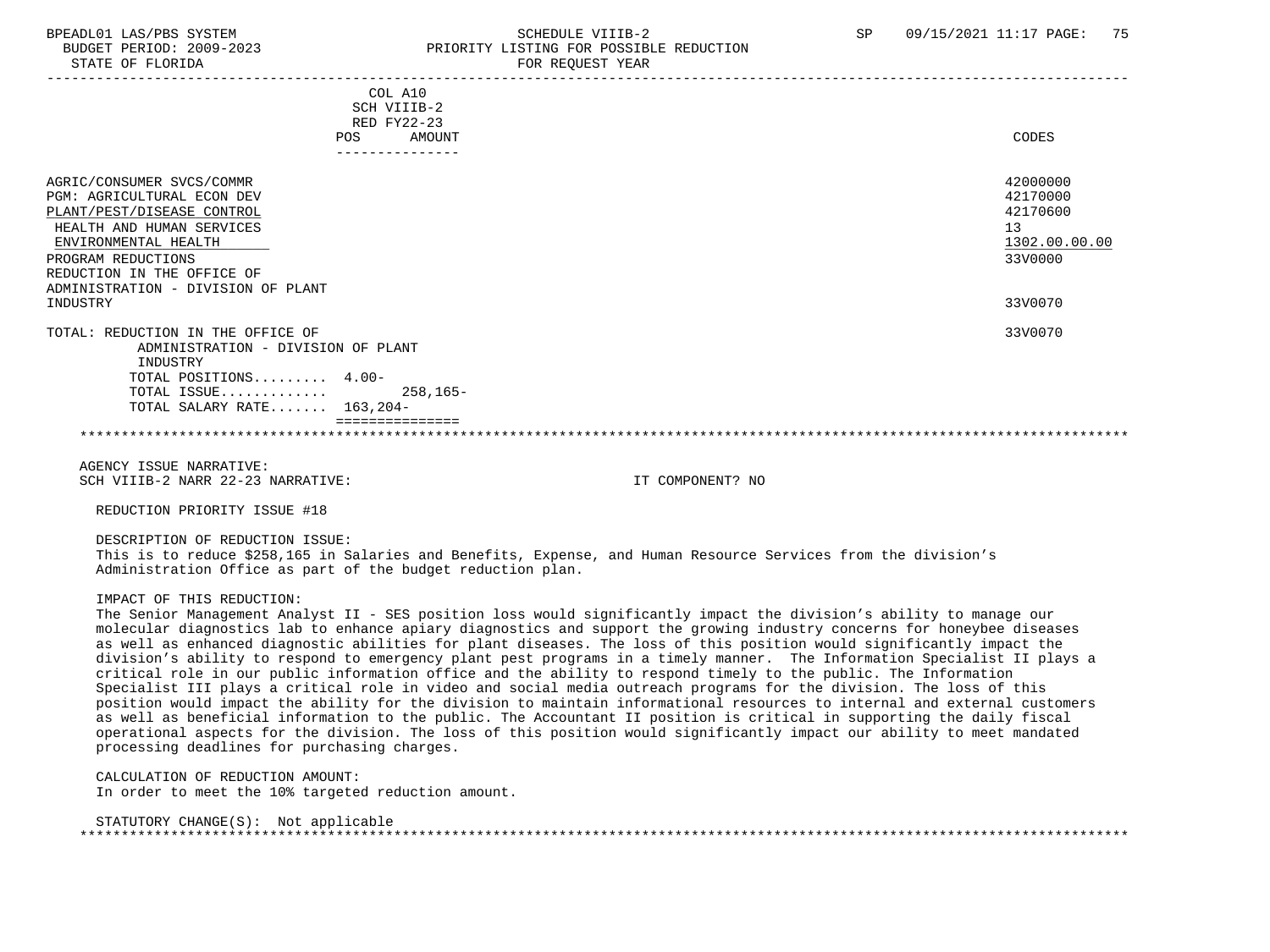BPEADL01 LAS/PBS SYSTEM — SCHEDULE VIIIB-2 — SP 09/15/2021 11:17
BUDGET PERIOD: 2009-2023 — PRIORITY LISTING FOR POSSIBLE REDUCTION
STATE OF FLORIDA — FOR REQUEST YEAR

| | COL A10 SCH VIIIB-2 RED FY22-23 POS | AMOUNT | CODES |
|---|---|---|---|
| AGRIC/CONSUMER SVCS/COMMR | | | 42000000 |
| PGM: AGRICULTURAL ECON DEV | | | 42170000 |
| PLANT/PEST/DISEASE CONTROL | | | 42170600 |
| HEALTH AND HUMAN SERVICES | | | 13 |
| ENVIRONMENTAL HEALTH | | | 1302.00.00.00 |
| PROGRAM REDUCTIONS | | | 33V0000 |
| REDUCTION IN THE OFFICE OF ADMINISTRATION - DIVISION OF PLANT INDUSTRY | | | 33V0070 |
| TOTAL: REDUCTION IN THE OFFICE OF ADMINISTRATION - DIVISION OF PLANT INDUSTRY | | | 33V0070 |
| TOTAL POSITIONS......... | 4.00- | | |
| TOTAL ISSUE............ | | 258,165- | |
| TOTAL SALARY RATE....... | 163,204- | | |

AGENCY ISSUE NARRATIVE:
SCH VIIIB-2 NARR 22-23 NARRATIVE: IT COMPONENT? NO

REDUCTION PRIORITY ISSUE #18

DESCRIPTION OF REDUCTION ISSUE:
This is to reduce $258,165 in Salaries and Benefits, Expense, and Human Resource Services from the division's Administration Office as part of the budget reduction plan.

IMPACT OF THIS REDUCTION:
The Senior Management Analyst II - SES position loss would significantly impact the division's ability to manage our molecular diagnostics lab to enhance apiary diagnostics and support the growing industry concerns for honeybee diseases as well as enhanced diagnostic abilities for plant diseases. The loss of this position would significantly impact the division's ability to respond to emergency plant pest programs in a timely manner. The Information Specialist II plays a critical role in our public information office and the ability to respond timely to the public. The Information Specialist III plays a critical role in video and social media outreach programs for the division. The loss of this position would impact the ability for the division to maintain informational resources to internal and external customers as well as beneficial information to the public. The Accountant II position is critical in supporting the daily fiscal operational aspects for the division. The loss of this position would significantly impact our ability to meet mandated processing deadlines for purchasing charges.

CALCULATION OF REDUCTION AMOUNT:
In order to meet the 10% targeted reduction amount.

STATUTORY CHANGE(S): Not applicable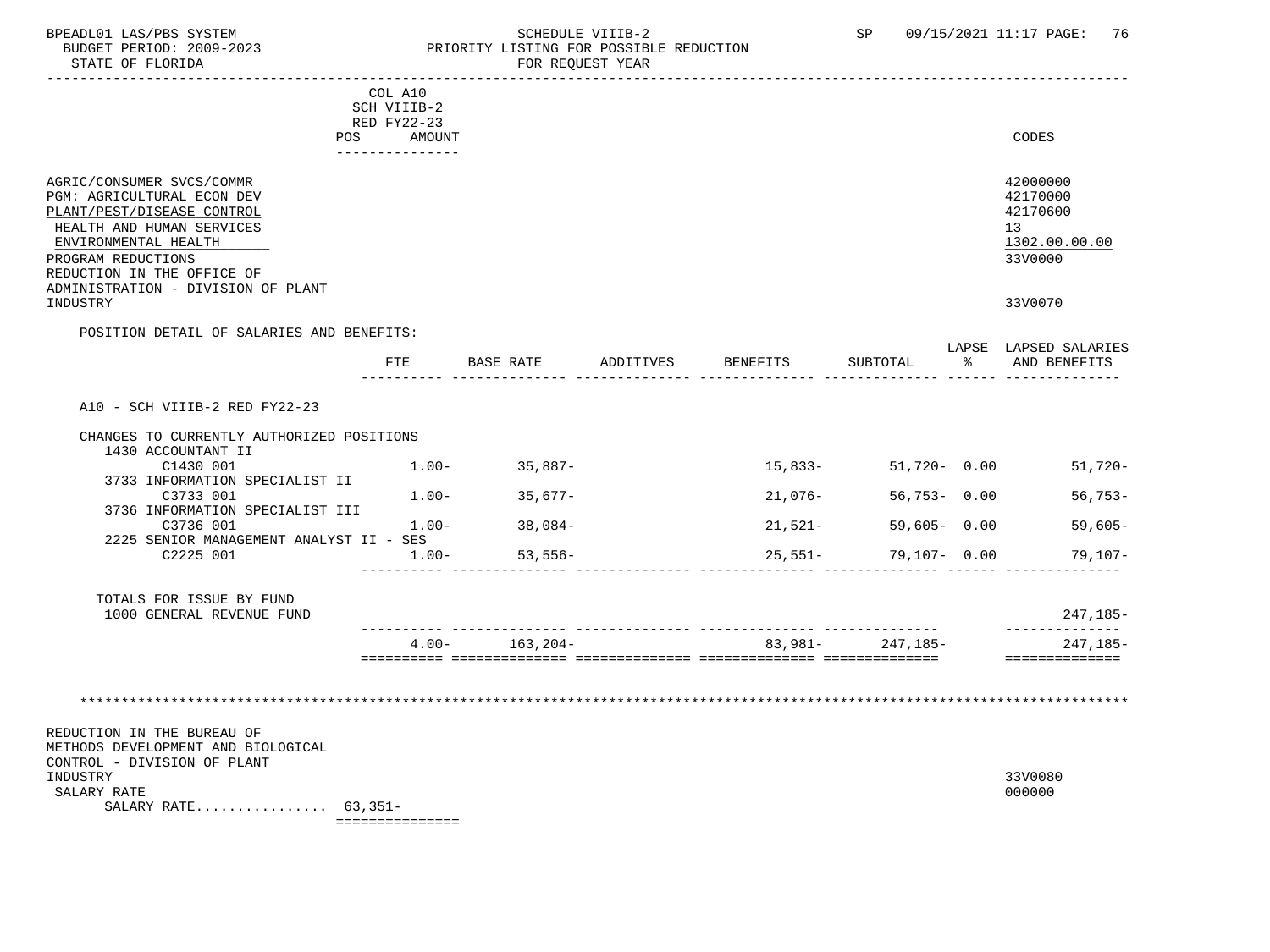BPEADL01 LAS/PBS SYSTEM — SCHEDULE VIIIB-2 — SP 09/15/2021 11:17 PAGE: 76
BUDGET PERIOD: 2009-2023 — PRIORITY LISTING FOR POSSIBLE REDUCTION
STATE OF FLORIDA — FOR REQUEST YEAR

| | COL A10 SCH VIIIB-2 RED FY22-23 POS AMOUNT | CODES |
|---|---|---|
| AGRIC/CONSUMER SVCS/COMMR | | 42000000 |
| PGM: AGRICULTURAL ECON DEV | | 42170000 |
| PLANT/PEST/DISEASE CONTROL | | 42170600 |
| HEALTH AND HUMAN SERVICES | | 13 |
| ENVIRONMENTAL HEALTH | | 1302.00.00.00 |
| PROGRAM REDUCTIONS | | 33V0000 |
| REDUCTION IN THE OFFICE OF ADMINISTRATION - DIVISION OF PLANT INDUSTRY | | 33V0070 |

POSITION DETAIL OF SALARIES AND BENEFITS:

| | FTE | BASE RATE | ADDITIVES | BENEFITS | SUBTOTAL | LAPSE % | LAPSED SALARIES AND BENEFITS |
|---|---|---|---|---|---|---|---|
| A10 - SCH VIIIB-2 RED FY22-23 | | | | | | | |
| CHANGES TO CURRENTLY AUTHORIZED POSITIONS | | | | | | | |
| 1430 ACCOUNTANT II | | | | | | | |
| C1430 001 | 1.00- | 35,887- | | 15,833- | 51,720- | 0.00 | 51,720- |
| 3733 INFORMATION SPECIALIST II | | | | | | | |
| C3733 001 | 1.00- | 35,677- | | 21,076- | 56,753- | 0.00 | 56,753- |
| 3736 INFORMATION SPECIALIST III | | | | | | | |
| C3736 001 | 1.00- | 38,084- | | 21,521- | 59,605- | 0.00 | 59,605- |
| 2225 SENIOR MANAGEMENT ANALYST II - SES | | | | | | | |
| C2225 001 | 1.00- | 53,556- | | 25,551- | 79,107- | 0.00 | 79,107- |
| TOTALS FOR ISSUE BY FUND | | | | | | | |
| 1000 GENERAL REVENUE FUND | | | | | | | 247,185- |
| | 4.00- | 163,204- | | 83,981- | 247,185- | | 247,185- |

*******************************************************************************************************************

| | | CODES |
|---|---|---|
| REDUCTION IN THE BUREAU OF METHODS DEVELOPMENT AND BIOLOGICAL CONTROL - DIVISION OF PLANT INDUSTRY | | 33V0080 |
| SALARY RATE | | 000000 |
| SALARY RATE................ | 63,351- | |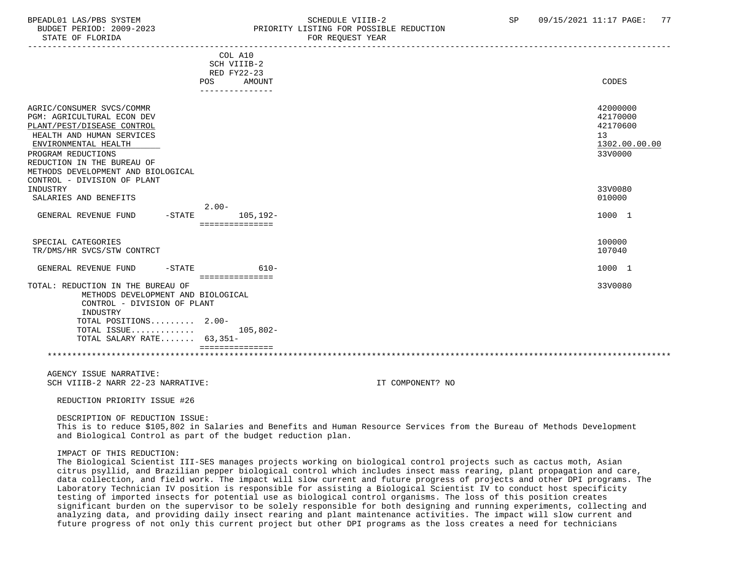BPEADL01 LAS/PBS SYSTEM — SCHEDULE VIIIB-2 — SP 09/15/2021 11:17

BUDGET PERIOD: 2009-2023 — PRIORITY LISTING FOR POSSIBLE REDUCTION

STATE OF FLORIDA — FOR REQUEST YEAR

| | COL A10 SCH VIIIB-2 RED FY22-23 POS | AMOUNT | CODES |
|---|---|---|---|
| AGRIC/CONSUMER SVCS/COMMR | | | 42000000 |
| PGM: AGRICULTURAL ECON DEV | | | 42170000 |
| PLANT/PEST/DISEASE CONTROL | | | 42170600 |
| HEALTH AND HUMAN SERVICES | | | 13 |
| ENVIRONMENTAL HEALTH | | | 1302.00.00.00 |
| PROGRAM REDUCTIONS | | | 33V0000 |
| REDUCTION IN THE BUREAU OF METHODS DEVELOPMENT AND BIOLOGICAL CONTROL - DIVISION OF PLANT INDUSTRY | | | 33V0080 |
| SALARIES AND BENEFITS | | | 010000 |
| GENERAL REVENUE FUND -STATE | 2.00- | 105,192- | 1000 1 |
| SPECIAL CATEGORIES | | | 100000 |
| TR/DMS/HR SVCS/STW CONTRCT | | | 107040 |
| GENERAL REVENUE FUND -STATE | | 610- | 1000 1 |
| TOTAL: REDUCTION IN THE BUREAU OF METHODS DEVELOPMENT AND BIOLOGICAL CONTROL - DIVISION OF PLANT INDUSTRY | | | 33V0080 |
| TOTAL POSITIONS......... | 2.00- | | |
| TOTAL ISSUE............. | | 105,802- | |
| TOTAL SALARY RATE....... | 63,351- | | |

AGENCY ISSUE NARRATIVE:

SCH VIIIB-2 NARR 22-23 NARRATIVE: IT COMPONENT? NO

REDUCTION PRIORITY ISSUE #26

DESCRIPTION OF REDUCTION ISSUE:
This is to reduce $105,802 in Salaries and Benefits and Human Resource Services from the Bureau of Methods Development and Biological Control as part of the budget reduction plan.

IMPACT OF THIS REDUCTION:
The Biological Scientist III-SES manages projects working on biological control projects such as cactus moth, Asian citrus psyllid, and Brazilian pepper biological control which includes insect mass rearing, plant propagation and care, data collection, and field work. The impact will slow current and future progress of projects and other DPI programs. The Laboratory Technician IV position is responsible for assisting a Biological Scientist IV to conduct host specificity testing of imported insects for potential use as biological control organisms. The loss of this position creates significant burden on the supervisor to be solely responsible for both designing and running experiments, collecting and analyzing data, and providing daily insect rearing and plant maintenance activities. The impact will slow current and future progress of not only this current project but other DPI programs as the loss creates a need for technicians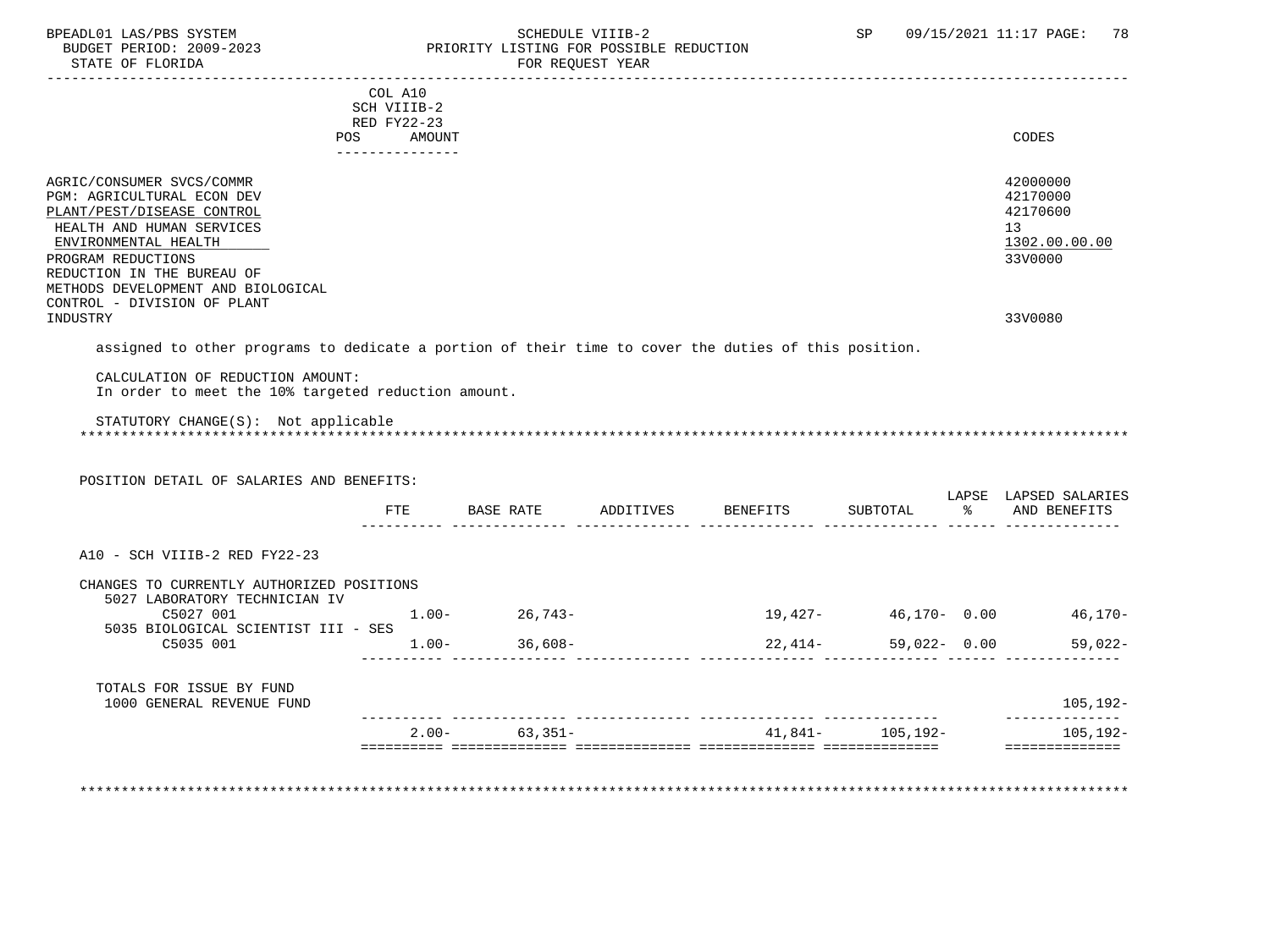| COL A10 SCH VIIIB-2 RED FY22-23 POS AMOUNT | CODES |
|---|---|
| AGRIC/CONSUMER SVCS/COMMR | 42000000 |
| PGM: AGRICULTURAL ECON DEV | 42170000 |
| PLANT/PEST/DISEASE CONTROL | 42170600 |
| HEALTH AND HUMAN SERVICES | 13 |
| ENVIRONMENTAL HEALTH | 1302.00.00.00 |
| PROGRAM REDUCTIONS | 33V0000 |
| REDUCTION IN THE BUREAU OF METHODS DEVELOPMENT AND BIOLOGICAL CONTROL - DIVISION OF PLANT INDUSTRY | 33V0080 |

assigned to other programs to dedicate a portion of their time to cover the duties of this position.

CALCULATION OF REDUCTION AMOUNT:
In order to meet the 10% targeted reduction amount.

STATUTORY CHANGE(S): Not applicable

POSITION DETAIL OF SALARIES AND BENEFITS:

| | FTE | BASE RATE | ADDITIVES | BENEFITS | SUBTOTAL | LAPSE % | LAPSED SALARIES AND BENEFITS |
|---|---|---|---|---|---|---|---|
| A10 - SCH VIIIB-2 RED FY22-23 | | | | | | | |
| CHANGES TO CURRENTLY AUTHORIZED POSITIONS | | | | | | | |
| 5027 LABORATORY TECHNICIAN IV | | | | | | | |
| C5027 001 | 1.00- | 26,743- | | 19,427- | 46,170- | 0.00 | 46,170- |
| 5035 BIOLOGICAL SCIENTIST III - SES | | | | | | | |
| C5035 001 | 1.00- | 36,608- | | 22,414- | 59,022- | 0.00 | 59,022- |
| TOTALS FOR ISSUE BY FUND | | | | | | | |
| 1000 GENERAL REVENUE FUND | | | | | | | 105,192- |
| | 2.00- | 63,351- | | 41,841- | 105,192- | | 105,192- |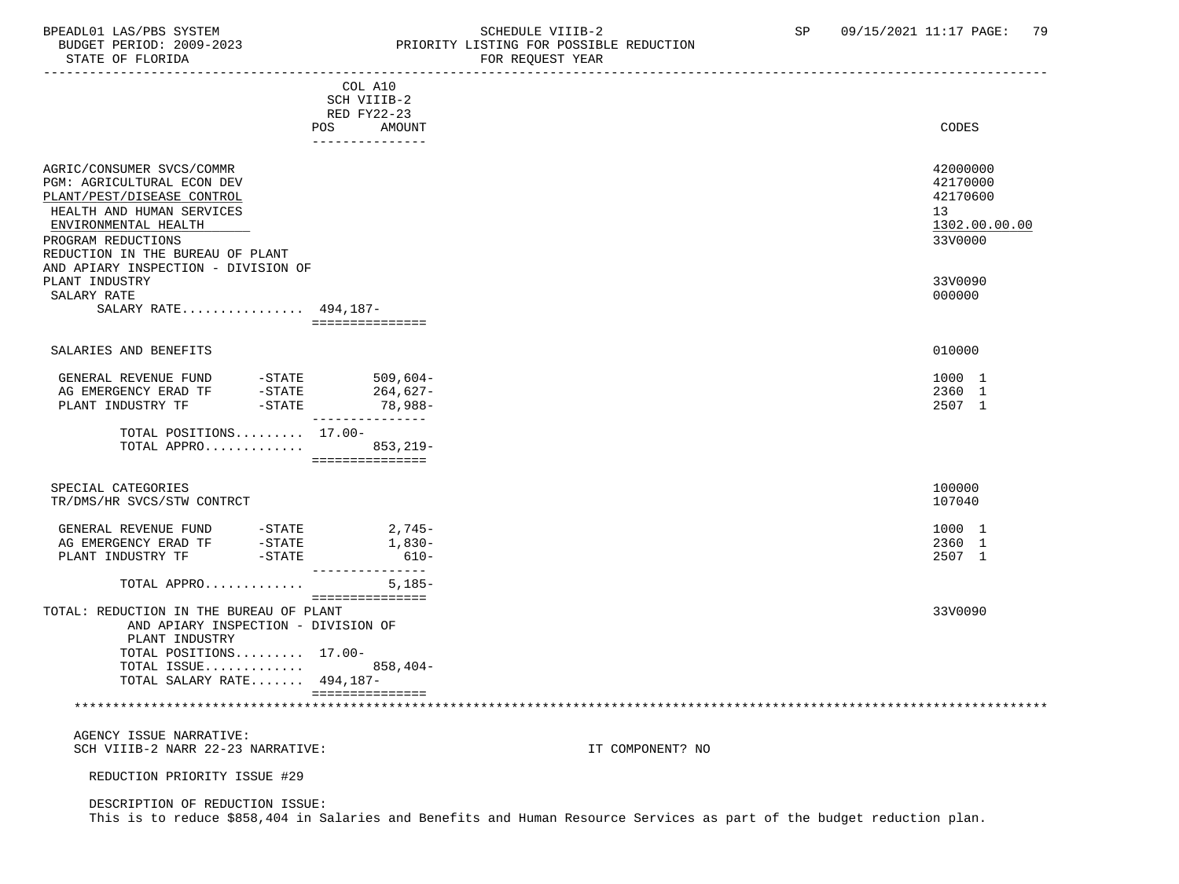COL A10
SCH VIIIB-2
RED FY22-23

| | POS | AMOUNT | CODES |
|---|---|---|---|
| AGRIC/CONSUMER SVCS/COMMR | | | 42000000 |
| PGM: AGRICULTURAL ECON DEV | | | 42170000 |
| PLANT/PEST/DISEASE CONTROL | | | 42170600 |
| HEALTH AND HUMAN SERVICES | | | 13 |
| ENVIRONMENTAL HEALTH | | | 1302.00.00.00 |
| PROGRAM REDUCTIONS | | | 33V0000 |
| REDUCTION IN THE BUREAU OF PLANT AND APIARY INSPECTION - DIVISION OF PLANT INDUSTRY | | | 33V0090 |
| SALARY RATE | | | 000000 |
| SALARY RATE................ | 494,187- | | |
| SALARIES AND BENEFITS | | | 010000 |
| GENERAL REVENUE FUND -STATE | | 509,604- | 1000 1 |
| AG EMERGENCY ERAD TF -STATE | | 264,627- | 2360 1 |
| PLANT INDUSTRY TF -STATE | | 78,988- | 2507 1 |
| TOTAL POSITIONS......... | 17.00- | | |
| TOTAL APPRO............. | | 853,219- | |
| SPECIAL CATEGORIES | | | 100000 |
| TR/DMS/HR SVCS/STW CONTRCT | | | 107040 |
| GENERAL REVENUE FUND -STATE | | 2,745- | 1000 1 |
| AG EMERGENCY ERAD TF -STATE | | 1,830- | 2360 1 |
| PLANT INDUSTRY TF -STATE | | 610- | 2507 1 |
| TOTAL APPRO............. | | 5,185- | |
| TOTAL: REDUCTION IN THE BUREAU OF PLANT AND APIARY INSPECTION - DIVISION OF PLANT INDUSTRY | | | 33V0090 |
| TOTAL POSITIONS......... | 17.00- | | |
| TOTAL ISSUE............. | | 858,404- | |
| TOTAL SALARY RATE....... | 494,187- | | |

AGENCY ISSUE NARRATIVE:

SCH VIIIB-2 NARR 22-23 NARRATIVE: IT COMPONENT? NO

REDUCTION PRIORITY ISSUE #29

DESCRIPTION OF REDUCTION ISSUE:

This is to reduce $858,404 in Salaries and Benefits and Human Resource Services as part of the budget reduction plan.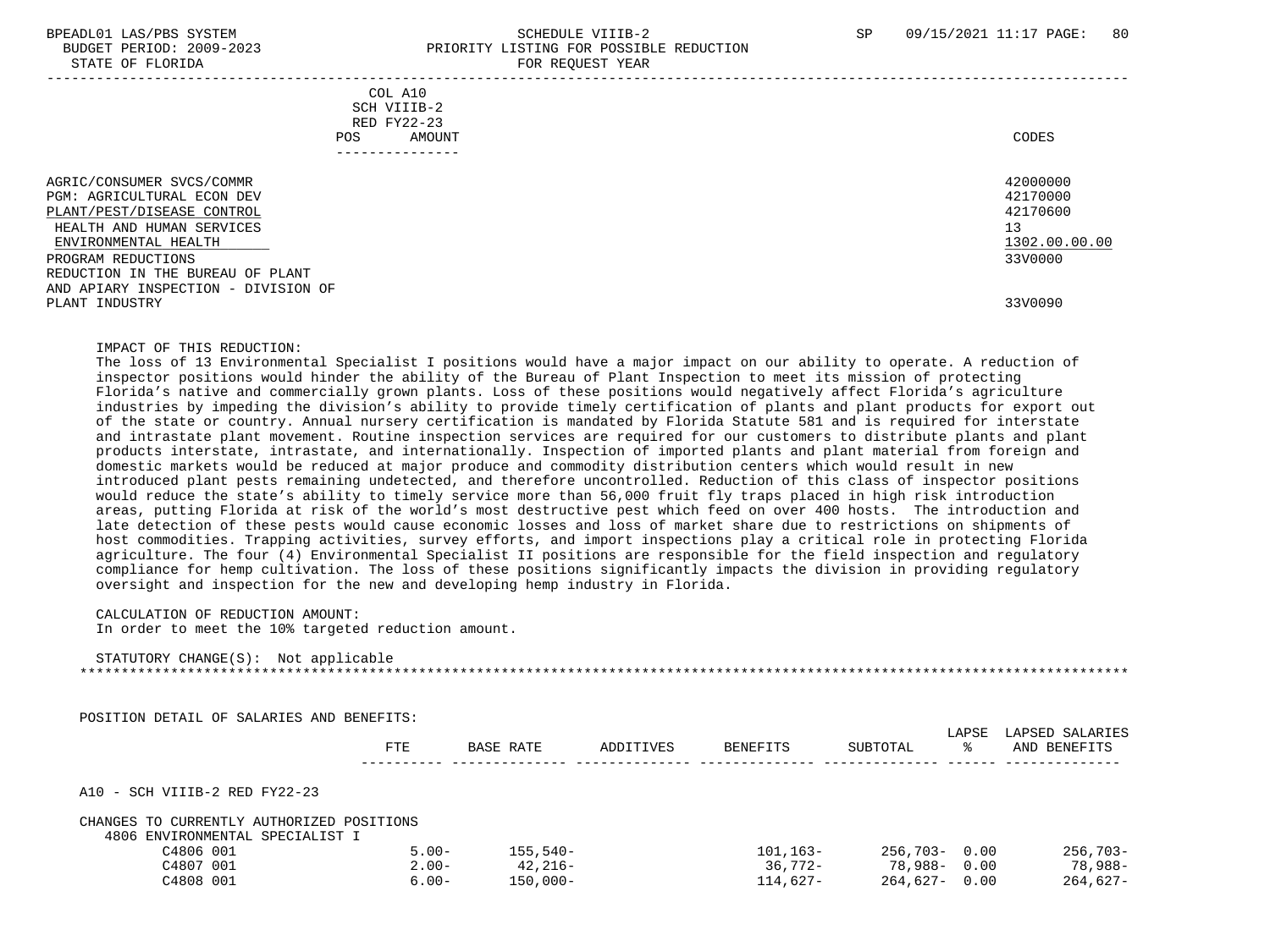BPEADL01 LAS/PBS SYSTEM SCHEDULE VIIIB-2 SP 09/15/2021 11:17 PAGE: 80
BUDGET PERIOD: 2009-2023 PRIORITY LISTING FOR POSSIBLE REDUCTION
STATE OF FLORIDA FOR REQUEST YEAR

| | COL A10 SCH VIIIB-2 RED FY22-23 POS AMOUNT | CODES |
|---|---|---|
| AGRIC/CONSUMER SVCS/COMMR | | 42000000 |
| PGM: AGRICULTURAL ECON DEV | | 42170000 |
| PLANT/PEST/DISEASE CONTROL | | 42170600 |
| HEALTH AND HUMAN SERVICES | | 13 |
| ENVIRONMENTAL HEALTH | | 1302.00.00.00 |
| PROGRAM REDUCTIONS | | 33V0000 |
| REDUCTION IN THE BUREAU OF PLANT AND APIARY INSPECTION - DIVISION OF PLANT INDUSTRY | | 33V0090 |

IMPACT OF THIS REDUCTION:
The loss of 13 Environmental Specialist I positions would have a major impact on our ability to operate. A reduction of inspector positions would hinder the ability of the Bureau of Plant Inspection to meet its mission of protecting Florida's native and commercially grown plants. Loss of these positions would negatively affect Florida's agriculture industries by impeding the division's ability to provide timely certification of plants and plant products for export out of the state or country. Annual nursery certification is mandated by Florida Statute 581 and is required for interstate and intrastate plant movement. Routine inspection services are required for our customers to distribute plants and plant products interstate, intrastate, and internationally. Inspection of imported plants and plant material from foreign and domestic markets would be reduced at major produce and commodity distribution centers which would result in new introduced plant pests remaining undetected, and therefore uncontrolled. Reduction of this class of inspector positions would reduce the state's ability to timely service more than 56,000 fruit fly traps placed in high risk introduction areas, putting Florida at risk of the world's most destructive pest which feed on over 400 hosts. The introduction and late detection of these pests would cause economic losses and loss of market share due to restrictions on shipments of host commodities. Trapping activities, survey efforts, and import inspections play a critical role in protecting Florida agriculture. The four (4) Environmental Specialist II positions are responsible for the field inspection and regulatory compliance for hemp cultivation. The loss of these positions significantly impacts the division in providing regulatory oversight and inspection for the new and developing hemp industry in Florida.

CALCULATION OF REDUCTION AMOUNT:
In order to meet the 10% targeted reduction amount.

STATUTORY CHANGE(S): Not applicable

POSITION DETAIL OF SALARIES AND BENEFITS:

| | FTE | BASE RATE | ADDITIVES | BENEFITS | SUBTOTAL | LAPSE % | LAPSED SALARIES AND BENEFITS |
|---|---|---|---|---|---|---|---|
| A10 - SCH VIIIB-2 RED FY22-23 | | | | | | | |
| CHANGES TO CURRENTLY AUTHORIZED POSITIONS | | | | | | | |
| 4806 ENVIRONMENTAL SPECIALIST I | | | | | | | |
| C4806 001 | 5.00- | 155,540- | | 101,163- | 256,703- | 0.00 | 256,703- |
| C4807 001 | 2.00- | 42,216- | | 36,772- | 78,988- | 0.00 | 78,988- |
| C4808 001 | 6.00- | 150,000- | | 114,627- | 264,627- | 0.00 | 264,627- |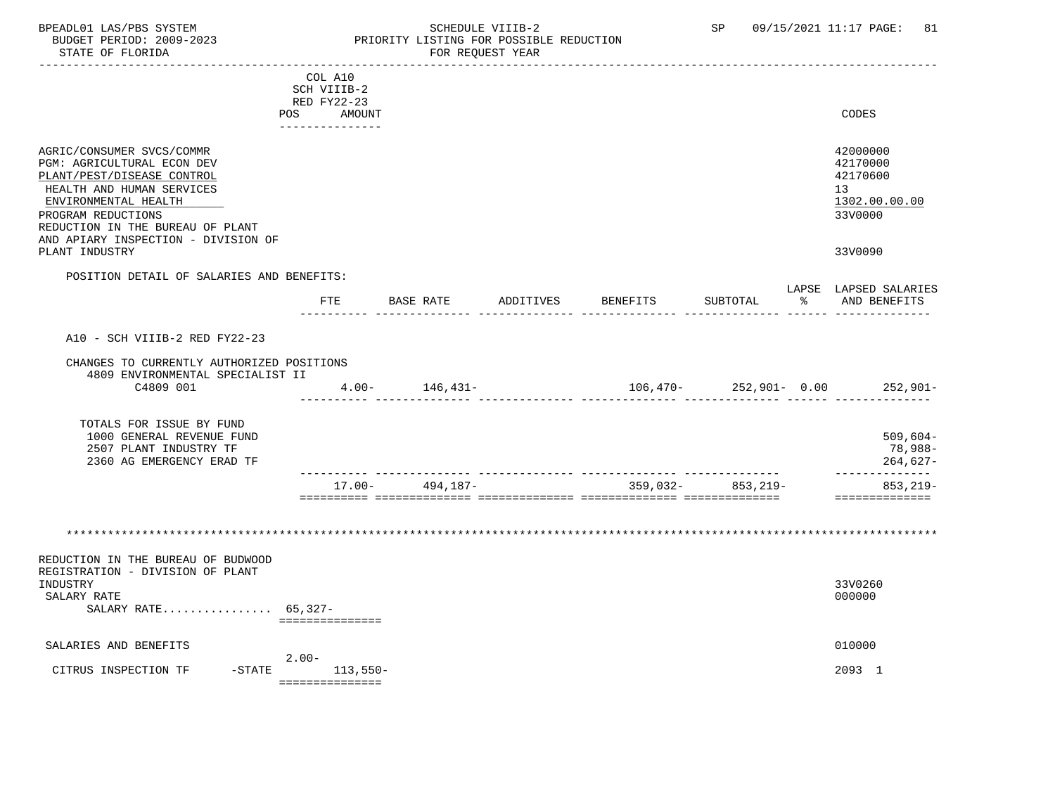BPEADL01 LAS/PBS SYSTEM — SCHEDULE VIIIB-2 — PRIORITY LISTING FOR POSSIBLE REDUCTION — FOR REQUEST YEAR
BUDGET PERIOD: 2009-2023 — STATE OF FLORIDA — SP 09/15/2021 11:17

| | COL A10 SCH VIIIB-2 RED FY22-23 POS AMOUNT | CODES |
|---|---|---|
| AGRIC/CONSUMER SVCS/COMMR | | 42000000 |
| PGM: AGRICULTURAL ECON DEV | | 42170000 |
| PLANT/PEST/DISEASE CONTROL | | 42170600 |
| HEALTH AND HUMAN SERVICES | | 13 |
| ENVIRONMENTAL HEALTH | | 1302.00.00.00 |
| PROGRAM REDUCTIONS | | 33V0000 |
| REDUCTION IN THE BUREAU OF PLANT AND APIARY INSPECTION - DIVISION OF PLANT INDUSTRY | | 33V0090 |

POSITION DETAIL OF SALARIES AND BENEFITS:

| | FTE | BASE RATE | ADDITIVES | BENEFITS | SUBTOTAL | LAPSE % | LAPSED SALARIES AND BENEFITS |
|---|---|---|---|---|---|---|---|
| A10 - SCH VIIIB-2 RED FY22-23 | | | | | | | |
| CHANGES TO CURRENTLY AUTHORIZED POSITIONS | | | | | | | |
| 4809 ENVIRONMENTAL SPECIALIST II | | | | | | | |
| C4809 001 | 4.00- | 146,431- | | 106,470- | 252,901- | 0.00 | 252,901- |
| TOTALS FOR ISSUE BY FUND | | | | | | | |
| 1000 GENERAL REVENUE FUND | | | | | | | 509,604- |
| 2507 PLANT INDUSTRY TF | | | | | | | 78,988- |
| 2360 AG EMERGENCY ERAD TF | | | | | | | 264,627- |
| | 17.00- | 494,187- | | 359,032- | 853,219- | | 853,219- |

*****************************************************************************************************************

| | COL A10 SCH VIIIB-2 RED FY22-23 POS AMOUNT | CODES |
|---|---|---|
| REDUCTION IN THE BUREAU OF BUDWOOD REGISTRATION - DIVISION OF PLANT INDUSTRY | | 33V0260 |
| SALARY RATE | | 000000 |
| SALARY RATE................ | 65,327- | |
| SALARIES AND BENEFITS | | 010000 |
| CITRUS INSPECTION TF -STATE | 2.00- 113,550- | 2093 1 |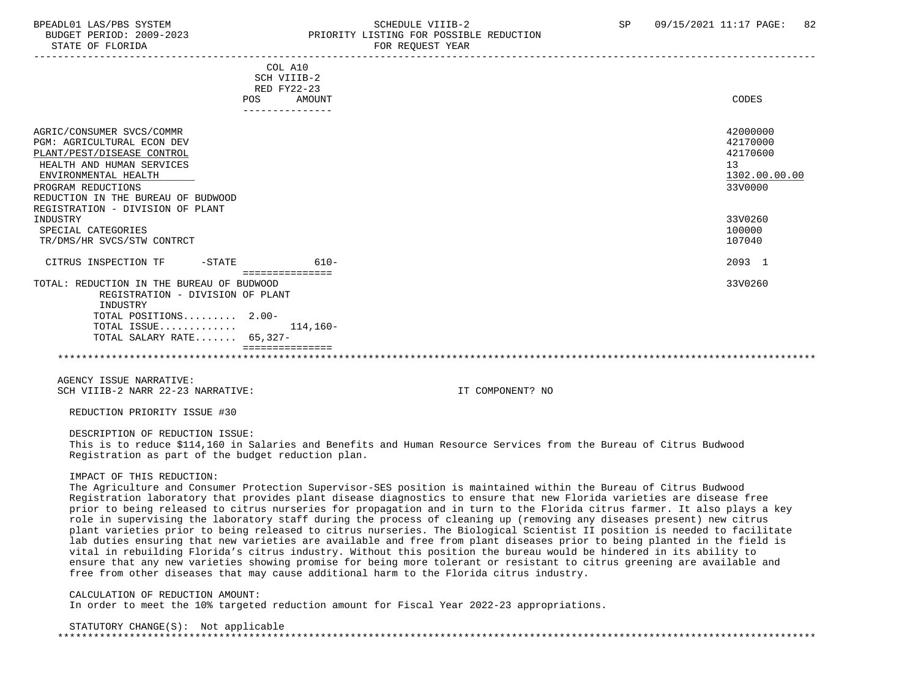BPEADL01 LAS/PBS SYSTEM SCHEDULE VIIIB-2 SP 09/15/2021 11:17
BUDGET PERIOD: 2009-2023 PRIORITY LISTING FOR POSSIBLE REDUCTION
STATE OF FLORIDA FOR REQUEST YEAR

| | COL A10 SCH VIIIB-2 RED FY22-23 POS AMOUNT | CODES |
|---|---|---|
| AGRIC/CONSUMER SVCS/COMMR | | 42000000 |
| PGM: AGRICULTURAL ECON DEV | | 42170000 |
| PLANT/PEST/DISEASE CONTROL | | 42170600 |
| HEALTH AND HUMAN SERVICES | | 13 |
| ENVIRONMENTAL HEALTH | | 1302.00.00.00 |
| PROGRAM REDUCTIONS | | 33V0000 |
| REDUCTION IN THE BUREAU OF BUDWOOD REGISTRATION - DIVISION OF PLANT INDUSTRY | | 33V0260 |
| SPECIAL CATEGORIES | | 100000 |
| TR/DMS/HR SVCS/STW CONTRCT | | 107040 |
| CITRUS INSPECTION TF -STATE | 610- | 2093 1 |
| TOTAL: REDUCTION IN THE BUREAU OF BUDWOOD REGISTRATION - DIVISION OF PLANT INDUSTRY | | 33V0260 |
| TOTAL POSITIONS......... | 2.00- | |
| TOTAL ISSUE............ | 114,160- | |
| TOTAL SALARY RATE....... | 65,327- | |

AGENCY ISSUE NARRATIVE:
SCH VIIIB-2 NARR 22-23 NARRATIVE: IT COMPONENT? NO

REDUCTION PRIORITY ISSUE #30

DESCRIPTION OF REDUCTION ISSUE:
This is to reduce $114,160 in Salaries and Benefits and Human Resource Services from the Bureau of Citrus Budwood Registration as part of the budget reduction plan.

IMPACT OF THIS REDUCTION:
The Agriculture and Consumer Protection Supervisor-SES position is maintained within the Bureau of Citrus Budwood Registration laboratory that provides plant disease diagnostics to ensure that new Florida varieties are disease free prior to being released to citrus nurseries for propagation and in turn to the Florida citrus farmer. It also plays a key role in supervising the laboratory staff during the process of cleaning up (removing any diseases present) new citrus plant varieties prior to being released to citrus nurseries. The Biological Scientist II position is needed to facilitate lab duties ensuring that new varieties are available and free from plant diseases prior to being planted in the field is vital in rebuilding Florida's citrus industry. Without this position the bureau would be hindered in its ability to ensure that any new varieties showing promise for being more tolerant or resistant to citrus greening are available and free from other diseases that may cause additional harm to the Florida citrus industry.

CALCULATION OF REDUCTION AMOUNT:
In order to meet the 10% targeted reduction amount for Fiscal Year 2022-23 appropriations.

STATUTORY CHANGE(S): Not applicable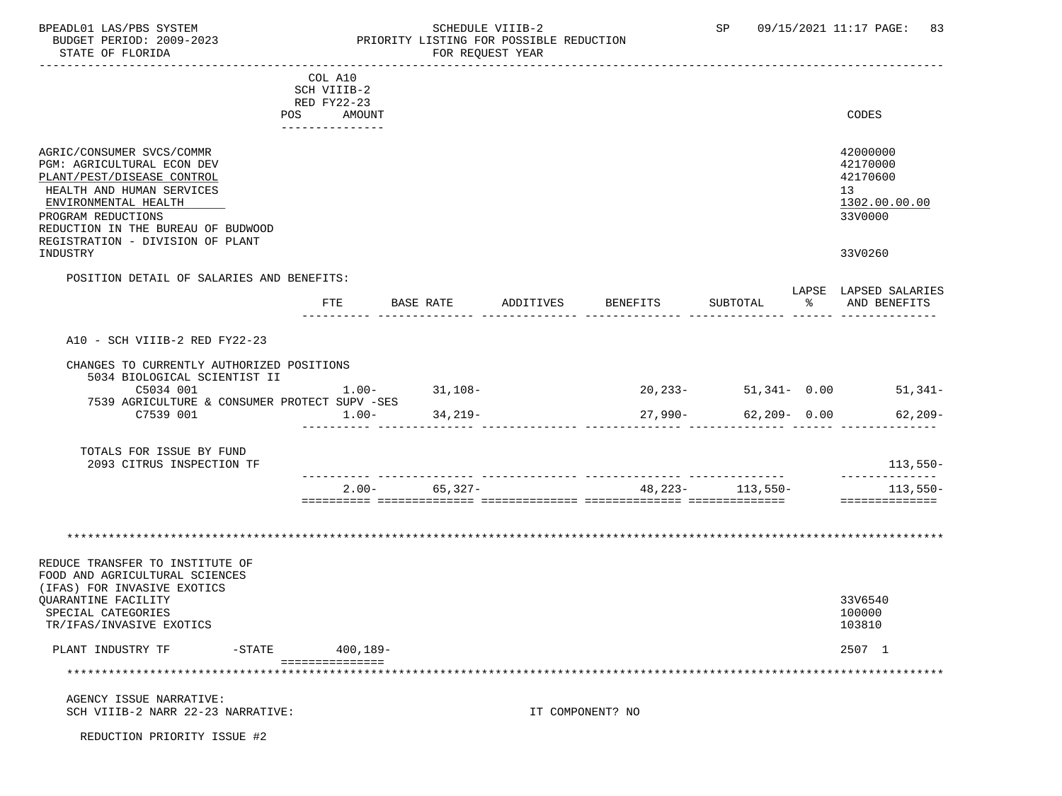COL A10
SCH VIIIB-2
RED FY22-23
POS AMOUNT

| | | CODES |
|---|---|---|
| AGRIC/CONSUMER SVCS/COMMR | | 42000000 |
| PGM: AGRICULTURAL ECON DEV | | 42170000 |
| PLANT/PEST/DISEASE CONTROL | | 42170600 |
| HEALTH AND HUMAN SERVICES | | 13 |
| ENVIRONMENTAL HEALTH | | 1302.00.00.00 |
| PROGRAM REDUCTIONS | | 33V0000 |
| REDUCTION IN THE BUREAU OF BUDWOOD REGISTRATION - DIVISION OF PLANT INDUSTRY | | 33V0260 |

POSITION DETAIL OF SALARIES AND BENEFITS:

| | FTE | BASE RATE | ADDITIVES | BENEFITS | SUBTOTAL | LAPSE % | LAPSED SALARIES AND BENEFITS |
|---|---|---|---|---|---|---|---|
| A10 - SCH VIIIB-2 RED FY22-23 | | | | | | | |
| CHANGES TO CURRENTLY AUTHORIZED POSITIONS | | | | | | | |
| 5034 BIOLOGICAL SCIENTIST II | | | | | | | |
| C5034 001 | 1.00- | 31,108- | | 20,233- | 51,341- | 0.00 | 51,341- |
| 7539 AGRICULTURE & CONSUMER PROTECT SUPV -SES | | | | | | | |
| C7539 001 | 1.00- | 34,219- | | 27,990- | 62,209- | 0.00 | 62,209- |
| TOTALS FOR ISSUE BY FUND | | | | | | | |
| 2093 CITRUS INSPECTION TF | | | | | | | 113,550- |
| | 2.00- | 65,327- | | 48,223- | 113,550- | | 113,550- |

\*\*\*\*\*\*\*\*\*\*\*\*\*\*\*\*\*\*\*\*\*\*\*\*\*\*\*\*\*\*\*\*\*\*\*\*\*\*\*\*\*\*\*\*\*\*\*\*\*\*\*\*\*\*\*\*\*\*\*\*\*\*\*\*\*\*\*\*\*\*\*\*\*\*\*\*\*\*\*\*\*\*

| | | CODES |
|---|---|---|
| REDUCE TRANSFER TO INSTITUTE OF FOOD AND AGRICULTURAL SCIENCES (IFAS) FOR INVASIVE EXOTICS QUARANTINE FACILITY | | 33V6540 |
| SPECIAL CATEGORIES | | 100000 |
| TR/IFAS/INVASIVE EXOTICS | | 103810 |
| PLANT INDUSTRY TF -STATE | 400,189- | 2507 1 |

\*\*\*\*\*\*\*\*\*\*\*\*\*\*\*\*\*\*\*\*\*\*\*\*\*\*\*\*\*\*\*\*\*\*\*\*\*\*\*\*\*\*\*\*\*\*\*\*\*\*\*\*\*\*\*\*\*\*\*\*\*\*\*\*\*\*\*\*\*\*\*\*\*\*\*\*\*\*\*\*\*\*

AGENCY ISSUE NARRATIVE:
SCH VIIIB-2 NARR 22-23 NARRATIVE: IT COMPONENT? NO

REDUCTION PRIORITY ISSUE #2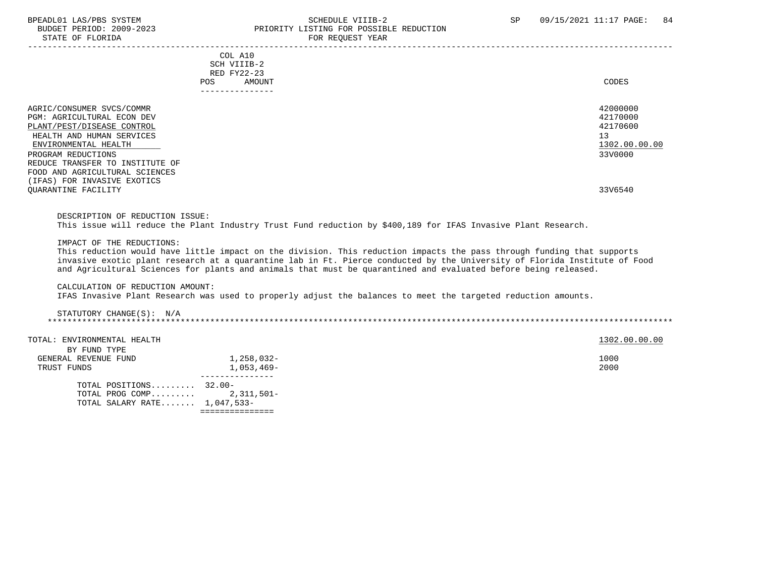BPEADL01 LAS/PBS SYSTEM — SCHEDULE VIIIB-2 — SP 09/15/2021 11:17

BUDGET PERIOD: 2009-2023 — PRIORITY LISTING FOR POSSIBLE REDUCTION

STATE OF FLORIDA — FOR REQUEST YEAR

| | COL A10 SCH VIIIB-2 RED FY22-23 POS AMOUNT | CODES |
|---|---|---|
| AGRIC/CONSUMER SVCS/COMMR | | 42000000 |
| PGM: AGRICULTURAL ECON DEV | | 42170000 |
| PLANT/PEST/DISEASE CONTROL | | 42170600 |
| HEALTH AND HUMAN SERVICES | | 13 |
| ENVIRONMENTAL HEALTH | | 1302.00.00.00 |
| PROGRAM REDUCTIONS | | 33V0000 |
| REDUCE TRANSFER TO INSTITUTE OF FOOD AND AGRICULTURAL SCIENCES (IFAS) FOR INVASIVE EXOTICS QUARANTINE FACILITY | | 33V6540 |

DESCRIPTION OF REDUCTION ISSUE:
This issue will reduce the Plant Industry Trust Fund reduction by $400,189 for IFAS Invasive Plant Research.

IMPACT OF THE REDUCTIONS:
This reduction would have little impact on the division. This reduction impacts the pass through funding that supports invasive exotic plant research at a quarantine lab in Ft. Pierce conducted by the University of Florida Institute of Food and Agricultural Sciences for plants and animals that must be quarantined and evaluated before being released.

CALCULATION OF REDUCTION AMOUNT:
IFAS Invasive Plant Research was used to properly adjust the balances to meet the targeted reduction amounts.

STATUTORY CHANGE(S): N/A

*******************************************************************************************************************************

| | POS | AMOUNT | CODES |
|---|---|---|---|
| TOTAL: ENVIRONMENTAL HEALTH | | | 1302.00.00.00 |
| BY FUND TYPE | | | |
| GENERAL REVENUE FUND | | 1,258,032- | 1000 |
| TRUST FUNDS | | 1,053,469- | 2000 |
| TOTAL POSITIONS......... | 32.00- | | |
| TOTAL PROG COMP......... | | 2,311,501- | |
| TOTAL SALARY RATE....... | 1,047,533- | | |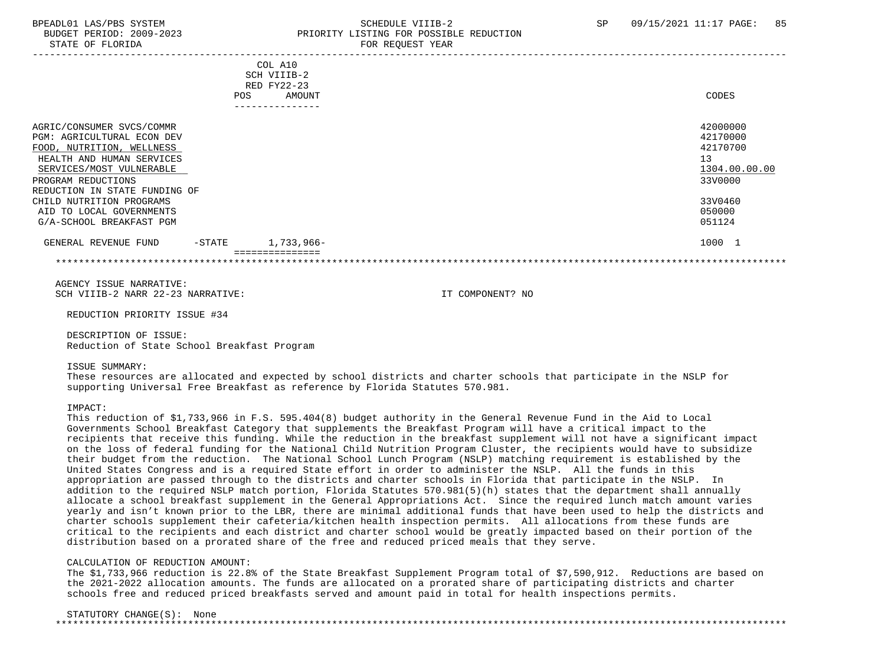BPEADL01 LAS/PBS SYSTEM SCHEDULE VIIIB-2 SP 09/15/2021 11:17
BUDGET PERIOD: 2009-2023 PRIORITY LISTING FOR POSSIBLE REDUCTION
STATE OF FLORIDA FOR REQUEST YEAR

| | COL A10 SCH VIIIB-2 RED FY22-23 POS AMOUNT | CODES |
|---|---|---|
| AGRIC/CONSUMER SVCS/COMMR | | 42000000 |
| PGM: AGRICULTURAL ECON DEV | | 42170000 |
| FOOD, NUTRITION, WELLNESS | | 42170700 |
| HEALTH AND HUMAN SERVICES | | 13 |
| SERVICES/MOST VULNERABLE | | 1304.00.00.00 |
| PROGRAM REDUCTIONS | | 33V0000 |
| REDUCTION IN STATE FUNDING OF CHILD NUTRITION PROGRAMS | | 33V0460 |
| AID TO LOCAL GOVERNMENTS | | 050000 |
| G/A-SCHOOL BREAKFAST PGM | | 051124 |
| GENERAL REVENUE FUND -STATE | 1,733,966- | 1000 1 |

AGENCY ISSUE NARRATIVE:
SCH VIIIB-2 NARR 22-23 NARRATIVE: IT COMPONENT? NO

REDUCTION PRIORITY ISSUE #34

DESCRIPTION OF ISSUE:
Reduction of State School Breakfast Program

ISSUE SUMMARY:
These resources are allocated and expected by school districts and charter schools that participate in the NSLP for supporting Universal Free Breakfast as reference by Florida Statutes 570.981.

IMPACT:
This reduction of $1,733,966 in F.S. 595.404(8) budget authority in the General Revenue Fund in the Aid to Local Governments School Breakfast Category that supplements the Breakfast Program will have a critical impact to the recipients that receive this funding. While the reduction in the breakfast supplement will not have a significant impact on the loss of federal funding for the National Child Nutrition Program Cluster, the recipients would have to subsidize their budget from the reduction. The National School Lunch Program (NSLP) matching requirement is established by the United States Congress and is a required State effort in order to administer the NSLP. All the funds in this appropriation are passed through to the districts and charter schools in Florida that participate in the NSLP. In addition to the required NSLP match portion, Florida Statutes 570.981(5)(h) states that the department shall annually allocate a school breakfast supplement in the General Appropriations Act. Since the required lunch match amount varies yearly and isn't known prior to the LBR, there are minimal additional funds that have been used to help the districts and charter schools supplement their cafeteria/kitchen health inspection permits. All allocations from these funds are critical to the recipients and each district and charter school would be greatly impacted based on their portion of the distribution based on a prorated share of the free and reduced priced meals that they serve.

CALCULATION OF REDUCTION AMOUNT:
The $1,733,966 reduction is 22.8% of the State Breakfast Supplement Program total of $7,590,912. Reductions are based on the 2021-2022 allocation amounts. The funds are allocated on a prorated share of participating districts and charter schools free and reduced priced breakfasts served and amount paid in total for health inspections permits.

STATUTORY CHANGE(S): None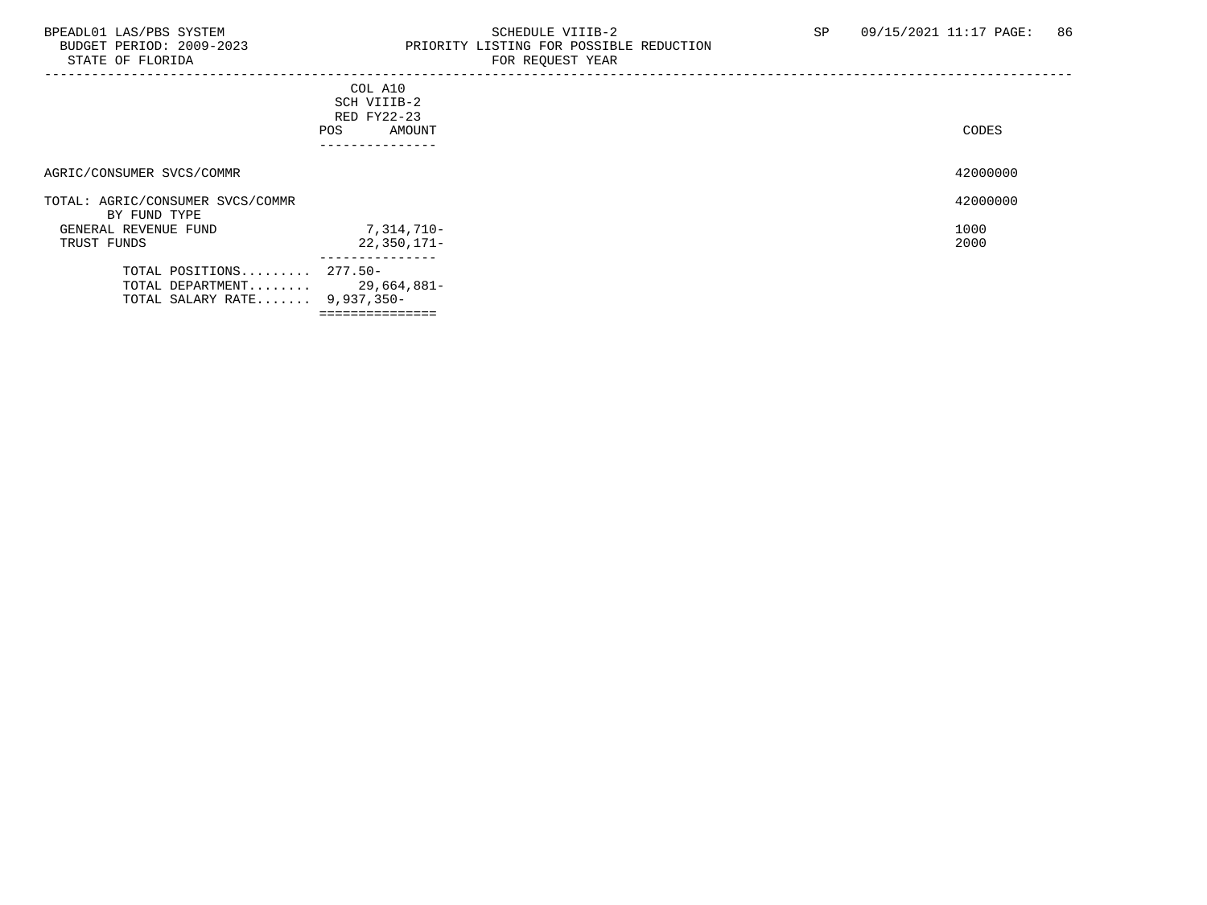BPEADL01 LAS/PBS SYSTEM
BUDGET PERIOD: 2009-2023
STATE OF FLORIDA

SCHEDULE VIIIB-2
PRIORITY LISTING FOR POSSIBLE REDUCTION
FOR REQUEST YEAR

SP 09/15/2021 11:17 PAGE: 86

| | COL A10 SCH VIIIB-2 RED FY22-23 POS | AMOUNT | CODES |
|---|---|---|---|
| AGRIC/CONSUMER SVCS/COMMR | | | 42000000 |
| TOTAL: AGRIC/CONSUMER SVCS/COMMR | | | 42000000 |
| BY FUND TYPE | | | |
| GENERAL REVENUE FUND | | 7,314,710- | 1000 |
| TRUST FUNDS | | 22,350,171- | 2000 |
| TOTAL POSITIONS......... | 277.50- | | |
| TOTAL DEPARTMENT........ | | 29,664,881- | |
| TOTAL SALARY RATE....... | 9,937,350- | | |